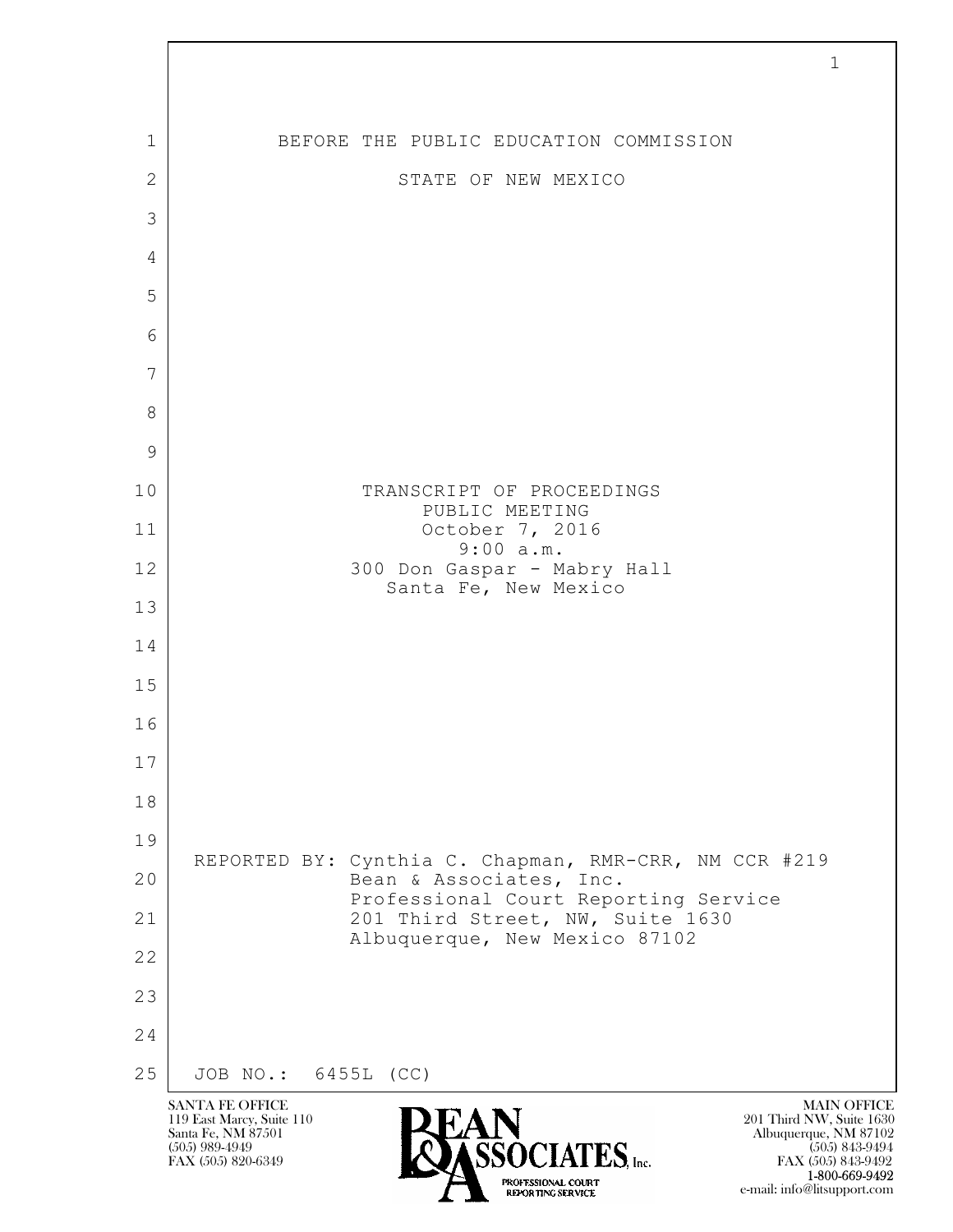BEFORE THE PUBLIC EDUCATION COMMISSION

STATE OF NEW MEXICO

TRANSCRIPT OF PROCEEDINGS
PUBLIC MEETING
October 7, 2016
9:00 a.m.
300 Don Gaspar - Mabry Hall
Santa Fe, New Mexico

REPORTED BY: Cynthia C. Chapman, RMR-CRR, NM CCR #219
Bean & Associates, Inc.
Professional Court Reporting Service
201 Third Street, NW, Suite 1630
Albuquerque, New Mexico 87102

JOB NO.: 6455L (CC)

SANTA FE OFFICE
119 East Marcy, Suite 110
Santa Fe, NM 87501
(505) 989-4949
FAX (505) 820-6349

MAIN OFFICE
201 Third NW, Suite 1630
Albuquerque, NM 87102
(505) 843-9494
FAX (505) 843-9492
1-800-669-9492
e-mail: info@litsupport.com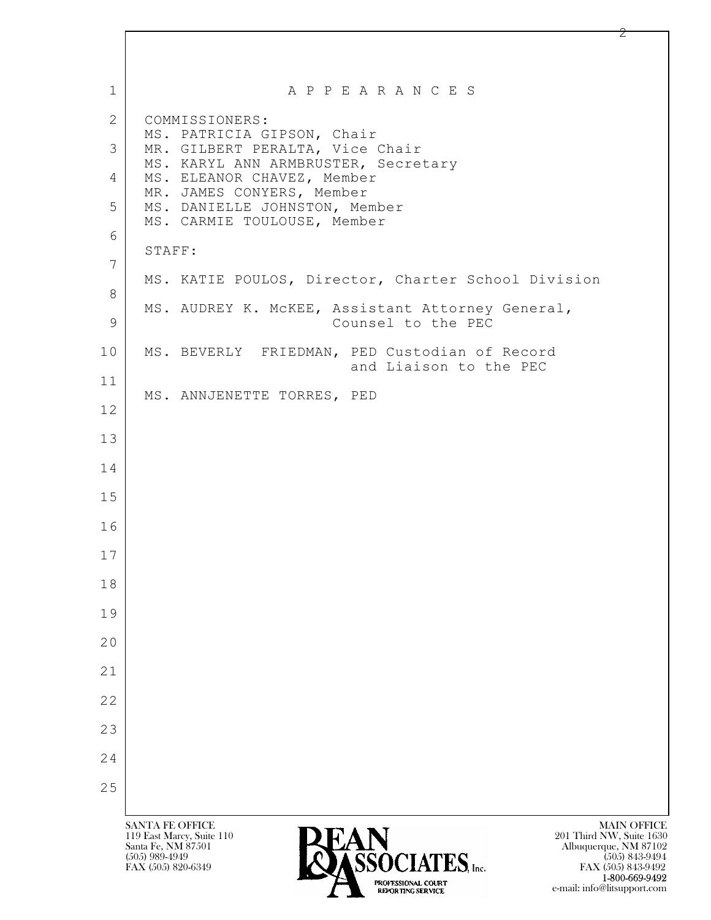# A P P E A R A N C E S

COMMISSIONERS:

MS. PATRICIA GIPSON, Chair
MR. GILBERT PERALTA, Vice Chair
MS. KARYL ANN ARMBRUSTER, Secretary
MS. ELEANOR CHAVEZ, Member
MR. JAMES CONYERS, Member
MS. DANIELLE JOHNSTON, Member
MS. CARMIE TOULOUSE, Member

STAFF:

MS. KATIE POULOS, Director, Charter School Division

MS. AUDREY K. McKEE, Assistant Attorney General,
Counsel to the PEC

MS. BEVERLY FRIEDMAN, PED Custodian of Record
and Liaison to the PEC

MS. ANNJENETTE TORRES, PED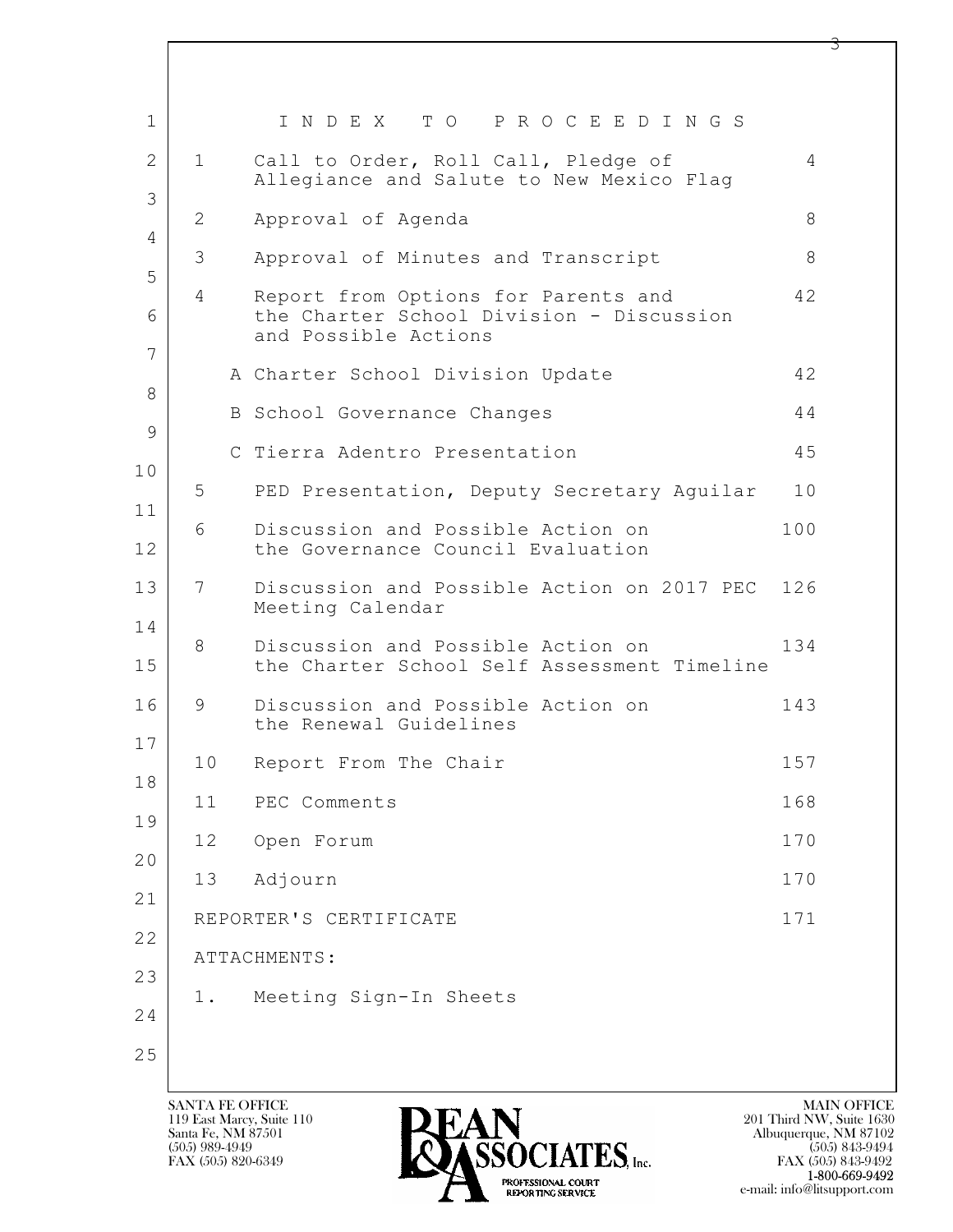# INDEX TO PROCEEDINGS

| | | |
|---|---|---|
| 1 | Call to Order, Roll Call, Pledge of Allegiance and Salute to New Mexico Flag | 4 |
| 2 | Approval of Agenda | 8 |
| 3 | Approval of Minutes and Transcript | 8 |
| 4 | Report from Options for Parents and the Charter School Division - Discussion and Possible Actions | 42 |
| | A Charter School Division Update | 42 |
| | B School Governance Changes | 44 |
| | C Tierra Adentro Presentation | 45 |
| 5 | PED Presentation, Deputy Secretary Aguilar | 10 |
| 6 | Discussion and Possible Action on the Governance Council Evaluation | 100 |
| 7 | Discussion and Possible Action on 2017 PEC Meeting Calendar | 126 |
| 8 | Discussion and Possible Action on the Charter School Self Assessment Timeline | 134 |
| 9 | Discussion and Possible Action on the Renewal Guidelines | 143 |
| 10 | Report From The Chair | 157 |
| 11 | PEC Comments | 168 |
| 12 | Open Forum | 170 |
| 13 | Adjourn | 170 |

REPORTER'S CERTIFICATE 171

ATTACHMENTS:

1. Meeting Sign-In Sheets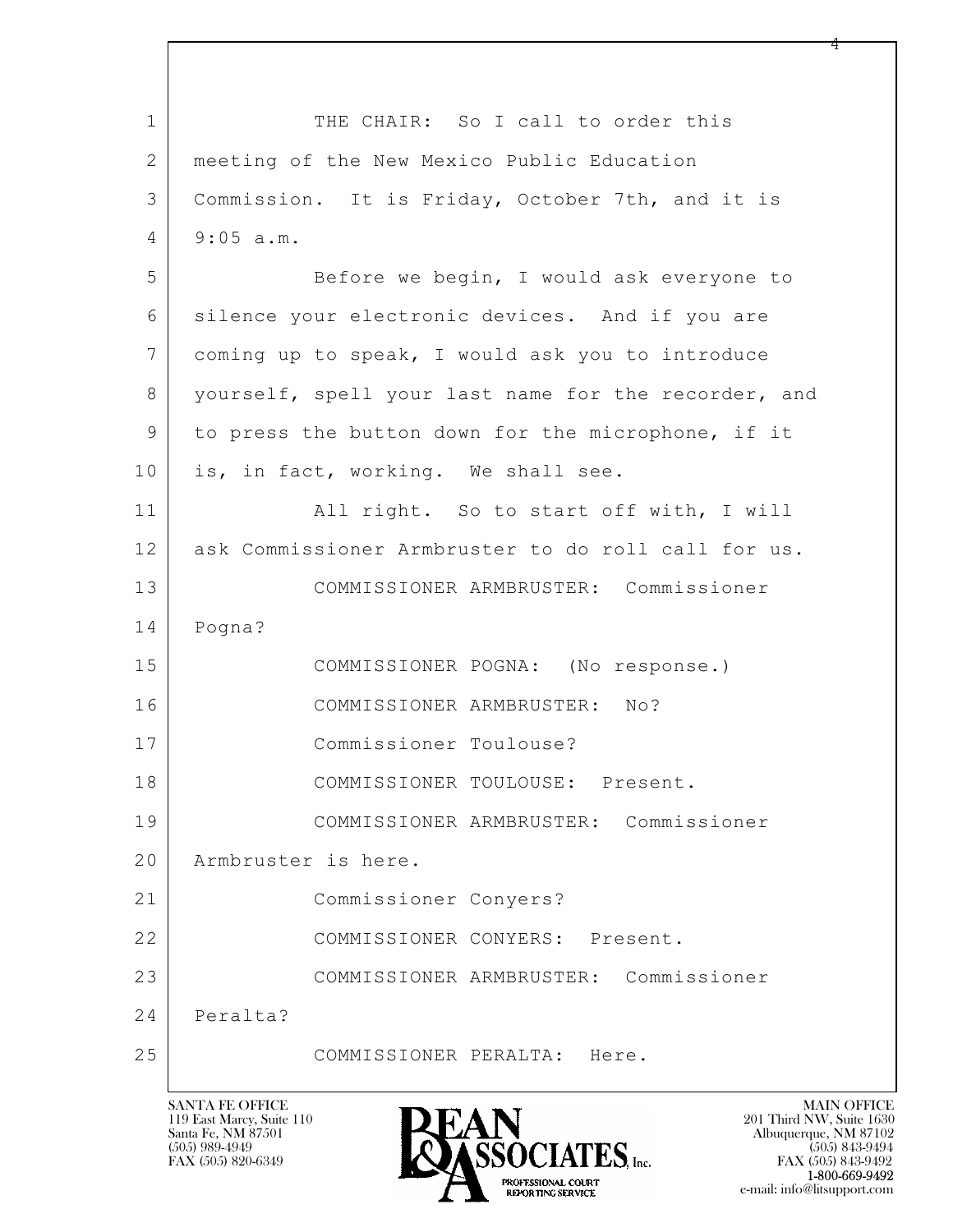THE CHAIR: So I call to order this meeting of the New Mexico Public Education Commission. It is Friday, October 7th, and it is 9:05 a.m.

Before we begin, I would ask everyone to silence your electronic devices. And if you are coming up to speak, I would ask you to introduce yourself, spell your last name for the recorder, and to press the button down for the microphone, if it is, in fact, working. We shall see.

All right. So to start off with, I will ask Commissioner Armbruster to do roll call for us.

COMMISSIONER ARMBRUSTER: Commissioner Pogna?

COMMISSIONER POGNA: (No response.)

COMMISSIONER ARMBRUSTER: No?

Commissioner Toulouse?

COMMISSIONER TOULOUSE: Present.

COMMISSIONER ARMBRUSTER: Commissioner Armbruster is here.

Commissioner Conyers?

COMMISSIONER CONYERS: Present.

COMMISSIONER ARMBRUSTER: Commissioner Peralta?

COMMISSIONER PERALTA: Here.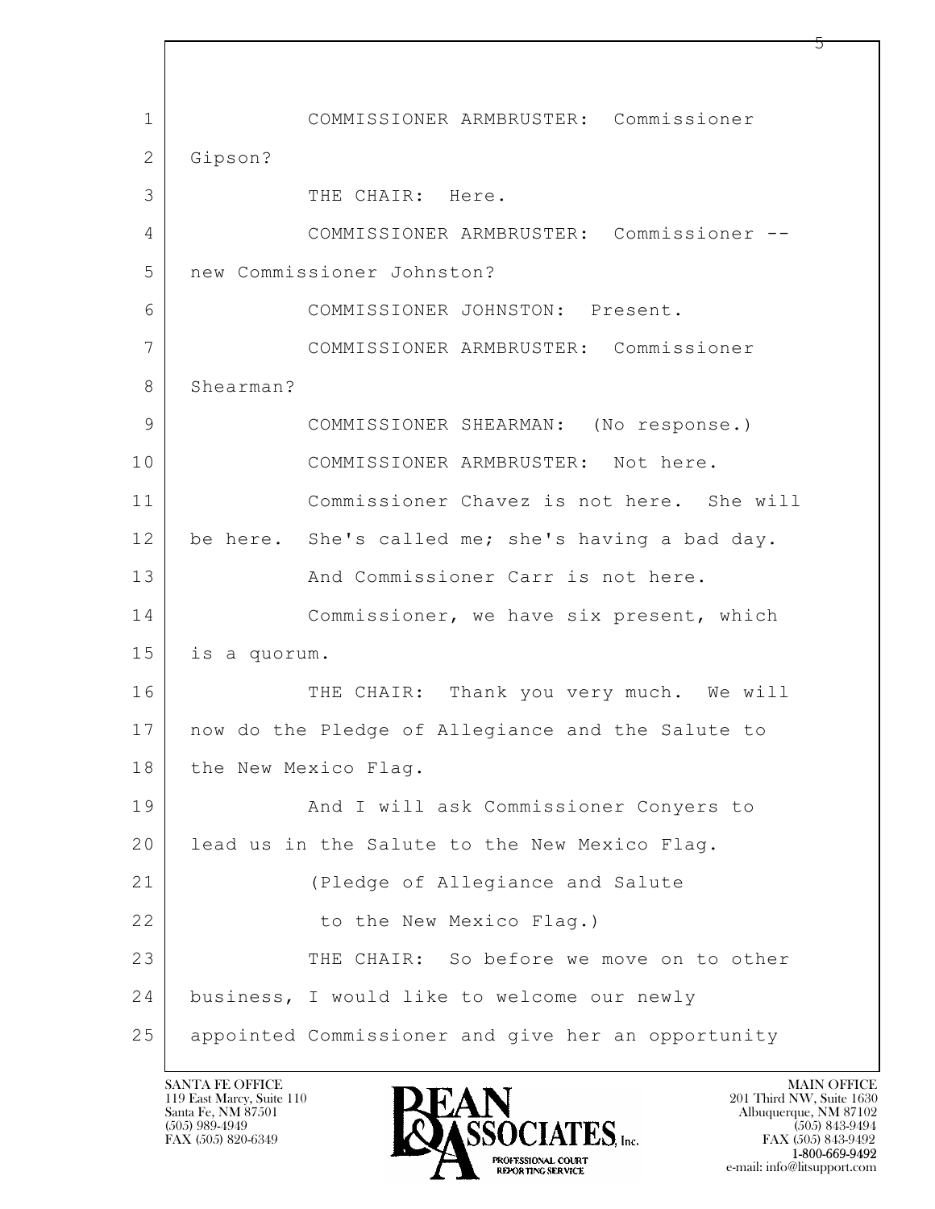COMMISSIONER ARMBRUSTER: Commissioner Gipson?

THE CHAIR: Here.

COMMISSIONER ARMBRUSTER: Commissioner -- new Commissioner Johnston?

COMMISSIONER JOHNSTON: Present.

COMMISSIONER ARMBRUSTER: Commissioner Shearman?

COMMISSIONER SHEARMAN: (No response.)

COMMISSIONER ARMBRUSTER: Not here.

Commissioner Chavez is not here. She will be here. She's called me; she's having a bad day.

And Commissioner Carr is not here.

Commissioner, we have six present, which is a quorum.

THE CHAIR: Thank you very much. We will now do the Pledge of Allegiance and the Salute to the New Mexico Flag.

And I will ask Commissioner Conyers to lead us in the Salute to the New Mexico Flag.

(Pledge of Allegiance and Salute to the New Mexico Flag.)

THE CHAIR: So before we move on to other business, I would like to welcome our newly appointed Commissioner and give her an opportunity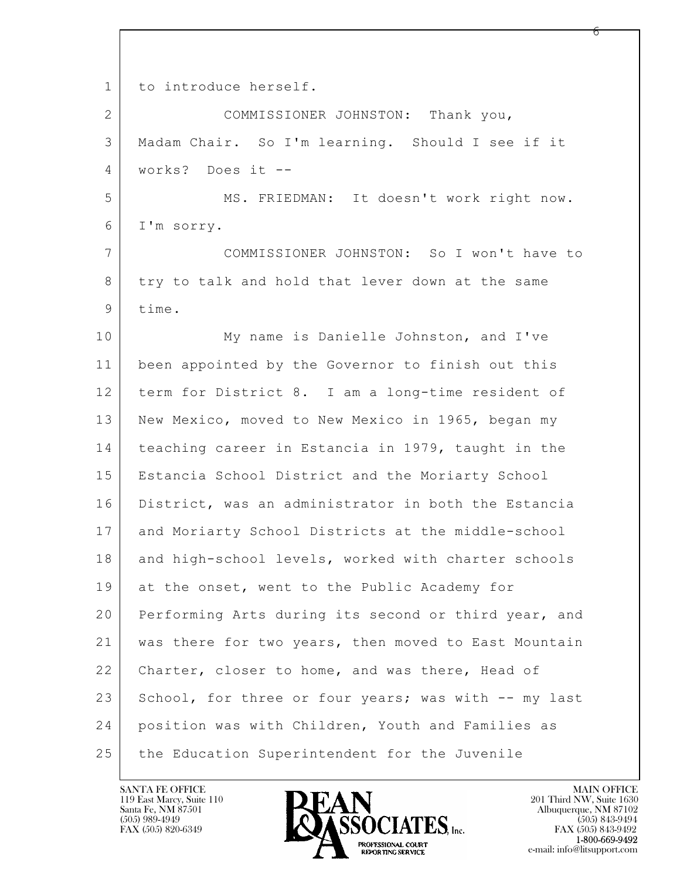to introduce herself.

COMMISSIONER JOHNSTON: Thank you, Madam Chair. So I'm learning. Should I see if it works? Does it --

MS. FRIEDMAN: It doesn't work right now. I'm sorry.

COMMISSIONER JOHNSTON: So I won't have to try to talk and hold that lever down at the same time.

My name is Danielle Johnston, and I've been appointed by the Governor to finish out this term for District 8. I am a long-time resident of New Mexico, moved to New Mexico in 1965, began my teaching career in Estancia in 1979, taught in the Estancia School District and the Moriarty School District, was an administrator in both the Estancia and Moriarty School Districts at the middle-school and high-school levels, worked with charter schools at the onset, went to the Public Academy for Performing Arts during its second or third year, and was there for two years, then moved to East Mountain Charter, closer to home, and was there, Head of School, for three or four years; was with -- my last position was with Children, Youth and Families as the Education Superintendent for the Juvenile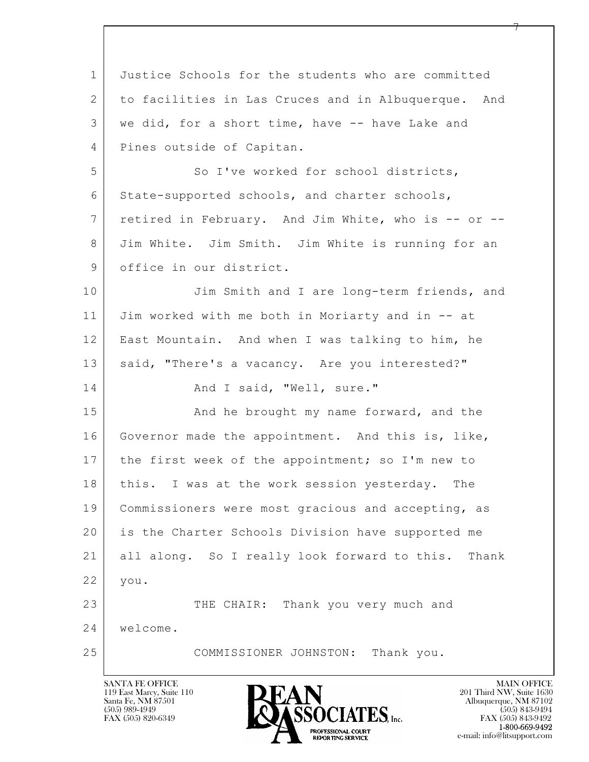Justice Schools for the students who are committed to facilities in Las Cruces and in Albuquerque. And we did, for a short time, have -- have Lake and Pines outside of Capitan.

So I've worked for school districts, State-supported schools, and charter schools, retired in February. And Jim White, who is -- or -- Jim White. Jim Smith. Jim White is running for an office in our district.

Jim Smith and I are long-term friends, and Jim worked with me both in Moriarty and in -- at East Mountain. And when I was talking to him, he said, "There's a vacancy. Are you interested?"

And I said, "Well, sure."

And he brought my name forward, and the Governor made the appointment. And this is, like, the first week of the appointment; so I'm new to this. I was at the work session yesterday. The Commissioners were most gracious and accepting, as is the Charter Schools Division have supported me all along. So I really look forward to this. Thank you.

THE CHAIR: Thank you very much and welcome.

COMMISSIONER JOHNSTON: Thank you.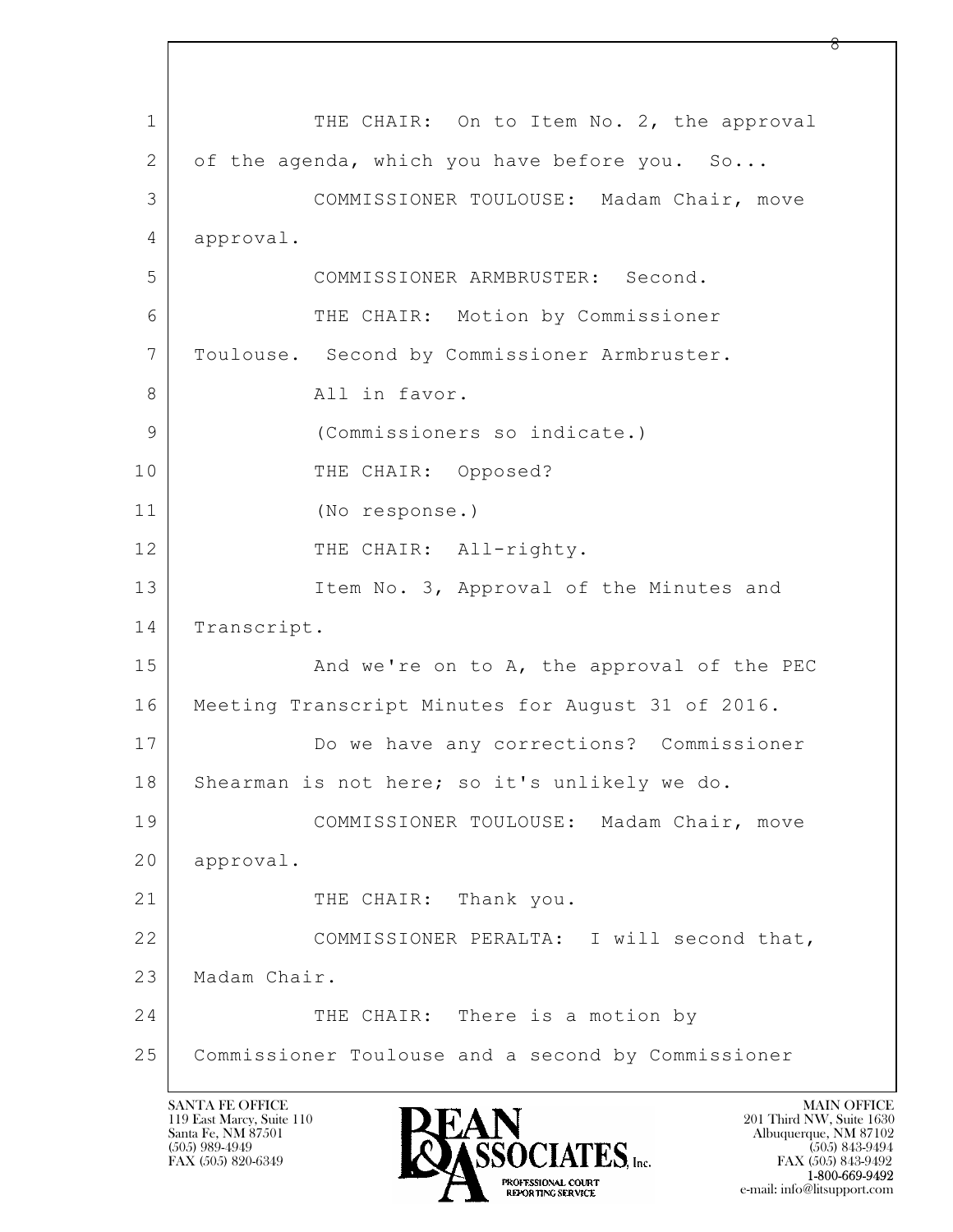THE CHAIR: On to Item No. 2, the approval of the agenda, which you have before you. So...

COMMISSIONER TOULOUSE: Madam Chair, move approval.

COMMISSIONER ARMBRUSTER: Second.

THE CHAIR: Motion by Commissioner Toulouse. Second by Commissioner Armbruster.

All in favor.

(Commissioners so indicate.)

THE CHAIR: Opposed?

(No response.)

THE CHAIR: All-righty.

Item No. 3, Approval of the Minutes and Transcript.

And we're on to A, the approval of the PEC Meeting Transcript Minutes for August 31 of 2016.

Do we have any corrections? Commissioner Shearman is not here; so it's unlikely we do.

COMMISSIONER TOULOUSE: Madam Chair, move approval.

THE CHAIR: Thank you.

COMMISSIONER PERALTA: I will second that, Madam Chair.

THE CHAIR: There is a motion by Commissioner Toulouse and a second by Commissioner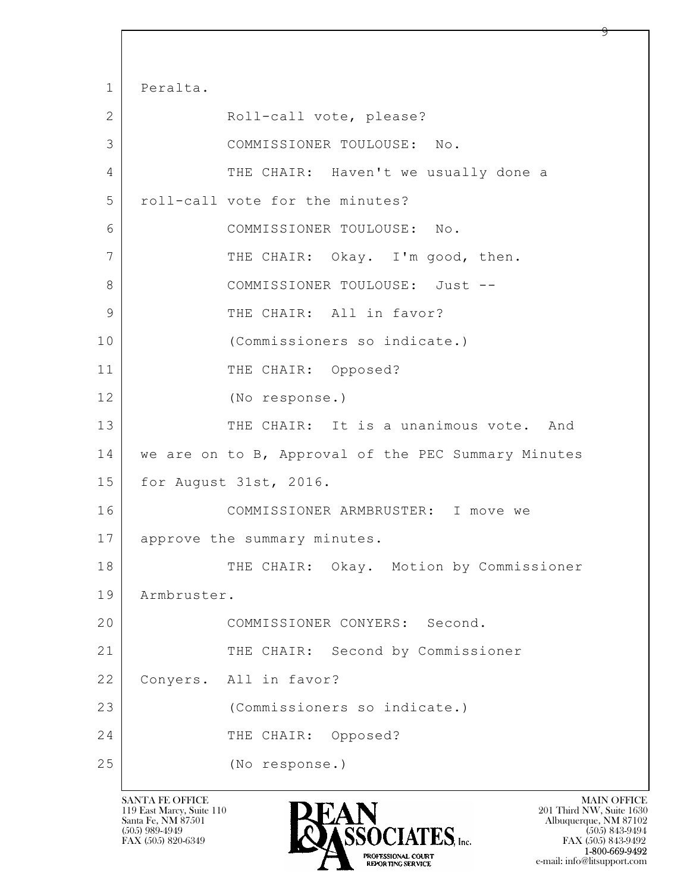1 Peralta.

2 Roll-call vote, please?

3 COMMISSIONER TOULOUSE: No.

4 THE CHAIR: Haven't we usually done a

5 roll-call vote for the minutes?

6 COMMISSIONER TOULOUSE: No.

7 THE CHAIR: Okay. I'm good, then.

8 COMMISSIONER TOULOUSE: Just --

9 THE CHAIR: All in favor?

10 (Commissioners so indicate.)

11 THE CHAIR: Opposed?

12 (No response.)

13 THE CHAIR: It is a unanimous vote. And

14 we are on to B, Approval of the PEC Summary Minutes

15 for August 31st, 2016.

16 COMMISSIONER ARMBRUSTER: I move we

17 approve the summary minutes.

18 THE CHAIR: Okay. Motion by Commissioner

19 Armbruster.

20 COMMISSIONER CONYERS: Second.

21 THE CHAIR: Second by Commissioner

22 Conyers. All in favor?

23 (Commissioners so indicate.)

24 THE CHAIR: Opposed?

25 (No response.)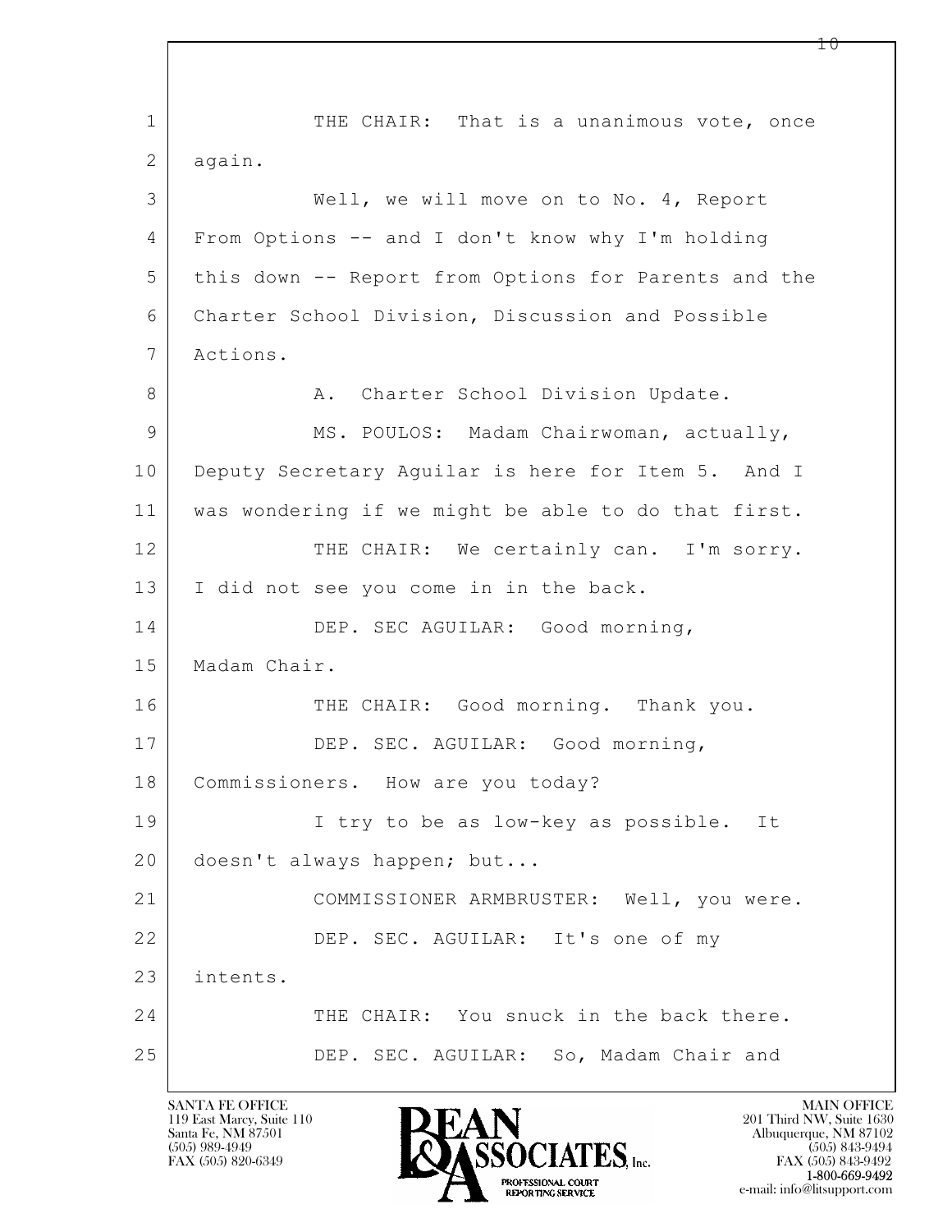1 THE CHAIR: That is a unanimous vote, once
2 again.
3 Well, we will move on to No. 4, Report
4 From Options -- and I don't know why I'm holding
5 this down -- Report from Options for Parents and the
6 Charter School Division, Discussion and Possible
7 Actions.
8 A. Charter School Division Update.
9 MS. POULOS: Madam Chairwoman, actually,
10 Deputy Secretary Aguilar is here for Item 5. And I
11 was wondering if we might be able to do that first.
12 THE CHAIR: We certainly can. I'm sorry.
13 I did not see you come in in the back.
14 DEP. SEC AGUILAR: Good morning,
15 Madam Chair.
16 THE CHAIR: Good morning. Thank you.
17 DEP. SEC. AGUILAR: Good morning,
18 Commissioners. How are you today?
19 I try to be as low-key as possible. It
20 doesn't always happen; but...
21 COMMISSIONER ARMBRUSTER: Well, you were.
22 DEP. SEC. AGUILAR: It's one of my
23 intents.
24 THE CHAIR: You snuck in the back there.
25 DEP. SEC. AGUILAR: So, Madam Chair and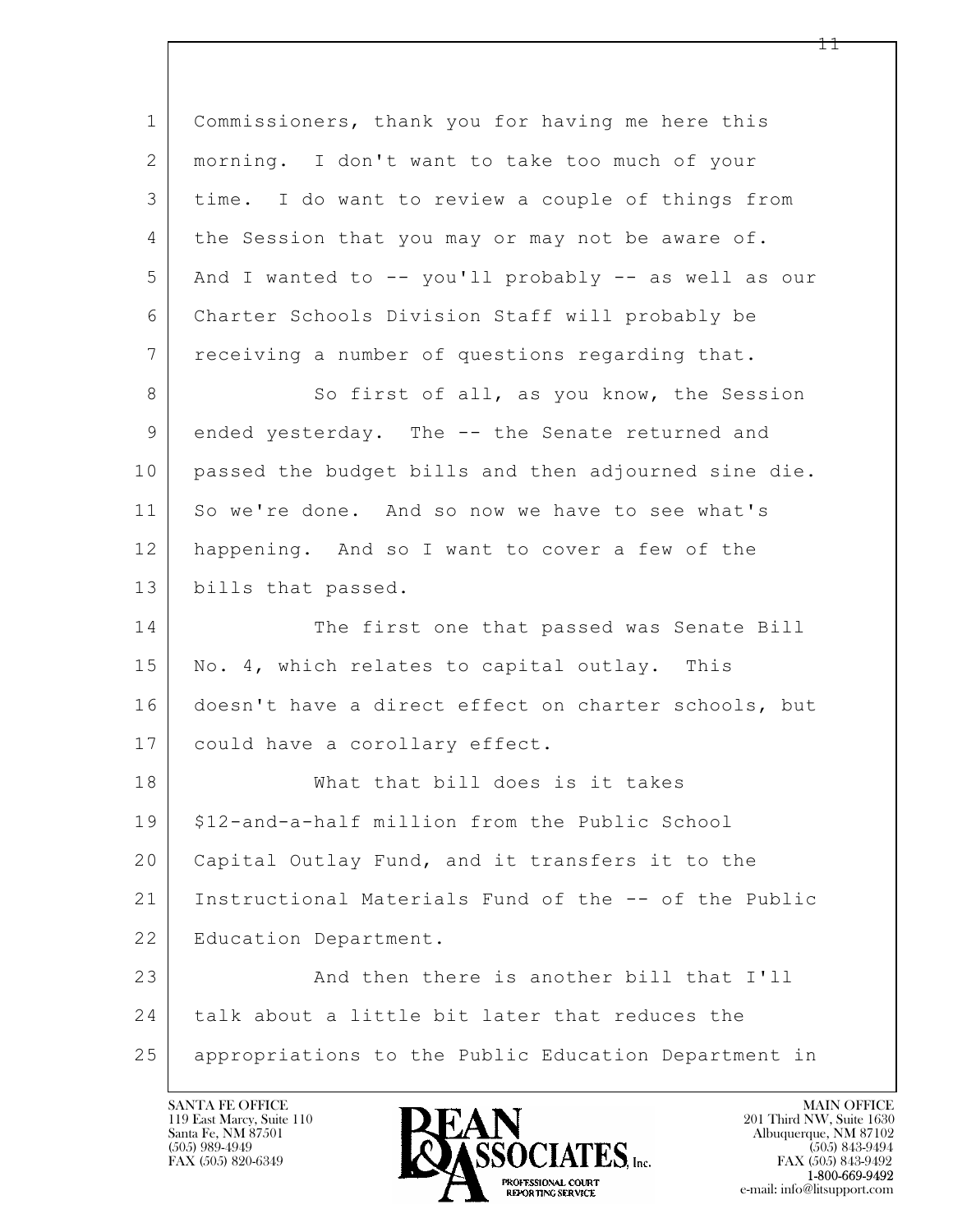Commissioners, thank you for having me here this morning. I don't want to take too much of your time. I do want to review a couple of things from the Session that you may or may not be aware of. And I wanted to -- you'll probably -- as well as our Charter Schools Division Staff will probably be receiving a number of questions regarding that.

So first of all, as you know, the Session ended yesterday. The -- the Senate returned and passed the budget bills and then adjourned sine die. So we're done. And so now we have to see what's happening. And so I want to cover a few of the bills that passed.

The first one that passed was Senate Bill No. 4, which relates to capital outlay. This doesn't have a direct effect on charter schools, but could have a corollary effect.

What that bill does is it takes $12-and-a-half million from the Public School Capital Outlay Fund, and it transfers it to the Instructional Materials Fund of the -- of the Public Education Department.

And then there is another bill that I'll talk about a little bit later that reduces the appropriations to the Public Education Department in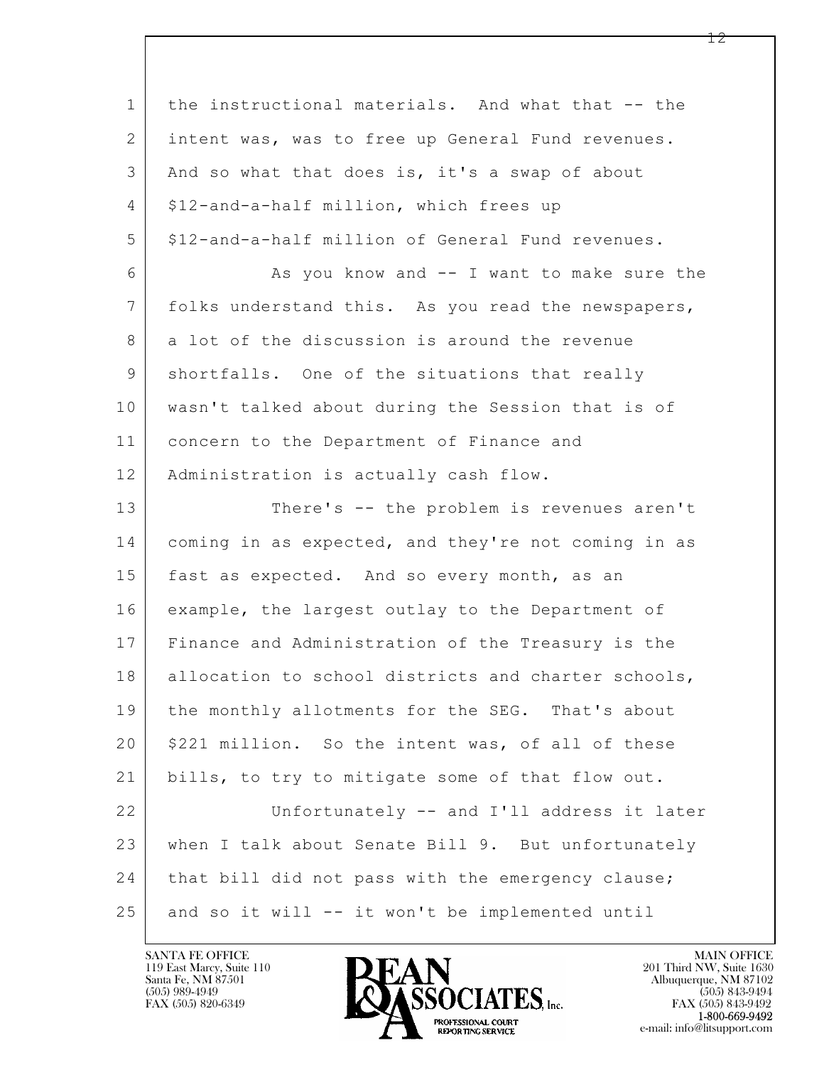the instructional materials. And what that -- the intent was, was to free up General Fund revenues. And so what that does is, it's a swap of about $12-and-a-half million, which frees up $12-and-a-half million of General Fund revenues.

As you know and -- I want to make sure the folks understand this. As you read the newspapers, a lot of the discussion is around the revenue shortfalls. One of the situations that really wasn't talked about during the Session that is of concern to the Department of Finance and Administration is actually cash flow.

There's -- the problem is revenues aren't coming in as expected, and they're not coming in as fast as expected. And so every month, as an example, the largest outlay to the Department of Finance and Administration of the Treasury is the allocation to school districts and charter schools, the monthly allotments for the SEG. That's about $221 million. So the intent was, of all of these bills, to try to mitigate some of that flow out.

Unfortunately -- and I'll address it later when I talk about Senate Bill 9. But unfortunately that bill did not pass with the emergency clause; and so it will -- it won't be implemented until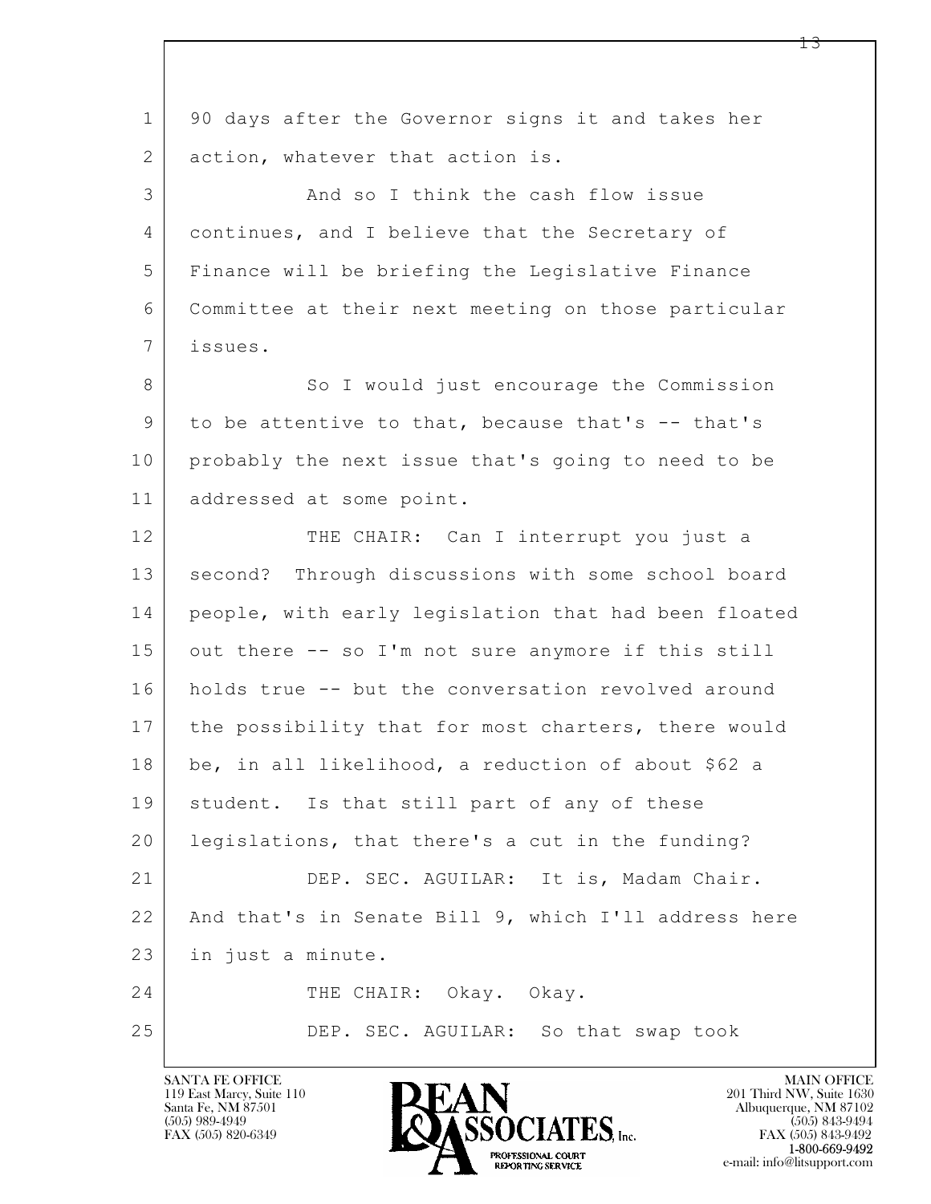90 days after the Governor signs it and takes her action, whatever that action is.

And so I think the cash flow issue continues, and I believe that the Secretary of Finance will be briefing the Legislative Finance Committee at their next meeting on those particular issues.

So I would just encourage the Commission to be attentive to that, because that's -- that's probably the next issue that's going to need to be addressed at some point.

THE CHAIR: Can I interrupt you just a second? Through discussions with some school board people, with early legislation that had been floated out there -- so I'm not sure anymore if this still holds true -- but the conversation revolved around the possibility that for most charters, there would be, in all likelihood, a reduction of about $62 a student. Is that still part of any of these legislations, that there's a cut in the funding?

DEP. SEC. AGUILAR: It is, Madam Chair. And that's in Senate Bill 9, which I'll address here in just a minute.

THE CHAIR: Okay. Okay.

DEP. SEC. AGUILAR: So that swap took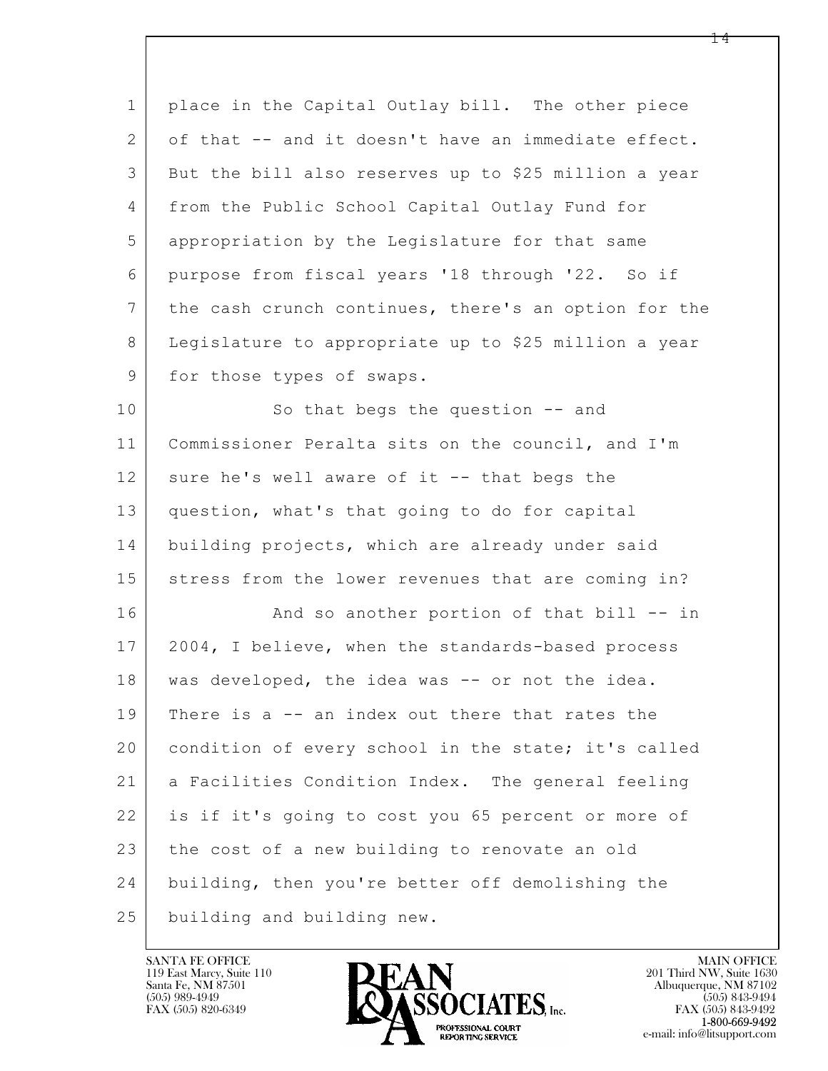place in the Capital Outlay bill. The other piece of that -- and it doesn't have an immediate effect. But the bill also reserves up to $25 million a year from the Public School Capital Outlay Fund for appropriation by the Legislature for that same purpose from fiscal years '18 through '22. So if the cash crunch continues, there's an option for the Legislature to appropriate up to $25 million a year for those types of swaps.

So that begs the question -- and Commissioner Peralta sits on the council, and I'm sure he's well aware of it -- that begs the question, what's that going to do for capital building projects, which are already under said stress from the lower revenues that are coming in?

And so another portion of that bill -- in 2004, I believe, when the standards-based process was developed, the idea was -- or not the idea. There is a -- an index out there that rates the condition of every school in the state; it's called a Facilities Condition Index. The general feeling is if it's going to cost you 65 percent or more of the cost of a new building to renovate an old building, then you're better off demolishing the building and building new.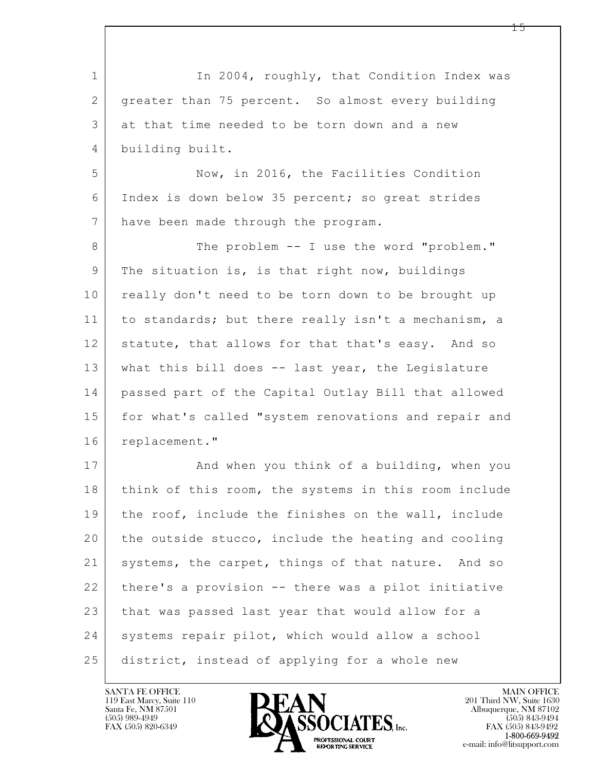In 2004, roughly, that Condition Index was greater than 75 percent. So almost every building at that time needed to be torn down and a new building built.

Now, in 2016, the Facilities Condition Index is down below 35 percent; so great strides have been made through the program.

The problem -- I use the word "problem." The situation is, is that right now, buildings really don't need to be torn down to be brought up to standards; but there really isn't a mechanism, a statute, that allows for that that's easy. And so what this bill does -- last year, the Legislature passed part of the Capital Outlay Bill that allowed for what's called "system renovations and repair and replacement."

And when you think of a building, when you think of this room, the systems in this room include the roof, include the finishes on the wall, include the outside stucco, include the heating and cooling systems, the carpet, things of that nature. And so there's a provision -- there was a pilot initiative that was passed last year that would allow for a systems repair pilot, which would allow a school district, instead of applying for a whole new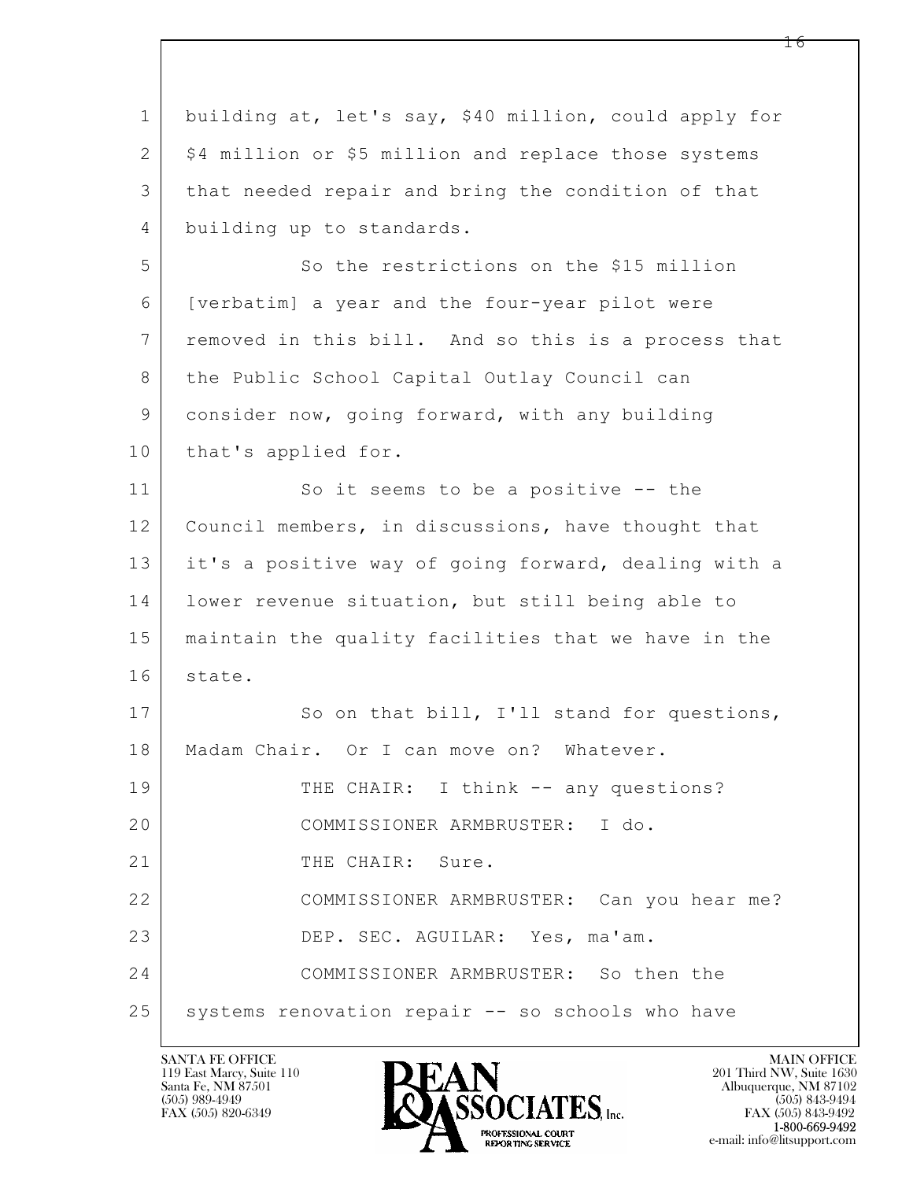building at, let's say, $40 million, could apply for $4 million or $5 million and replace those systems that needed repair and bring the condition of that building up to standards.

So the restrictions on the $15 million [verbatim] a year and the four-year pilot were removed in this bill. And so this is a process that the Public School Capital Outlay Council can consider now, going forward, with any building that's applied for.

So it seems to be a positive -- the Council members, in discussions, have thought that it's a positive way of going forward, dealing with a lower revenue situation, but still being able to maintain the quality facilities that we have in the state.

So on that bill, I'll stand for questions, Madam Chair. Or I can move on? Whatever.

THE CHAIR: I think -- any questions?

COMMISSIONER ARMBRUSTER: I do.

THE CHAIR: Sure.

COMMISSIONER ARMBRUSTER: Can you hear me?

DEP. SEC. AGUILAR: Yes, ma'am.

COMMISSIONER ARMBRUSTER: So then the systems renovation repair -- so schools who have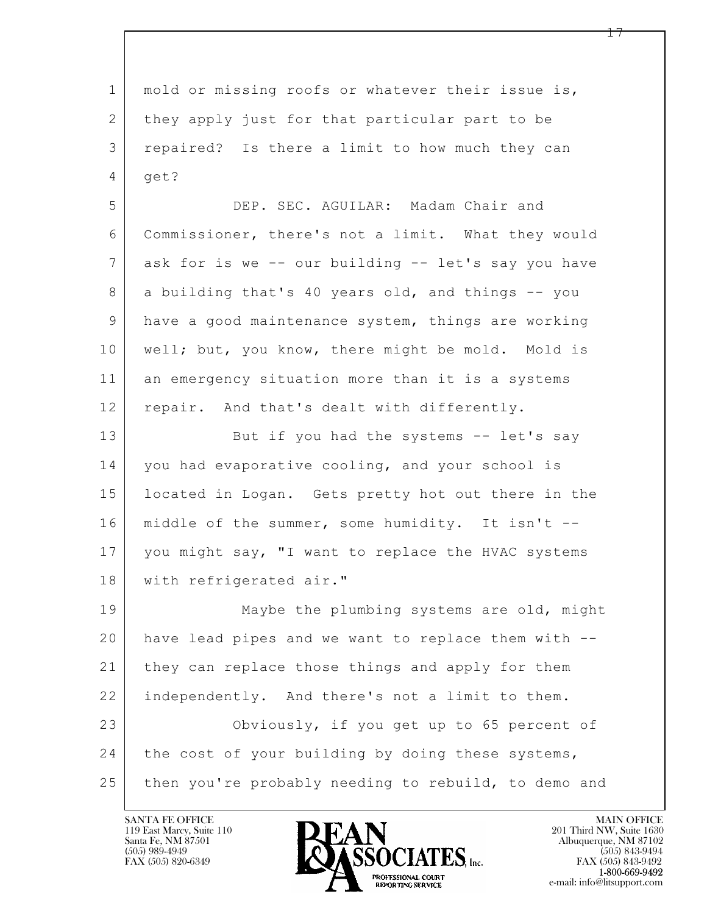mold or missing roofs or whatever their issue is, they apply just for that particular part to be repaired? Is there a limit to how much they can get?

DEP. SEC. AGUILAR: Madam Chair and Commissioner, there's not a limit. What they would ask for is we -- our building -- let's say you have a building that's 40 years old, and things -- you have a good maintenance system, things are working well; but, you know, there might be mold. Mold is an emergency situation more than it is a systems repair. And that's dealt with differently.

But if you had the systems -- let's say you had evaporative cooling, and your school is located in Logan. Gets pretty hot out there in the middle of the summer, some humidity. It isn't -- you might say, "I want to replace the HVAC systems with refrigerated air."

Maybe the plumbing systems are old, might have lead pipes and we want to replace them with -- they can replace those things and apply for them independently. And there's not a limit to them.

Obviously, if you get up to 65 percent of the cost of your building by doing these systems, then you're probably needing to rebuild, to demo and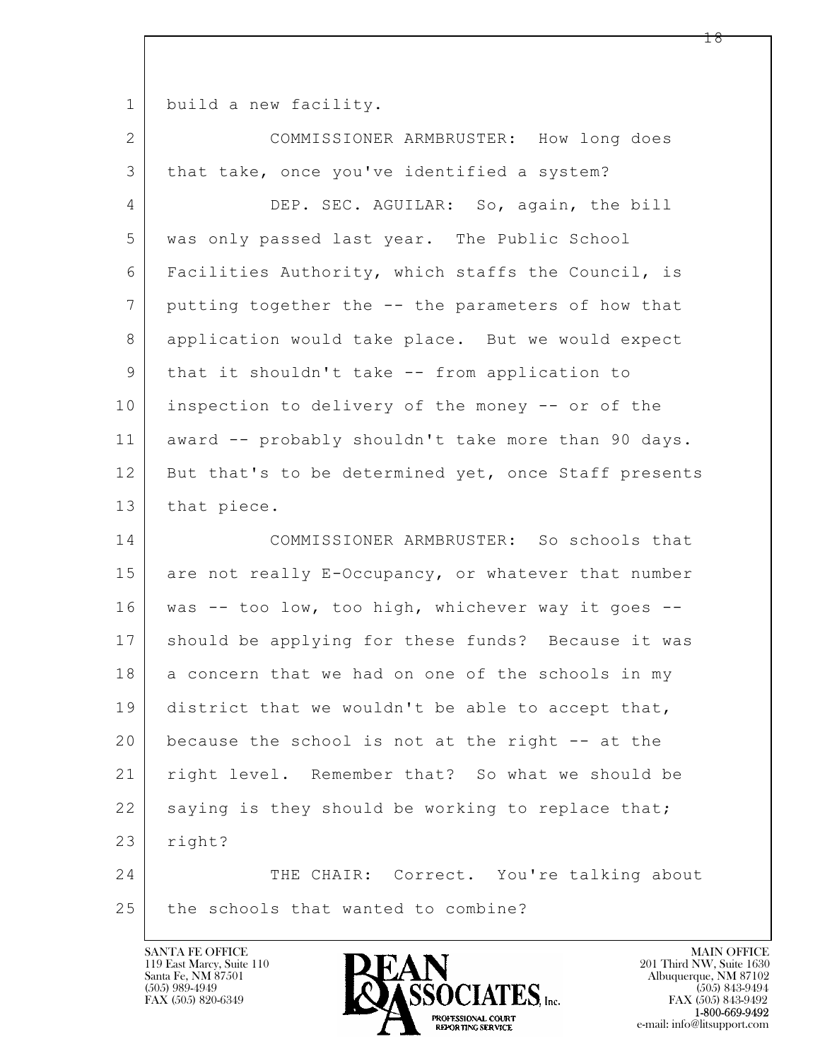build a new facility.

COMMISSIONER ARMBRUSTER: How long does that take, once you've identified a system?

DEP. SEC. AGUILAR: So, again, the bill was only passed last year. The Public School Facilities Authority, which staffs the Council, is putting together the -- the parameters of how that application would take place. But we would expect that it shouldn't take -- from application to inspection to delivery of the money -- or of the award -- probably shouldn't take more than 90 days. But that's to be determined yet, once Staff presents that piece.

COMMISSIONER ARMBRUSTER: So schools that are not really E-Occupancy, or whatever that number was -- too low, too high, whichever way it goes -- should be applying for these funds? Because it was a concern that we had on one of the schools in my district that we wouldn't be able to accept that, because the school is not at the right -- at the right level. Remember that? So what we should be saying is they should be working to replace that; right?

THE CHAIR: Correct. You're talking about the schools that wanted to combine?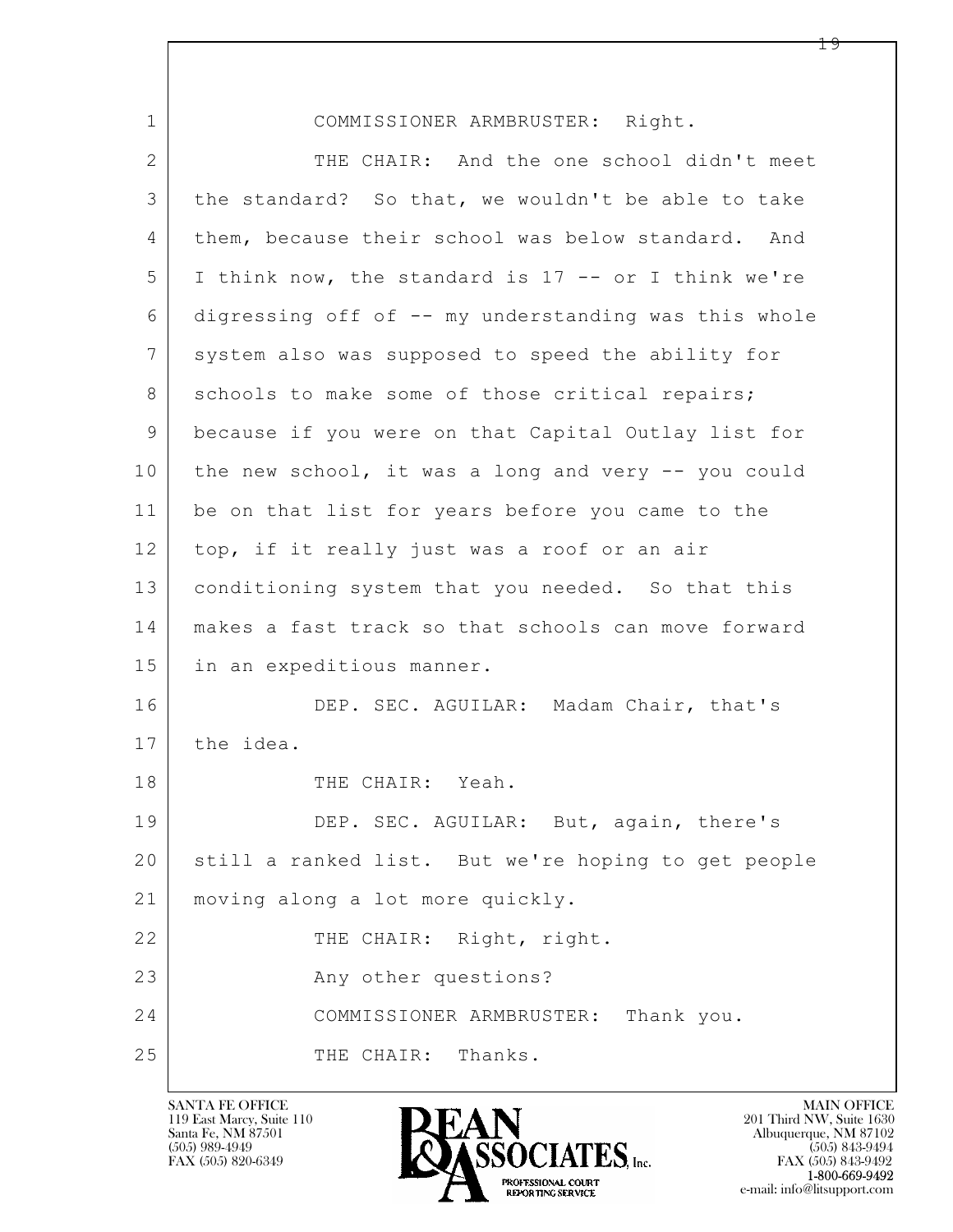COMMISSIONER ARMBRUSTER: Right.

THE CHAIR: And the one school didn't meet the standard? So that, we wouldn't be able to take them, because their school was below standard. And I think now, the standard is 17 -- or I think we're digressing off of -- my understanding was this whole system also was supposed to speed the ability for schools to make some of those critical repairs; because if you were on that Capital Outlay list for the new school, it was a long and very -- you could be on that list for years before you came to the top, if it really just was a roof or an air conditioning system that you needed. So that this makes a fast track so that schools can move forward in an expeditious manner.

DEP. SEC. AGUILAR: Madam Chair, that's the idea.

THE CHAIR: Yeah.

DEP. SEC. AGUILAR: But, again, there's still a ranked list. But we're hoping to get people moving along a lot more quickly.

THE CHAIR: Right, right.

Any other questions?

COMMISSIONER ARMBRUSTER: Thank you.

THE CHAIR: Thanks.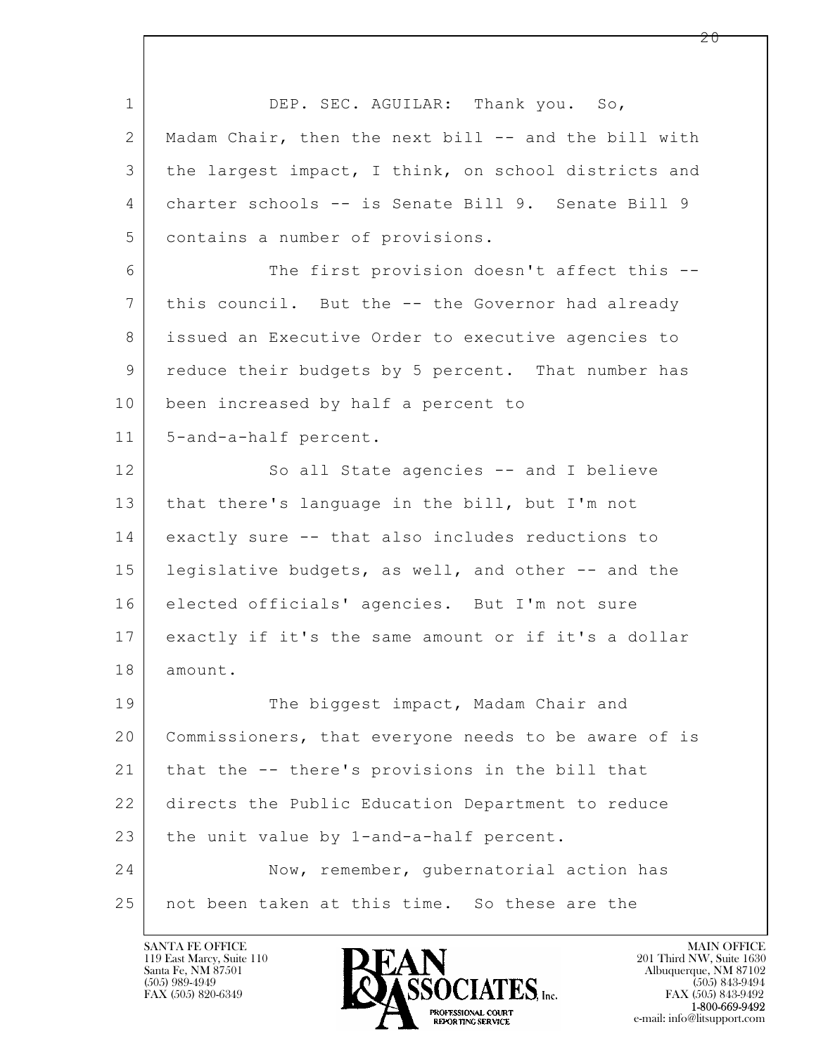DEP. SEC. AGUILAR: Thank you. So, Madam Chair, then the next bill -- and the bill with the largest impact, I think, on school districts and charter schools -- is Senate Bill 9. Senate Bill 9 contains a number of provisions.

The first provision doesn't affect this -- this council. But the -- the Governor had already issued an Executive Order to executive agencies to reduce their budgets by 5 percent. That number has been increased by half a percent to 5-and-a-half percent.

So all State agencies -- and I believe that there's language in the bill, but I'm not exactly sure -- that also includes reductions to legislative budgets, as well, and other -- and the elected officials' agencies. But I'm not sure exactly if it's the same amount or if it's a dollar amount.

The biggest impact, Madam Chair and Commissioners, that everyone needs to be aware of is that the -- there's provisions in the bill that directs the Public Education Department to reduce the unit value by 1-and-a-half percent.

Now, remember, gubernatorial action has not been taken at this time. So these are the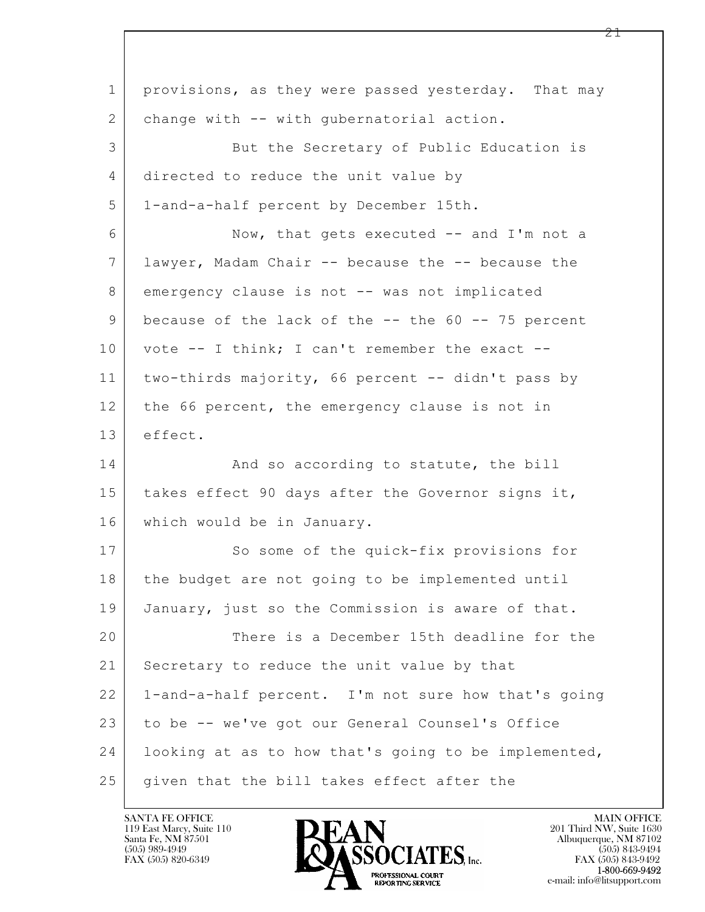provisions, as they were passed yesterday. That may change with -- with gubernatorial action.

But the Secretary of Public Education is directed to reduce the unit value by 1-and-a-half percent by December 15th.

Now, that gets executed -- and I'm not a lawyer, Madam Chair -- because the -- because the emergency clause is not -- was not implicated because of the lack of the -- the 60 -- 75 percent vote -- I think; I can't remember the exact -- two-thirds majority, 66 percent -- didn't pass by the 66 percent, the emergency clause is not in effect.

And so according to statute, the bill takes effect 90 days after the Governor signs it, which would be in January.

So some of the quick-fix provisions for the budget are not going to be implemented until January, just so the Commission is aware of that.

There is a December 15th deadline for the Secretary to reduce the unit value by that 1-and-a-half percent. I'm not sure how that's going to be -- we've got our General Counsel's Office looking at as to how that's going to be implemented, given that the bill takes effect after the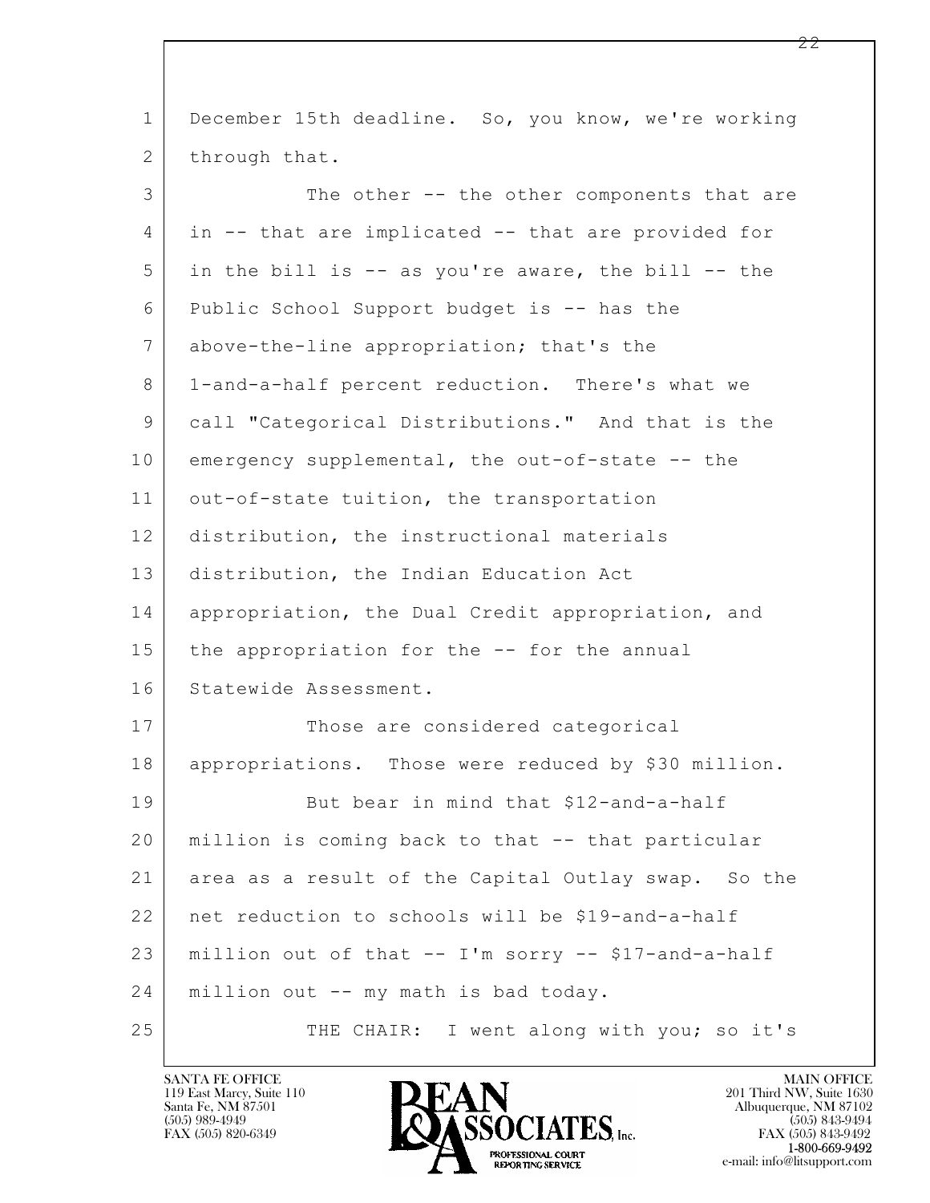1 December 15th deadline. So, you know, we're working
2 through that.
3 The other -- the other components that are
4 in -- that are implicated -- that are provided for
5 in the bill is -- as you're aware, the bill -- the
6 Public School Support budget is -- has the
7 above-the-line appropriation; that's the
8 1-and-a-half percent reduction. There's what we
9 call "Categorical Distributions." And that is the
10 emergency supplemental, the out-of-state -- the
11 out-of-state tuition, the transportation
12 distribution, the instructional materials
13 distribution, the Indian Education Act
14 appropriation, the Dual Credit appropriation, and
15 the appropriation for the -- for the annual
16 Statewide Assessment.
17 Those are considered categorical
18 appropriations. Those were reduced by $30 million.
19 But bear in mind that $12-and-a-half
20 million is coming back to that -- that particular
21 area as a result of the Capital Outlay swap. So the
22 net reduction to schools will be $19-and-a-half
23 million out of that -- I'm sorry -- $17-and-a-half
24 million out -- my math is bad today.
25 THE CHAIR: I went along with you; so it's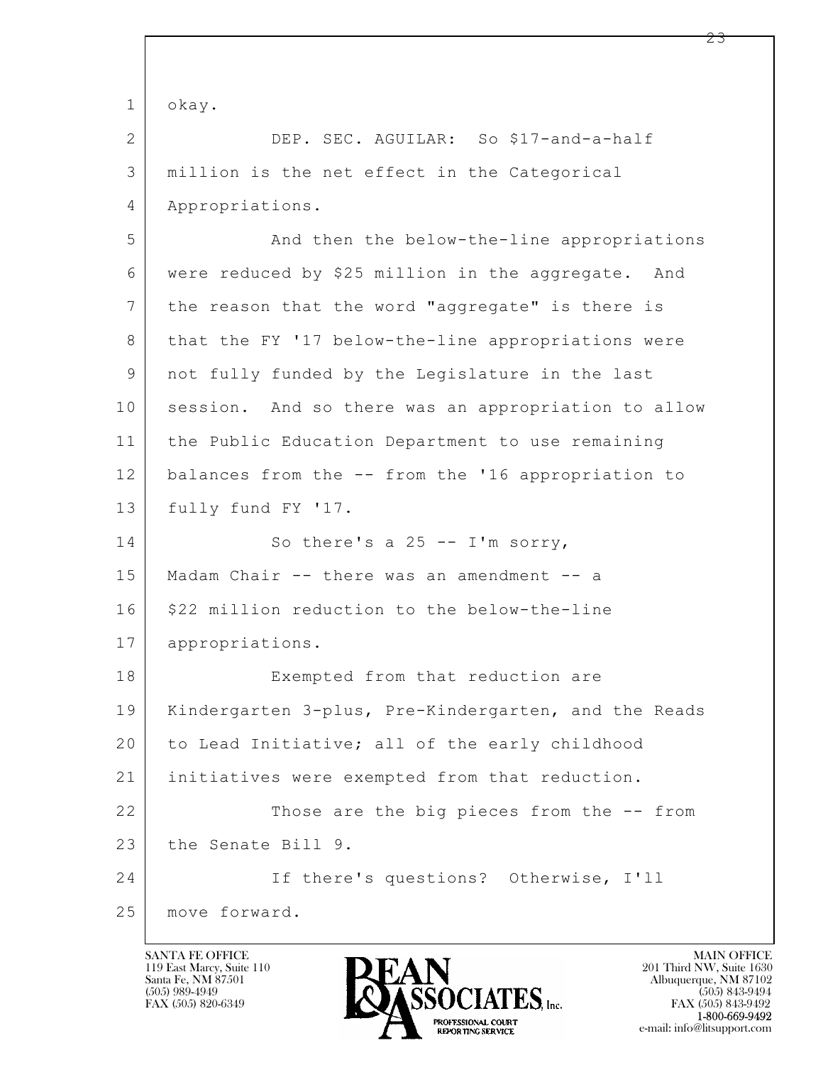okay.

DEP. SEC. AGUILAR: So $17-and-a-half million is the net effect in the Categorical Appropriations.

And then the below-the-line appropriations were reduced by $25 million in the aggregate. And the reason that the word "aggregate" is there is that the FY '17 below-the-line appropriations were not fully funded by the Legislature in the last session. And so there was an appropriation to allow the Public Education Department to use remaining balances from the -- from the '16 appropriation to fully fund FY '17.

So there's a 25 -- I'm sorry, Madam Chair -- there was an amendment -- a $22 million reduction to the below-the-line appropriations.

Exempted from that reduction are Kindergarten 3-plus, Pre-Kindergarten, and the Reads to Lead Initiative; all of the early childhood initiatives were exempted from that reduction.

Those are the big pieces from the -- from the Senate Bill 9.

If there's questions? Otherwise, I'll move forward.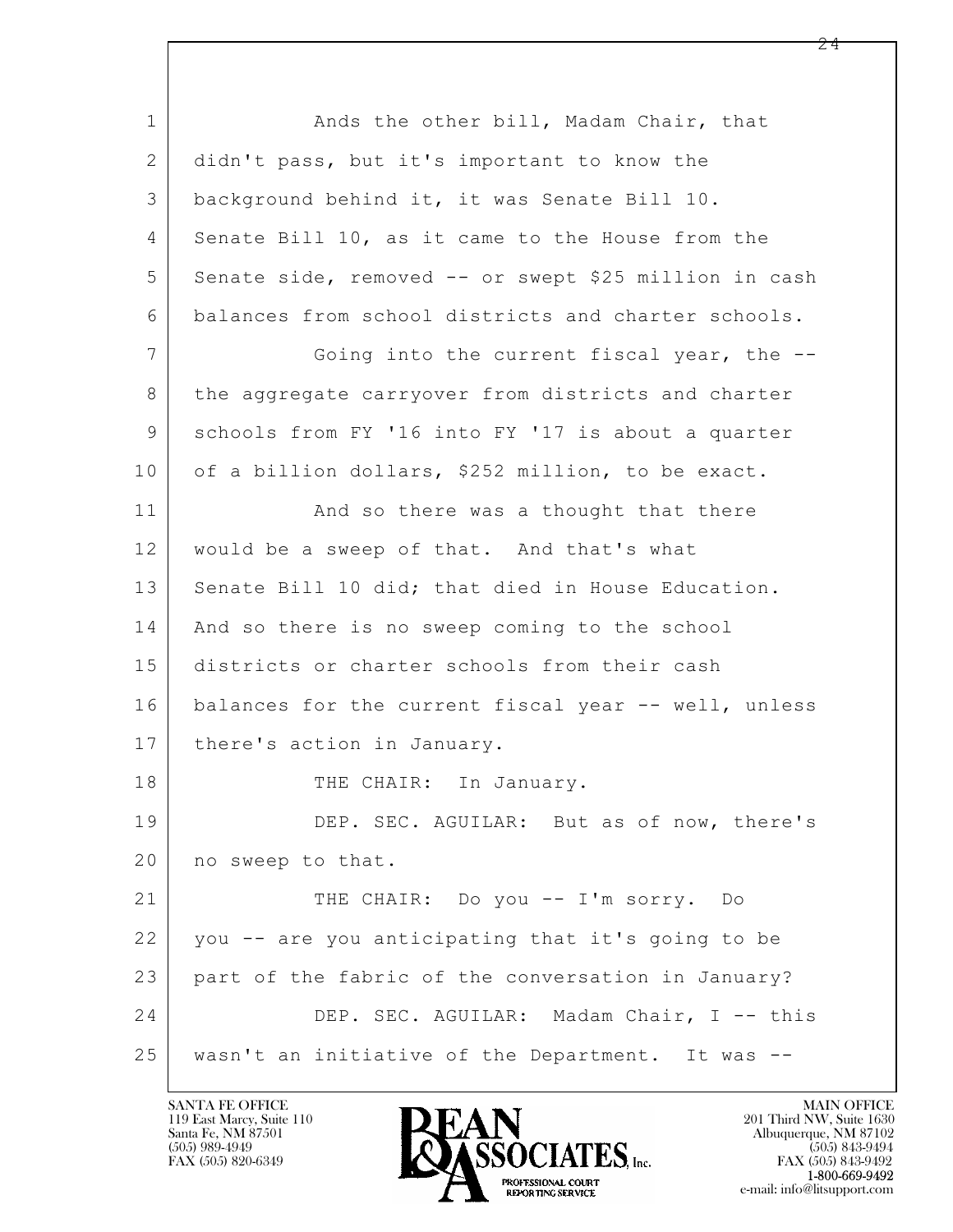Ands the other bill, Madam Chair, that didn't pass, but it's important to know the background behind it, it was Senate Bill 10. Senate Bill 10, as it came to the House from the Senate side, removed -- or swept $25 million in cash balances from school districts and charter schools.

Going into the current fiscal year, the -- the aggregate carryover from districts and charter schools from FY '16 into FY '17 is about a quarter of a billion dollars, $252 million, to be exact.

And so there was a thought that there would be a sweep of that. And that's what Senate Bill 10 did; that died in House Education. And so there is no sweep coming to the school districts or charter schools from their cash balances for the current fiscal year -- well, unless there's action in January.

THE CHAIR: In January.

DEP. SEC. AGUILAR: But as of now, there's no sweep to that.

THE CHAIR: Do you -- I'm sorry. Do you -- are you anticipating that it's going to be part of the fabric of the conversation in January?

DEP. SEC. AGUILAR: Madam Chair, I -- this wasn't an initiative of the Department. It was --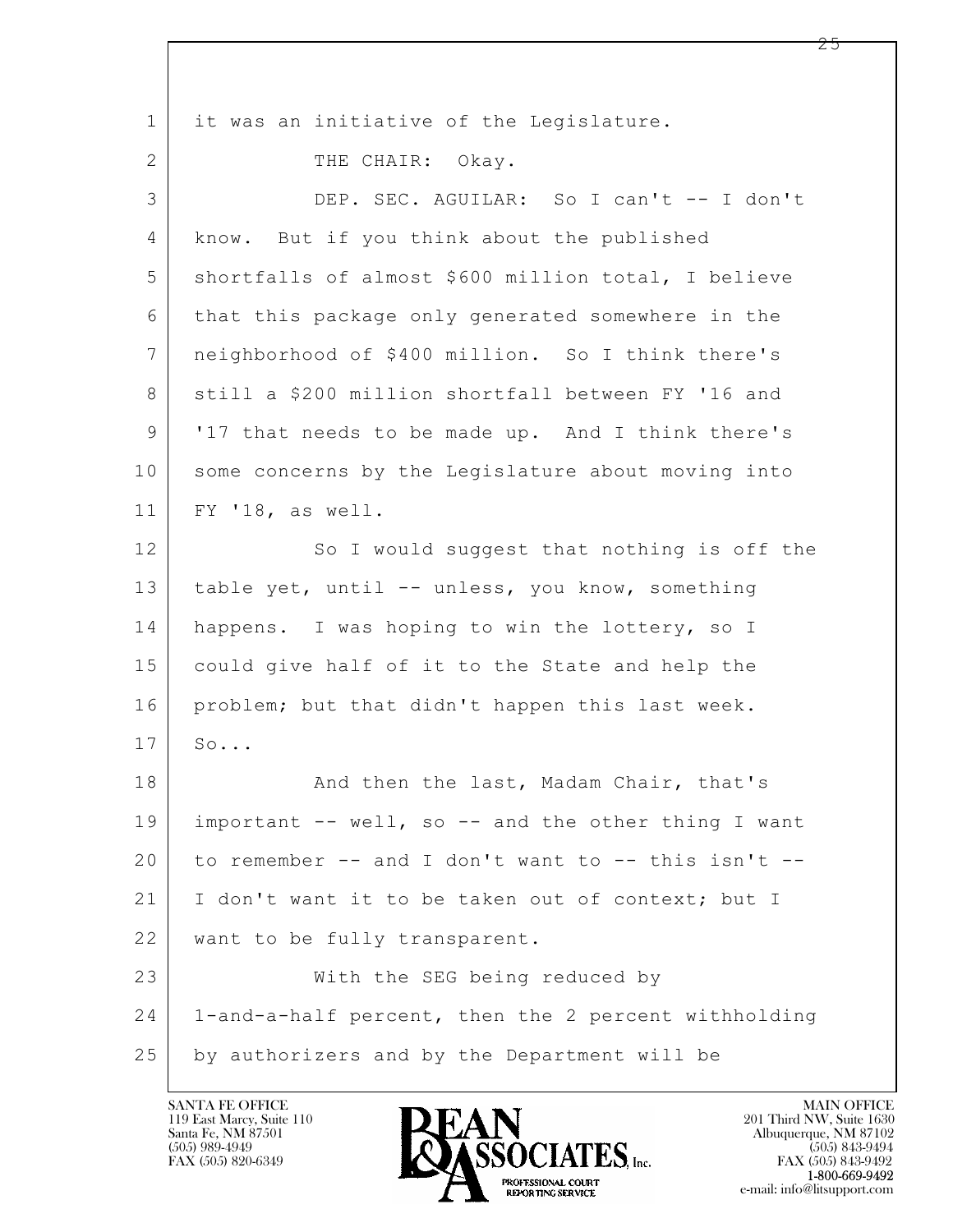it was an initiative of the Legislature.

THE CHAIR: Okay.

DEP. SEC. AGUILAR: So I can't -- I don't know. But if you think about the published shortfalls of almost $600 million total, I believe that this package only generated somewhere in the neighborhood of $400 million. So I think there's still a $200 million shortfall between FY '16 and '17 that needs to be made up. And I think there's some concerns by the Legislature about moving into FY '18, as well.

So I would suggest that nothing is off the table yet, until -- unless, you know, something happens. I was hoping to win the lottery, so I could give half of it to the State and help the problem; but that didn't happen this last week. So...

And then the last, Madam Chair, that's important -- well, so -- and the other thing I want to remember -- and I don't want to -- this isn't -- I don't want it to be taken out of context; but I want to be fully transparent.

With the SEG being reduced by 1-and-a-half percent, then the 2 percent withholding by authorizers and by the Department will be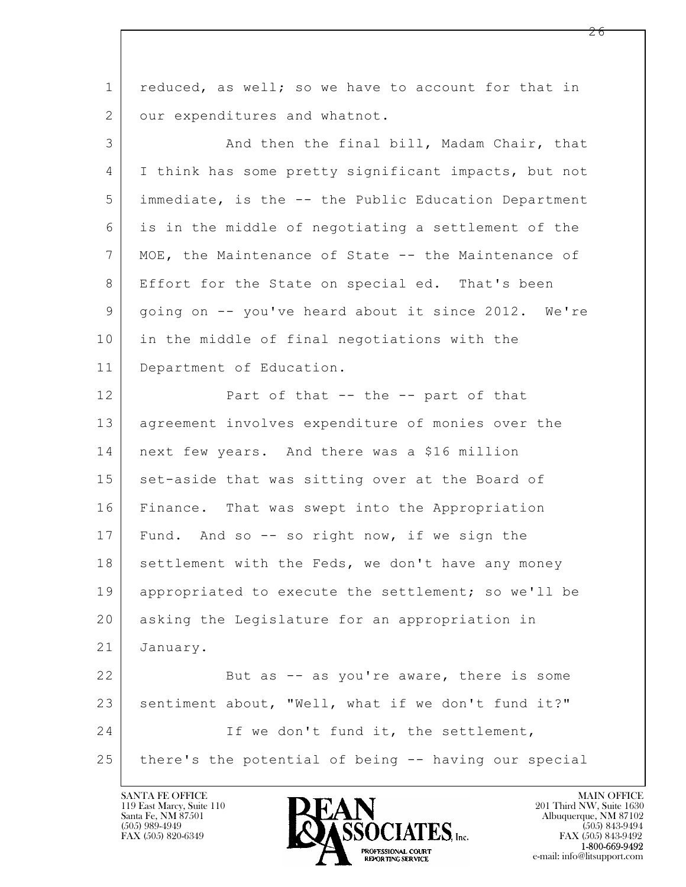reduced, as well; so we have to account for that in our expenditures and whatnot.

And then the final bill, Madam Chair, that I think has some pretty significant impacts, but not immediate, is the -- the Public Education Department is in the middle of negotiating a settlement of the MOE, the Maintenance of State -- the Maintenance of Effort for the State on special ed. That's been going on -- you've heard about it since 2012. We're in the middle of final negotiations with the Department of Education.

Part of that -- the -- part of that agreement involves expenditure of monies over the next few years. And there was a $16 million set-aside that was sitting over at the Board of Finance. That was swept into the Appropriation Fund. And so -- so right now, if we sign the settlement with the Feds, we don't have any money appropriated to execute the settlement; so we'll be asking the Legislature for an appropriation in January.

But as -- as you're aware, there is some sentiment about, "Well, what if we don't fund it?"

If we don't fund it, the settlement, there's the potential of being -- having our special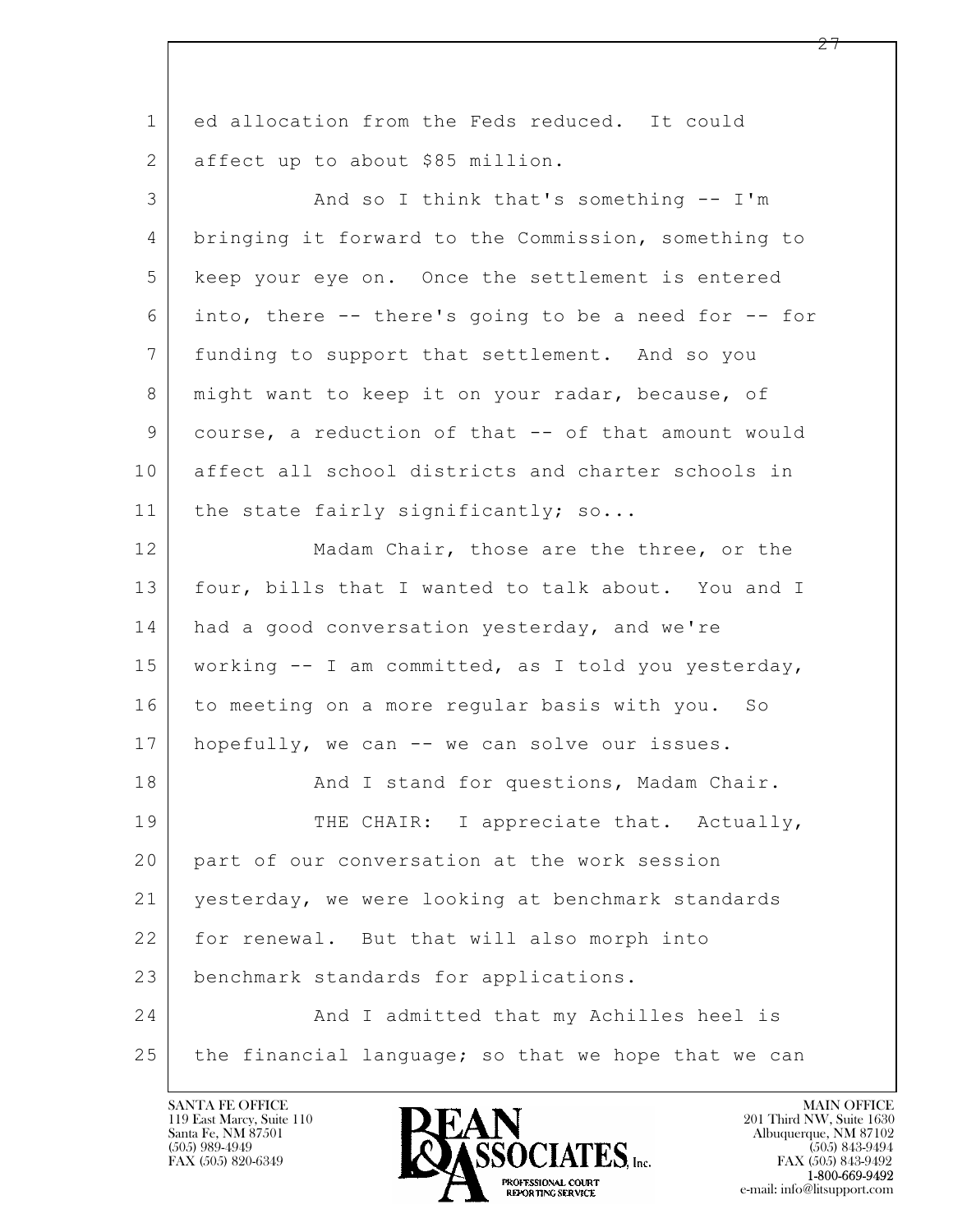ed allocation from the Feds reduced. It could affect up to about $85 million.

And so I think that's something -- I'm bringing it forward to the Commission, something to keep your eye on. Once the settlement is entered into, there -- there's going to be a need for -- for funding to support that settlement. And so you might want to keep it on your radar, because, of course, a reduction of that -- of that amount would affect all school districts and charter schools in the state fairly significantly; so...

Madam Chair, those are the three, or the four, bills that I wanted to talk about. You and I had a good conversation yesterday, and we're working -- I am committed, as I told you yesterday, to meeting on a more regular basis with you. So hopefully, we can -- we can solve our issues.

And I stand for questions, Madam Chair.

THE CHAIR: I appreciate that. Actually, part of our conversation at the work session yesterday, we were looking at benchmark standards for renewal. But that will also morph into benchmark standards for applications.

And I admitted that my Achilles heel is the financial language; so that we hope that we can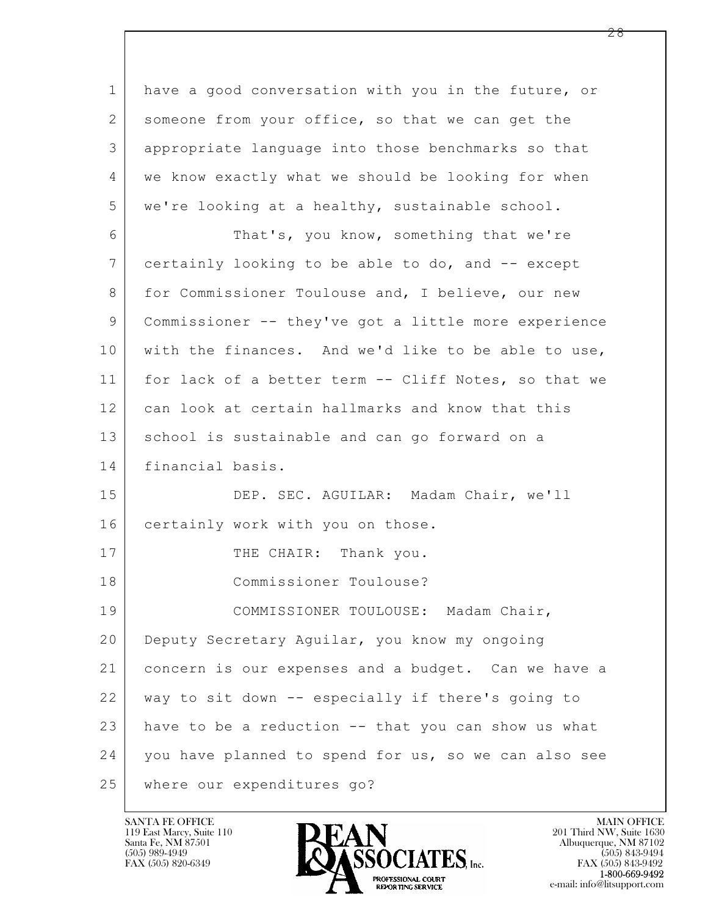have a good conversation with you in the future, or someone from your office, so that we can get the appropriate language into those benchmarks so that we know exactly what we should be looking for when we're looking at a healthy, sustainable school.

That's, you know, something that we're certainly looking to be able to do, and -- except for Commissioner Toulouse and, I believe, our new Commissioner -- they've got a little more experience with the finances. And we'd like to be able to use, for lack of a better term -- Cliff Notes, so that we can look at certain hallmarks and know that this school is sustainable and can go forward on a financial basis.

DEP. SEC. AGUILAR: Madam Chair, we'll certainly work with you on those.

THE CHAIR: Thank you.

Commissioner Toulouse?

COMMISSIONER TOULOUSE: Madam Chair, Deputy Secretary Aguilar, you know my ongoing concern is our expenses and a budget. Can we have a way to sit down -- especially if there's going to have to be a reduction -- that you can show us what you have planned to spend for us, so we can also see where our expenditures go?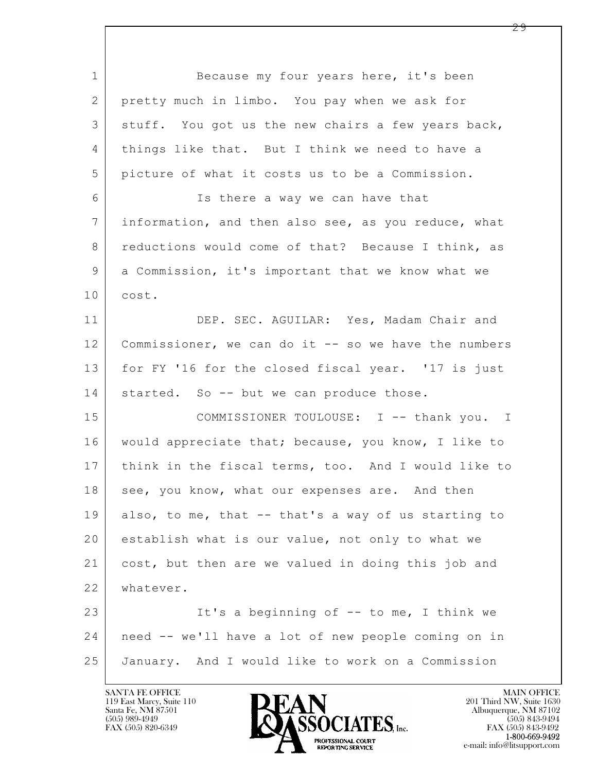Because my four years here, it's been pretty much in limbo. You pay when we ask for stuff. You got us the new chairs a few years back, things like that. But I think we need to have a picture of what it costs us to be a Commission.

Is there a way we can have that information, and then also see, as you reduce, what reductions would come of that? Because I think, as a Commission, it's important that we know what we cost.

DEP. SEC. AGUILAR: Yes, Madam Chair and Commissioner, we can do it -- so we have the numbers for FY '16 for the closed fiscal year. '17 is just started. So -- but we can produce those.

COMMISSIONER TOULOUSE: I -- thank you. I would appreciate that; because, you know, I like to think in the fiscal terms, too. And I would like to see, you know, what our expenses are. And then also, to me, that -- that's a way of us starting to establish what is our value, not only to what we cost, but then are we valued in doing this job and whatever.

It's a beginning of -- to me, I think we need -- we'll have a lot of new people coming on in January. And I would like to work on a Commission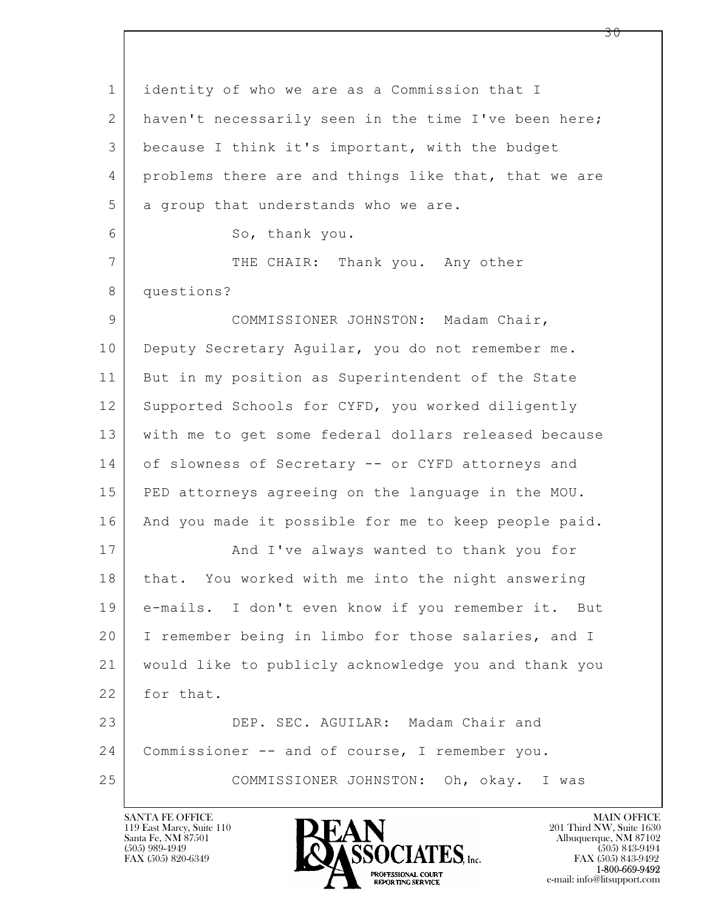identity of who we are as a Commission that I haven't necessarily seen in the time I've been here; because I think it's important, with the budget problems there are and things like that, that we are a group that understands who we are.

So, thank you.

THE CHAIR: Thank you. Any other questions?

COMMISSIONER JOHNSTON: Madam Chair, Deputy Secretary Aguilar, you do not remember me. But in my position as Superintendent of the State Supported Schools for CYFD, you worked diligently with me to get some federal dollars released because of slowness of Secretary -- or CYFD attorneys and PED attorneys agreeing on the language in the MOU. And you made it possible for me to keep people paid.

And I've always wanted to thank you for that. You worked with me into the night answering e-mails. I don't even know if you remember it. But I remember being in limbo for those salaries, and I would like to publicly acknowledge you and thank you for that.

DEP. SEC. AGUILAR: Madam Chair and Commissioner -- and of course, I remember you.

COMMISSIONER JOHNSTON: Oh, okay. I was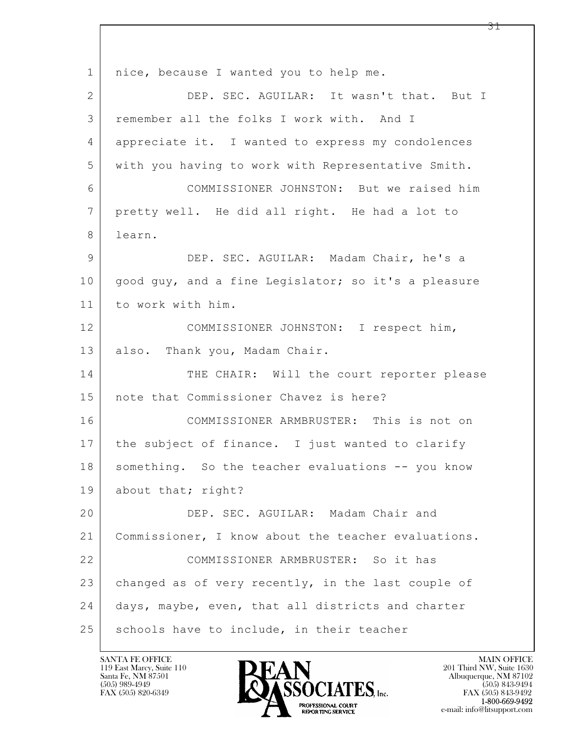nice, because I wanted you to help me.

DEP. SEC. AGUILAR: It wasn't that. But I remember all the folks I work with. And I appreciate it. I wanted to express my condolences with you having to work with Representative Smith.

COMMISSIONER JOHNSTON: But we raised him pretty well. He did all right. He had a lot to learn.

DEP. SEC. AGUILAR: Madam Chair, he's a good guy, and a fine Legislator; so it's a pleasure to work with him.

COMMISSIONER JOHNSTON: I respect him, also. Thank you, Madam Chair.

THE CHAIR: Will the court reporter please note that Commissioner Chavez is here?

COMMISSIONER ARMBRUSTER: This is not on the subject of finance. I just wanted to clarify something. So the teacher evaluations -- you know about that; right?

DEP. SEC. AGUILAR: Madam Chair and Commissioner, I know about the teacher evaluations.

COMMISSIONER ARMBRUSTER: So it has changed as of very recently, in the last couple of days, maybe, even, that all districts and charter schools have to include, in their teacher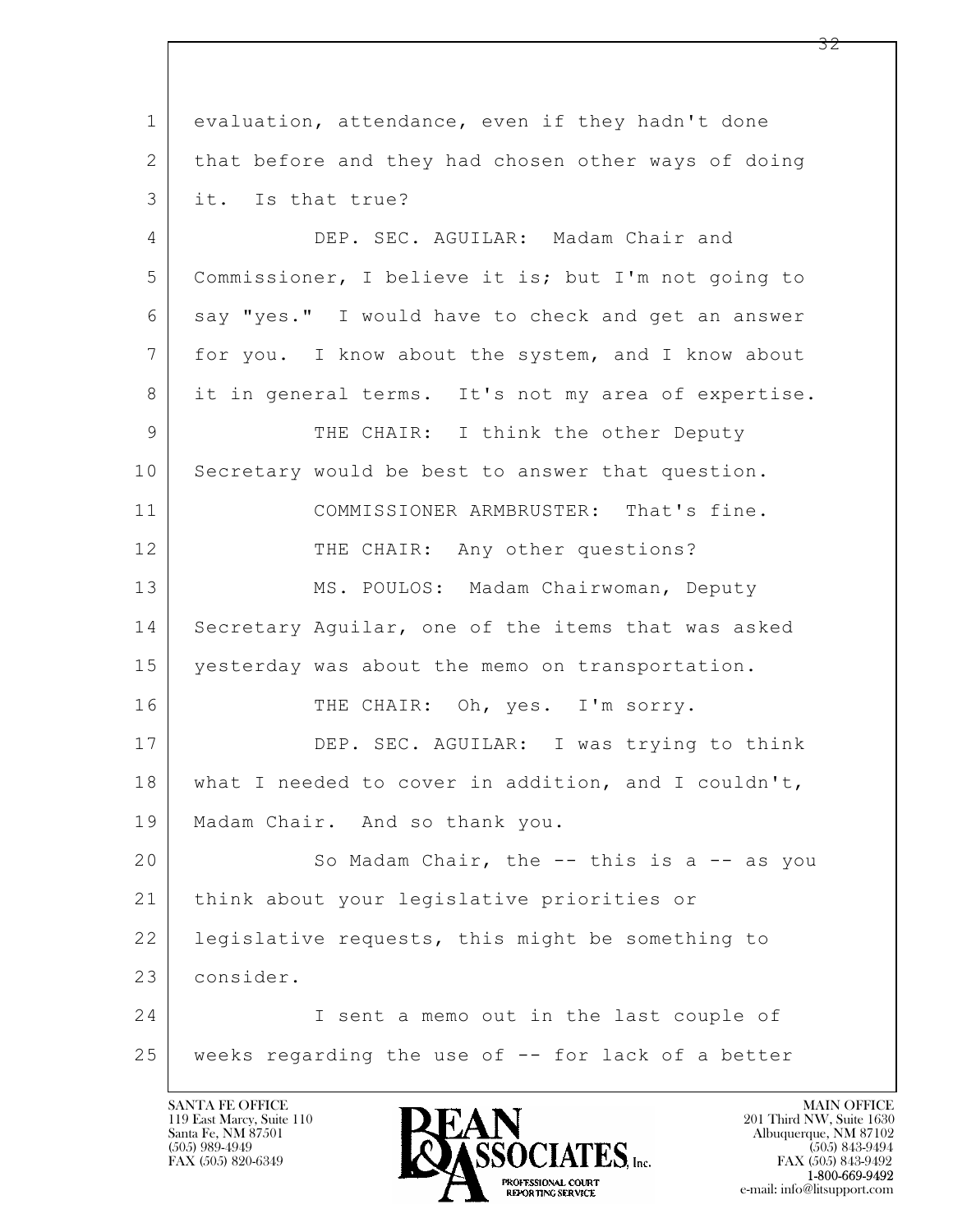evaluation, attendance, even if they hadn't done that before and they had chosen other ways of doing it. Is that true?

DEP. SEC. AGUILAR: Madam Chair and Commissioner, I believe it is; but I'm not going to say "yes." I would have to check and get an answer for you. I know about the system, and I know about it in general terms. It's not my area of expertise.

THE CHAIR: I think the other Deputy Secretary would be best to answer that question.

COMMISSIONER ARMBRUSTER: That's fine.

THE CHAIR: Any other questions?

MS. POULOS: Madam Chairwoman, Deputy Secretary Aguilar, one of the items that was asked yesterday was about the memo on transportation.

THE CHAIR: Oh, yes. I'm sorry.

DEP. SEC. AGUILAR: I was trying to think what I needed to cover in addition, and I couldn't, Madam Chair. And so thank you.

So Madam Chair, the -- this is a -- as you think about your legislative priorities or legislative requests, this might be something to consider.

I sent a memo out in the last couple of weeks regarding the use of -- for lack of a better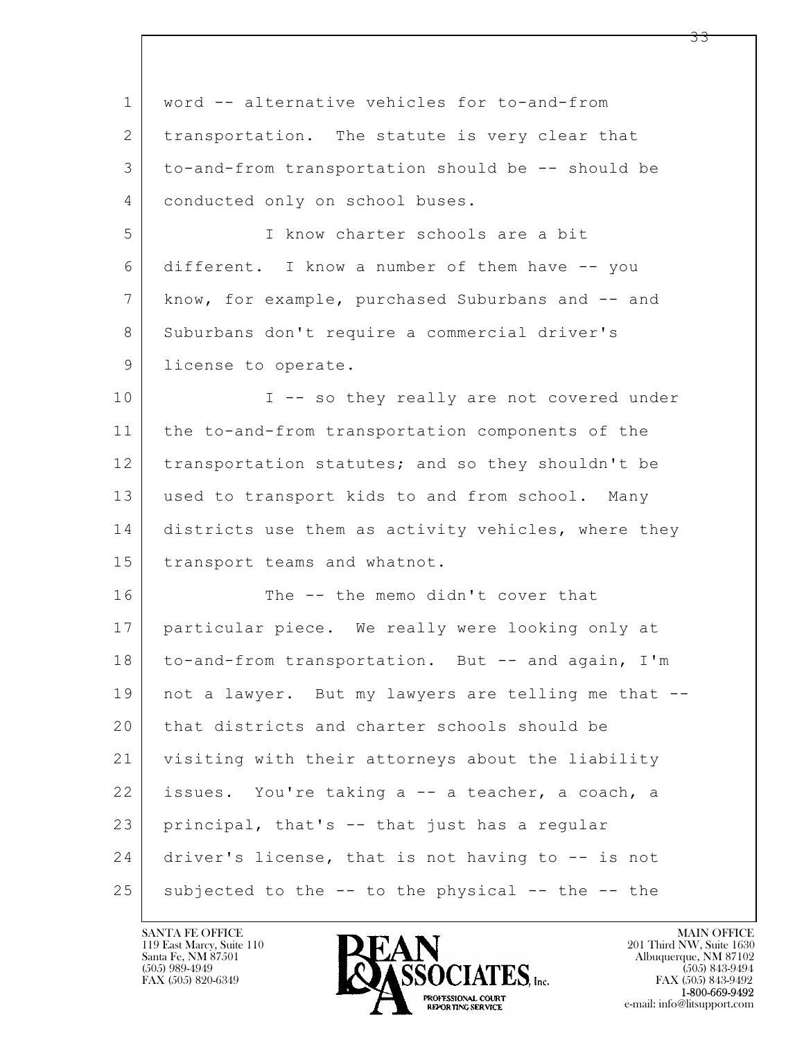word -- alternative vehicles for to-and-from transportation. The statute is very clear that to-and-from transportation should be -- should be conducted only on school buses.

I know charter schools are a bit different. I know a number of them have -- you know, for example, purchased Suburbans and -- and Suburbans don't require a commercial driver's license to operate.

I -- so they really are not covered under the to-and-from transportation components of the transportation statutes; and so they shouldn't be used to transport kids to and from school. Many districts use them as activity vehicles, where they transport teams and whatnot.

The -- the memo didn't cover that particular piece. We really were looking only at to-and-from transportation. But -- and again, I'm not a lawyer. But my lawyers are telling me that -- that districts and charter schools should be visiting with their attorneys about the liability issues. You're taking a -- a teacher, a coach, a principal, that's -- that just has a regular driver's license, that is not having to -- is not subjected to the -- to the physical -- the -- the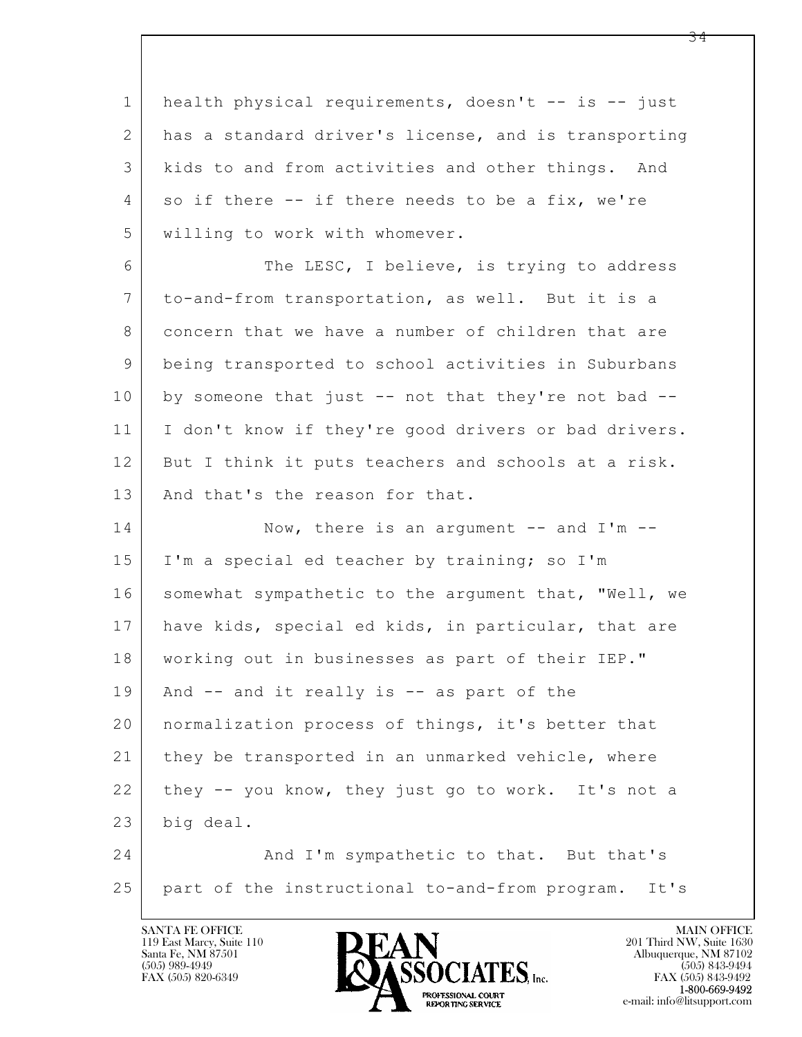health physical requirements, doesn't -- is -- just has a standard driver's license, and is transporting kids to and from activities and other things. And so if there -- if there needs to be a fix, we're willing to work with whomever.

The LESC, I believe, is trying to address to-and-from transportation, as well. But it is a concern that we have a number of children that are being transported to school activities in Suburbans by someone that just -- not that they're not bad -- I don't know if they're good drivers or bad drivers. But I think it puts teachers and schools at a risk. And that's the reason for that.

Now, there is an argument -- and I'm -- I'm a special ed teacher by training; so I'm somewhat sympathetic to the argument that, "Well, we have kids, special ed kids, in particular, that are working out in businesses as part of their IEP." And -- and it really is -- as part of the normalization process of things, it's better that they be transported in an unmarked vehicle, where they -- you know, they just go to work. It's not a big deal.

And I'm sympathetic to that. But that's part of the instructional to-and-from program. It's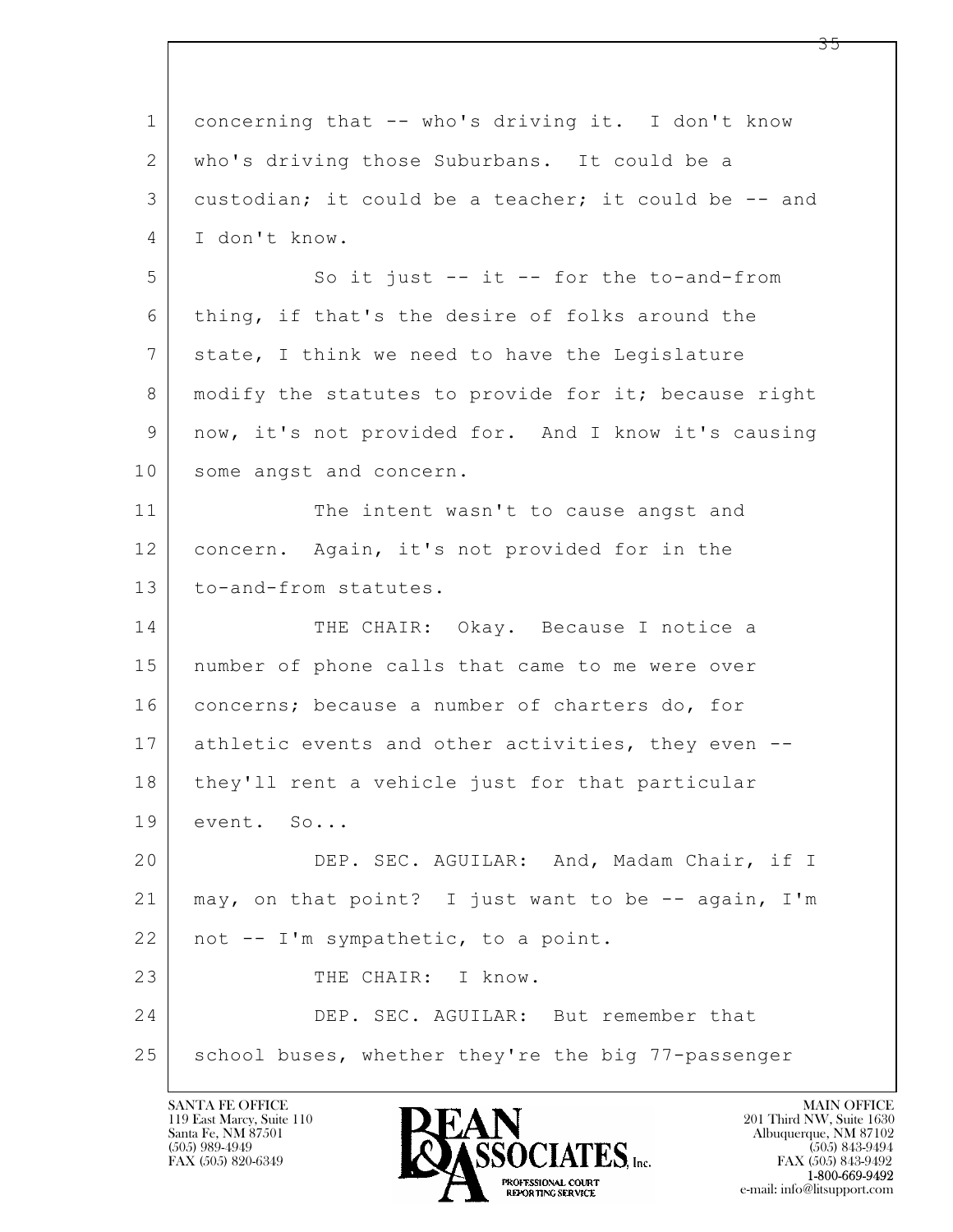concerning that -- who's driving it. I don't know who's driving those Suburbans. It could be a custodian; it could be a teacher; it could be -- and I don't know.

So it just -- it -- for the to-and-from thing, if that's the desire of folks around the state, I think we need to have the Legislature modify the statutes to provide for it; because right now, it's not provided for. And I know it's causing some angst and concern.

The intent wasn't to cause angst and concern. Again, it's not provided for in the to-and-from statutes.

THE CHAIR: Okay. Because I notice a number of phone calls that came to me were over concerns; because a number of charters do, for athletic events and other activities, they even -- they'll rent a vehicle just for that particular event. So...

DEP. SEC. AGUILAR: And, Madam Chair, if I may, on that point? I just want to be -- again, I'm not -- I'm sympathetic, to a point.

THE CHAIR: I know.

DEP. SEC. AGUILAR: But remember that school buses, whether they're the big 77-passenger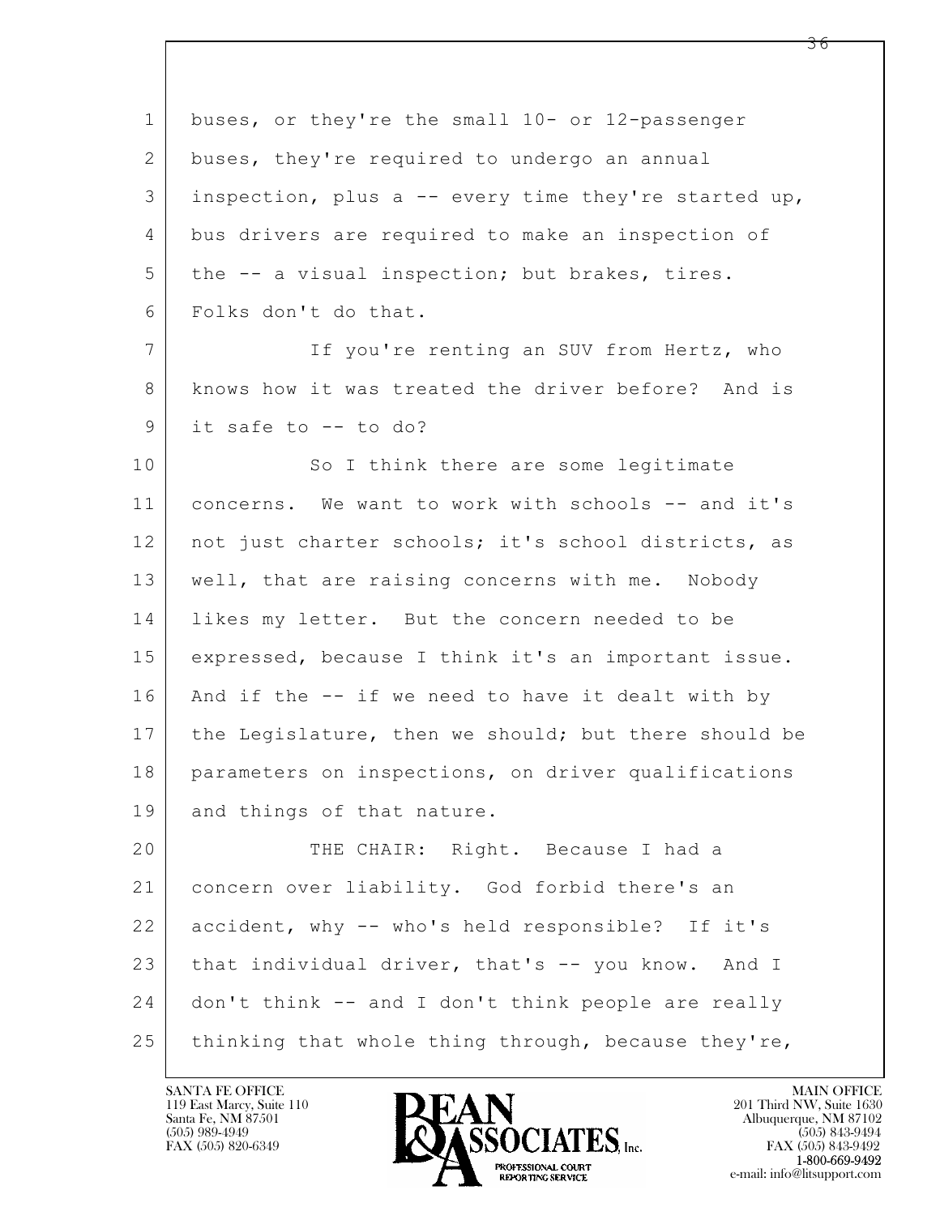buses, or they're the small 10- or 12-passenger buses, they're required to undergo an annual inspection, plus a -- every time they're started up, bus drivers are required to make an inspection of the -- a visual inspection; but brakes, tires. Folks don't do that.

If you're renting an SUV from Hertz, who knows how it was treated the driver before? And is it safe to -- to do?

So I think there are some legitimate concerns. We want to work with schools -- and it's not just charter schools; it's school districts, as well, that are raising concerns with me. Nobody likes my letter. But the concern needed to be expressed, because I think it's an important issue. And if the -- if we need to have it dealt with by the Legislature, then we should; but there should be parameters on inspections, on driver qualifications and things of that nature.

THE CHAIR: Right. Because I had a concern over liability. God forbid there's an accident, why -- who's held responsible? If it's that individual driver, that's -- you know. And I don't think -- and I don't think people are really thinking that whole thing through, because they're,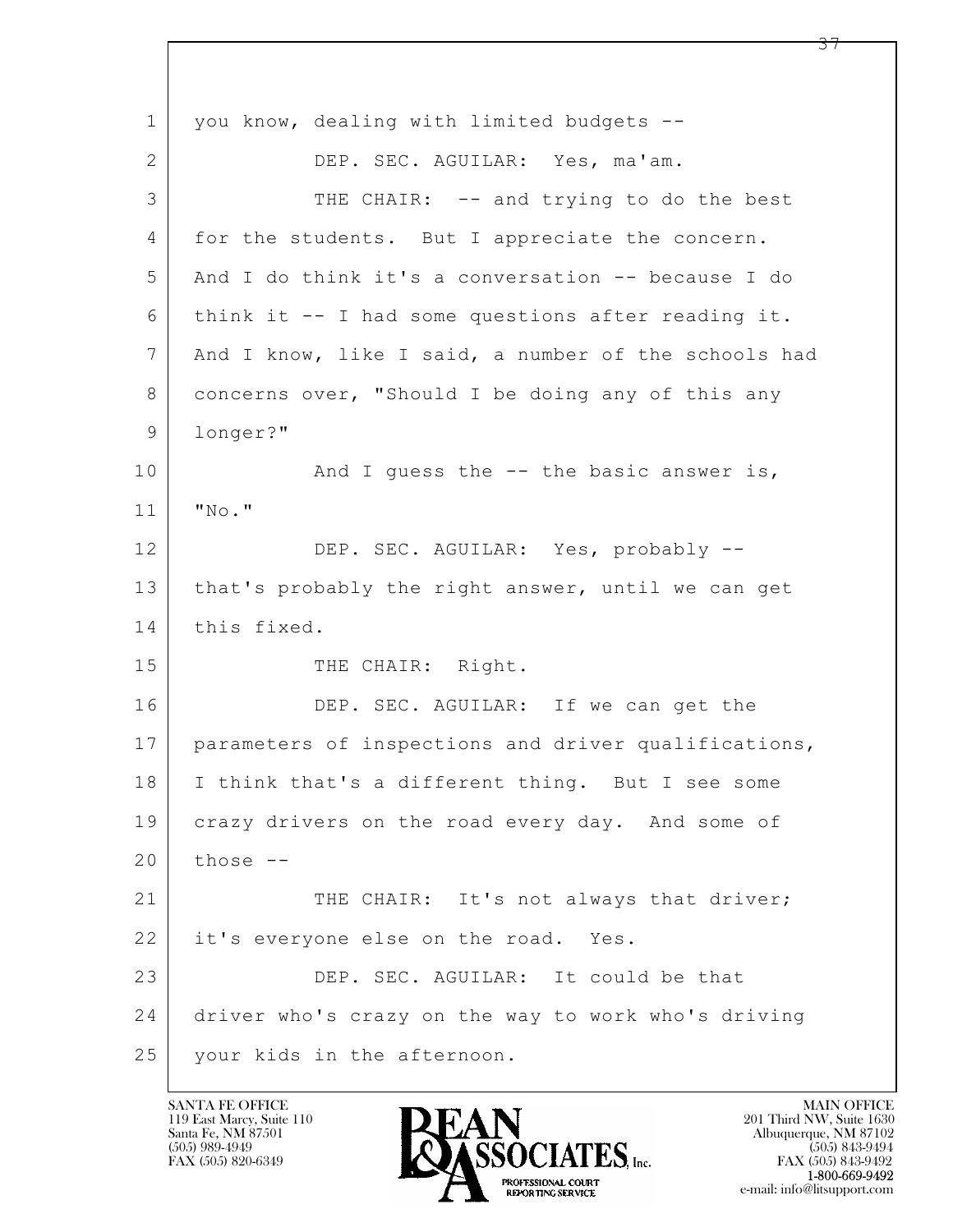you know, dealing with limited budgets --

DEP. SEC. AGUILAR: Yes, ma'am.

THE CHAIR: -- and trying to do the best for the students. But I appreciate the concern. And I do think it's a conversation -- because I do think it -- I had some questions after reading it. And I know, like I said, a number of the schools had concerns over, "Should I be doing any of this any longer?"

And I guess the -- the basic answer is, "No."

DEP. SEC. AGUILAR: Yes, probably -- that's probably the right answer, until we can get this fixed.

THE CHAIR: Right.

DEP. SEC. AGUILAR: If we can get the parameters of inspections and driver qualifications, I think that's a different thing. But I see some crazy drivers on the road every day. And some of those --

THE CHAIR: It's not always that driver; it's everyone else on the road. Yes.

DEP. SEC. AGUILAR: It could be that driver who's crazy on the way to work who's driving your kids in the afternoon.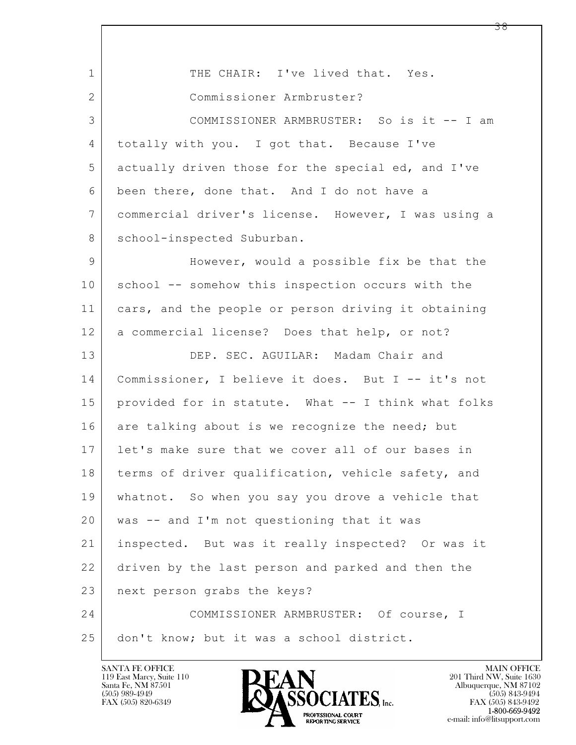THE CHAIR: I've lived that. Yes.

Commissioner Armbruster?

COMMISSIONER ARMBRUSTER: So is it -- I am totally with you. I got that. Because I've actually driven those for the special ed, and I've been there, done that. And I do not have a commercial driver's license. However, I was using a school-inspected Suburban.

However, would a possible fix be that the school -- somehow this inspection occurs with the cars, and the people or person driving it obtaining a commercial license? Does that help, or not?

DEP. SEC. AGUILAR: Madam Chair and Commissioner, I believe it does. But I -- it's not provided for in statute. What -- I think what folks are talking about is we recognize the need; but let's make sure that we cover all of our bases in terms of driver qualification, vehicle safety, and whatnot. So when you say you drove a vehicle that was -- and I'm not questioning that it was inspected. But was it really inspected? Or was it driven by the last person and parked and then the next person grabs the keys?

COMMISSIONER ARMBRUSTER: Of course, I don't know; but it was a school district.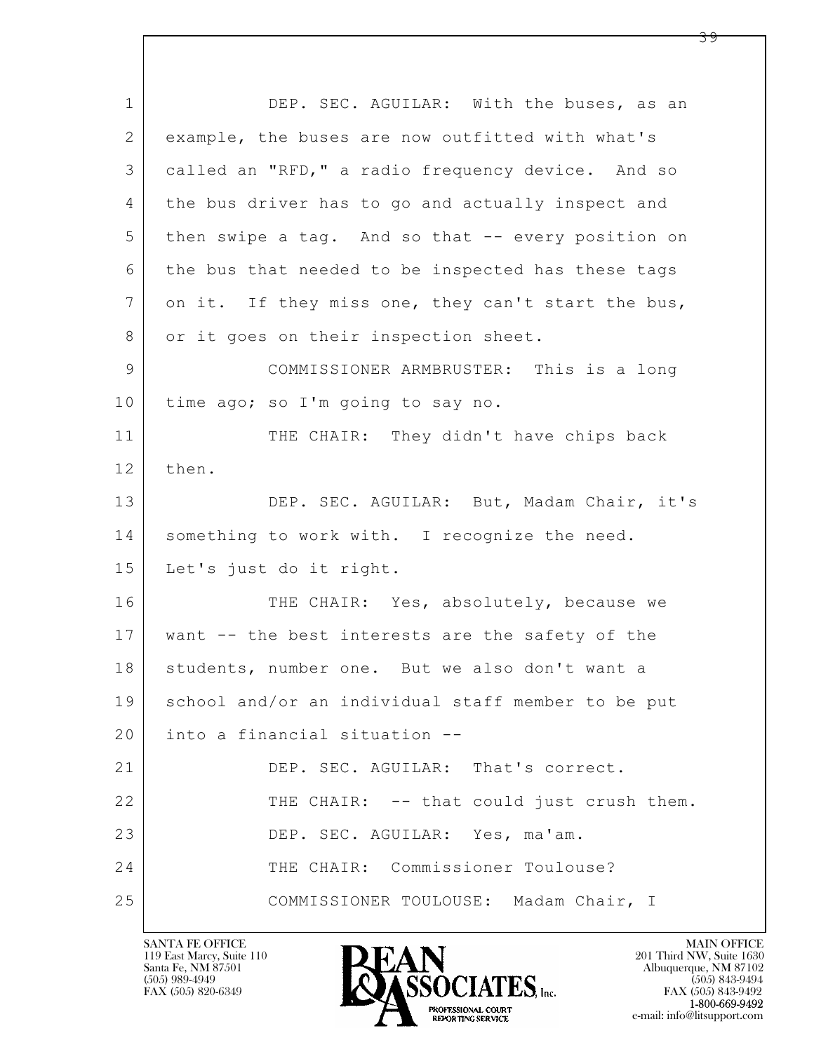DEP. SEC. AGUILAR: With the buses, as an example, the buses are now outfitted with what's called an "RFD," a radio frequency device. And so the bus driver has to go and actually inspect and then swipe a tag. And so that -- every position on the bus that needed to be inspected has these tags on it. If they miss one, they can't start the bus, or it goes on their inspection sheet.

COMMISSIONER ARMBRUSTER: This is a long time ago; so I'm going to say no.

THE CHAIR: They didn't have chips back then.

DEP. SEC. AGUILAR: But, Madam Chair, it's something to work with. I recognize the need. Let's just do it right.

THE CHAIR: Yes, absolutely, because we want -- the best interests are the safety of the students, number one. But we also don't want a school and/or an individual staff member to be put into a financial situation --

DEP. SEC. AGUILAR: That's correct.

THE CHAIR: -- that could just crush them.

DEP. SEC. AGUILAR: Yes, ma'am.

THE CHAIR: Commissioner Toulouse?

COMMISSIONER TOULOUSE: Madam Chair, I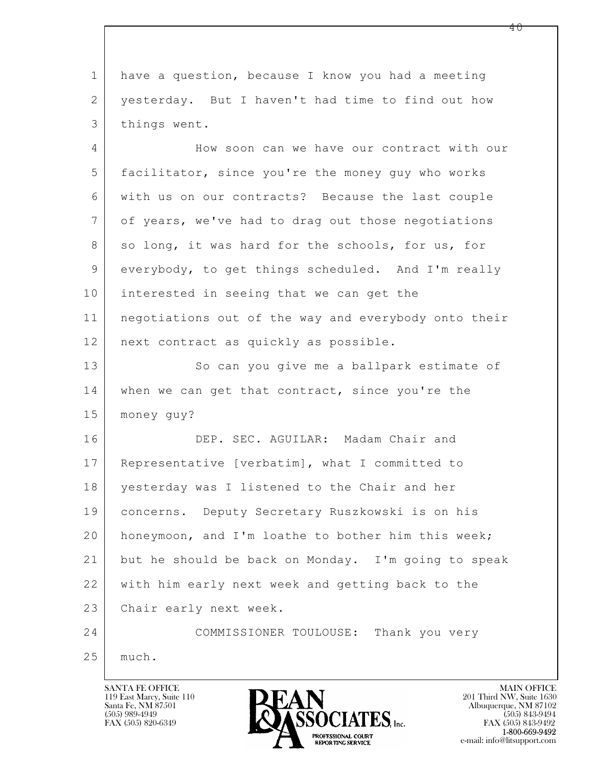have a question, because I know you had a meeting yesterday. But I haven't had time to find out how things went.

How soon can we have our contract with our facilitator, since you're the money guy who works with us on our contracts? Because the last couple of years, we've had to drag out those negotiations so long, it was hard for the schools, for us, for everybody, to get things scheduled. And I'm really interested in seeing that we can get the negotiations out of the way and everybody onto their next contract as quickly as possible.

So can you give me a ballpark estimate of when we can get that contract, since you're the money guy?

DEP. SEC. AGUILAR: Madam Chair and Representative [verbatim], what I committed to yesterday was I listened to the Chair and her concerns. Deputy Secretary Ruszkowski is on his honeymoon, and I'm loathe to bother him this week; but he should be back on Monday. I'm going to speak with him early next week and getting back to the Chair early next week.

COMMISSIONER TOULOUSE: Thank you very much.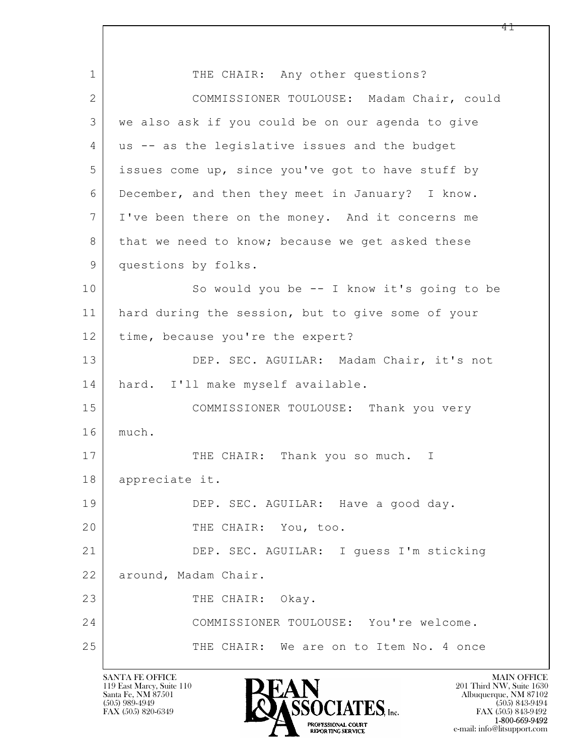1 THE CHAIR: Any other questions?

2 COMMISSIONER TOULOUSE: Madam Chair, could
3 we also ask if you could be on our agenda to give
4 us -- as the legislative issues and the budget
5 issues come up, since you've got to have stuff by
6 December, and then they meet in January? I know.
7 I've been there on the money. And it concerns me
8 that we need to know; because we get asked these
9 questions by folks.

10 So would you be -- I know it's going to be
11 hard during the session, but to give some of your
12 time, because you're the expert?

13 DEP. SEC. AGUILAR: Madam Chair, it's not
14 hard. I'll make myself available.

15 COMMISSIONER TOULOUSE: Thank you very
16 much.

17 THE CHAIR: Thank you so much. I
18 appreciate it.

19 DEP. SEC. AGUILAR: Have a good day.

20 THE CHAIR: You, too.

21 DEP. SEC. AGUILAR: I guess I'm sticking
22 around, Madam Chair.

23 THE CHAIR: Okay.

24 COMMISSIONER TOULOUSE: You're welcome.

25 THE CHAIR: We are on to Item No. 4 once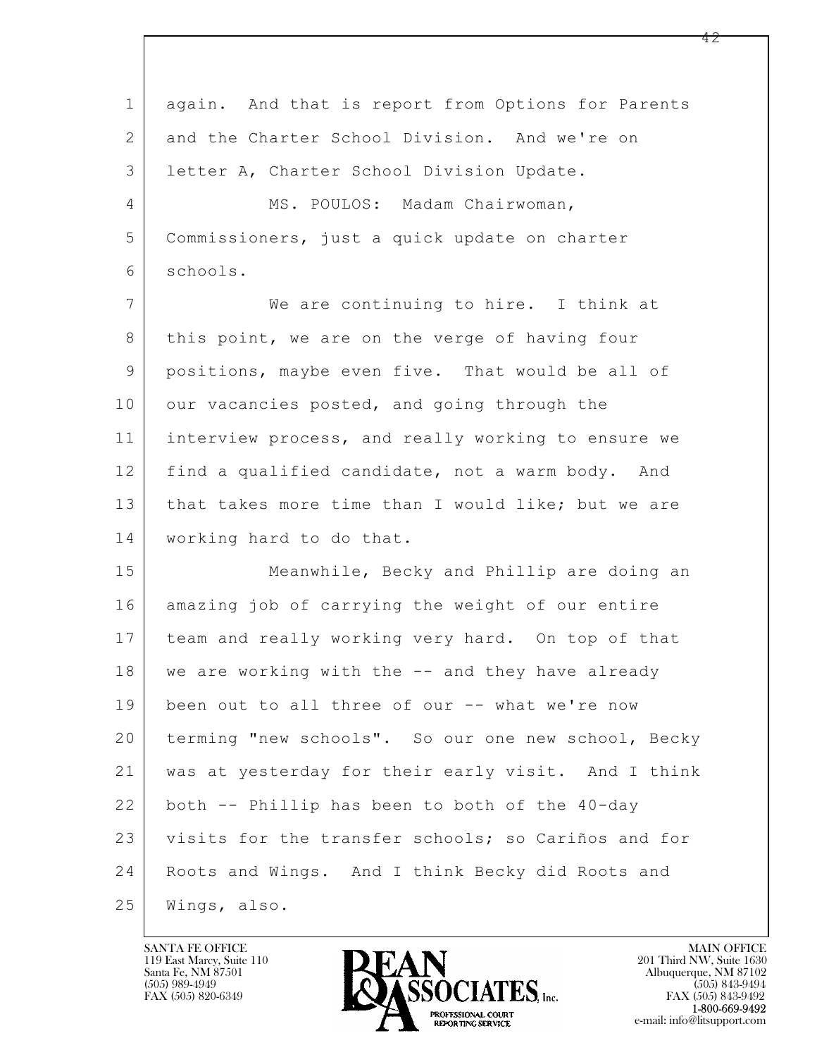again. And that is report from Options for Parents and the Charter School Division. And we're on letter A, Charter School Division Update.

MS. POULOS: Madam Chairwoman, Commissioners, just a quick update on charter schools.

We are continuing to hire. I think at this point, we are on the verge of having four positions, maybe even five. That would be all of our vacancies posted, and going through the interview process, and really working to ensure we find a qualified candidate, not a warm body. And that takes more time than I would like; but we are working hard to do that.

Meanwhile, Becky and Phillip are doing an amazing job of carrying the weight of our entire team and really working very hard. On top of that we are working with the -- and they have already been out to all three of our -- what we're now terming "new schools". So our one new school, Becky was at yesterday for their early visit. And I think both -- Phillip has been to both of the 40-day visits for the transfer schools; so Cariños and for Roots and Wings. And I think Becky did Roots and Wings, also.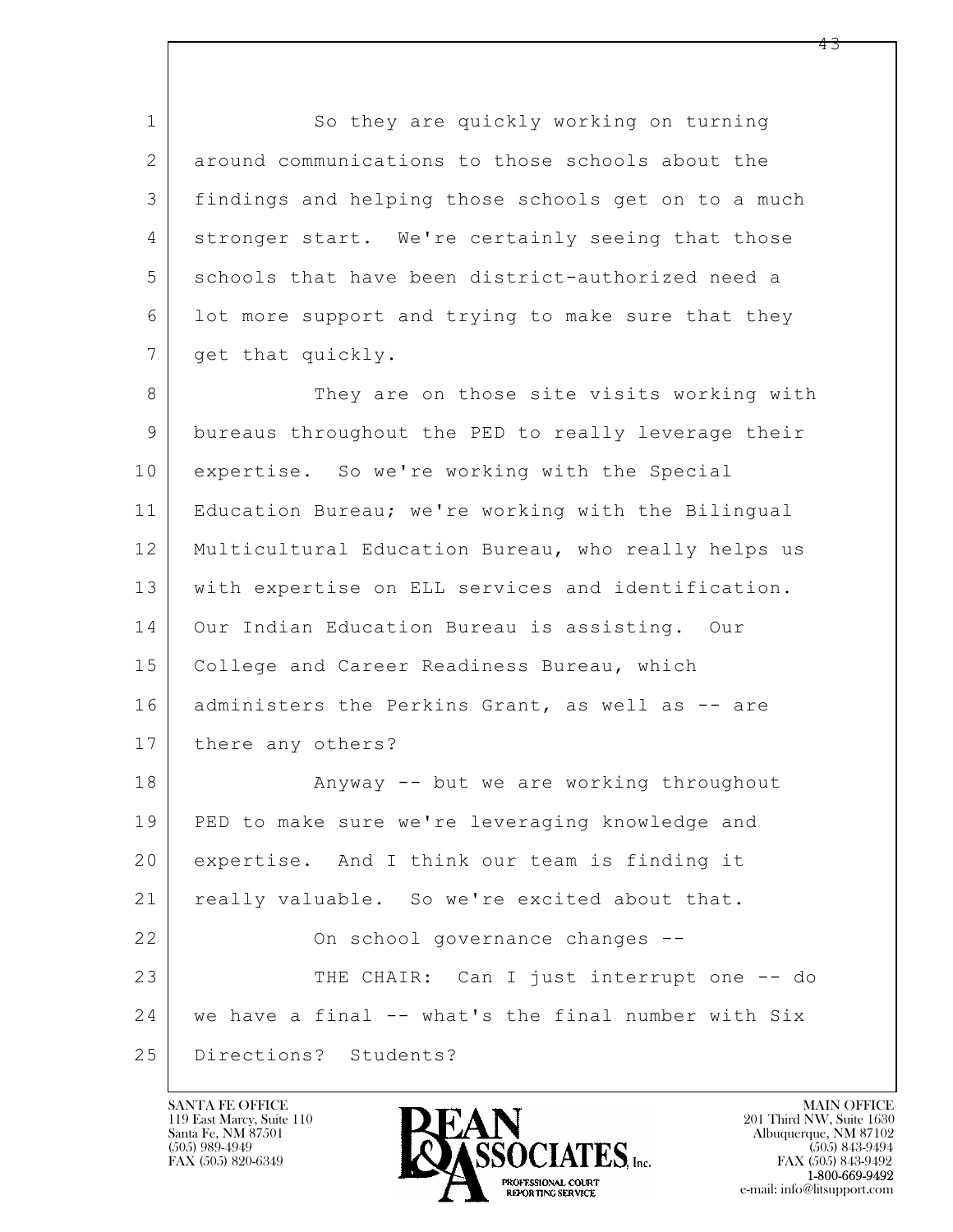So they are quickly working on turning around communications to those schools about the findings and helping those schools get on to a much stronger start. We're certainly seeing that those schools that have been district-authorized need a lot more support and trying to make sure that they get that quickly.

They are on those site visits working with bureaus throughout the PED to really leverage their expertise. So we're working with the Special Education Bureau; we're working with the Bilingual Multicultural Education Bureau, who really helps us with expertise on ELL services and identification. Our Indian Education Bureau is assisting. Our College and Career Readiness Bureau, which administers the Perkins Grant, as well as -- are there any others?

Anyway -- but we are working throughout PED to make sure we're leveraging knowledge and expertise. And I think our team is finding it really valuable. So we're excited about that.

On school governance changes --

THE CHAIR: Can I just interrupt one -- do we have a final -- what's the final number with Six Directions? Students?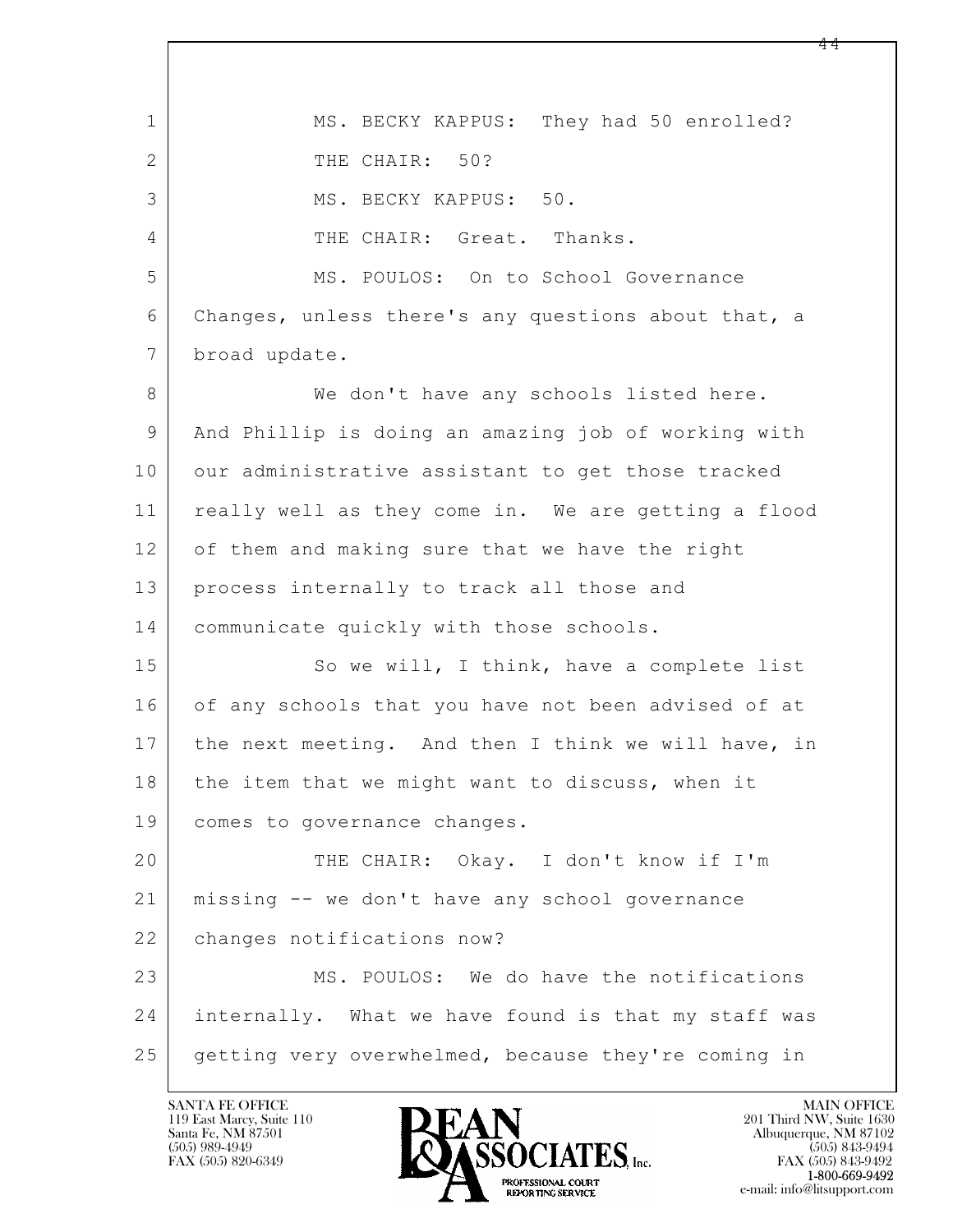MS. BECKY KAPPUS: They had 50 enrolled?

THE CHAIR: 50?

MS. BECKY KAPPUS: 50.

THE CHAIR: Great. Thanks.

MS. POULOS: On to School Governance Changes, unless there's any questions about that, a broad update.

We don't have any schools listed here. And Phillip is doing an amazing job of working with our administrative assistant to get those tracked really well as they come in. We are getting a flood of them and making sure that we have the right process internally to track all those and communicate quickly with those schools.

So we will, I think, have a complete list of any schools that you have not been advised of at the next meeting. And then I think we will have, in the item that we might want to discuss, when it comes to governance changes.

THE CHAIR: Okay. I don't know if I'm missing -- we don't have any school governance changes notifications now?

MS. POULOS: We do have the notifications internally. What we have found is that my staff was getting very overwhelmed, because they're coming in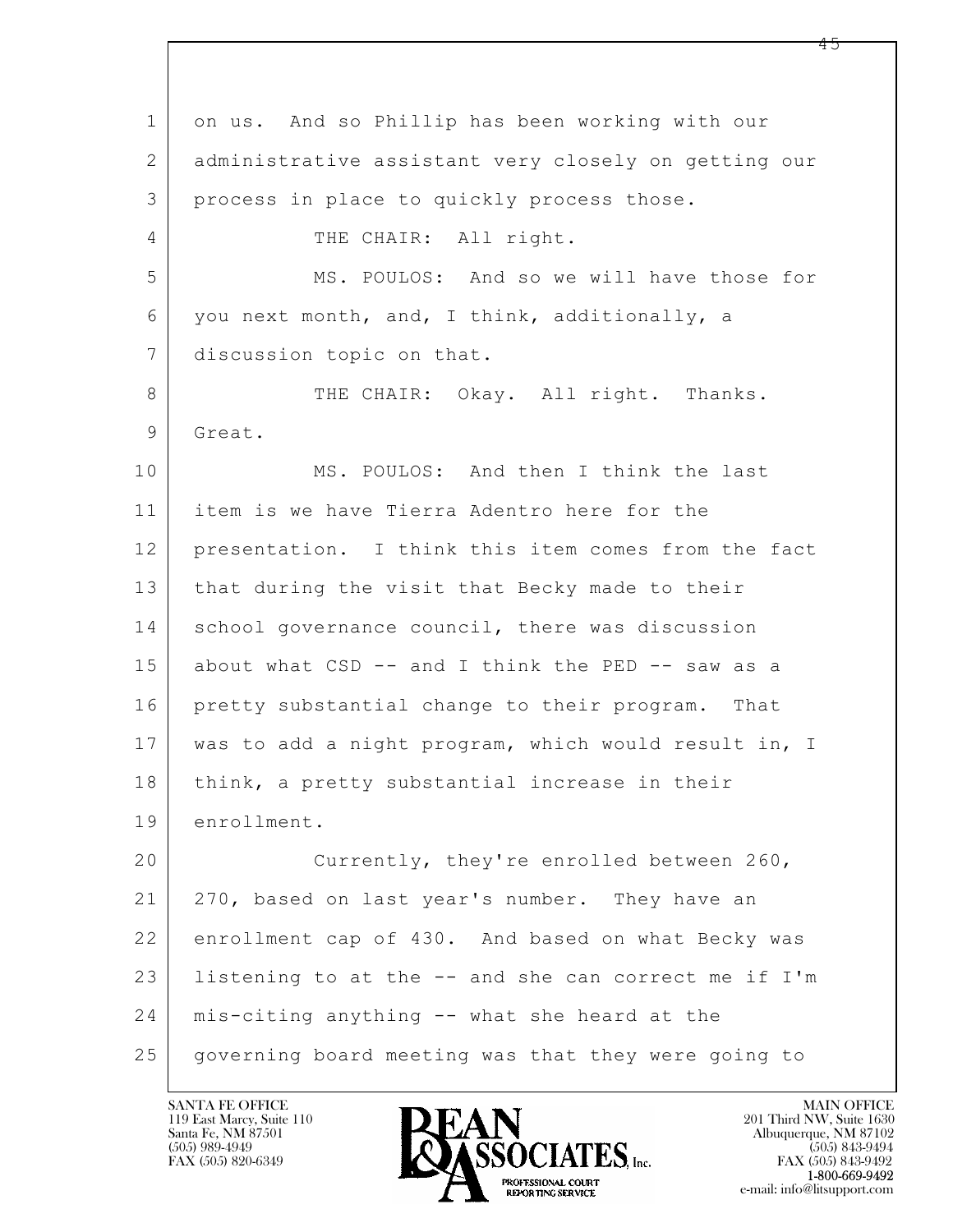on us. And so Phillip has been working with our administrative assistant very closely on getting our process in place to quickly process those.

THE CHAIR: All right.

MS. POULOS: And so we will have those for you next month, and, I think, additionally, a discussion topic on that.

THE CHAIR: Okay. All right. Thanks. Great.

MS. POULOS: And then I think the last item is we have Tierra Adentro here for the presentation. I think this item comes from the fact that during the visit that Becky made to their school governance council, there was discussion about what CSD -- and I think the PED -- saw as a pretty substantial change to their program. That was to add a night program, which would result in, I think, a pretty substantial increase in their enrollment.

Currently, they're enrolled between 260, 270, based on last year's number. They have an enrollment cap of 430. And based on what Becky was listening to at the -- and she can correct me if I'm mis-citing anything -- what she heard at the governing board meeting was that they were going to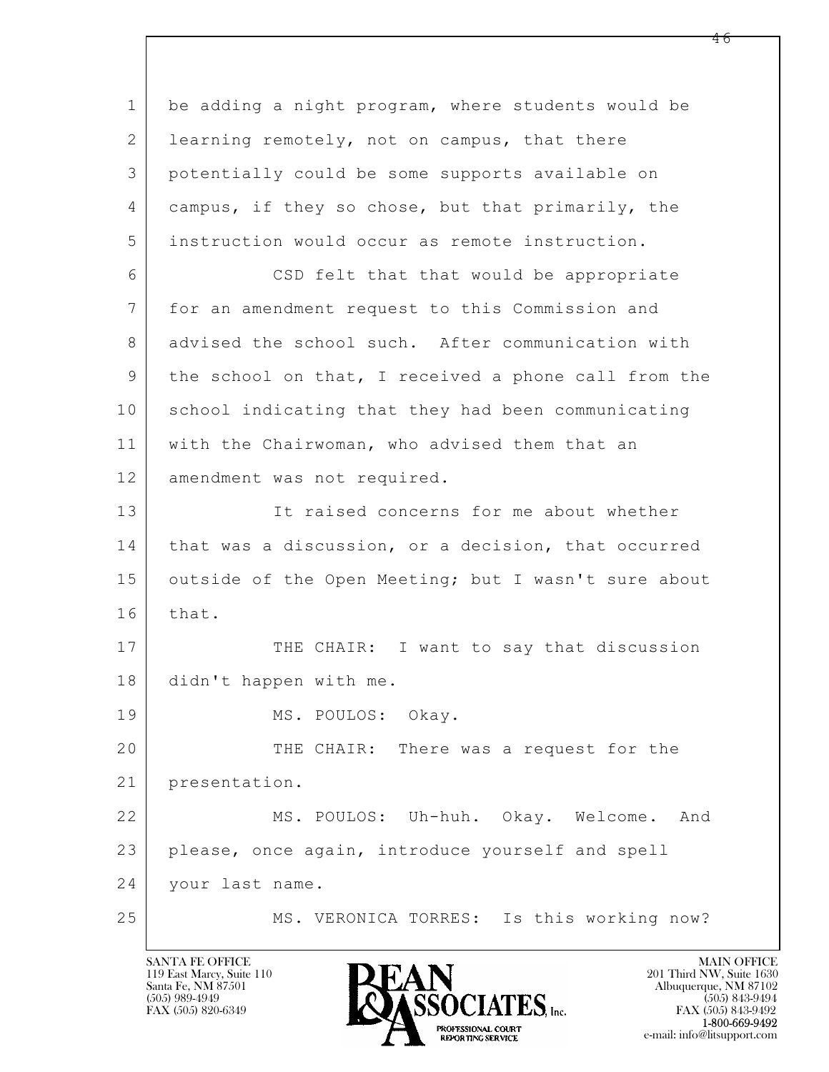be adding a night program, where students would be learning remotely, not on campus, that there potentially could be some supports available on campus, if they so chose, but that primarily, the instruction would occur as remote instruction.

CSD felt that that would be appropriate for an amendment request to this Commission and advised the school such. After communication with the school on that, I received a phone call from the school indicating that they had been communicating with the Chairwoman, who advised them that an amendment was not required.

It raised concerns for me about whether that was a discussion, or a decision, that occurred outside of the Open Meeting; but I wasn't sure about that.

THE CHAIR: I want to say that discussion didn't happen with me.

MS. POULOS: Okay.

THE CHAIR: There was a request for the presentation.

MS. POULOS: Uh-huh. Okay. Welcome. And please, once again, introduce yourself and spell your last name.

MS. VERONICA TORRES: Is this working now?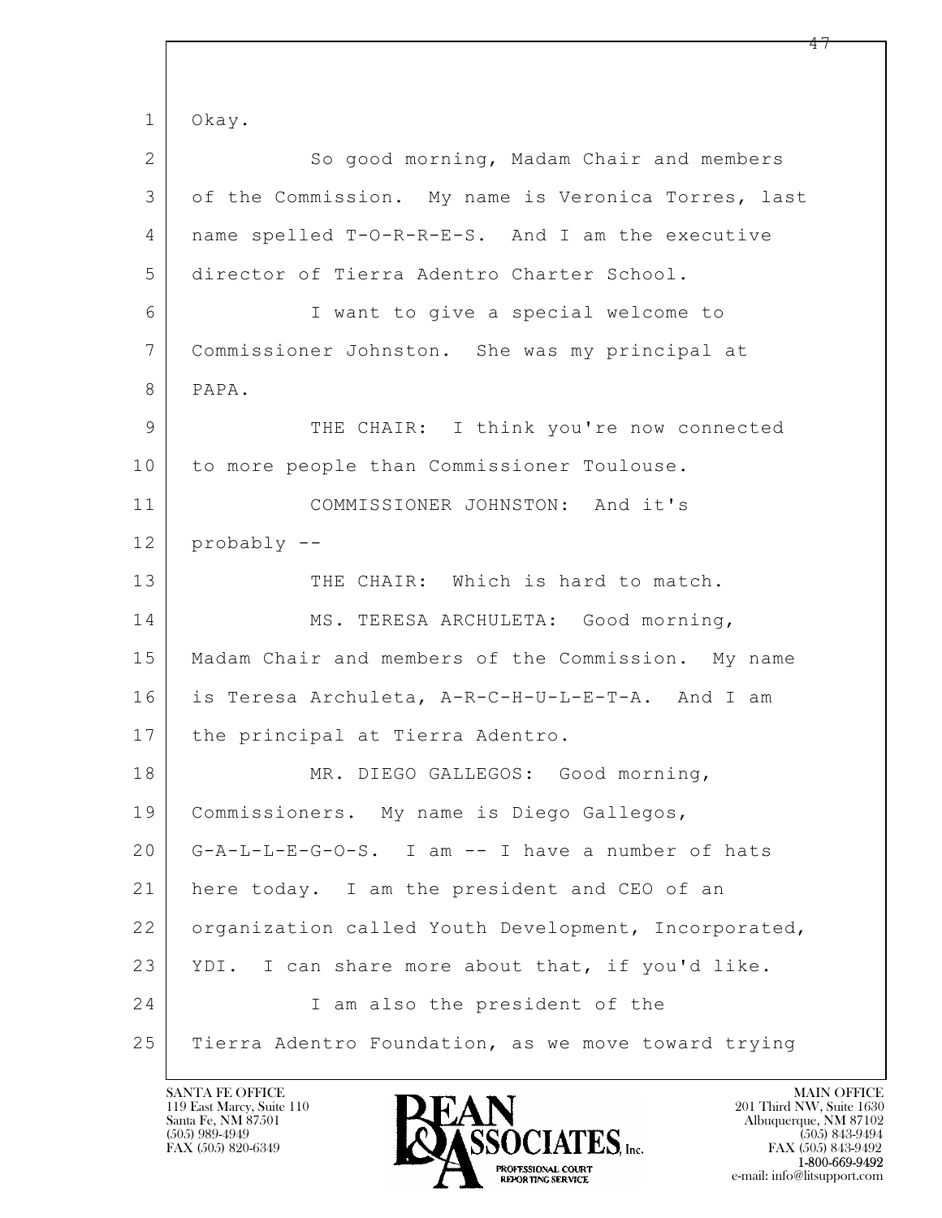Okay.

So good morning, Madam Chair and members of the Commission. My name is Veronica Torres, last name spelled T-O-R-R-E-S. And I am the executive director of Tierra Adentro Charter School.

I want to give a special welcome to Commissioner Johnston. She was my principal at PAPA.

THE CHAIR: I think you're now connected to more people than Commissioner Toulouse.

COMMISSIONER JOHNSTON: And it's probably --

THE CHAIR: Which is hard to match.

MS. TERESA ARCHULETA: Good morning, Madam Chair and members of the Commission. My name is Teresa Archuleta, A-R-C-H-U-L-E-T-A. And I am the principal at Tierra Adentro.

MR. DIEGO GALLEGOS: Good morning, Commissioners. My name is Diego Gallegos, G-A-L-L-E-G-O-S. I am -- I have a number of hats here today. I am the president and CEO of an organization called Youth Development, Incorporated, YDI. I can share more about that, if you'd like.

I am also the president of the Tierra Adentro Foundation, as we move toward trying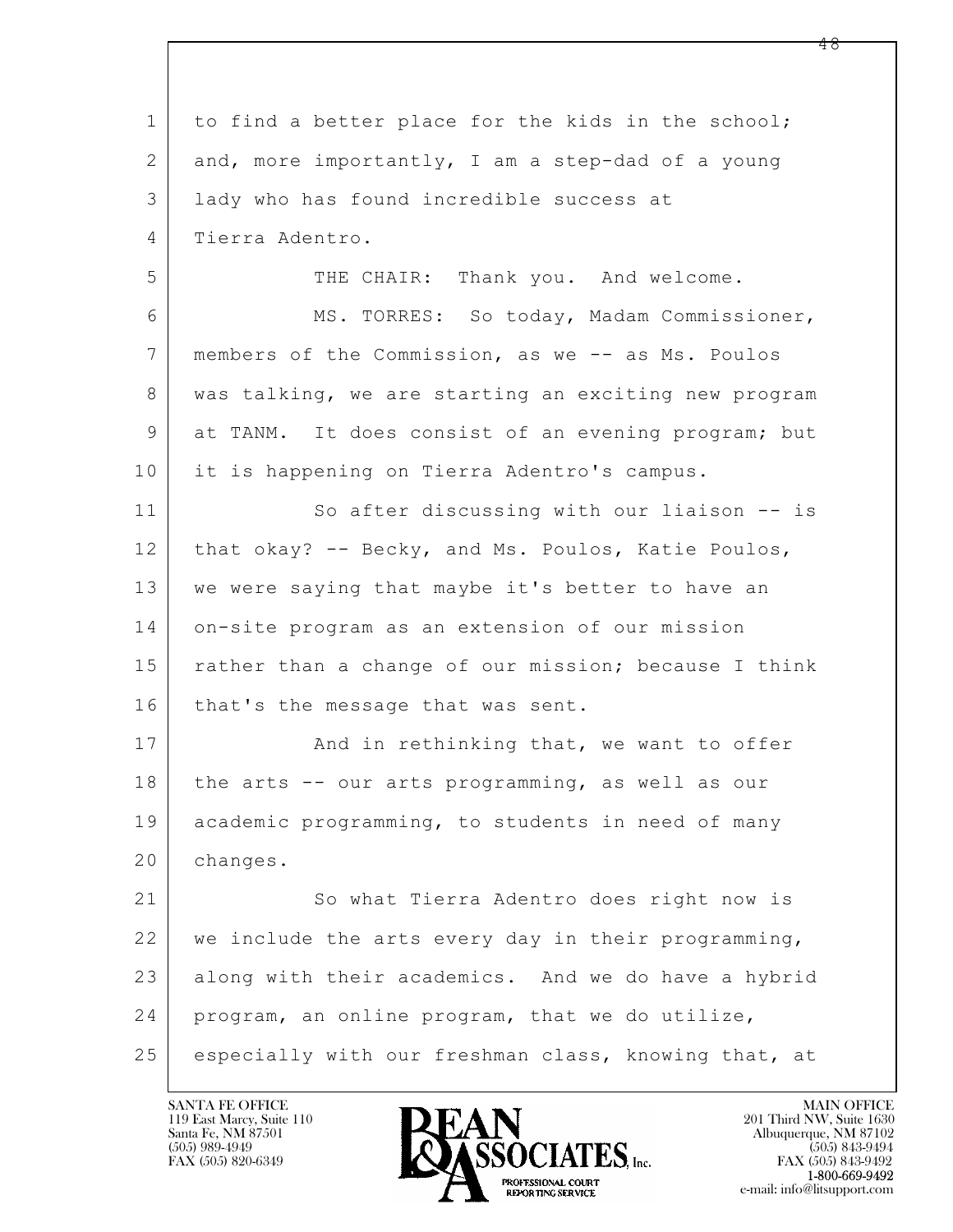to find a better place for the kids in the school; and, more importantly, I am a step-dad of a young lady who has found incredible success at Tierra Adentro.

THE CHAIR: Thank you. And welcome.

MS. TORRES: So today, Madam Commissioner, members of the Commission, as we -- as Ms. Poulos was talking, we are starting an exciting new program at TANM. It does consist of an evening program; but it is happening on Tierra Adentro's campus.

So after discussing with our liaison -- is that okay? -- Becky, and Ms. Poulos, Katie Poulos, we were saying that maybe it's better to have an on-site program as an extension of our mission rather than a change of our mission; because I think that's the message that was sent.

And in rethinking that, we want to offer the arts -- our arts programming, as well as our academic programming, to students in need of many changes.

So what Tierra Adentro does right now is we include the arts every day in their programming, along with their academics. And we do have a hybrid program, an online program, that we do utilize, especially with our freshman class, knowing that, at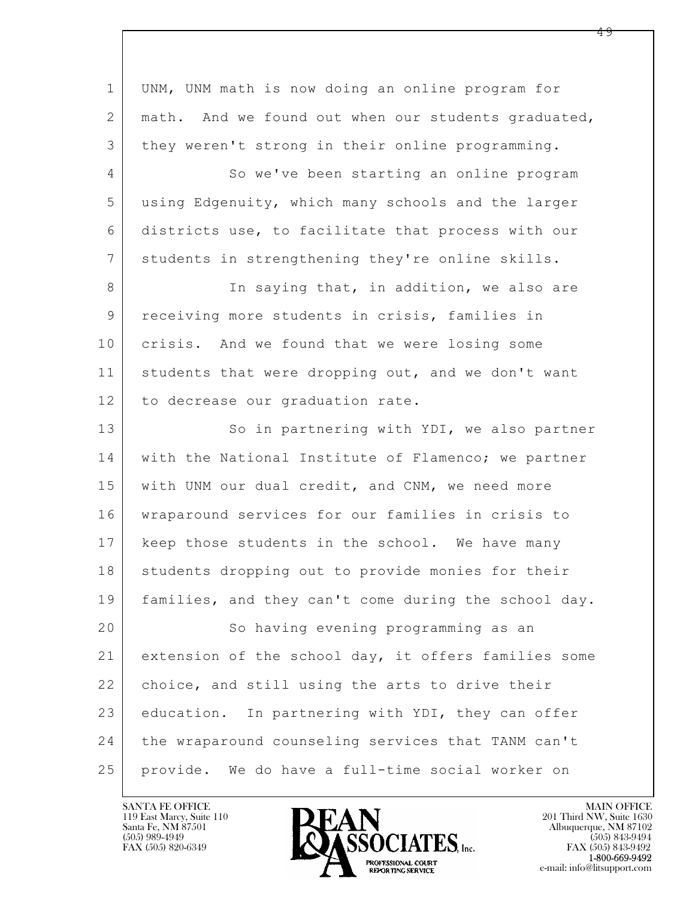UNM, UNM math is now doing an online program for math. And we found out when our students graduated, they weren't strong in their online programming.

So we've been starting an online program using Edgenuity, which many schools and the larger districts use, to facilitate that process with our students in strengthening they're online skills.

In saying that, in addition, we also are receiving more students in crisis, families in crisis. And we found that we were losing some students that were dropping out, and we don't want to decrease our graduation rate.

So in partnering with YDI, we also partner with the National Institute of Flamenco; we partner with UNM our dual credit, and CNM, we need more wraparound services for our families in crisis to keep those students in the school. We have many students dropping out to provide monies for their families, and they can't come during the school day.

So having evening programming as an extension of the school day, it offers families some choice, and still using the arts to drive their education. In partnering with YDI, they can offer the wraparound counseling services that TANM can't provide. We do have a full-time social worker on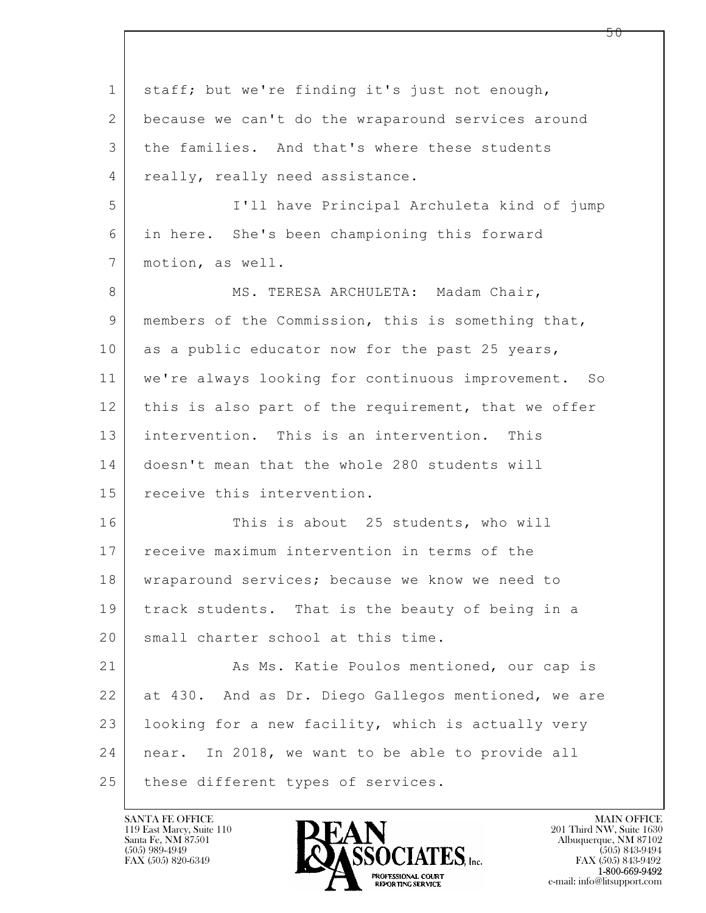staff; but we're finding it's just not enough, because we can't do the wraparound services around the families. And that's where these students really, really need assistance.

I'll have Principal Archuleta kind of jump in here. She's been championing this forward motion, as well.

MS. TERESA ARCHULETA: Madam Chair, members of the Commission, this is something that, as a public educator now for the past 25 years, we're always looking for continuous improvement. So this is also part of the requirement, that we offer intervention. This is an intervention. This doesn't mean that the whole 280 students will receive this intervention.

This is about 25 students, who will receive maximum intervention in terms of the wraparound services; because we know we need to track students. That is the beauty of being in a small charter school at this time.

As Ms. Katie Poulos mentioned, our cap is at 430. And as Dr. Diego Gallegos mentioned, we are looking for a new facility, which is actually very near. In 2018, we want to be able to provide all these different types of services.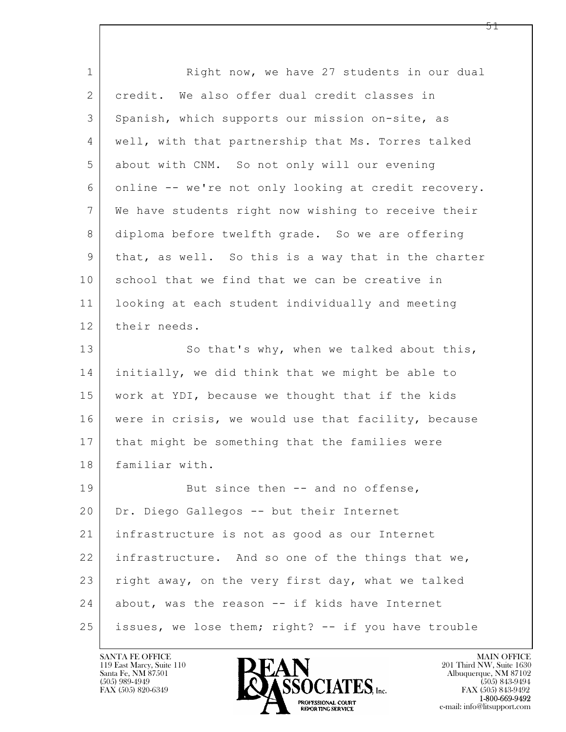Right now, we have 27 students in our dual credit. We also offer dual credit classes in Spanish, which supports our mission on-site, as well, with that partnership that Ms. Torres talked about with CNM. So not only will our evening online -- we're not only looking at credit recovery. We have students right now wishing to receive their diploma before twelfth grade. So we are offering that, as well. So this is a way that in the charter school that we find that we can be creative in looking at each student individually and meeting their needs.

So that's why, when we talked about this, initially, we did think that we might be able to work at YDI, because we thought that if the kids were in crisis, we would use that facility, because that might be something that the families were familiar with.

But since then -- and no offense, Dr. Diego Gallegos -- but their Internet infrastructure is not as good as our Internet infrastructure. And so one of the things that we, right away, on the very first day, what we talked about, was the reason -- if kids have Internet issues, we lose them; right? -- if you have trouble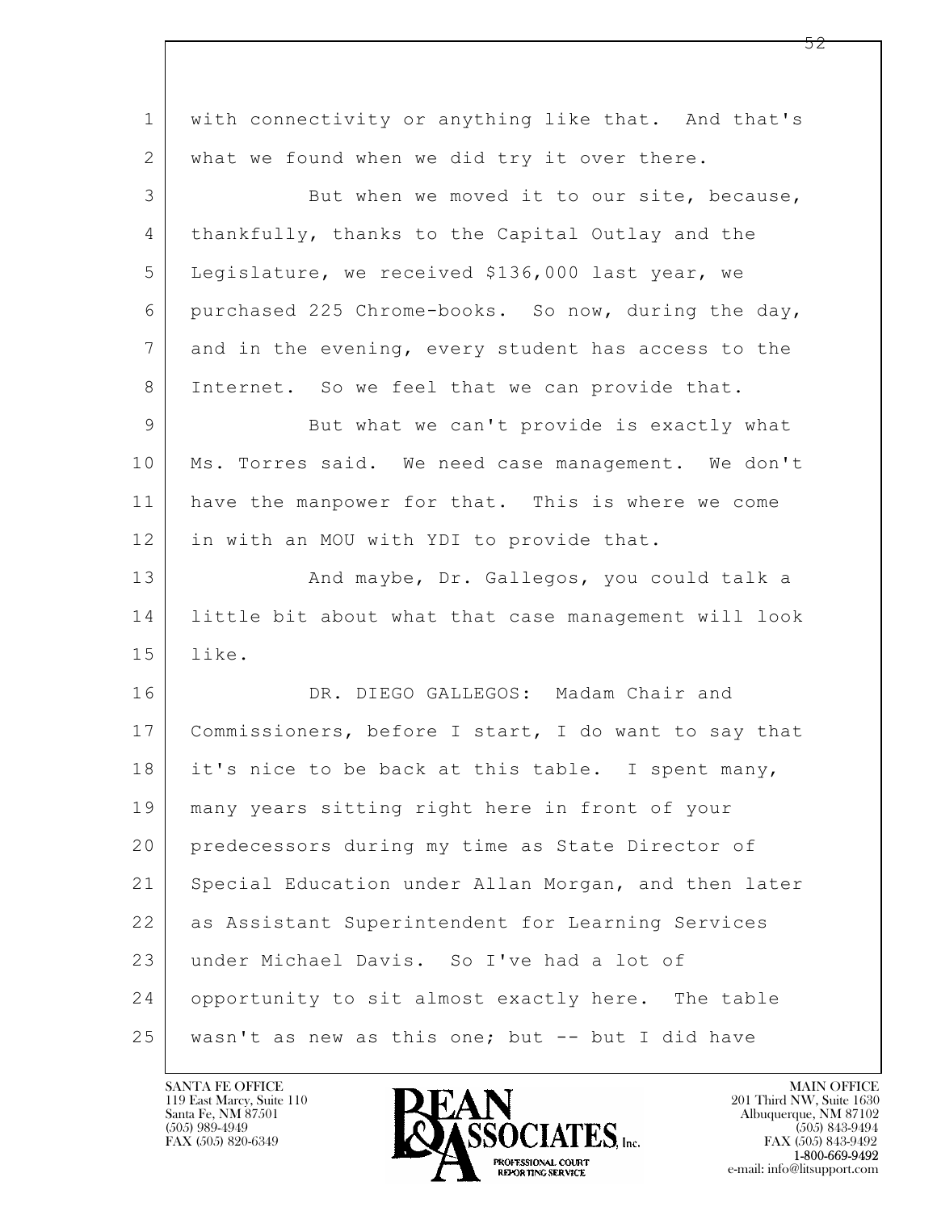with connectivity or anything like that. And that's what we found when we did try it over there.

But when we moved it to our site, because, thankfully, thanks to the Capital Outlay and the Legislature, we received $136,000 last year, we purchased 225 Chrome-books. So now, during the day, and in the evening, every student has access to the Internet. So we feel that we can provide that.

But what we can't provide is exactly what Ms. Torres said. We need case management. We don't have the manpower for that. This is where we come in with an MOU with YDI to provide that.

And maybe, Dr. Gallegos, you could talk a little bit about what that case management will look like.

DR. DIEGO GALLEGOS: Madam Chair and Commissioners, before I start, I do want to say that it's nice to be back at this table. I spent many, many years sitting right here in front of your predecessors during my time as State Director of Special Education under Allan Morgan, and then later as Assistant Superintendent for Learning Services under Michael Davis. So I've had a lot of opportunity to sit almost exactly here. The table wasn't as new as this one; but -- but I did have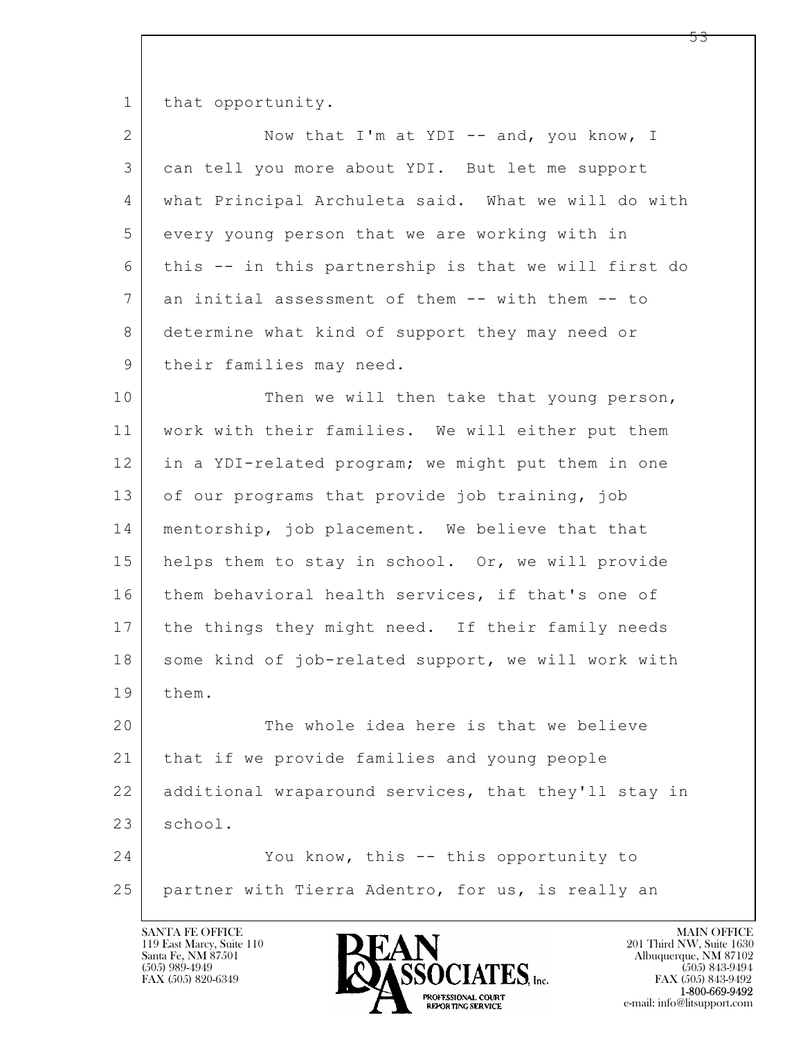that opportunity.

Now that I'm at YDI -- and, you know, I can tell you more about YDI. But let me support what Principal Archuleta said. What we will do with every young person that we are working with in this -- in this partnership is that we will first do an initial assessment of them -- with them -- to determine what kind of support they may need or their families may need.

Then we will then take that young person, work with their families. We will either put them in a YDI-related program; we might put them in one of our programs that provide job training, job mentorship, job placement. We believe that that helps them to stay in school. Or, we will provide them behavioral health services, if that's one of the things they might need. If their family needs some kind of job-related support, we will work with them.

The whole idea here is that we believe that if we provide families and young people additional wraparound services, that they'll stay in school.

You know, this -- this opportunity to partner with Tierra Adentro, for us, is really an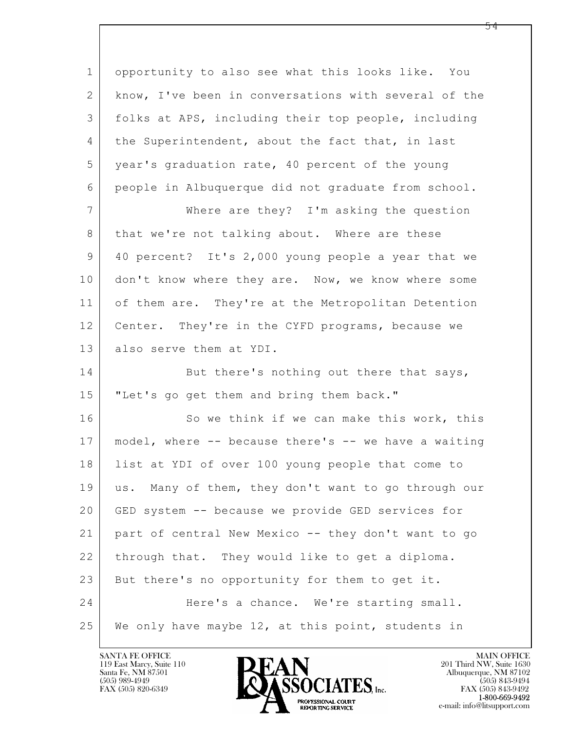opportunity to also see what this looks like. You know, I've been in conversations with several of the folks at APS, including their top people, including the Superintendent, about the fact that, in last year's graduation rate, 40 percent of the young people in Albuquerque did not graduate from school.

Where are they? I'm asking the question that we're not talking about. Where are these 40 percent? It's 2,000 young people a year that we don't know where they are. Now, we know where some of them are. They're at the Metropolitan Detention Center. They're in the CYFD programs, because we also serve them at YDI.

But there's nothing out there that says, "Let's go get them and bring them back."

So we think if we can make this work, this model, where -- because there's -- we have a waiting list at YDI of over 100 young people that come to us. Many of them, they don't want to go through our GED system -- because we provide GED services for part of central New Mexico -- they don't want to go through that. They would like to get a diploma. But there's no opportunity for them to get it.

Here's a chance. We're starting small. We only have maybe 12, at this point, students in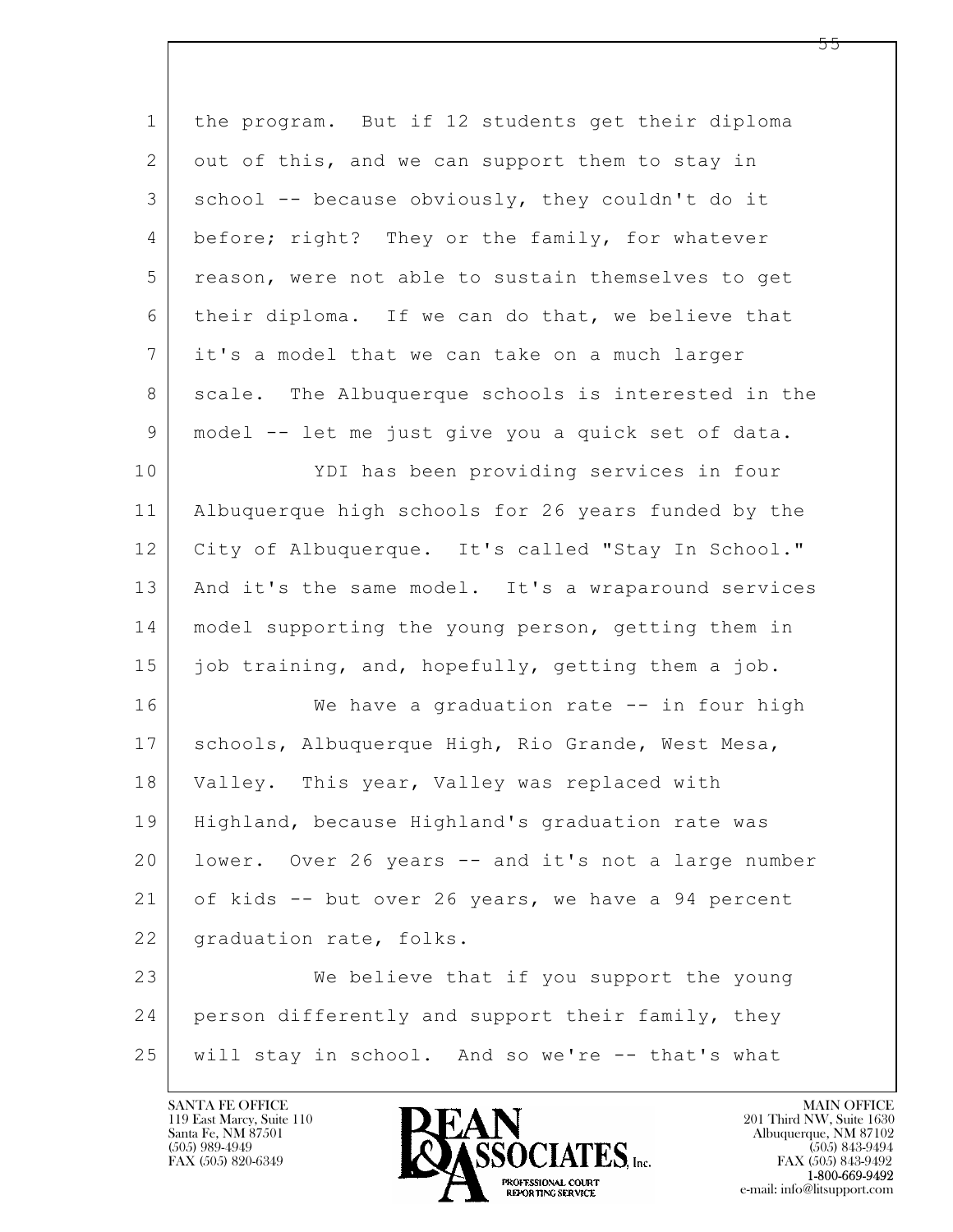the program. But if 12 students get their diploma out of this, and we can support them to stay in school -- because obviously, they couldn't do it before; right? They or the family, for whatever reason, were not able to sustain themselves to get their diploma. If we can do that, we believe that it's a model that we can take on a much larger scale. The Albuquerque schools is interested in the model -- let me just give you a quick set of data.

YDI has been providing services in four Albuquerque high schools for 26 years funded by the City of Albuquerque. It's called "Stay In School." And it's the same model. It's a wraparound services model supporting the young person, getting them in job training, and, hopefully, getting them a job.

We have a graduation rate -- in four high schools, Albuquerque High, Rio Grande, West Mesa, Valley. This year, Valley was replaced with Highland, because Highland's graduation rate was lower. Over 26 years -- and it's not a large number of kids -- but over 26 years, we have a 94 percent graduation rate, folks.

We believe that if you support the young person differently and support their family, they will stay in school. And so we're -- that's what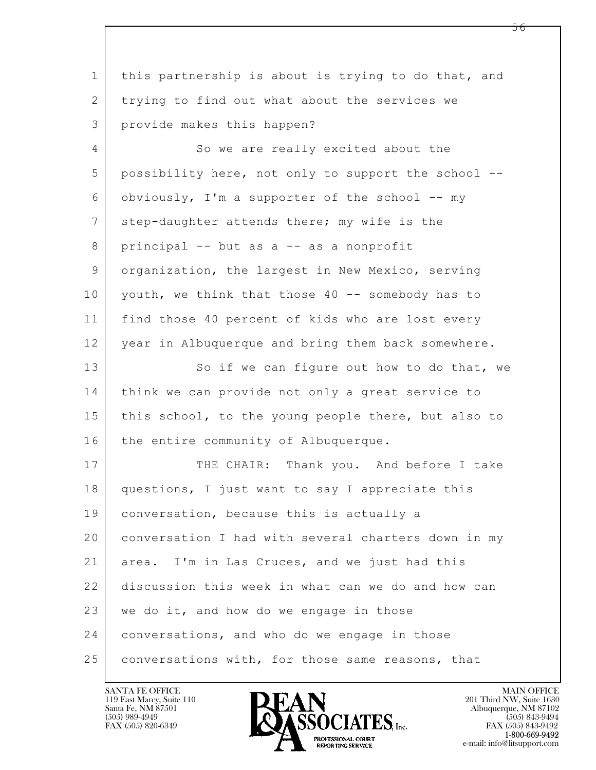this partnership is about is trying to do that, and trying to find out what about the services we provide makes this happen?

So we are really excited about the possibility here, not only to support the school -- obviously, I'm a supporter of the school -- my step-daughter attends there; my wife is the principal -- but as a -- as a nonprofit organization, the largest in New Mexico, serving youth, we think that those 40 -- somebody has to find those 40 percent of kids who are lost every year in Albuquerque and bring them back somewhere.

So if we can figure out how to do that, we think we can provide not only a great service to this school, to the young people there, but also to the entire community of Albuquerque.

THE CHAIR: Thank you. And before I take questions, I just want to say I appreciate this conversation, because this is actually a conversation I had with several charters down in my area. I'm in Las Cruces, and we just had this discussion this week in what can we do and how can we do it, and how do we engage in those conversations, and who do we engage in those conversations with, for those same reasons, that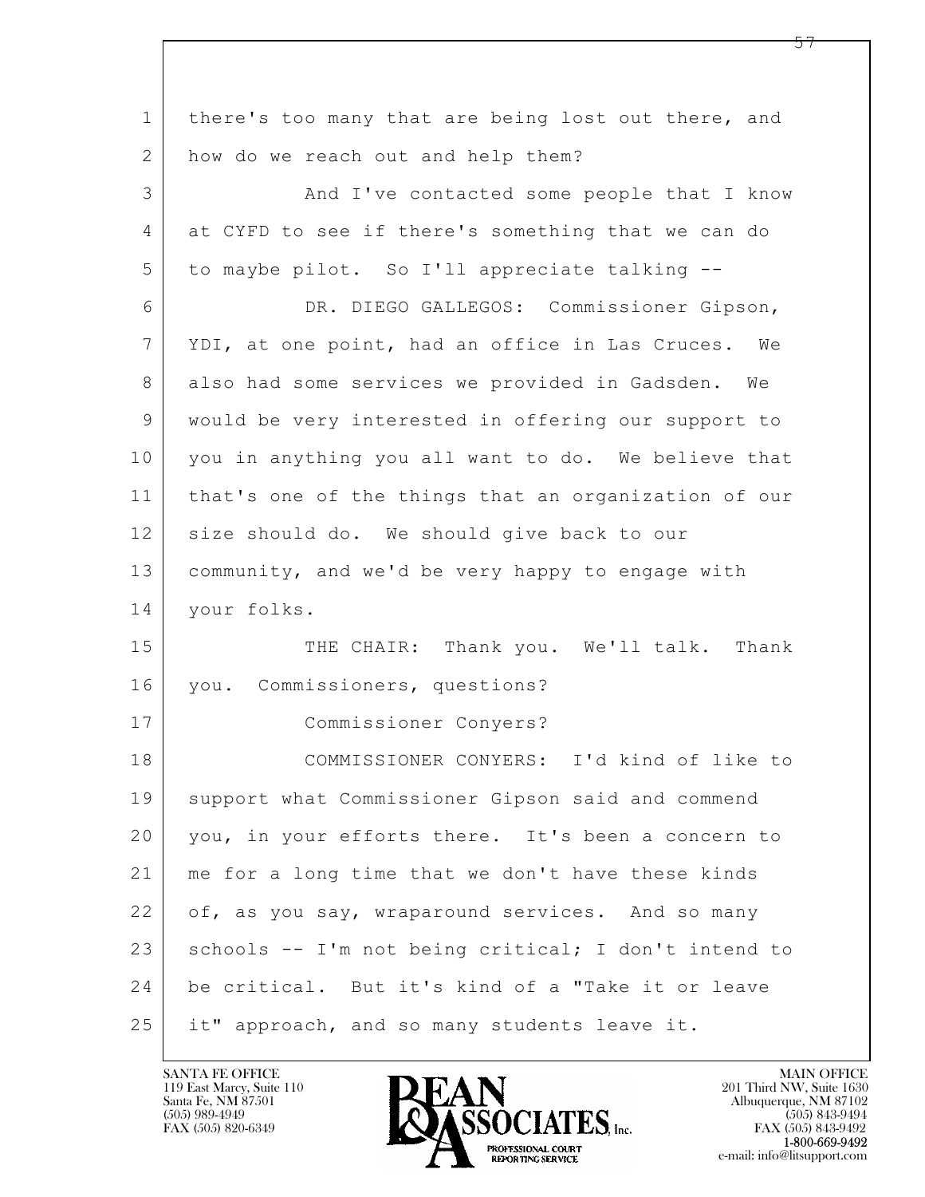there's too many that are being lost out there, and how do we reach out and help them?

And I've contacted some people that I know at CYFD to see if there's something that we can do to maybe pilot. So I'll appreciate talking --

DR. DIEGO GALLEGOS: Commissioner Gipson, YDI, at one point, had an office in Las Cruces. We also had some services we provided in Gadsden. We would be very interested in offering our support to you in anything you all want to do. We believe that that's one of the things that an organization of our size should do. We should give back to our community, and we'd be very happy to engage with your folks.

THE CHAIR: Thank you. We'll talk. Thank you. Commissioners, questions?

Commissioner Conyers?

COMMISSIONER CONYERS: I'd kind of like to support what Commissioner Gipson said and commend you, in your efforts there. It's been a concern to me for a long time that we don't have these kinds of, as you say, wraparound services. And so many schools -- I'm not being critical; I don't intend to be critical. But it's kind of a "Take it or leave it" approach, and so many students leave it.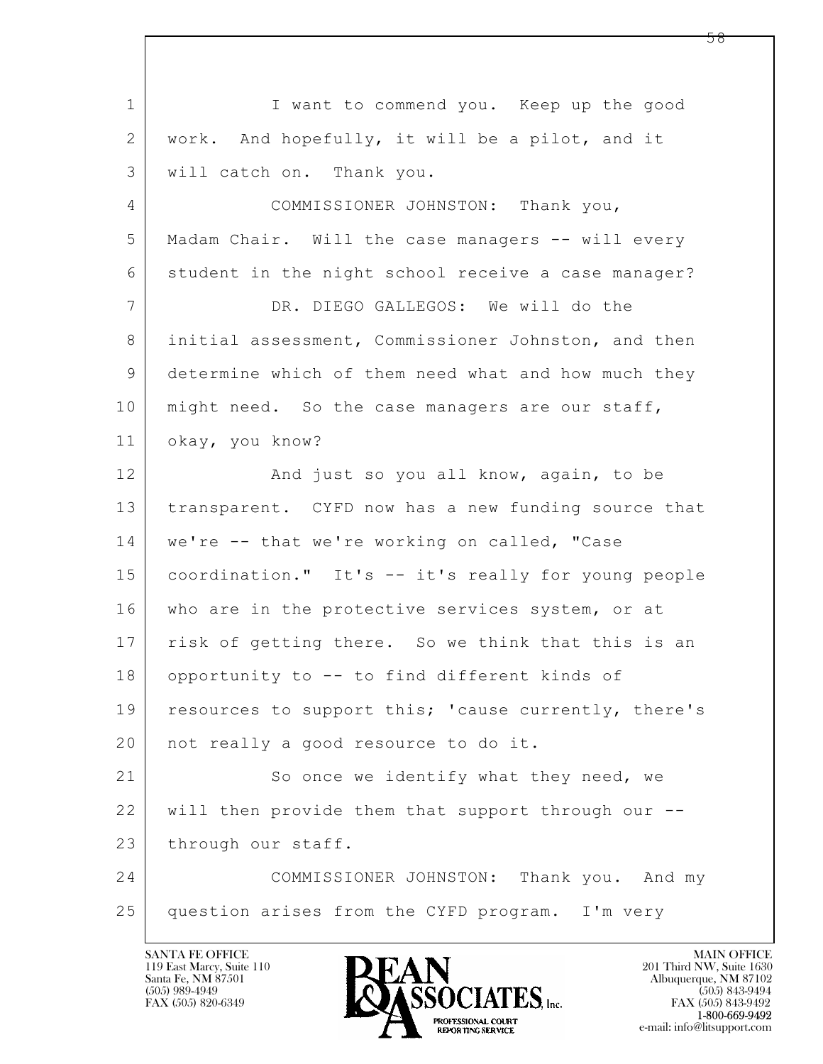I want to commend you. Keep up the good work. And hopefully, it will be a pilot, and it will catch on. Thank you.

COMMISSIONER JOHNSTON: Thank you, Madam Chair. Will the case managers -- will every student in the night school receive a case manager?

DR. DIEGO GALLEGOS: We will do the initial assessment, Commissioner Johnston, and then determine which of them need what and how much they might need. So the case managers are our staff, okay, you know?

And just so you all know, again, to be transparent. CYFD now has a new funding source that we're -- that we're working on called, "Case coordination." It's -- it's really for young people who are in the protective services system, or at risk of getting there. So we think that this is an opportunity to -- to find different kinds of resources to support this; 'cause currently, there's not really a good resource to do it.

So once we identify what they need, we will then provide them that support through our -- through our staff.

COMMISSIONER JOHNSTON: Thank you. And my question arises from the CYFD program. I'm very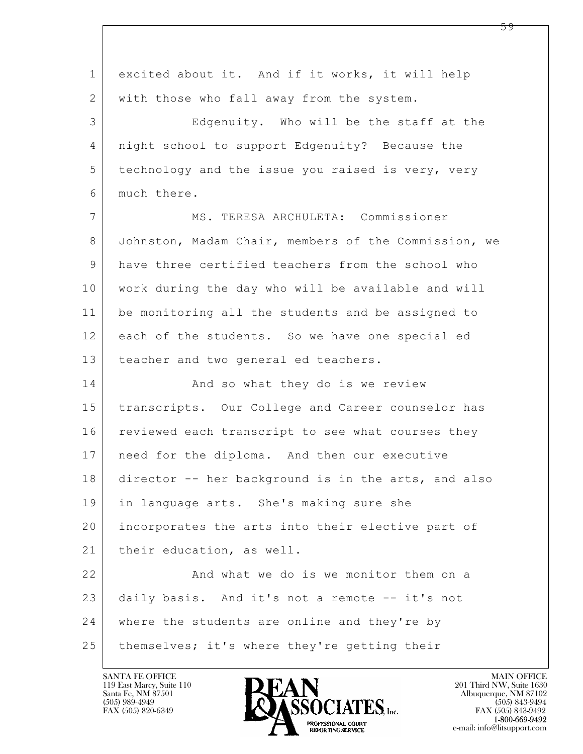excited about it. And if it works, it will help with those who fall away from the system.

Edgenuity. Who will be the staff at the night school to support Edgenuity? Because the technology and the issue you raised is very, very much there.

MS. TERESA ARCHULETA: Commissioner Johnston, Madam Chair, members of the Commission, we have three certified teachers from the school who work during the day who will be available and will be monitoring all the students and be assigned to each of the students. So we have one special ed teacher and two general ed teachers.

And so what they do is we review transcripts. Our College and Career counselor has reviewed each transcript to see what courses they need for the diploma. And then our executive director -- her background is in the arts, and also in language arts. She's making sure she incorporates the arts into their elective part of their education, as well.

And what we do is we monitor them on a daily basis. And it's not a remote -- it's not where the students are online and they're by themselves; it's where they're getting their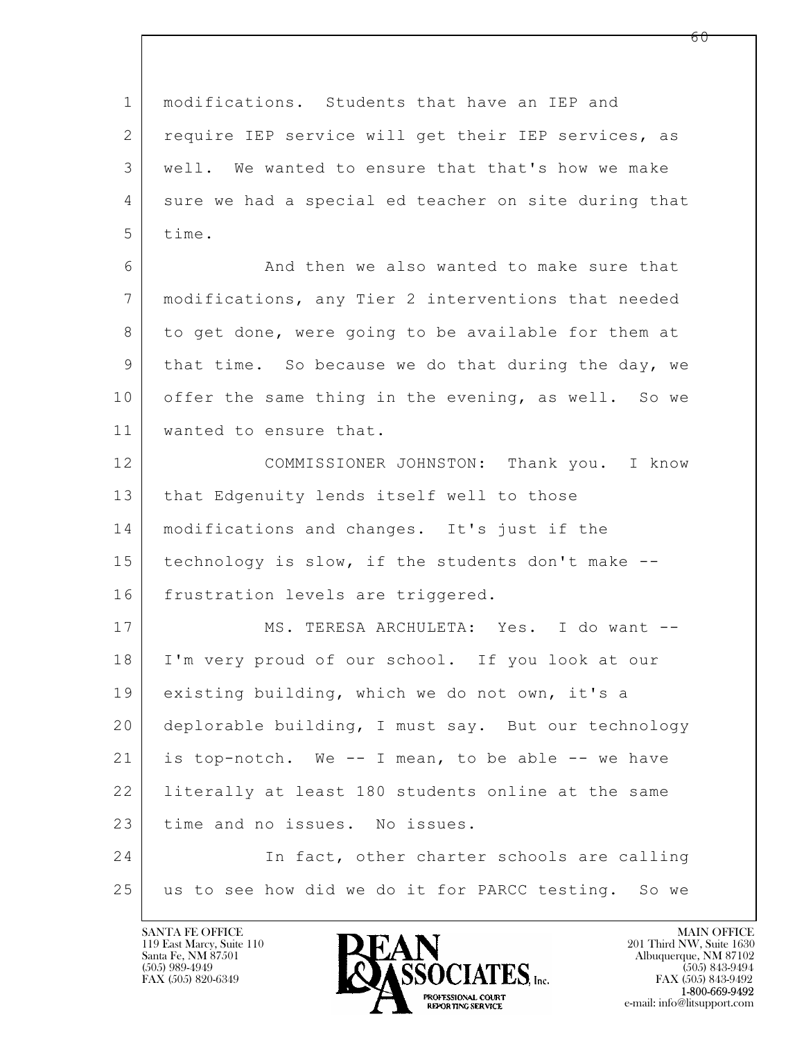modifications. Students that have an IEP and require IEP service will get their IEP services, as well. We wanted to ensure that that's how we make sure we had a special ed teacher on site during that time.

And then we also wanted to make sure that modifications, any Tier 2 interventions that needed to get done, were going to be available for them at that time. So because we do that during the day, we offer the same thing in the evening, as well. So we wanted to ensure that.

COMMISSIONER JOHNSTON: Thank you. I know that Edgenuity lends itself well to those modifications and changes. It's just if the technology is slow, if the students don't make -- frustration levels are triggered.

MS. TERESA ARCHULETA: Yes. I do want -- I'm very proud of our school. If you look at our existing building, which we do not own, it's a deplorable building, I must say. But our technology is top-notch. We -- I mean, to be able -- we have literally at least 180 students online at the same time and no issues. No issues.

In fact, other charter schools are calling us to see how did we do it for PARCC testing. So we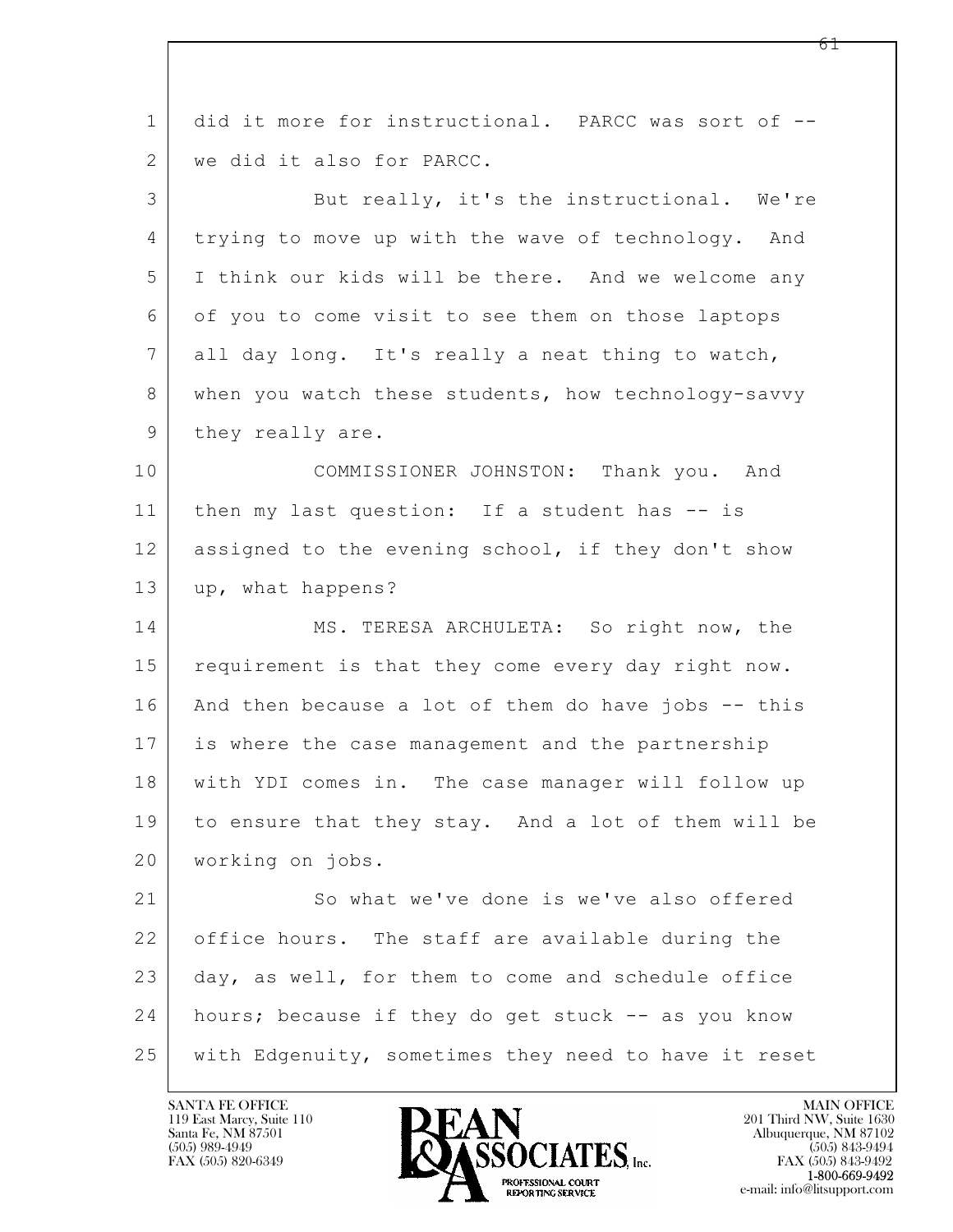did it more for instructional. PARCC was sort of -- we did it also for PARCC.

But really, it's the instructional. We're trying to move up with the wave of technology. And I think our kids will be there. And we welcome any of you to come visit to see them on those laptops all day long. It's really a neat thing to watch, when you watch these students, how technology-savvy they really are.

COMMISSIONER JOHNSTON: Thank you. And then my last question: If a student has -- is assigned to the evening school, if they don't show up, what happens?

MS. TERESA ARCHULETA: So right now, the requirement is that they come every day right now. And then because a lot of them do have jobs -- this is where the case management and the partnership with YDI comes in. The case manager will follow up to ensure that they stay. And a lot of them will be working on jobs.

So what we've done is we've also offered office hours. The staff are available during the day, as well, for them to come and schedule office hours; because if they do get stuck -- as you know with Edgenuity, sometimes they need to have it reset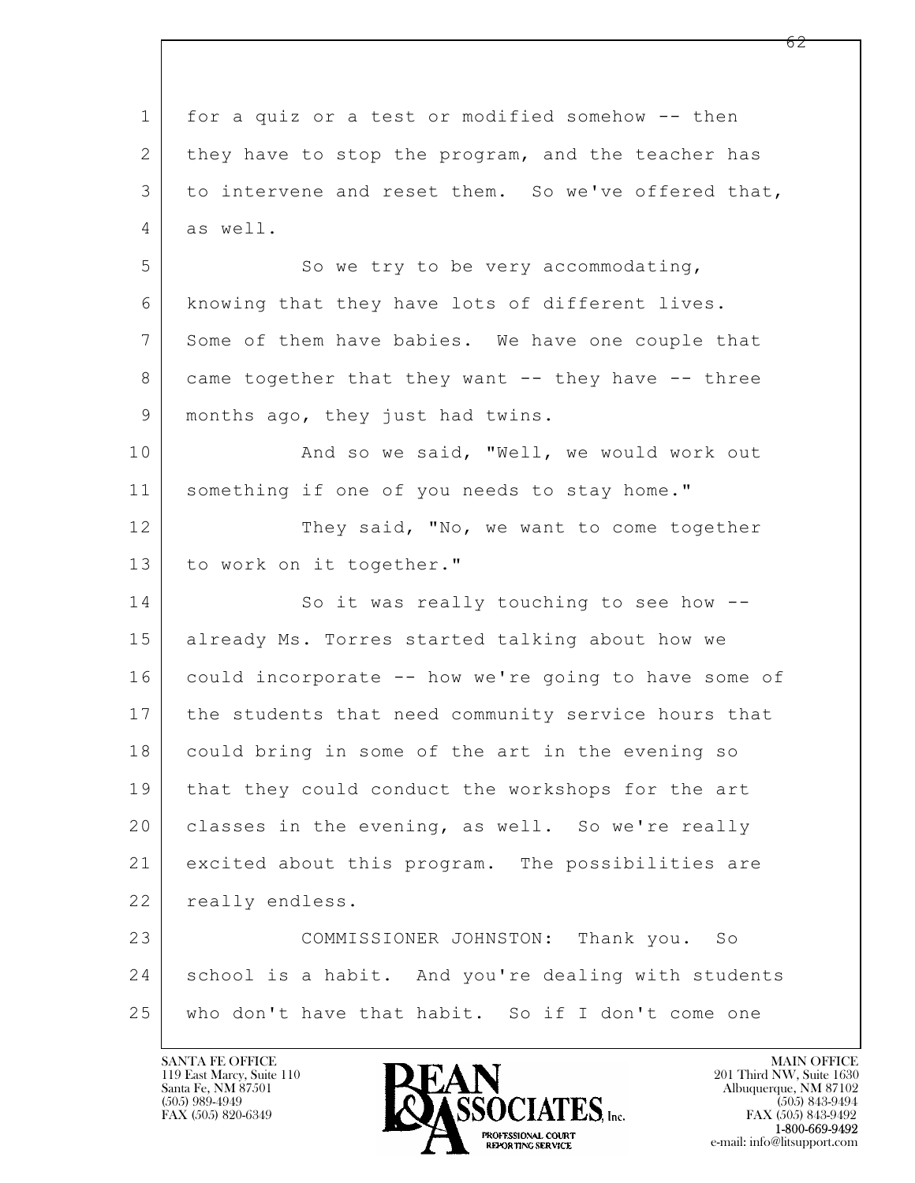for a quiz or a test or modified somehow -- then they have to stop the program, and the teacher has to intervene and reset them. So we've offered that, as well.

So we try to be very accommodating, knowing that they have lots of different lives. Some of them have babies. We have one couple that came together that they want -- they have -- three months ago, they just had twins.

And so we said, "Well, we would work out something if one of you needs to stay home."

They said, "No, we want to come together to work on it together."

So it was really touching to see how -- already Ms. Torres started talking about how we could incorporate -- how we're going to have some of the students that need community service hours that could bring in some of the art in the evening so that they could conduct the workshops for the art classes in the evening, as well. So we're really excited about this program. The possibilities are really endless.

COMMISSIONER JOHNSTON: Thank you. So school is a habit. And you're dealing with students who don't have that habit. So if I don't come one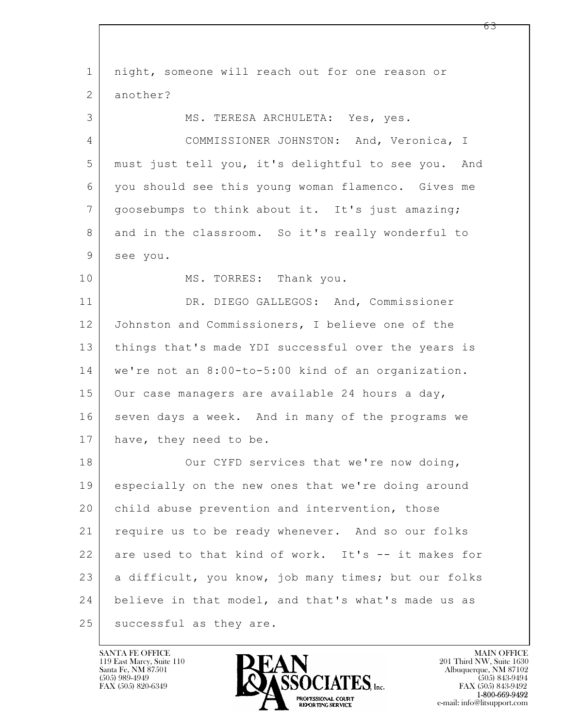night, someone will reach out for one reason or another?

MS. TERESA ARCHULETA: Yes, yes.

COMMISSIONER JOHNSTON: And, Veronica, I must just tell you, it's delightful to see you. And you should see this young woman flamenco. Gives me goosebumps to think about it. It's just amazing; and in the classroom. So it's really wonderful to see you.

MS. TORRES: Thank you.

DR. DIEGO GALLEGOS: And, Commissioner Johnston and Commissioners, I believe one of the things that's made YDI successful over the years is we're not an 8:00-to-5:00 kind of an organization. Our case managers are available 24 hours a day, seven days a week. And in many of the programs we have, they need to be.

Our CYFD services that we're now doing, especially on the new ones that we're doing around child abuse prevention and intervention, those require us to be ready whenever. And so our folks are used to that kind of work. It's -- it makes for a difficult, you know, job many times; but our folks believe in that model, and that's what's made us as successful as they are.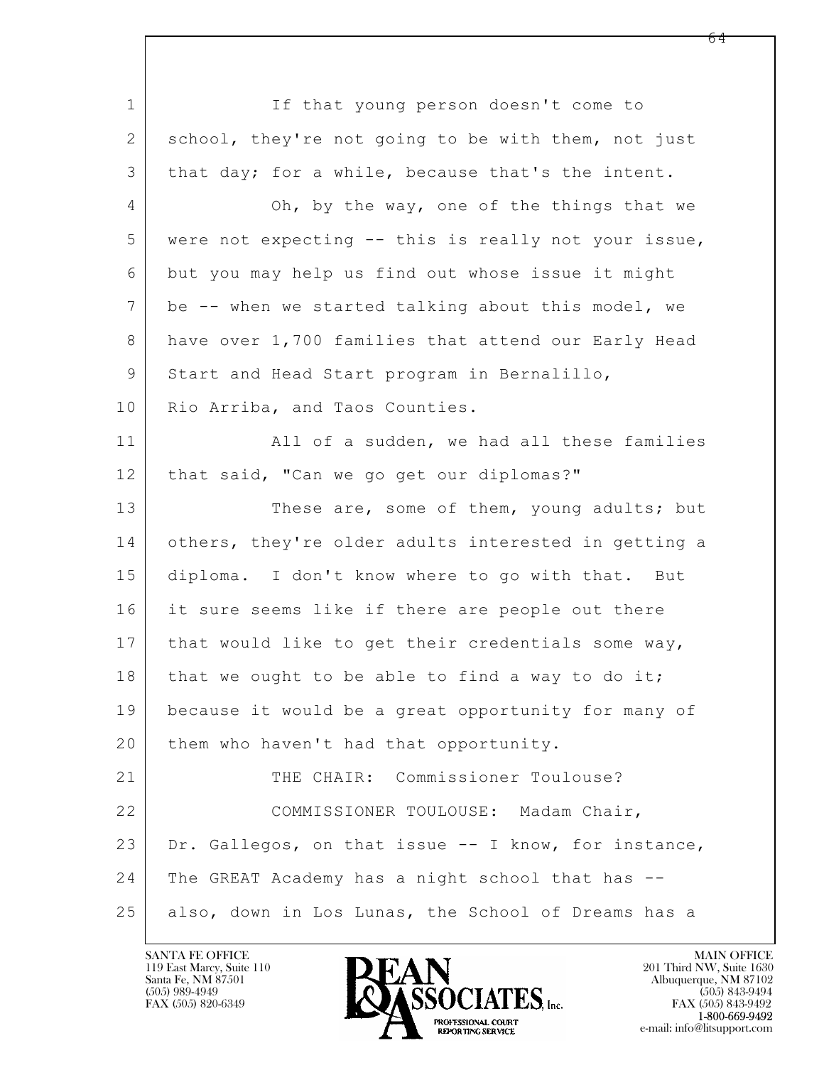If that young person doesn't come to school, they're not going to be with them, not just that day; for a while, because that's the intent.

Oh, by the way, one of the things that we were not expecting -- this is really not your issue, but you may help us find out whose issue it might be -- when we started talking about this model, we have over 1,700 families that attend our Early Head Start and Head Start program in Bernalillo, Rio Arriba, and Taos Counties.

All of a sudden, we had all these families that said, "Can we go get our diplomas?"

These are, some of them, young adults; but others, they're older adults interested in getting a diploma. I don't know where to go with that. But it sure seems like if there are people out there that would like to get their credentials some way, that we ought to be able to find a way to do it; because it would be a great opportunity for many of them who haven't had that opportunity.

THE CHAIR: Commissioner Toulouse?

COMMISSIONER TOULOUSE: Madam Chair, Dr. Gallegos, on that issue -- I know, for instance, The GREAT Academy has a night school that has -- also, down in Los Lunas, the School of Dreams has a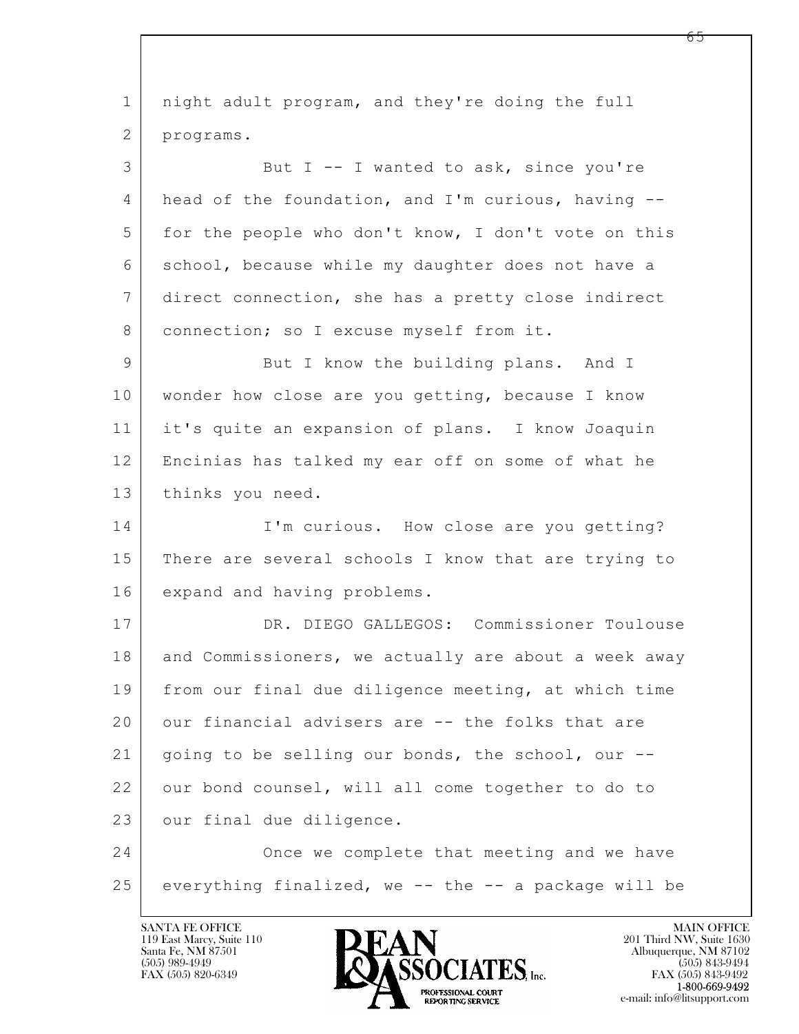night adult program, and they're doing the full programs.

But I -- I wanted to ask, since you're head of the foundation, and I'm curious, having -- for the people who don't know, I don't vote on this school, because while my daughter does not have a direct connection, she has a pretty close indirect connection; so I excuse myself from it.

But I know the building plans. And I wonder how close are you getting, because I know it's quite an expansion of plans. I know Joaquin Encinias has talked my ear off on some of what he thinks you need.

I'm curious. How close are you getting? There are several schools I know that are trying to expand and having problems.

DR. DIEGO GALLEGOS: Commissioner Toulouse and Commissioners, we actually are about a week away from our final due diligence meeting, at which time our financial advisers are -- the folks that are going to be selling our bonds, the school, our -- our bond counsel, will all come together to do to our final due diligence.

Once we complete that meeting and we have everything finalized, we -- the -- a package will be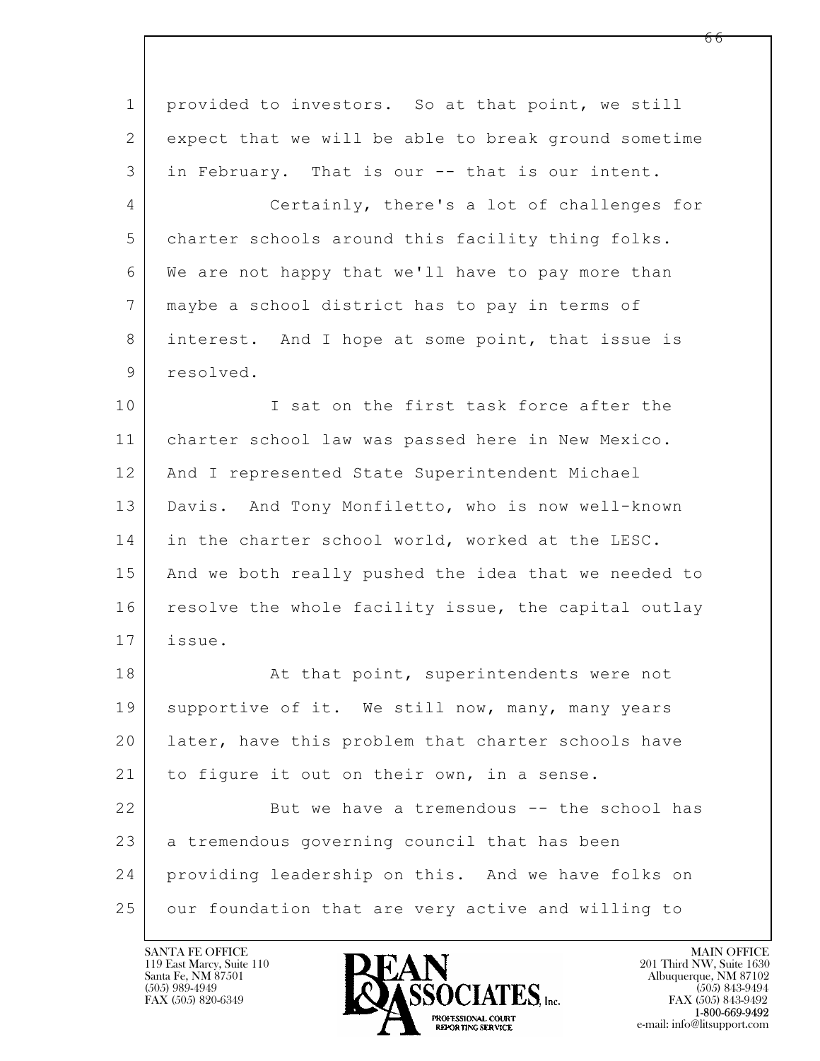provided to investors. So at that point, we still expect that we will be able to break ground sometime in February. That is our -- that is our intent.

Certainly, there's a lot of challenges for charter schools around this facility thing folks. We are not happy that we'll have to pay more than maybe a school district has to pay in terms of interest. And I hope at some point, that issue is resolved.

I sat on the first task force after the charter school law was passed here in New Mexico. And I represented State Superintendent Michael Davis. And Tony Monfiletto, who is now well-known in the charter school world, worked at the LESC. And we both really pushed the idea that we needed to resolve the whole facility issue, the capital outlay issue.

At that point, superintendents were not supportive of it. We still now, many, many years later, have this problem that charter schools have to figure it out on their own, in a sense.

But we have a tremendous -- the school has a tremendous governing council that has been providing leadership on this. And we have folks on our foundation that are very active and willing to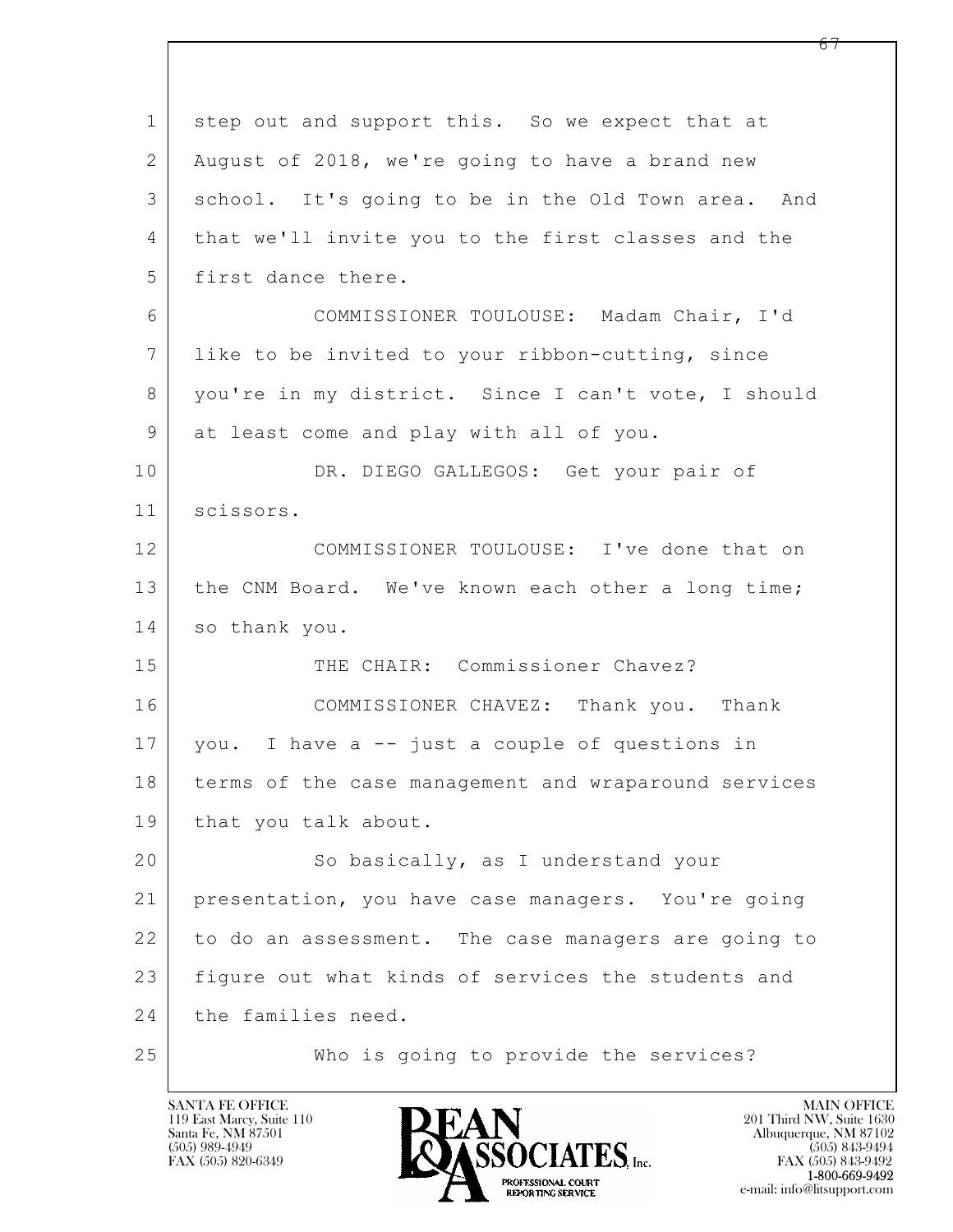step out and support this. So we expect that at August of 2018, we're going to have a brand new school. It's going to be in the Old Town area. And that we'll invite you to the first classes and the first dance there.

COMMISSIONER TOULOUSE: Madam Chair, I'd like to be invited to your ribbon-cutting, since you're in my district. Since I can't vote, I should at least come and play with all of you.

DR. DIEGO GALLEGOS: Get your pair of scissors.

COMMISSIONER TOULOUSE: I've done that on the CNM Board. We've known each other a long time; so thank you.

THE CHAIR: Commissioner Chavez?

COMMISSIONER CHAVEZ: Thank you. Thank you. I have a -- just a couple of questions in terms of the case management and wraparound services that you talk about.

So basically, as I understand your presentation, you have case managers. You're going to do an assessment. The case managers are going to figure out what kinds of services the students and the families need.

Who is going to provide the services?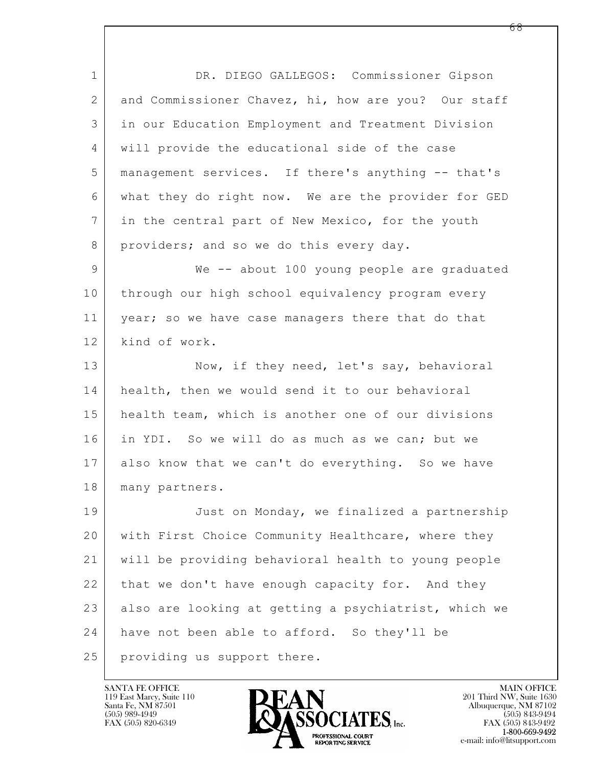DR. DIEGO GALLEGOS: Commissioner Gipson and Commissioner Chavez, hi, how are you? Our staff in our Education Employment and Treatment Division will provide the educational side of the case management services. If there's anything -- that's what they do right now. We are the provider for GED in the central part of New Mexico, for the youth providers; and so we do this every day.

We -- about 100 young people are graduated through our high school equivalency program every year; so we have case managers there that do that kind of work.

Now, if they need, let's say, behavioral health, then we would send it to our behavioral health team, which is another one of our divisions in YDI. So we will do as much as we can; but we also know that we can't do everything. So we have many partners.

Just on Monday, we finalized a partnership with First Choice Community Healthcare, where they will be providing behavioral health to young people that we don't have enough capacity for. And they also are looking at getting a psychiatrist, which we have not been able to afford. So they'll be providing us support there.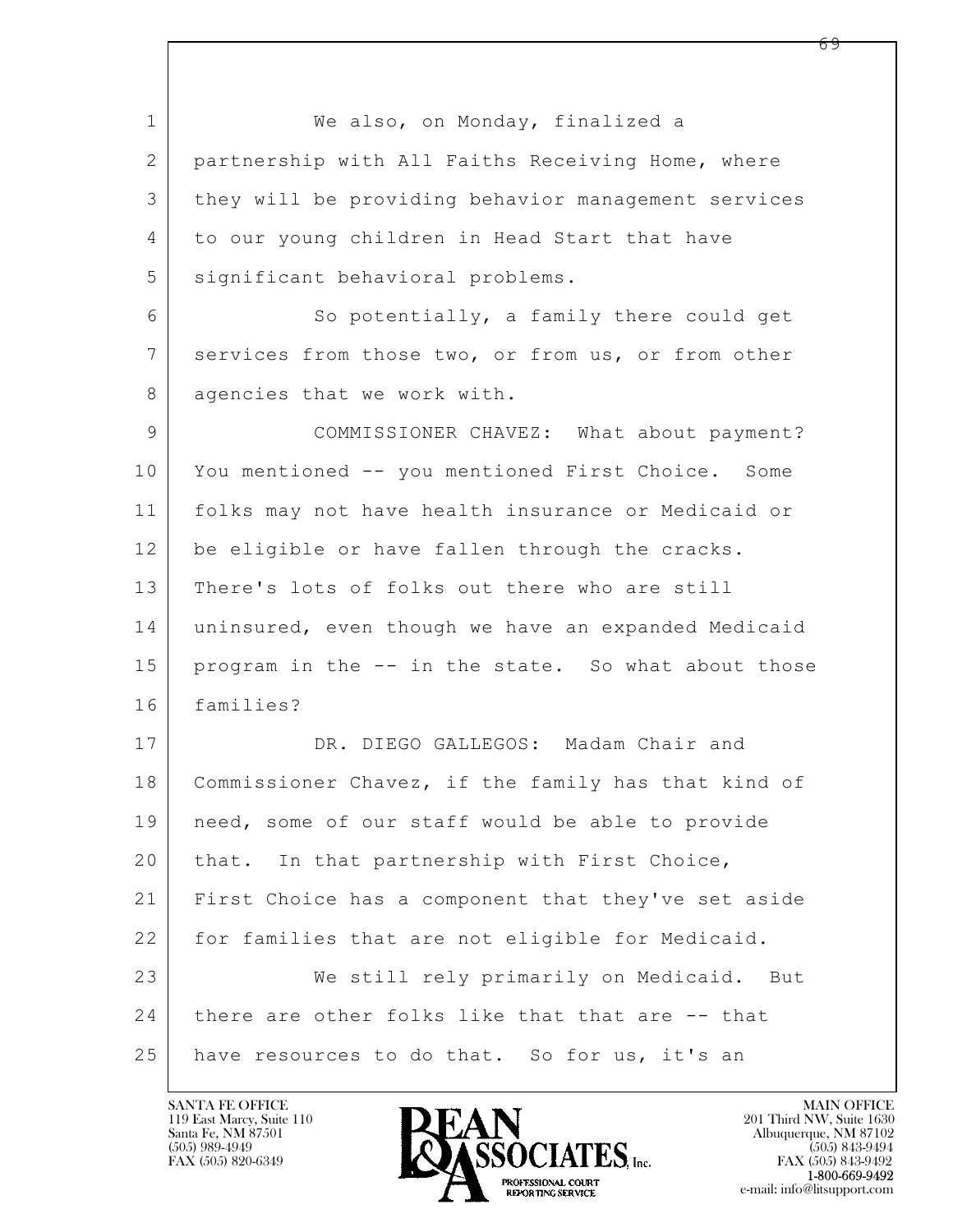We also, on Monday, finalized a partnership with All Faiths Receiving Home, where they will be providing behavior management services to our young children in Head Start that have significant behavioral problems.

So potentially, a family there could get services from those two, or from us, or from other agencies that we work with.

COMMISSIONER CHAVEZ: What about payment? You mentioned -- you mentioned First Choice. Some folks may not have health insurance or Medicaid or be eligible or have fallen through the cracks. There's lots of folks out there who are still uninsured, even though we have an expanded Medicaid program in the -- in the state. So what about those families?

DR. DIEGO GALLEGOS: Madam Chair and Commissioner Chavez, if the family has that kind of need, some of our staff would be able to provide that. In that partnership with First Choice, First Choice has a component that they've set aside for families that are not eligible for Medicaid.

We still rely primarily on Medicaid. But there are other folks like that that are -- that have resources to do that. So for us, it's an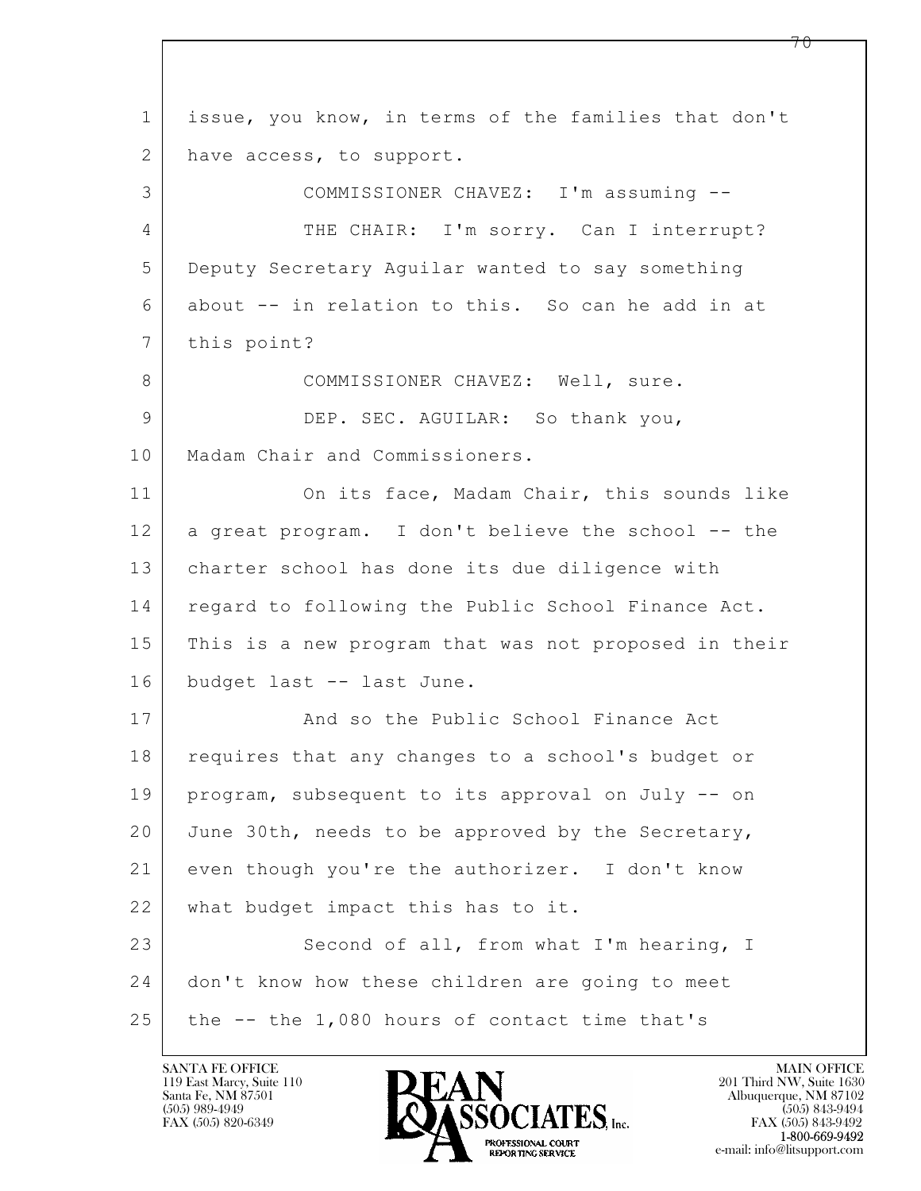issue, you know, in terms of the families that don't have access, to support.

COMMISSIONER CHAVEZ: I'm assuming --

THE CHAIR: I'm sorry. Can I interrupt? Deputy Secretary Aguilar wanted to say something about -- in relation to this. So can he add in at this point?

COMMISSIONER CHAVEZ: Well, sure.

DEP. SEC. AGUILAR: So thank you, Madam Chair and Commissioners.

On its face, Madam Chair, this sounds like a great program. I don't believe the school -- the charter school has done its due diligence with regard to following the Public School Finance Act. This is a new program that was not proposed in their budget last -- last June.

And so the Public School Finance Act requires that any changes to a school's budget or program, subsequent to its approval on July -- on June 30th, needs to be approved by the Secretary, even though you're the authorizer. I don't know what budget impact this has to it.

Second of all, from what I'm hearing, I don't know how these children are going to meet the -- the 1,080 hours of contact time that's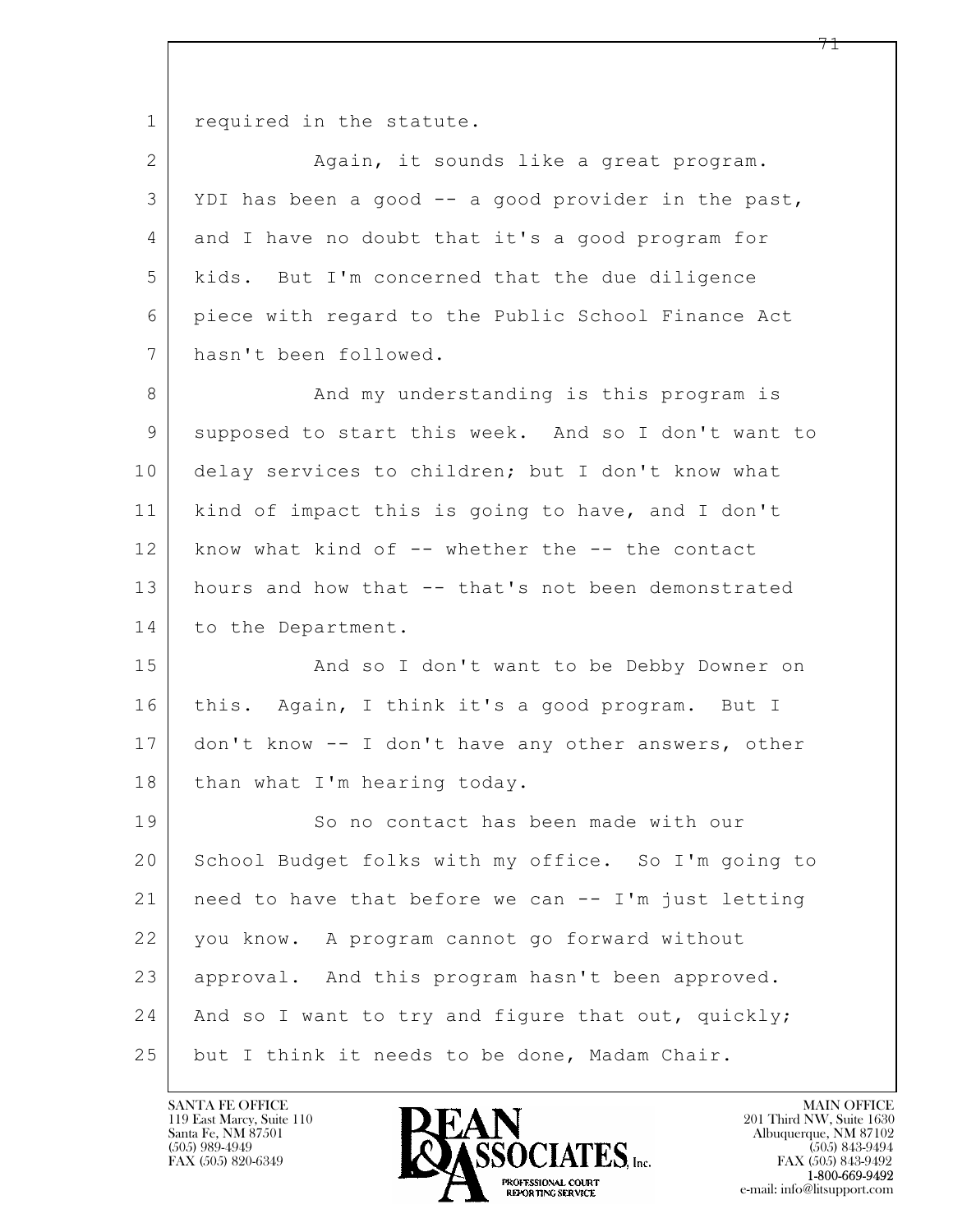required in the statute.

Again, it sounds like a great program. YDI has been a good -- a good provider in the past, and I have no doubt that it's a good program for kids. But I'm concerned that the due diligence piece with regard to the Public School Finance Act hasn't been followed.

And my understanding is this program is supposed to start this week. And so I don't want to delay services to children; but I don't know what kind of impact this is going to have, and I don't know what kind of -- whether the -- the contact hours and how that -- that's not been demonstrated to the Department.

And so I don't want to be Debby Downer on this. Again, I think it's a good program. But I don't know -- I don't have any other answers, other than what I'm hearing today.

So no contact has been made with our School Budget folks with my office. So I'm going to need to have that before we can -- I'm just letting you know. A program cannot go forward without approval. And this program hasn't been approved. And so I want to try and figure that out, quickly; but I think it needs to be done, Madam Chair.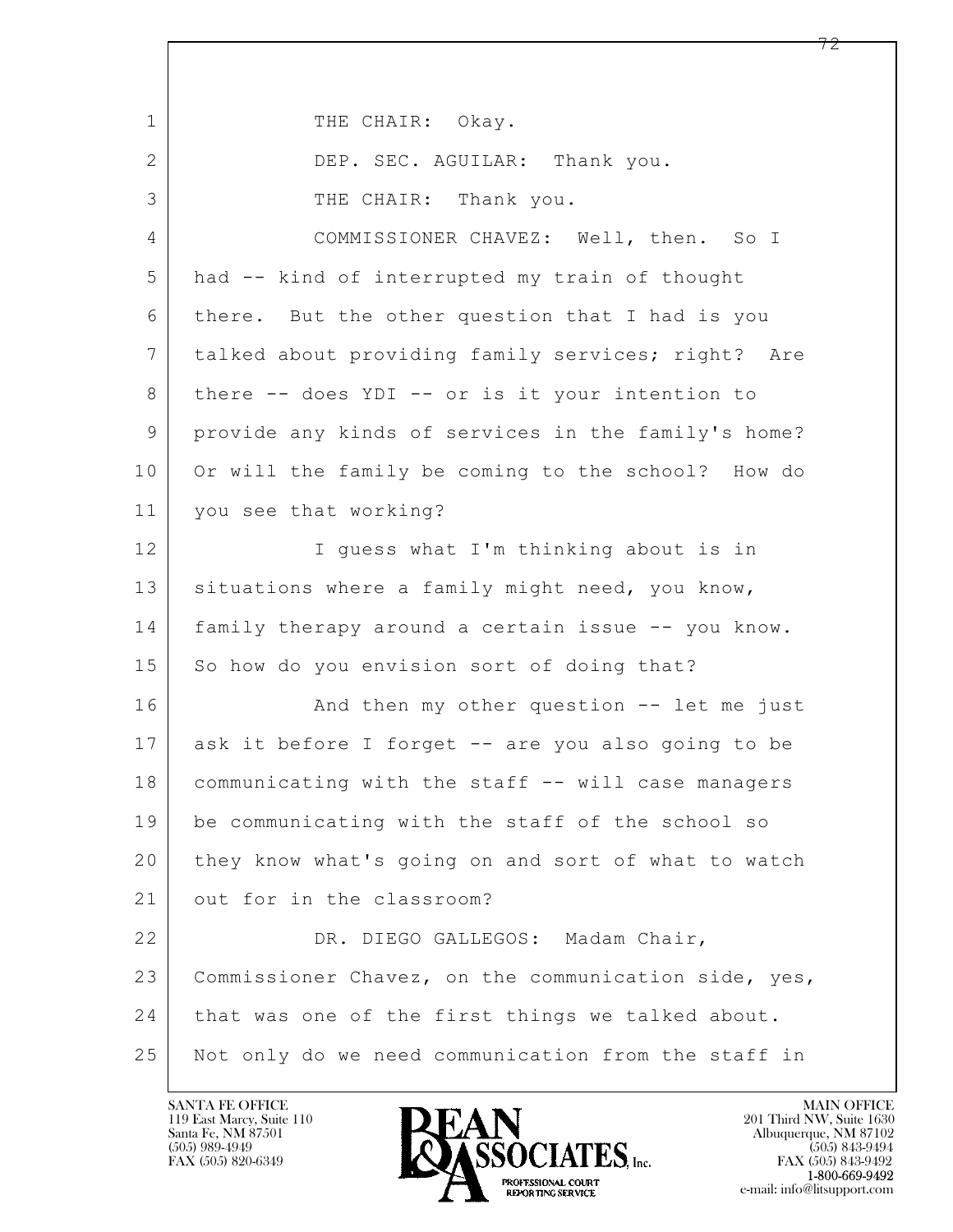THE CHAIR: Okay.

DEP. SEC. AGUILAR: Thank you.

THE CHAIR: Thank you.

COMMISSIONER CHAVEZ: Well, then. So I had -- kind of interrupted my train of thought there. But the other question that I had is you talked about providing family services; right? Are there -- does YDI -- or is it your intention to provide any kinds of services in the family's home? Or will the family be coming to the school? How do you see that working?

I guess what I'm thinking about is in situations where a family might need, you know, family therapy around a certain issue -- you know. So how do you envision sort of doing that?

And then my other question -- let me just ask it before I forget -- are you also going to be communicating with the staff -- will case managers be communicating with the staff of the school so they know what's going on and sort of what to watch out for in the classroom?

DR. DIEGO GALLEGOS: Madam Chair, Commissioner Chavez, on the communication side, yes, that was one of the first things we talked about. Not only do we need communication from the staff in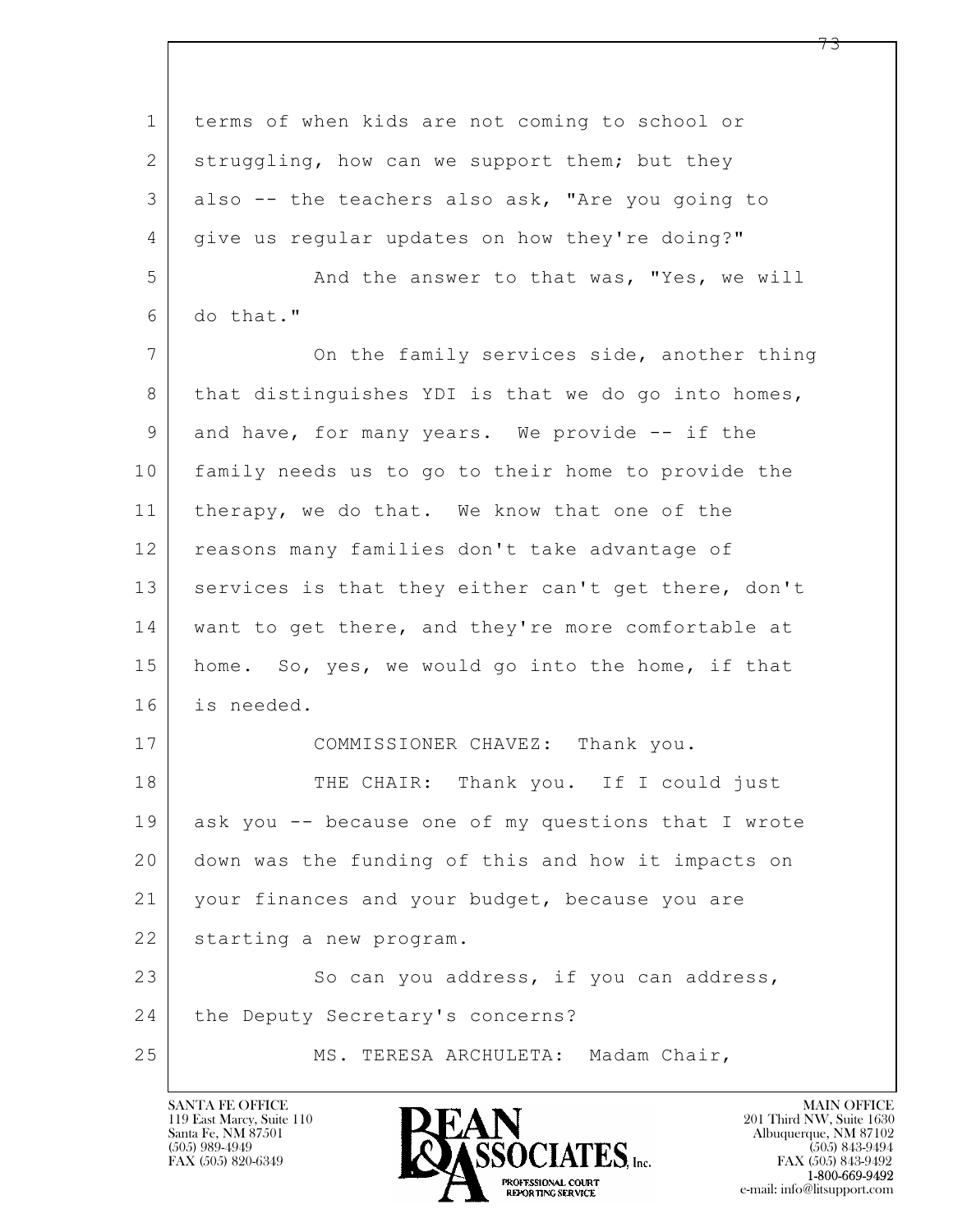terms of when kids are not coming to school or struggling, how can we support them; but they also -- the teachers also ask, "Are you going to give us regular updates on how they're doing?"

And the answer to that was, "Yes, we will do that."

On the family services side, another thing that distinguishes YDI is that we do go into homes, and have, for many years. We provide -- if the family needs us to go to their home to provide the therapy, we do that. We know that one of the reasons many families don't take advantage of services is that they either can't get there, don't want to get there, and they're more comfortable at home. So, yes, we would go into the home, if that is needed.

COMMISSIONER CHAVEZ: Thank you.

THE CHAIR: Thank you. If I could just ask you -- because one of my questions that I wrote down was the funding of this and how it impacts on your finances and your budget, because you are starting a new program.

So can you address, if you can address, the Deputy Secretary's concerns?

MS. TERESA ARCHULETA: Madam Chair,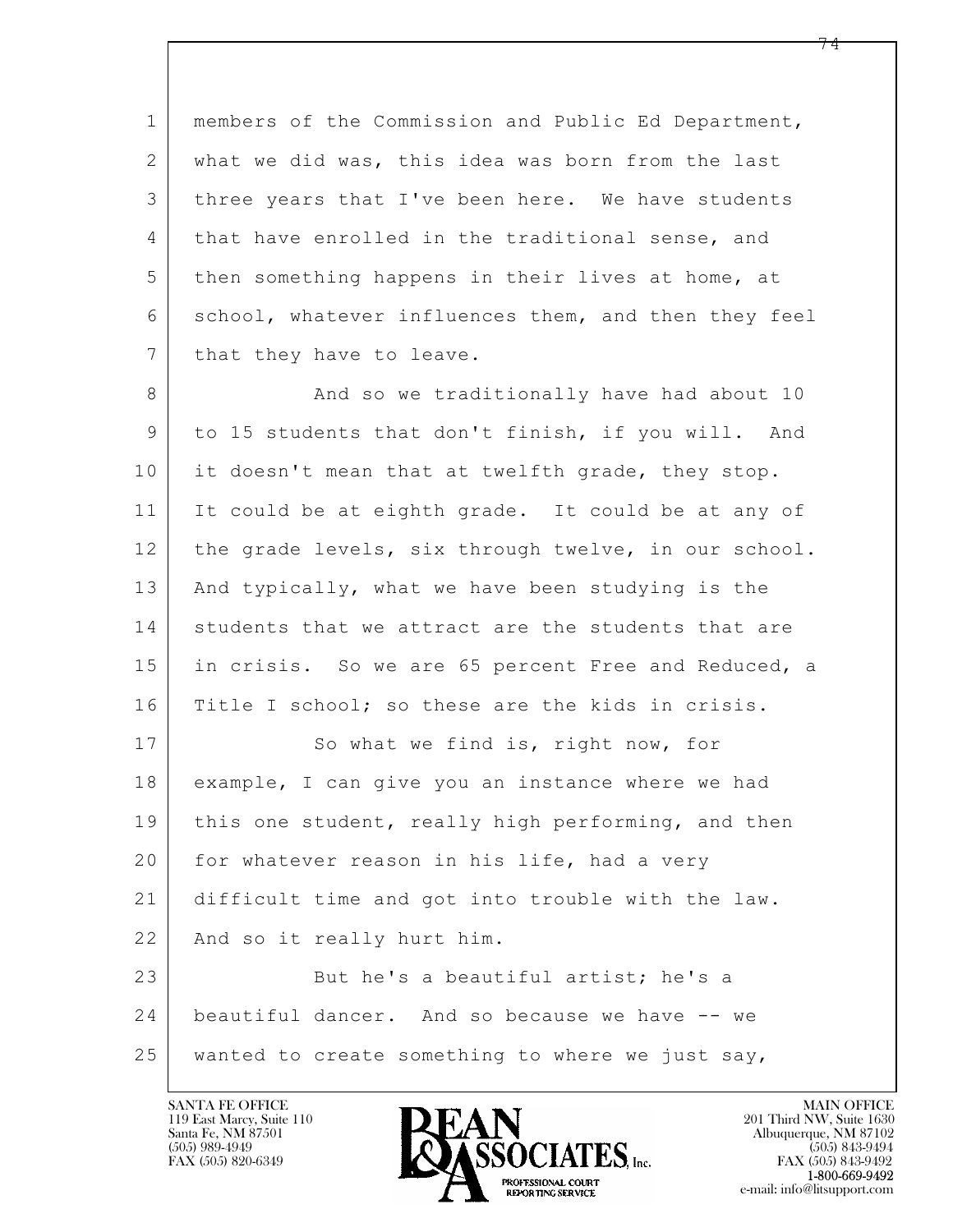members of the Commission and Public Ed Department, what we did was, this idea was born from the last three years that I've been here. We have students that have enrolled in the traditional sense, and then something happens in their lives at home, at school, whatever influences them, and then they feel that they have to leave.

And so we traditionally have had about 10 to 15 students that don't finish, if you will. And it doesn't mean that at twelfth grade, they stop. It could be at eighth grade. It could be at any of the grade levels, six through twelve, in our school. And typically, what we have been studying is the students that we attract are the students that are in crisis. So we are 65 percent Free and Reduced, a Title I school; so these are the kids in crisis.

So what we find is, right now, for example, I can give you an instance where we had this one student, really high performing, and then for whatever reason in his life, had a very difficult time and got into trouble with the law. And so it really hurt him.

But he's a beautiful artist; he's a beautiful dancer. And so because we have -- we wanted to create something to where we just say,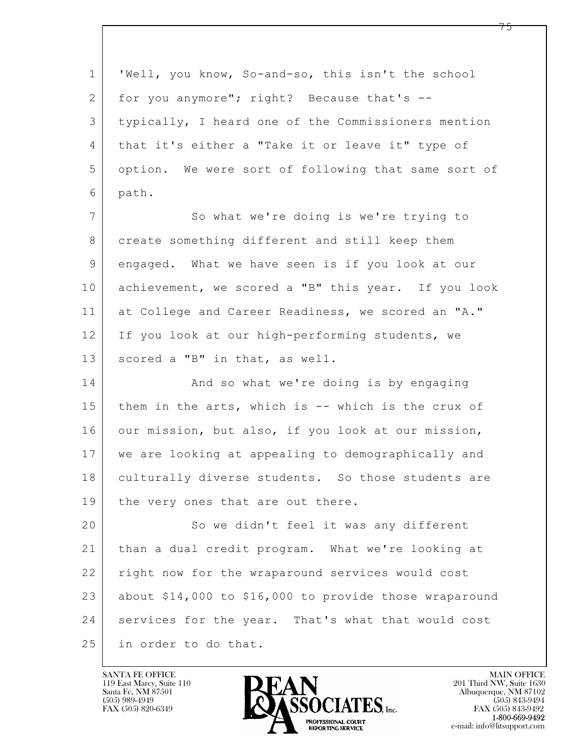'Well, you know, So-and-so, this isn't the school for you anymore"; right? Because that's -- typically, I heard one of the Commissioners mention that it's either a "Take it or leave it" type of option. We were sort of following that same sort of path.

So what we're doing is we're trying to create something different and still keep them engaged. What we have seen is if you look at our achievement, we scored a "B" this year. If you look at College and Career Readiness, we scored an "A." If you look at our high-performing students, we scored a "B" in that, as well.

And so what we're doing is by engaging them in the arts, which is -- which is the crux of our mission, but also, if you look at our mission, we are looking at appealing to demographically and culturally diverse students. So those students are the very ones that are out there.

So we didn't feel it was any different than a dual credit program. What we're looking at right now for the wraparound services would cost about $14,000 to $16,000 to provide those wraparound services for the year. That's what that would cost in order to do that.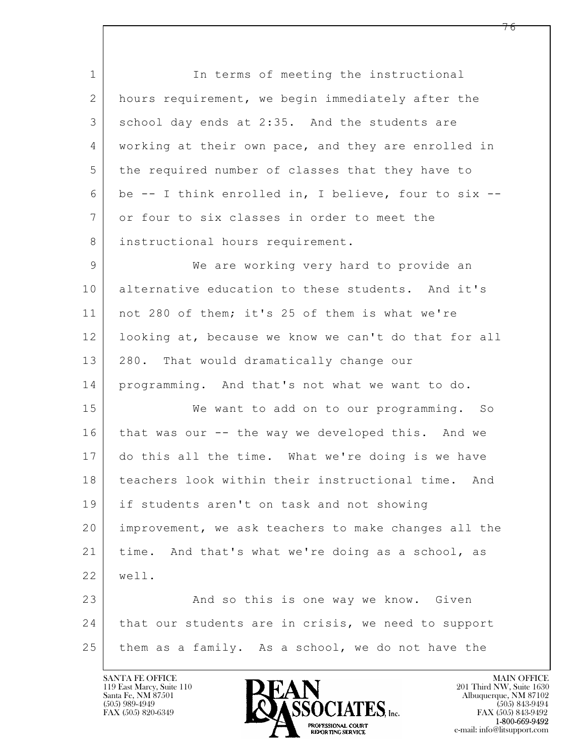In terms of meeting the instructional hours requirement, we begin immediately after the school day ends at 2:35. And the students are working at their own pace, and they are enrolled in the required number of classes that they have to be -- I think enrolled in, I believe, four to six -- or four to six classes in order to meet the instructional hours requirement.

We are working very hard to provide an alternative education to these students. And it's not 280 of them; it's 25 of them is what we're looking at, because we know we can't do that for all 280. That would dramatically change our programming. And that's not what we want to do.

We want to add on to our programming. So that was our -- the way we developed this. And we do this all the time. What we're doing is we have teachers look within their instructional time. And if students aren't on task and not showing improvement, we ask teachers to make changes all the time. And that's what we're doing as a school, as well.

And so this is one way we know. Given that our students are in crisis, we need to support them as a family. As a school, we do not have the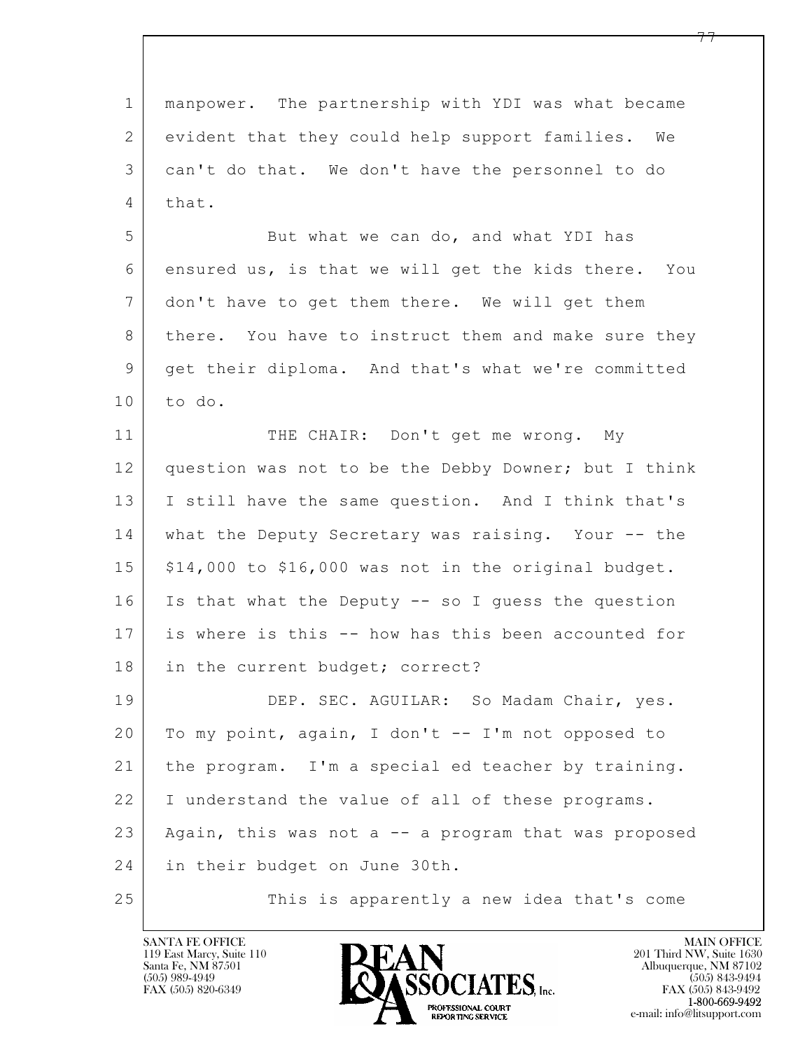manpower. The partnership with YDI was what became evident that they could help support families. We can't do that. We don't have the personnel to do that.

But what we can do, and what YDI has ensured us, is that we will get the kids there. You don't have to get them there. We will get them there. You have to instruct them and make sure they get their diploma. And that's what we're committed to do.

THE CHAIR: Don't get me wrong. My question was not to be the Debby Downer; but I think I still have the same question. And I think that's what the Deputy Secretary was raising. Your -- the $14,000 to $16,000 was not in the original budget. Is that what the Deputy -- so I guess the question is where is this -- how has this been accounted for in the current budget; correct?

DEP. SEC. AGUILAR: So Madam Chair, yes. To my point, again, I don't -- I'm not opposed to the program. I'm a special ed teacher by training. I understand the value of all of these programs. Again, this was not a -- a program that was proposed in their budget on June 30th.

This is apparently a new idea that's come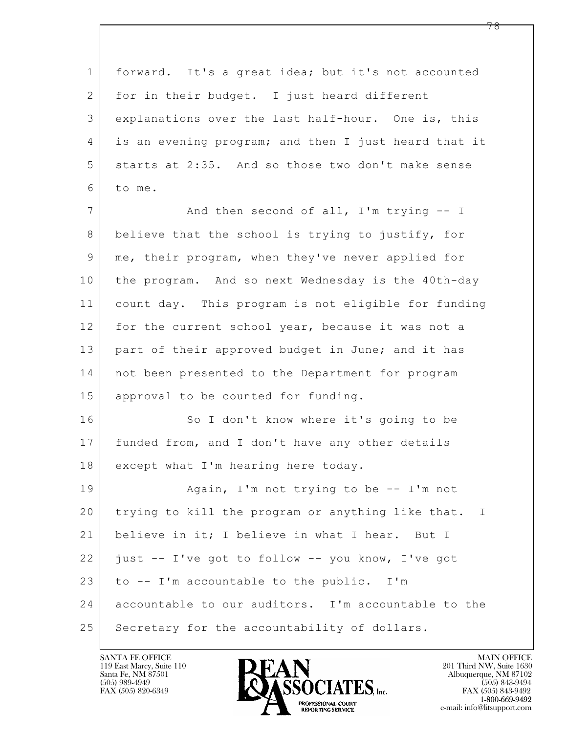forward. It's a great idea; but it's not accounted for in their budget. I just heard different explanations over the last half-hour. One is, this is an evening program; and then I just heard that it starts at 2:35. And so those two don't make sense to me.

And then second of all, I'm trying -- I believe that the school is trying to justify, for me, their program, when they've never applied for the program. And so next Wednesday is the 40th-day count day. This program is not eligible for funding for the current school year, because it was not a part of their approved budget in June; and it has not been presented to the Department for program approval to be counted for funding.

So I don't know where it's going to be funded from, and I don't have any other details except what I'm hearing here today.

Again, I'm not trying to be -- I'm not trying to kill the program or anything like that. I believe in it; I believe in what I hear. But I just -- I've got to follow -- you know, I've got to -- I'm accountable to the public. I'm accountable to our auditors. I'm accountable to the Secretary for the accountability of dollars.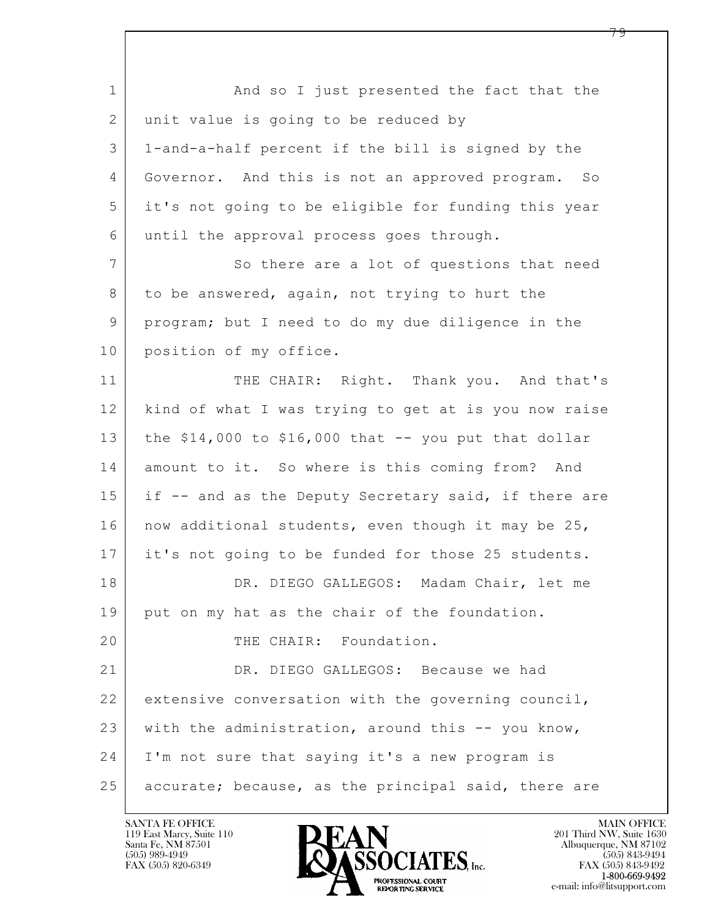And so I just presented the fact that the unit value is going to be reduced by 1-and-a-half percent if the bill is signed by the Governor. And this is not an approved program. So it's not going to be eligible for funding this year until the approval process goes through.

So there are a lot of questions that need to be answered, again, not trying to hurt the program; but I need to do my due diligence in the position of my office.

THE CHAIR: Right. Thank you. And that's kind of what I was trying to get at is you now raise the $14,000 to $16,000 that -- you put that dollar amount to it. So where is this coming from? And if -- and as the Deputy Secretary said, if there are now additional students, even though it may be 25, it's not going to be funded for those 25 students.

DR. DIEGO GALLEGOS: Madam Chair, let me put on my hat as the chair of the foundation.

THE CHAIR: Foundation.

DR. DIEGO GALLEGOS: Because we had extensive conversation with the governing council, with the administration, around this -- you know, I'm not sure that saying it's a new program is accurate; because, as the principal said, there are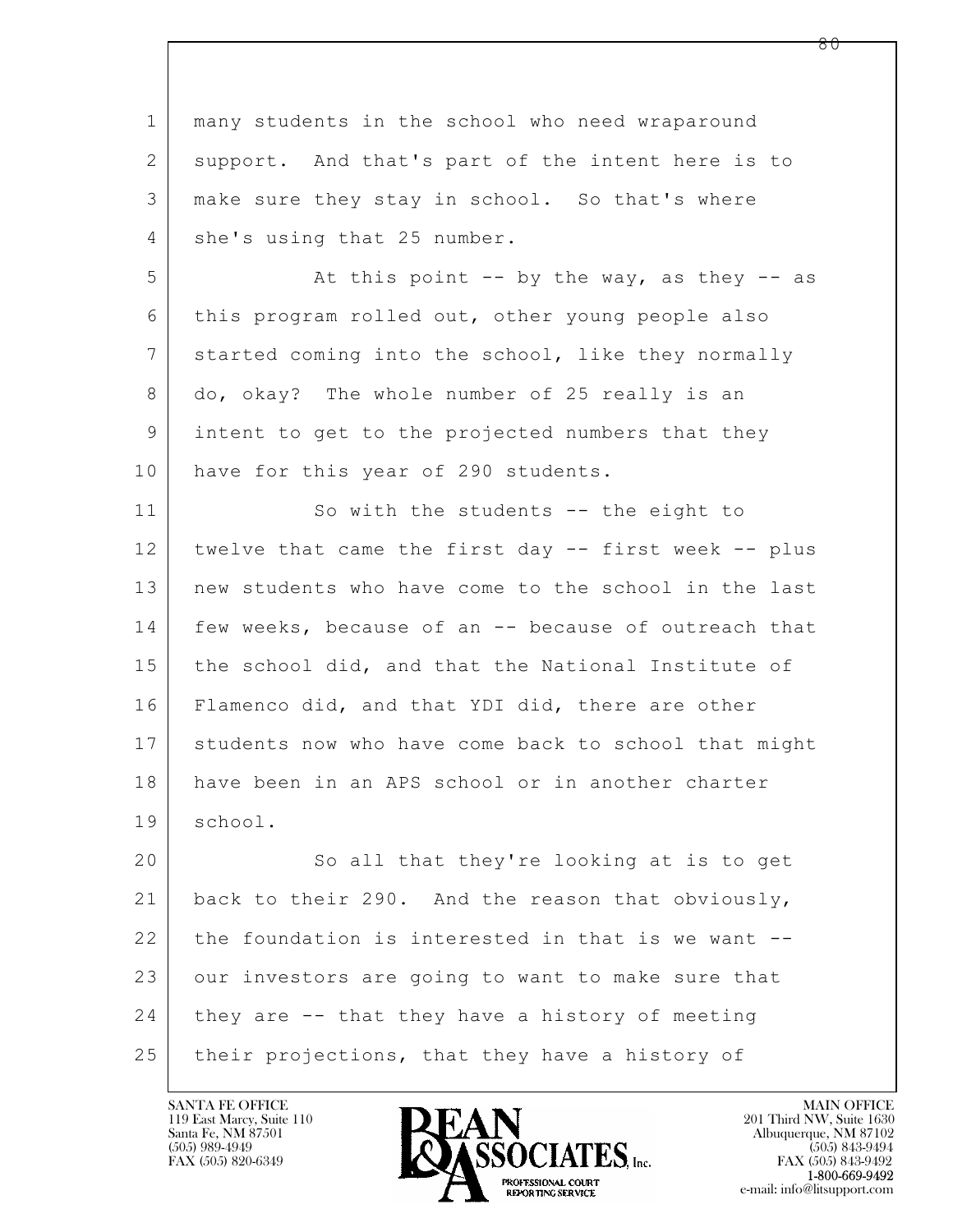many students in the school who need wraparound support. And that's part of the intent here is to make sure they stay in school. So that's where she's using that 25 number.

At this point -- by the way, as they -- as this program rolled out, other young people also started coming into the school, like they normally do, okay? The whole number of 25 really is an intent to get to the projected numbers that they have for this year of 290 students.

So with the students -- the eight to twelve that came the first day -- first week -- plus new students who have come to the school in the last few weeks, because of an -- because of outreach that the school did, and that the National Institute of Flamenco did, and that YDI did, there are other students now who have come back to school that might have been in an APS school or in another charter school.

So all that they're looking at is to get back to their 290. And the reason that obviously, the foundation is interested in that is we want -- our investors are going to want to make sure that they are -- that they have a history of meeting their projections, that they have a history of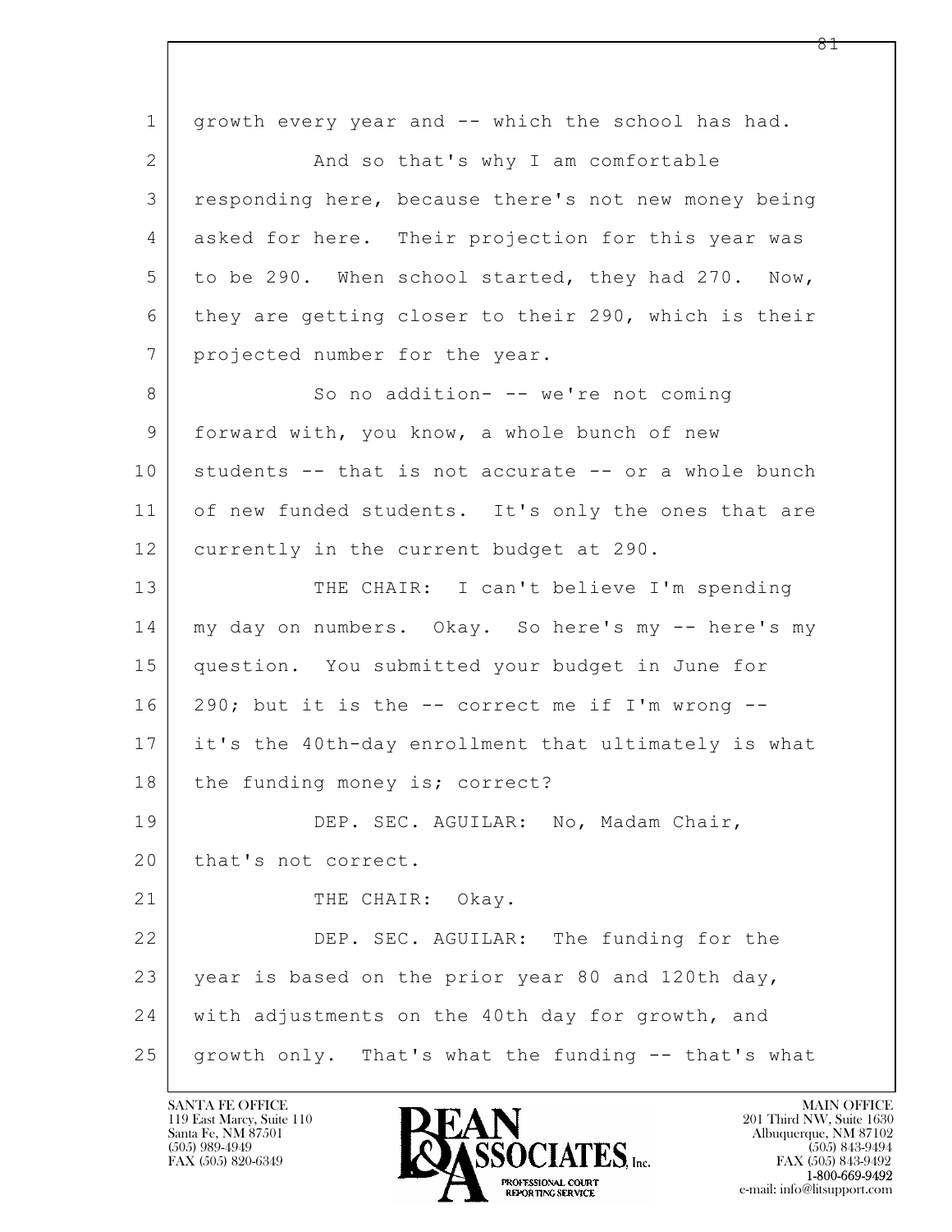growth every year and -- which the school has had.

And so that's why I am comfortable responding here, because there's not new money being asked for here. Their projection for this year was to be 290. When school started, they had 270. Now, they are getting closer to their 290, which is their projected number for the year.

So no addition- -- we're not coming forward with, you know, a whole bunch of new students -- that is not accurate -- or a whole bunch of new funded students. It's only the ones that are currently in the current budget at 290.

THE CHAIR: I can't believe I'm spending my day on numbers. Okay. So here's my -- here's my question. You submitted your budget in June for 290; but it is the -- correct me if I'm wrong -- it's the 40th-day enrollment that ultimately is what the funding money is; correct?

DEP. SEC. AGUILAR: No, Madam Chair, that's not correct.

THE CHAIR: Okay.

DEP. SEC. AGUILAR: The funding for the year is based on the prior year 80 and 120th day, with adjustments on the 40th day for growth, and growth only. That's what the funding -- that's what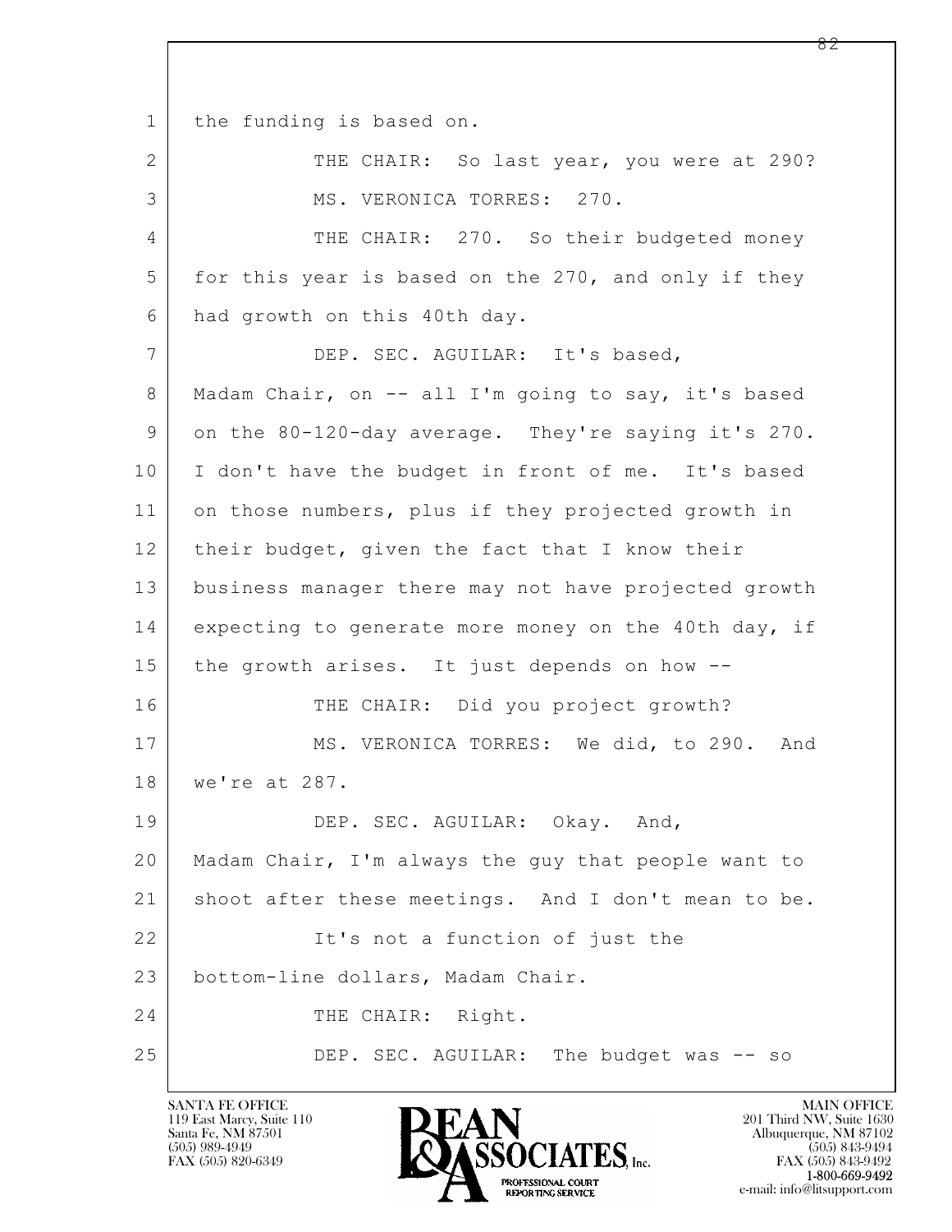the funding is based on.

THE CHAIR: So last year, you were at 290?

MS. VERONICA TORRES: 270.

THE CHAIR: 270. So their budgeted money for this year is based on the 270, and only if they had growth on this 40th day.

DEP. SEC. AGUILAR: It's based, Madam Chair, on -- all I'm going to say, it's based on the 80-120-day average. They're saying it's 270. I don't have the budget in front of me. It's based on those numbers, plus if they projected growth in their budget, given the fact that I know their business manager there may not have projected growth expecting to generate more money on the 40th day, if the growth arises. It just depends on how --

THE CHAIR: Did you project growth?

MS. VERONICA TORRES: We did, to 290. And we're at 287.

DEP. SEC. AGUILAR: Okay. And, Madam Chair, I'm always the guy that people want to shoot after these meetings. And I don't mean to be.

It's not a function of just the bottom-line dollars, Madam Chair.

THE CHAIR: Right.

DEP. SEC. AGUILAR: The budget was -- so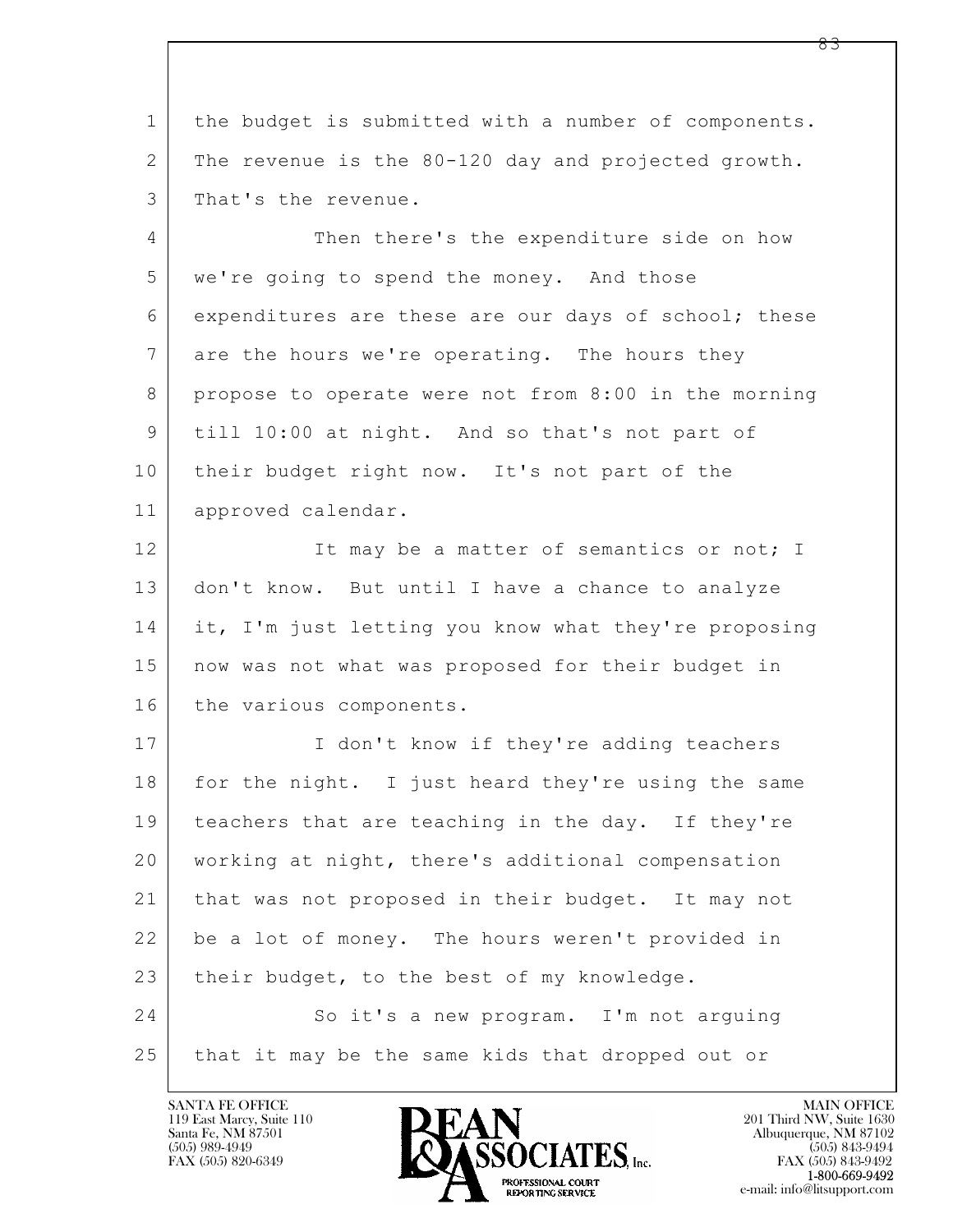the budget is submitted with a number of components. The revenue is the 80-120 day and projected growth. That's the revenue.

Then there's the expenditure side on how we're going to spend the money. And those expenditures are these are our days of school; these are the hours we're operating. The hours they propose to operate were not from 8:00 in the morning till 10:00 at night. And so that's not part of their budget right now. It's not part of the approved calendar.

It may be a matter of semantics or not; I don't know. But until I have a chance to analyze it, I'm just letting you know what they're proposing now was not what was proposed for their budget in the various components.

I don't know if they're adding teachers for the night. I just heard they're using the same teachers that are teaching in the day. If they're working at night, there's additional compensation that was not proposed in their budget. It may not be a lot of money. The hours weren't provided in their budget, to the best of my knowledge.

So it's a new program. I'm not arguing that it may be the same kids that dropped out or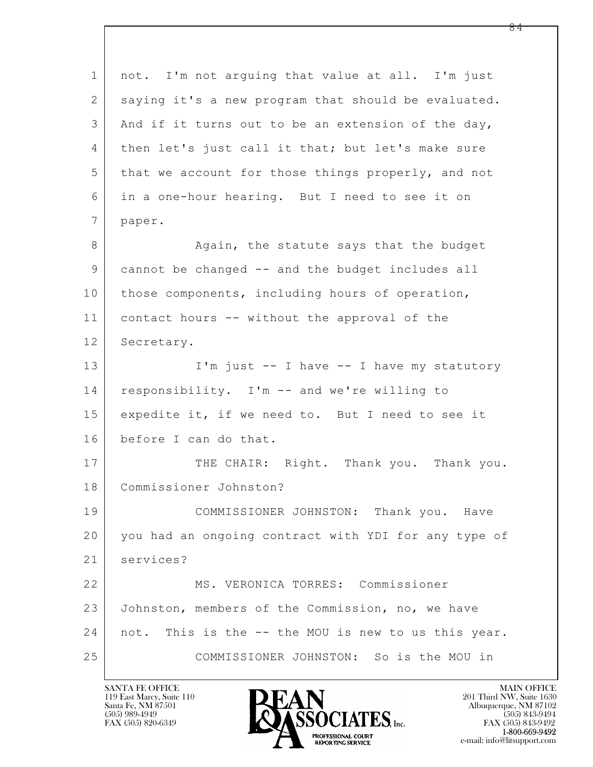not. I'm not arguing that value at all. I'm just saying it's a new program that should be evaluated. And if it turns out to be an extension of the day, then let's just call it that; but let's make sure that we account for those things properly, and not in a one-hour hearing. But I need to see it on paper.

Again, the statute says that the budget cannot be changed -- and the budget includes all those components, including hours of operation, contact hours -- without the approval of the Secretary.

I'm just -- I have -- I have my statutory responsibility. I'm -- and we're willing to expedite it, if we need to. But I need to see it before I can do that.

THE CHAIR: Right. Thank you. Thank you. Commissioner Johnston?

COMMISSIONER JOHNSTON: Thank you. Have you had an ongoing contract with YDI for any type of services?

MS. VERONICA TORRES: Commissioner Johnston, members of the Commission, no, we have not. This is the -- the MOU is new to us this year.

COMMISSIONER JOHNSTON: So is the MOU in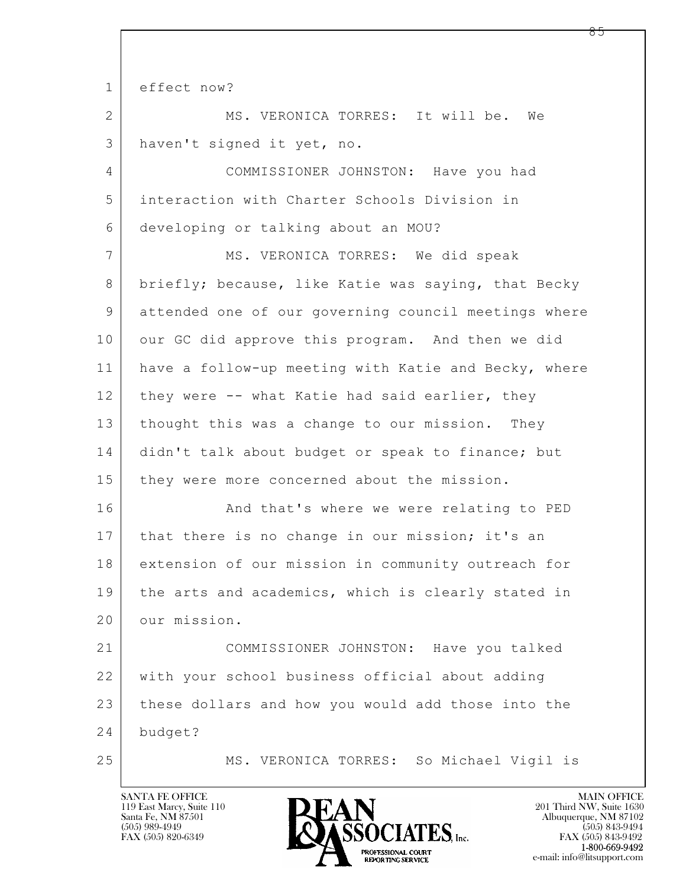effect now?

MS. VERONICA TORRES: It will be. We haven't signed it yet, no.

COMMISSIONER JOHNSTON: Have you had interaction with Charter Schools Division in developing or talking about an MOU?

MS. VERONICA TORRES: We did speak briefly; because, like Katie was saying, that Becky attended one of our governing council meetings where our GC did approve this program. And then we did have a follow-up meeting with Katie and Becky, where they were -- what Katie had said earlier, they thought this was a change to our mission. They didn't talk about budget or speak to finance; but they were more concerned about the mission.

And that's where we were relating to PED that there is no change in our mission; it's an extension of our mission in community outreach for the arts and academics, which is clearly stated in our mission.

COMMISSIONER JOHNSTON: Have you talked with your school business official about adding these dollars and how you would add those into the budget?

MS. VERONICA TORRES: So Michael Vigil is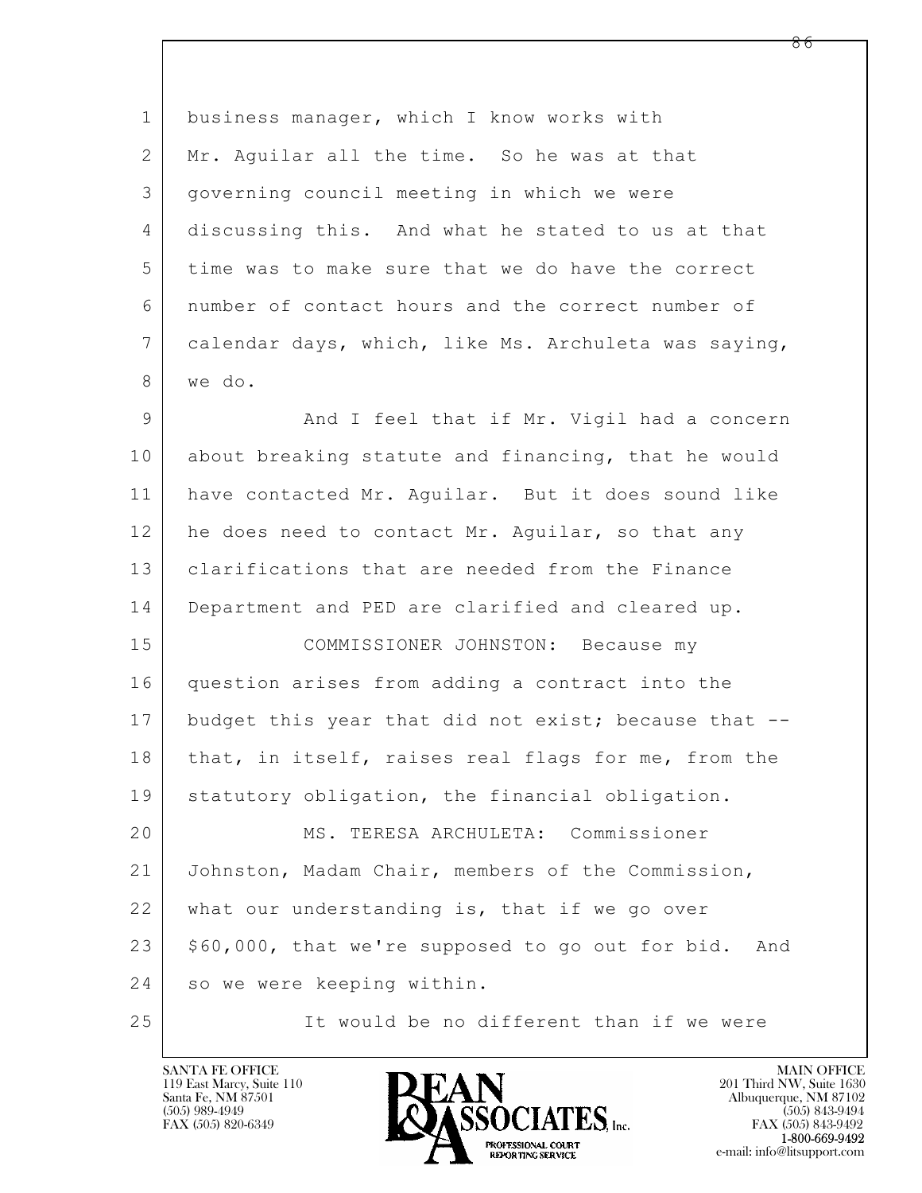business manager, which I know works with Mr. Aguilar all the time. So he was at that governing council meeting in which we were discussing this. And what he stated to us at that time was to make sure that we do have the correct number of contact hours and the correct number of calendar days, which, like Ms. Archuleta was saying, we do.

And I feel that if Mr. Vigil had a concern about breaking statute and financing, that he would have contacted Mr. Aguilar. But it does sound like he does need to contact Mr. Aguilar, so that any clarifications that are needed from the Finance Department and PED are clarified and cleared up.

COMMISSIONER JOHNSTON: Because my question arises from adding a contract into the budget this year that did not exist; because that -- that, in itself, raises real flags for me, from the statutory obligation, the financial obligation.

MS. TERESA ARCHULETA: Commissioner Johnston, Madam Chair, members of the Commission, what our understanding is, that if we go over $60,000, that we're supposed to go out for bid. And so we were keeping within.

It would be no different than if we were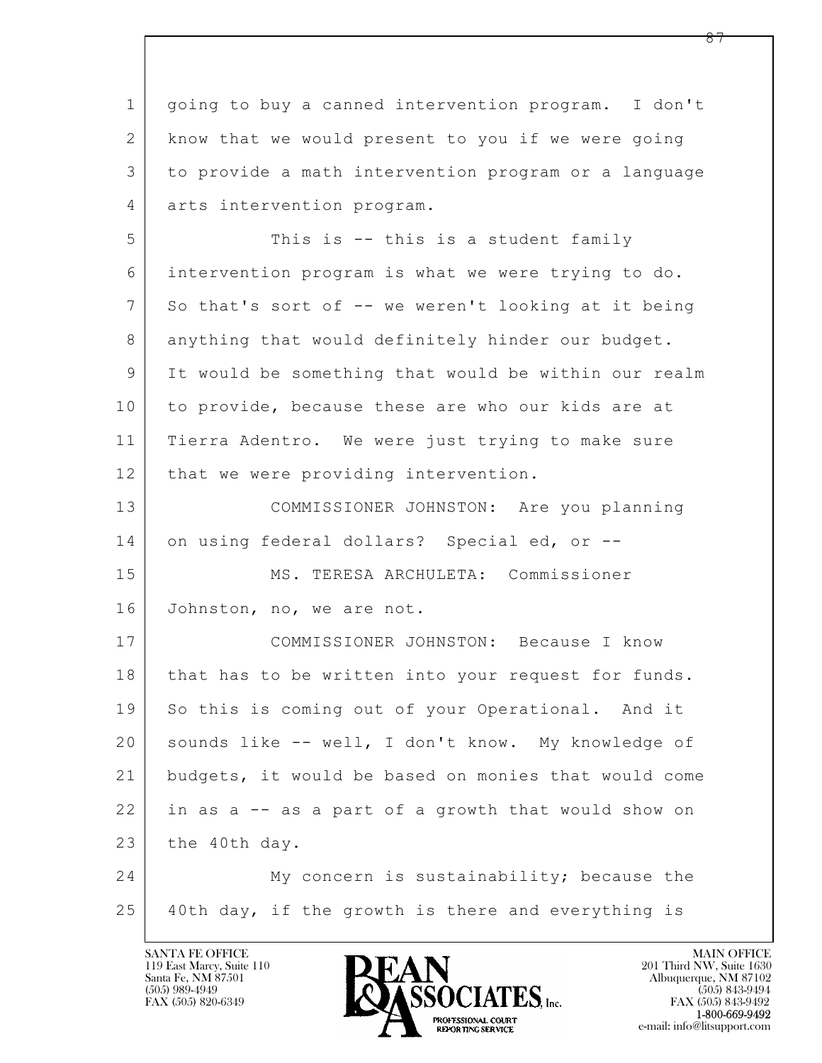going to buy a canned intervention program. I don't know that we would present to you if we were going to provide a math intervention program or a language arts intervention program.

This is -- this is a student family intervention program is what we were trying to do. So that's sort of -- we weren't looking at it being anything that would definitely hinder our budget. It would be something that would be within our realm to provide, because these are who our kids are at Tierra Adentro. We were just trying to make sure that we were providing intervention.

COMMISSIONER JOHNSTON: Are you planning on using federal dollars? Special ed, or --

MS. TERESA ARCHULETA: Commissioner Johnston, no, we are not.

COMMISSIONER JOHNSTON: Because I know that has to be written into your request for funds. So this is coming out of your Operational. And it sounds like -- well, I don't know. My knowledge of budgets, it would be based on monies that would come in as a -- as a part of a growth that would show on the 40th day.

My concern is sustainability; because the 40th day, if the growth is there and everything is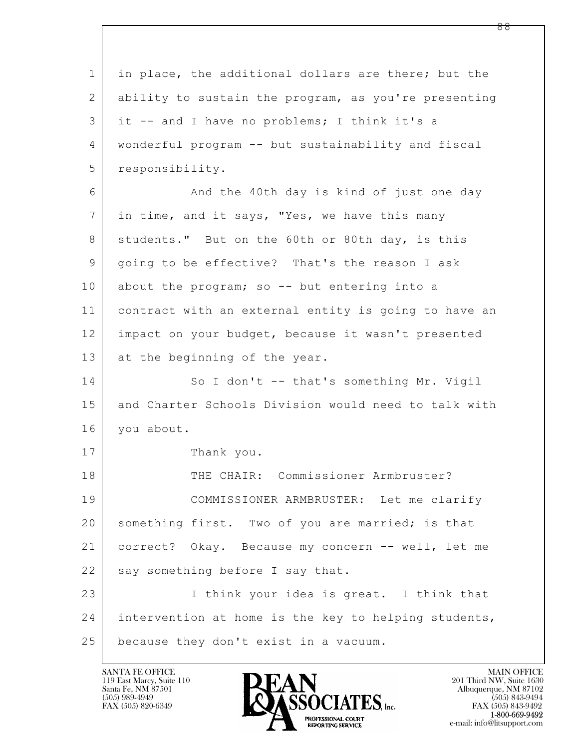1 in place, the additional dollars are there; but the
2 ability to sustain the program, as you're presenting
3 it -- and I have no problems; I think it's a
4 wonderful program -- but sustainability and fiscal
5 responsibility.

6 And the 40th day is kind of just one day
7 in time, and it says, "Yes, we have this many
8 students." But on the 60th or 80th day, is this
9 going to be effective? That's the reason I ask
10 about the program; so -- but entering into a
11 contract with an external entity is going to have an
12 impact on your budget, because it wasn't presented
13 at the beginning of the year.

14 So I don't -- that's something Mr. Vigil
15 and Charter Schools Division would need to talk with
16 you about.

17 Thank you.

18 THE CHAIR: Commissioner Armbruster?

19 COMMISSIONER ARMBRUSTER: Let me clarify
20 something first. Two of you are married; is that
21 correct? Okay. Because my concern -- well, let me
22 say something before I say that.

23 I think your idea is great. I think that
24 intervention at home is the key to helping students,
25 because they don't exist in a vacuum.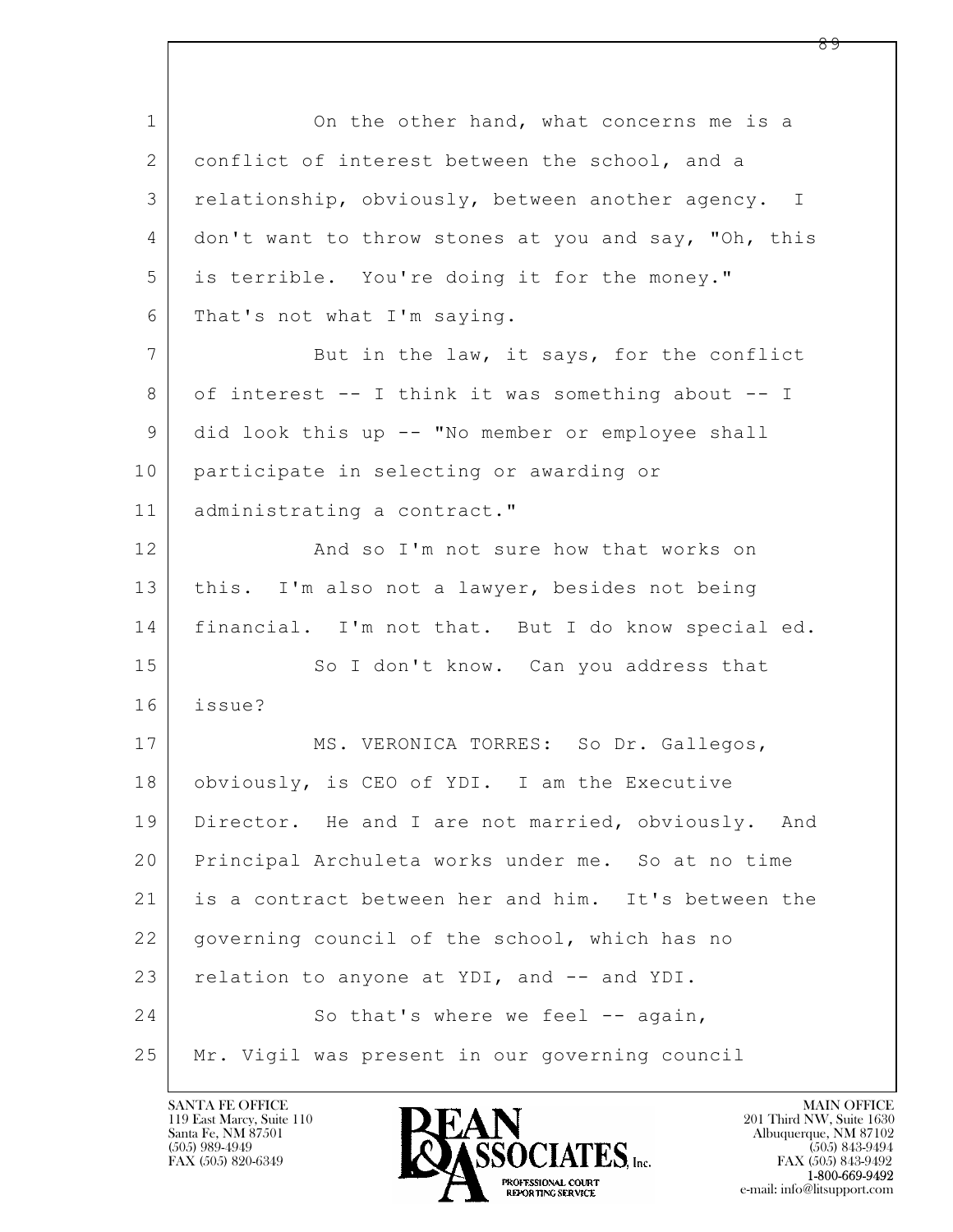On the other hand, what concerns me is a conflict of interest between the school, and a relationship, obviously, between another agency. I don't want to throw stones at you and say, "Oh, this is terrible. You're doing it for the money." That's not what I'm saying.

But in the law, it says, for the conflict of interest -- I think it was something about -- I did look this up -- "No member or employee shall participate in selecting or awarding or administrating a contract."

And so I'm not sure how that works on this. I'm also not a lawyer, besides not being financial. I'm not that. But I do know special ed.

So I don't know. Can you address that issue?

MS. VERONICA TORRES: So Dr. Gallegos, obviously, is CEO of YDI. I am the Executive Director. He and I are not married, obviously. And Principal Archuleta works under me. So at no time is a contract between her and him. It's between the governing council of the school, which has no relation to anyone at YDI, and -- and YDI.

So that's where we feel -- again, Mr. Vigil was present in our governing council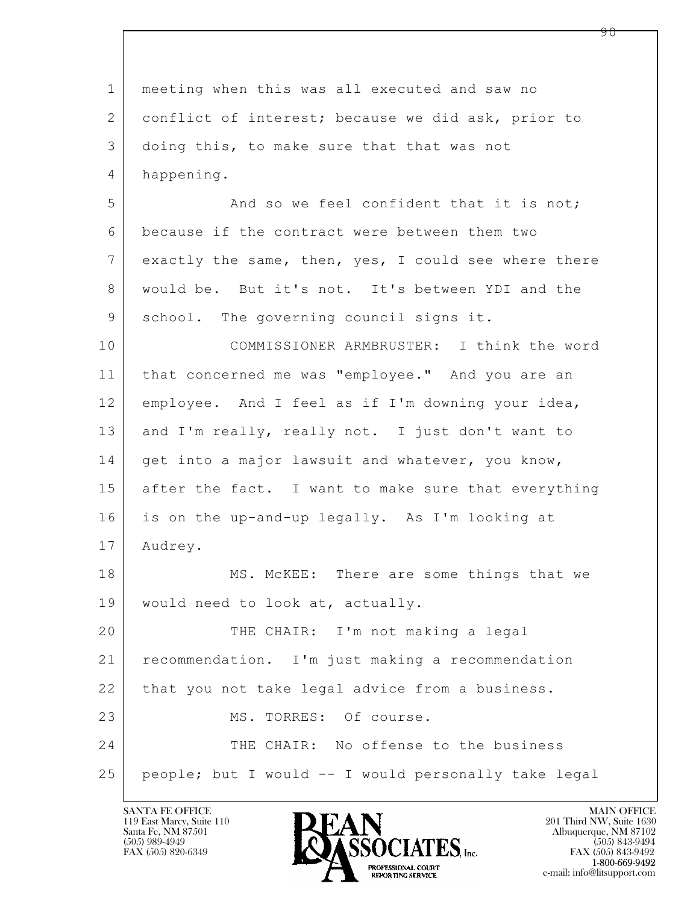meeting when this was all executed and saw no conflict of interest; because we did ask, prior to doing this, to make sure that that was not happening.

And so we feel confident that it is not; because if the contract were between them two exactly the same, then, yes, I could see where there would be. But it's not. It's between YDI and the school. The governing council signs it.

COMMISSIONER ARMBRUSTER: I think the word that concerned me was "employee." And you are an employee. And I feel as if I'm downing your idea, and I'm really, really not. I just don't want to get into a major lawsuit and whatever, you know, after the fact. I want to make sure that everything is on the up-and-up legally. As I'm looking at Audrey.

MS. McKEE: There are some things that we would need to look at, actually.

THE CHAIR: I'm not making a legal recommendation. I'm just making a recommendation that you not take legal advice from a business.

MS. TORRES: Of course.

THE CHAIR: No offense to the business people; but I would -- I would personally take legal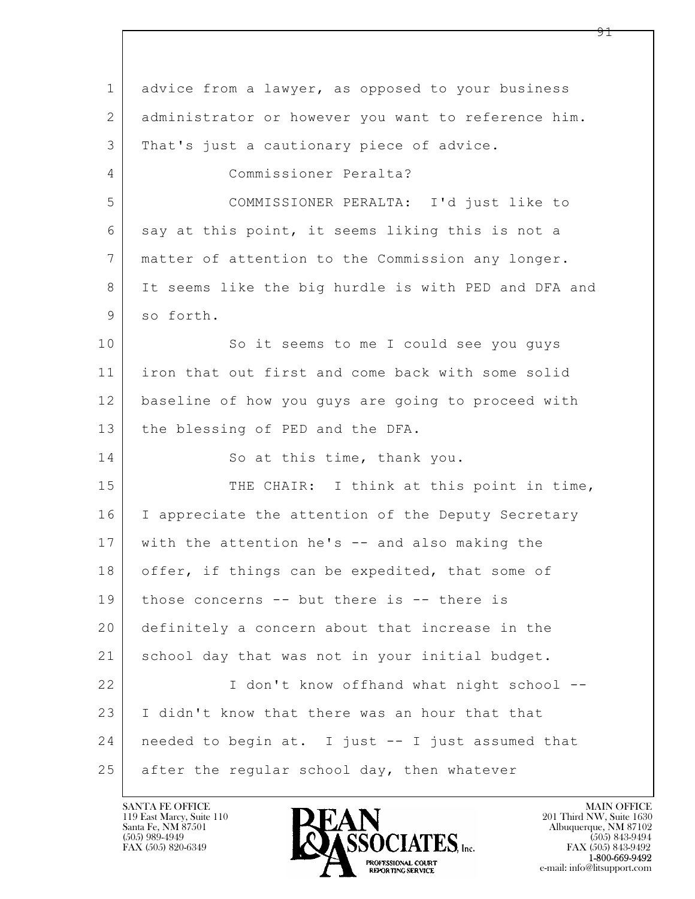1 advice from a lawyer, as opposed to your business
2 administrator or however you want to reference him.
3 That's just a cautionary piece of advice.
4 Commissioner Peralta?
5 COMMISSIONER PERALTA: I'd just like to
6 say at this point, it seems liking this is not a
7 matter of attention to the Commission any longer.
8 It seems like the big hurdle is with PED and DFA and
9 so forth.
10 So it seems to me I could see you guys
11 iron that out first and come back with some solid
12 baseline of how you guys are going to proceed with
13 the blessing of PED and the DFA.
14 So at this time, thank you.
15 THE CHAIR: I think at this point in time,
16 I appreciate the attention of the Deputy Secretary
17 with the attention he's -- and also making the
18 offer, if things can be expedited, that some of
19 those concerns -- but there is -- there is
20 definitely a concern about that increase in the
21 school day that was not in your initial budget.
22 I don't know offhand what night school --
23 I didn't know that there was an hour that that
24 needed to begin at. I just -- I just assumed that
25 after the regular school day, then whatever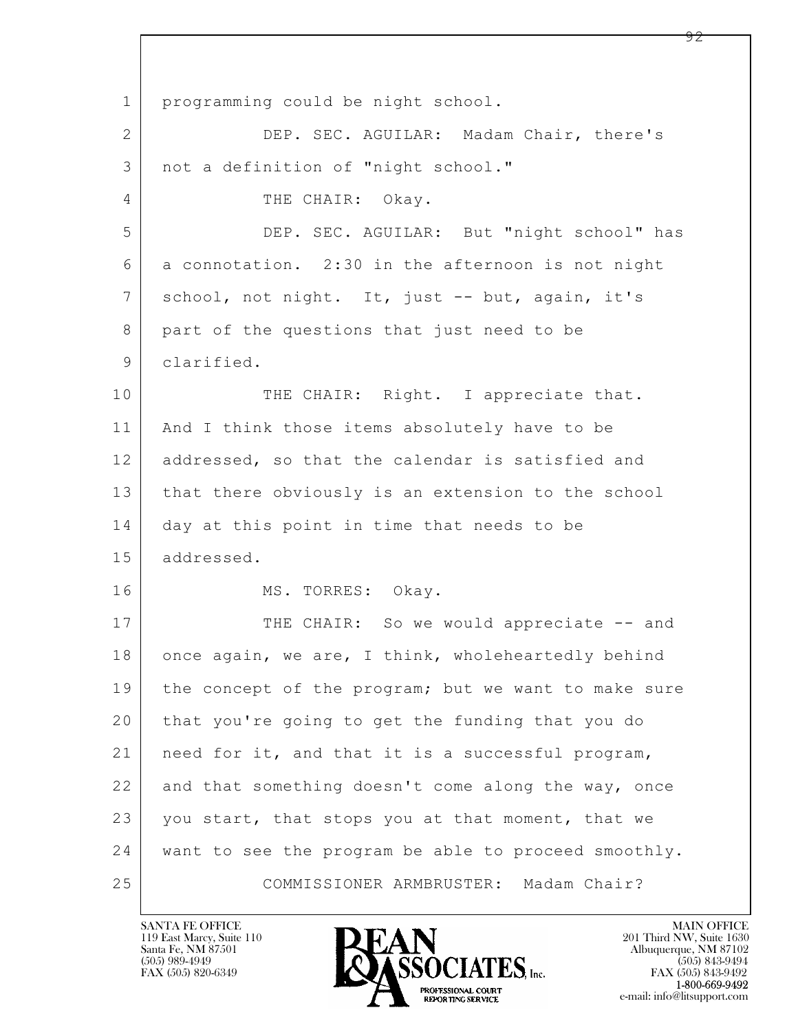programming could be night school.

DEP. SEC. AGUILAR: Madam Chair, there's not a definition of "night school."

THE CHAIR: Okay.

DEP. SEC. AGUILAR: But "night school" has a connotation. 2:30 in the afternoon is not night school, not night. It, just -- but, again, it's part of the questions that just need to be clarified.

THE CHAIR: Right. I appreciate that. And I think those items absolutely have to be addressed, so that the calendar is satisfied and that there obviously is an extension to the school day at this point in time that needs to be addressed.

MS. TORRES: Okay.

THE CHAIR: So we would appreciate -- and once again, we are, I think, wholeheartedly behind the concept of the program; but we want to make sure that you're going to get the funding that you do need for it, and that it is a successful program, and that something doesn't come along the way, once you start, that stops you at that moment, that we want to see the program be able to proceed smoothly.

COMMISSIONER ARMBRUSTER: Madam Chair?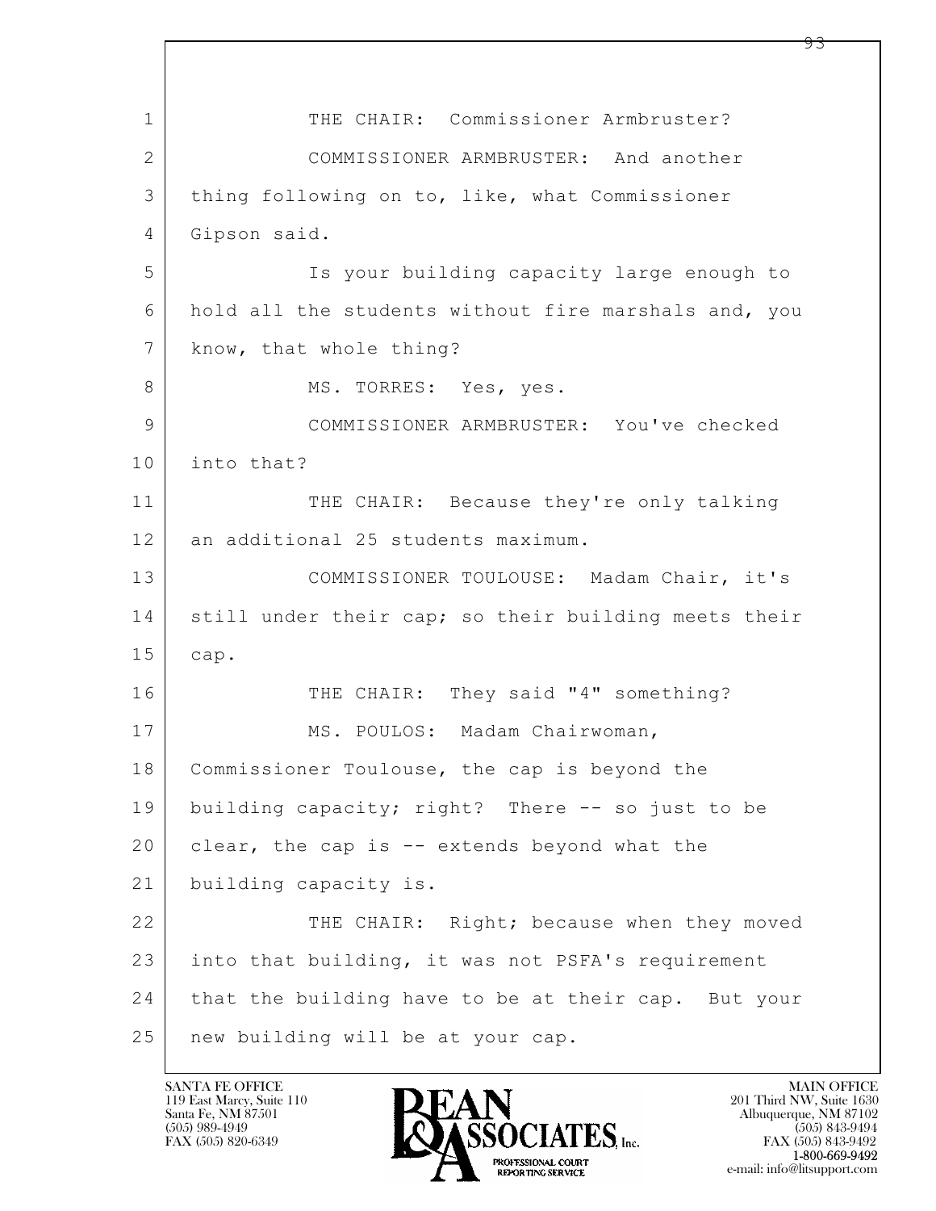THE CHAIR: Commissioner Armbruster?

COMMISSIONER ARMBRUSTER: And another thing following on to, like, what Commissioner Gipson said.

Is your building capacity large enough to hold all the students without fire marshals and, you know, that whole thing?

MS. TORRES: Yes, yes.

COMMISSIONER ARMBRUSTER: You've checked into that?

THE CHAIR: Because they're only talking an additional 25 students maximum.

COMMISSIONER TOULOUSE: Madam Chair, it's still under their cap; so their building meets their cap.

THE CHAIR: They said "4" something?

MS. POULOS: Madam Chairwoman, Commissioner Toulouse, the cap is beyond the building capacity; right? There -- so just to be clear, the cap is -- extends beyond what the building capacity is.

THE CHAIR: Right; because when they moved into that building, it was not PSFA's requirement that the building have to be at their cap. But your new building will be at your cap.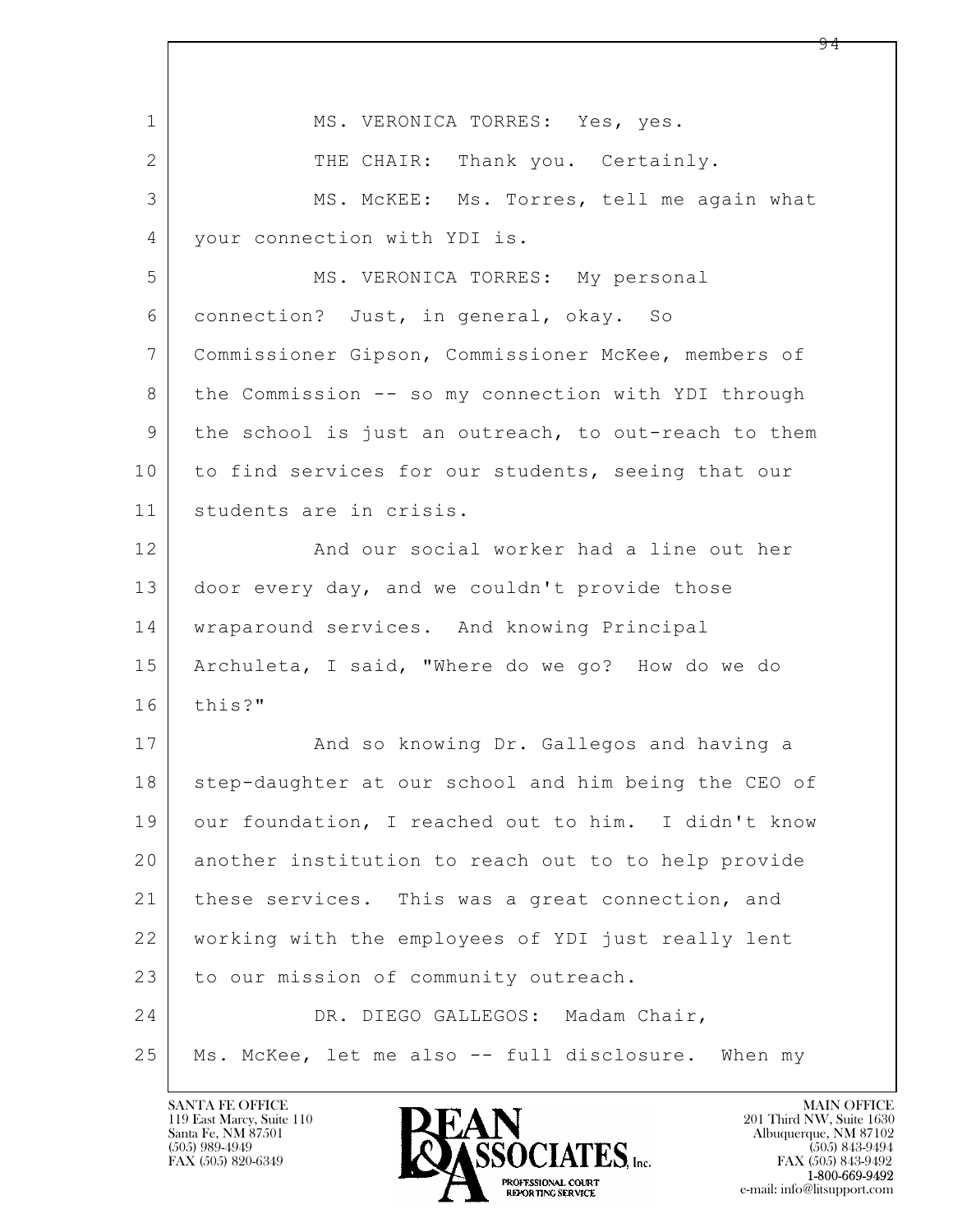MS. VERONICA TORRES: Yes, yes.

THE CHAIR: Thank you. Certainly.

MS. McKEE: Ms. Torres, tell me again what your connection with YDI is.

MS. VERONICA TORRES: My personal connection? Just, in general, okay. So Commissioner Gipson, Commissioner McKee, members of the Commission -- so my connection with YDI through the school is just an outreach, to out-reach to them to find services for our students, seeing that our students are in crisis.

And our social worker had a line out her door every day, and we couldn't provide those wraparound services. And knowing Principal Archuleta, I said, "Where do we go? How do we do this?"

And so knowing Dr. Gallegos and having a step-daughter at our school and him being the CEO of our foundation, I reached out to him. I didn't know another institution to reach out to to help provide these services. This was a great connection, and working with the employees of YDI just really lent to our mission of community outreach.

DR. DIEGO GALLEGOS: Madam Chair, Ms. McKee, let me also -- full disclosure. When my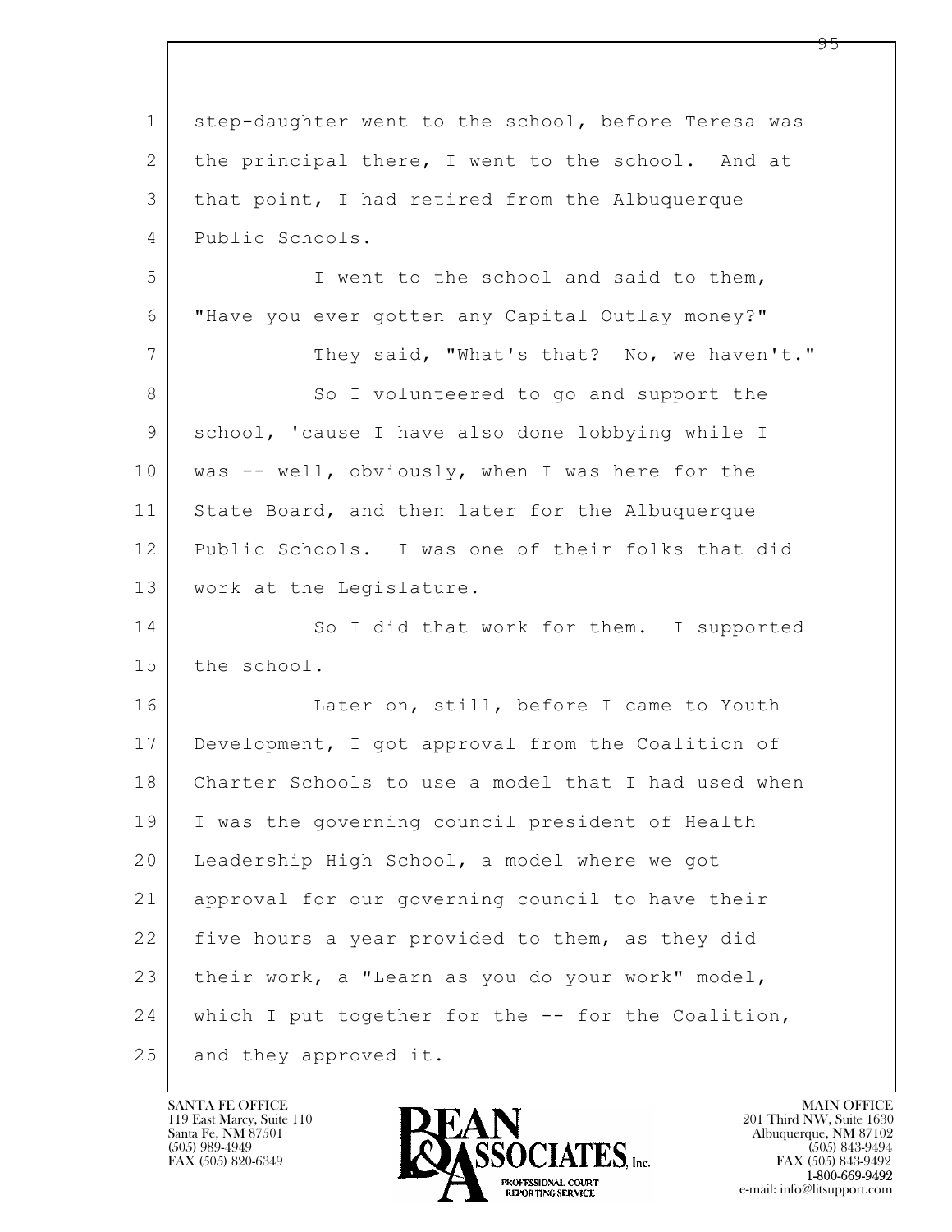step-daughter went to the school, before Teresa was the principal there, I went to the school. And at that point, I had retired from the Albuquerque Public Schools.

I went to the school and said to them, "Have you ever gotten any Capital Outlay money?"

They said, "What's that? No, we haven't."

So I volunteered to go and support the school, 'cause I have also done lobbying while I was -- well, obviously, when I was here for the State Board, and then later for the Albuquerque Public Schools. I was one of their folks that did work at the Legislature.

So I did that work for them. I supported the school.

Later on, still, before I came to Youth Development, I got approval from the Coalition of Charter Schools to use a model that I had used when I was the governing council president of Health Leadership High School, a model where we got approval for our governing council to have their five hours a year provided to them, as they did their work, a "Learn as you do your work" model, which I put together for the -- for the Coalition, and they approved it.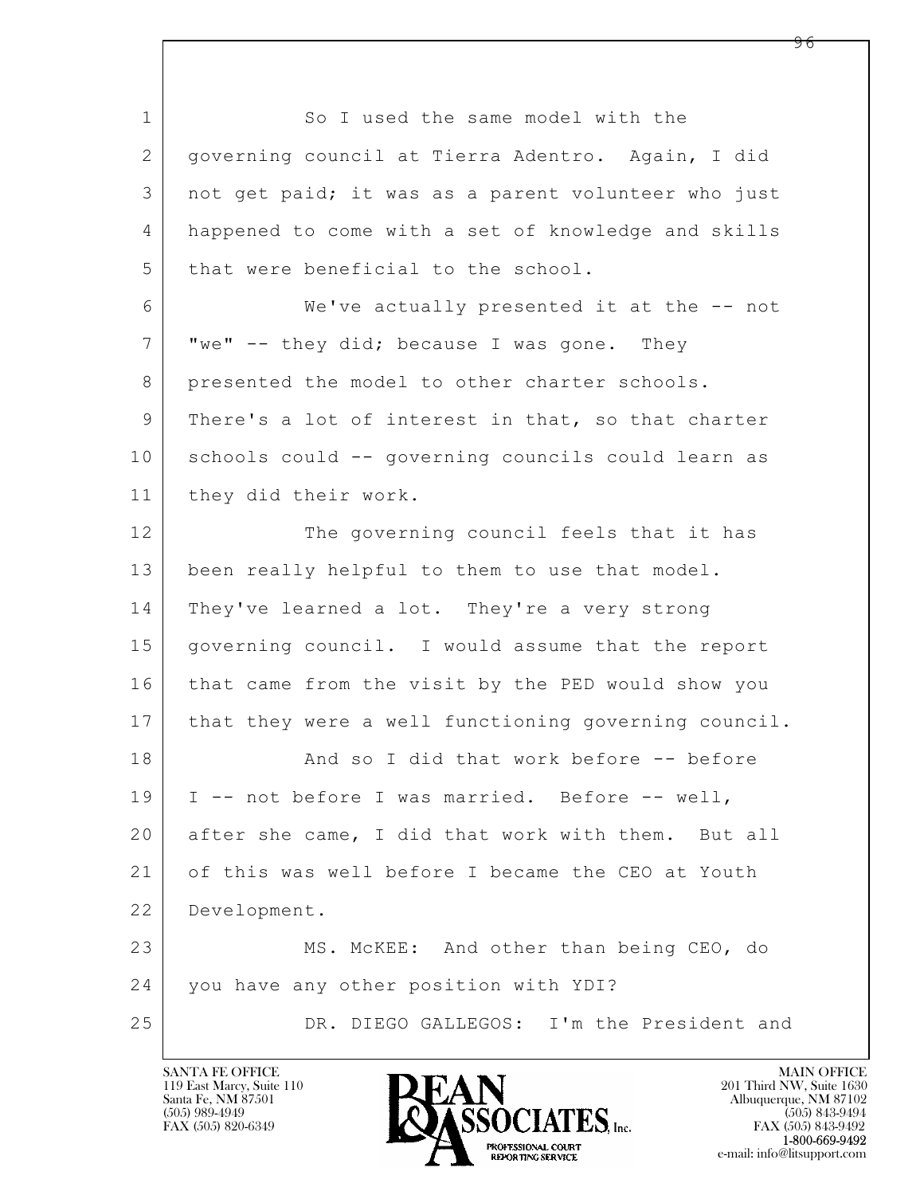So I used the same model with the governing council at Tierra Adentro. Again, I did not get paid; it was as a parent volunteer who just happened to come with a set of knowledge and skills that were beneficial to the school.

We've actually presented it at the -- not "we" -- they did; because I was gone. They presented the model to other charter schools. There's a lot of interest in that, so that charter schools could -- governing councils could learn as they did their work.

The governing council feels that it has been really helpful to them to use that model. They've learned a lot. They're a very strong governing council. I would assume that the report that came from the visit by the PED would show you that they were a well functioning governing council.

And so I did that work before -- before I -- not before I was married. Before -- well, after she came, I did that work with them. But all of this was well before I became the CEO at Youth Development.

MS. McKEE: And other than being CEO, do you have any other position with YDI?

DR. DIEGO GALLEGOS: I'm the President and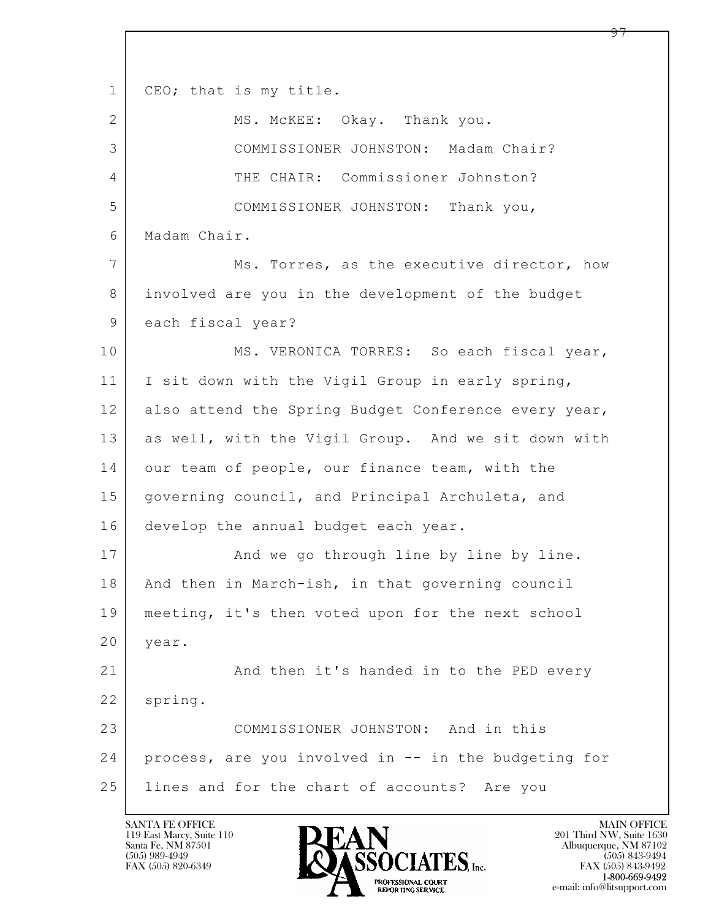CEO; that is my title.

MS. McKEE: Okay. Thank you.

COMMISSIONER JOHNSTON: Madam Chair?

THE CHAIR: Commissioner Johnston?

COMMISSIONER JOHNSTON: Thank you, Madam Chair.

Ms. Torres, as the executive director, how involved are you in the development of the budget each fiscal year?

MS. VERONICA TORRES: So each fiscal year, I sit down with the Vigil Group in early spring, also attend the Spring Budget Conference every year, as well, with the Vigil Group. And we sit down with our team of people, our finance team, with the governing council, and Principal Archuleta, and develop the annual budget each year.

And we go through line by line by line. And then in March-ish, in that governing council meeting, it's then voted upon for the next school year.

And then it's handed in to the PED every spring.

COMMISSIONER JOHNSTON: And in this process, are you involved in -- in the budgeting for lines and for the chart of accounts? Are you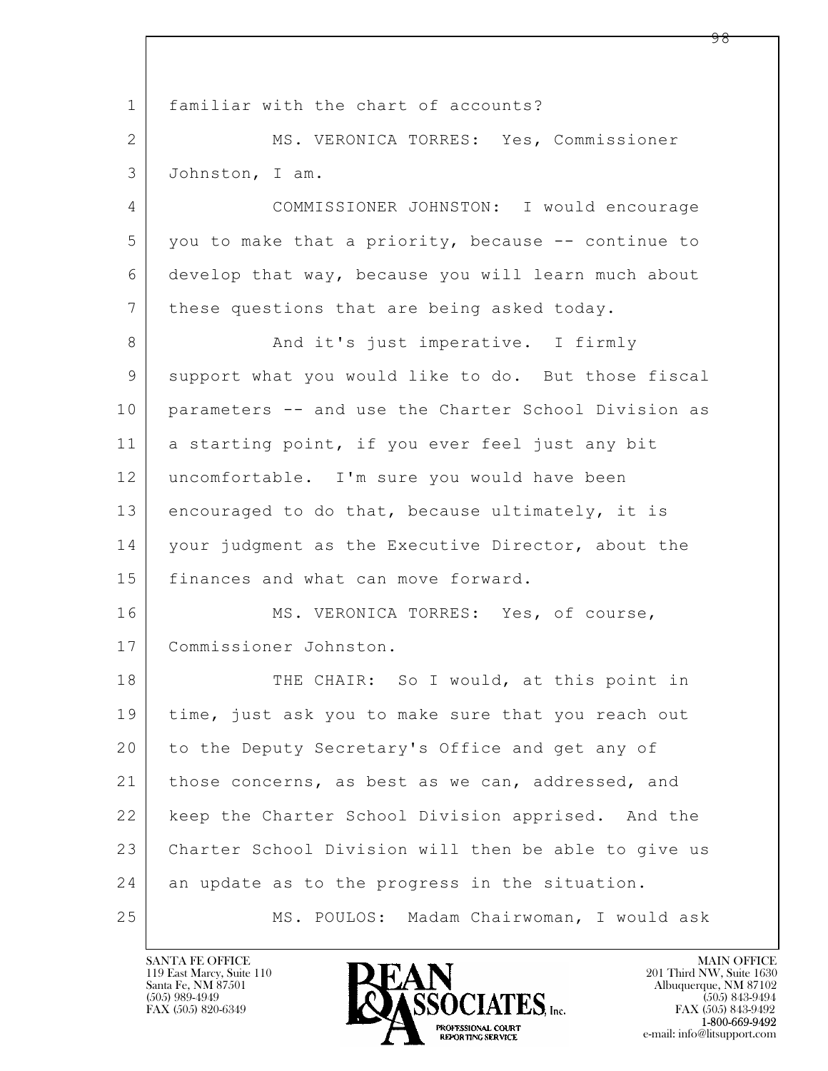familiar with the chart of accounts?

MS. VERONICA TORRES: Yes, Commissioner Johnston, I am.

COMMISSIONER JOHNSTON: I would encourage you to make that a priority, because -- continue to develop that way, because you will learn much about these questions that are being asked today.

And it's just imperative. I firmly support what you would like to do. But those fiscal parameters -- and use the Charter School Division as a starting point, if you ever feel just any bit uncomfortable. I'm sure you would have been encouraged to do that, because ultimately, it is your judgment as the Executive Director, about the finances and what can move forward.

MS. VERONICA TORRES: Yes, of course, Commissioner Johnston.

THE CHAIR: So I would, at this point in time, just ask you to make sure that you reach out to the Deputy Secretary's Office and get any of those concerns, as best as we can, addressed, and keep the Charter School Division apprised. And the Charter School Division will then be able to give us an update as to the progress in the situation.

MS. POULOS: Madam Chairwoman, I would ask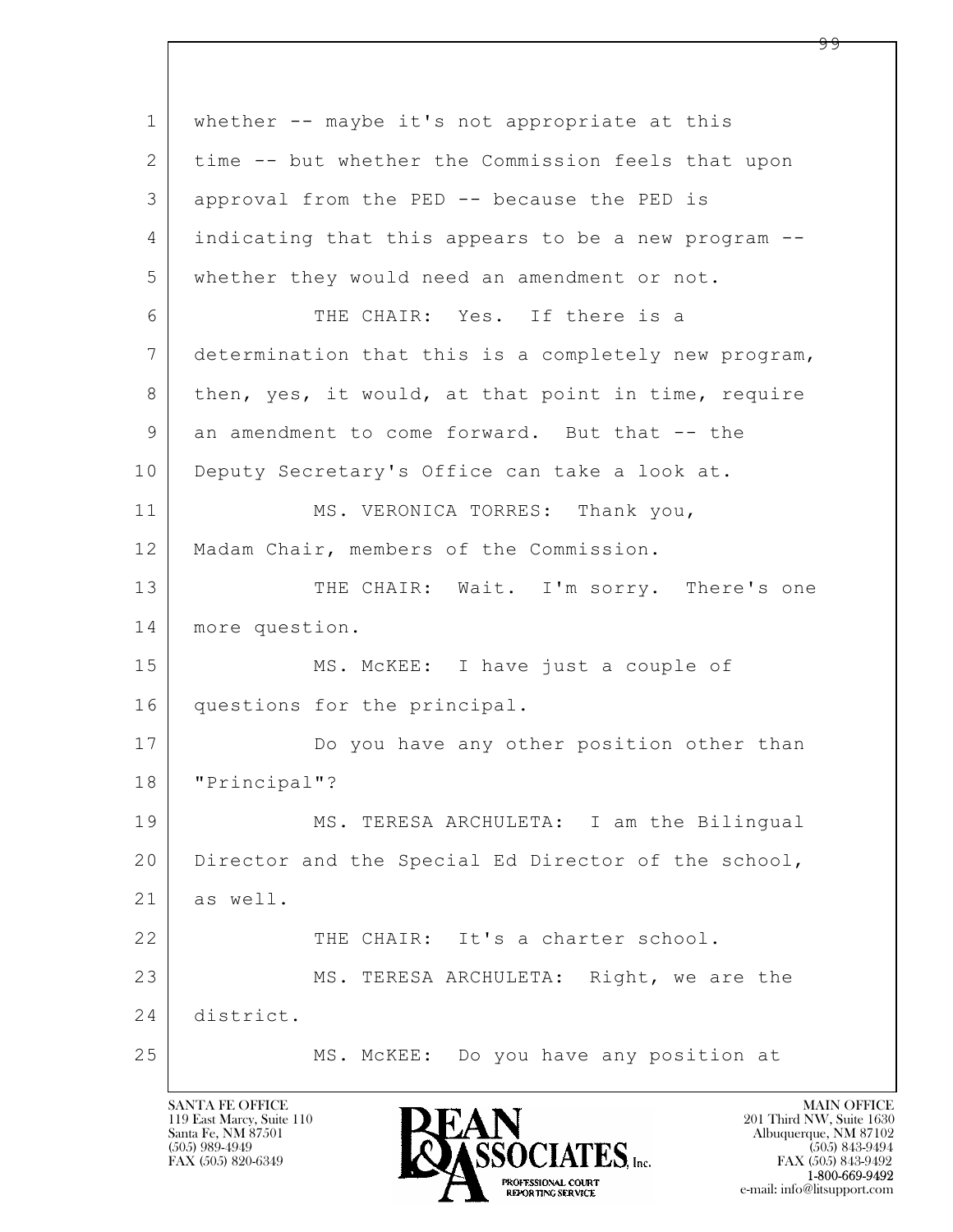1 whether -- maybe it's not appropriate at this
2 time -- but whether the Commission feels that upon
3 approval from the PED -- because the PED is
4 indicating that this appears to be a new program --
5 whether they would need an amendment or not.
6 THE CHAIR: Yes. If there is a
7 determination that this is a completely new program,
8 then, yes, it would, at that point in time, require
9 an amendment to come forward. But that -- the
10 Deputy Secretary's Office can take a look at.
11 MS. VERONICA TORRES: Thank you,
12 Madam Chair, members of the Commission.
13 THE CHAIR: Wait. I'm sorry. There's one
14 more question.
15 MS. McKEE: I have just a couple of
16 questions for the principal.
17 Do you have any other position other than
18 "Principal"?
19 MS. TERESA ARCHULETA: I am the Bilingual
20 Director and the Special Ed Director of the school,
21 as well.
22 THE CHAIR: It's a charter school.
23 MS. TERESA ARCHULETA: Right, we are the
24 district.
25 MS. McKEE: Do you have any position at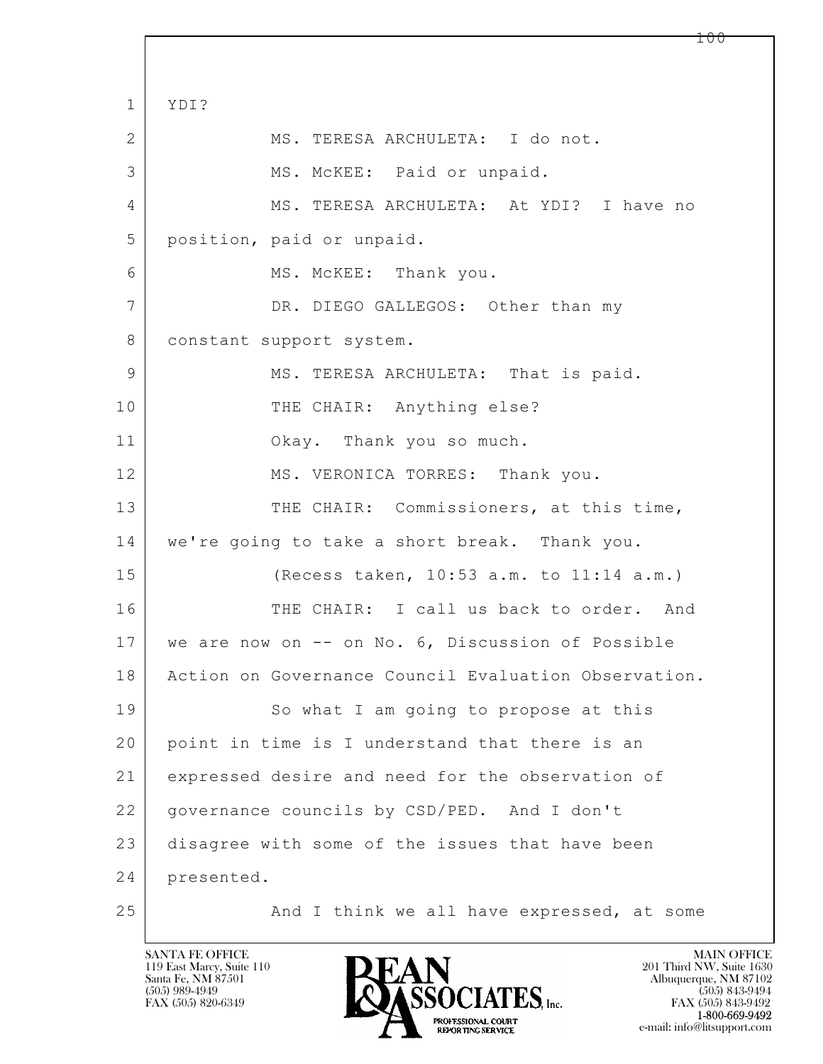1 YDI?

2 MS. TERESA ARCHULETA: I do not.

3 MS. McKEE: Paid or unpaid.

4 MS. TERESA ARCHULETA: At YDI? I have no

5 position, paid or unpaid.

6 MS. McKEE: Thank you.

7 DR. DIEGO GALLEGOS: Other than my

8 constant support system.

9 MS. TERESA ARCHULETA: That is paid.

10 THE CHAIR: Anything else?

11 Okay. Thank you so much.

12 MS. VERONICA TORRES: Thank you.

13 THE CHAIR: Commissioners, at this time,

14 we're going to take a short break. Thank you.

15 (Recess taken, 10:53 a.m. to 11:14 a.m.)

16 THE CHAIR: I call us back to order. And

17 we are now on -- on No. 6, Discussion of Possible

18 Action on Governance Council Evaluation Observation.

19 So what I am going to propose at this

20 point in time is I understand that there is an

21 expressed desire and need for the observation of

22 governance councils by CSD/PED. And I don't

23 disagree with some of the issues that have been

24 presented.

25 And I think we all have expressed, at some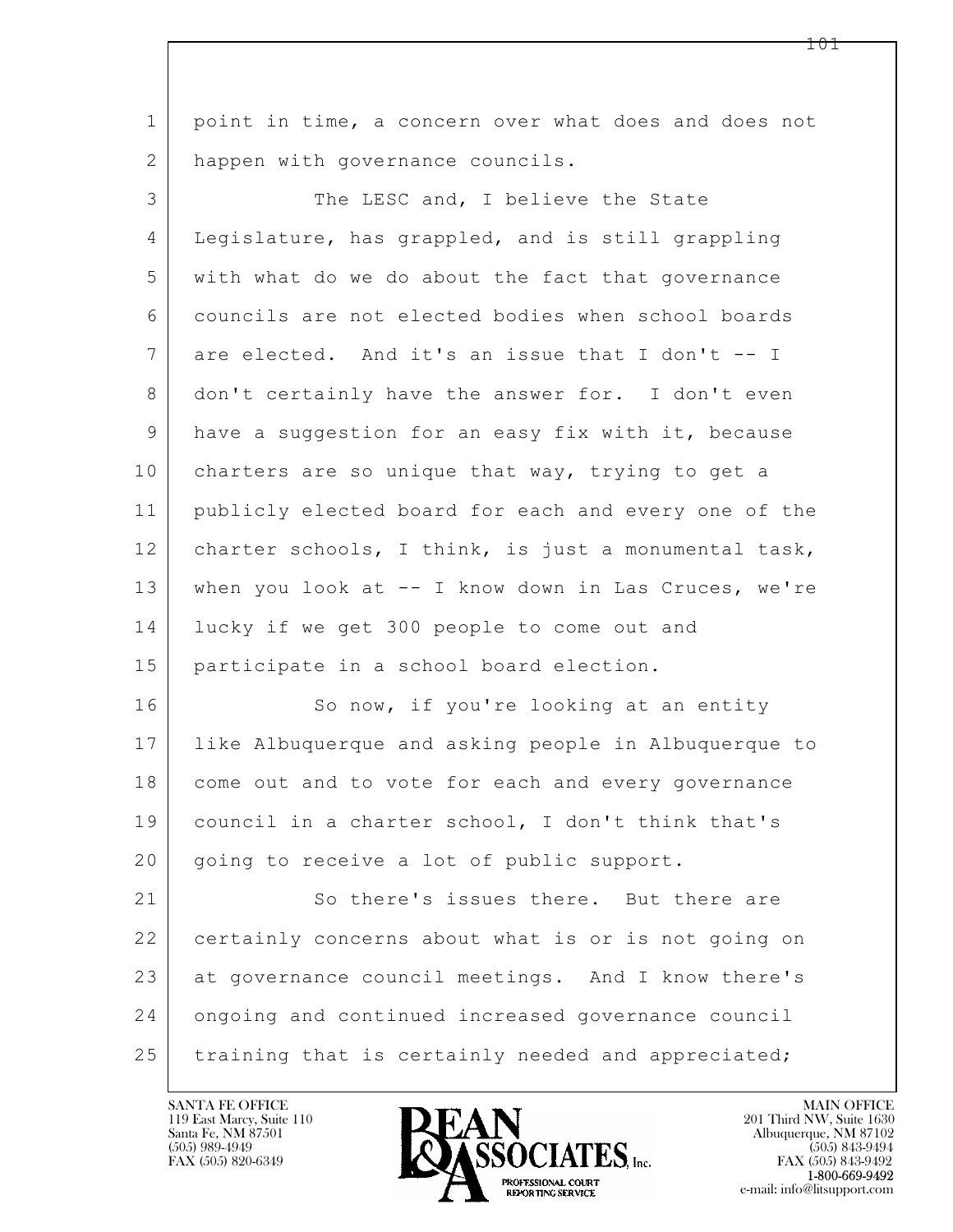point in time, a concern over what does and does not happen with governance councils.

The LESC and, I believe the State Legislature, has grappled, and is still grappling with what do we do about the fact that governance councils are not elected bodies when school boards are elected. And it's an issue that I don't -- I don't certainly have the answer for. I don't even have a suggestion for an easy fix with it, because charters are so unique that way, trying to get a publicly elected board for each and every one of the charter schools, I think, is just a monumental task, when you look at -- I know down in Las Cruces, we're lucky if we get 300 people to come out and participate in a school board election.

So now, if you're looking at an entity like Albuquerque and asking people in Albuquerque to come out and to vote for each and every governance council in a charter school, I don't think that's going to receive a lot of public support.

So there's issues there. But there are certainly concerns about what is or is not going on at governance council meetings. And I know there's ongoing and continued increased governance council training that is certainly needed and appreciated;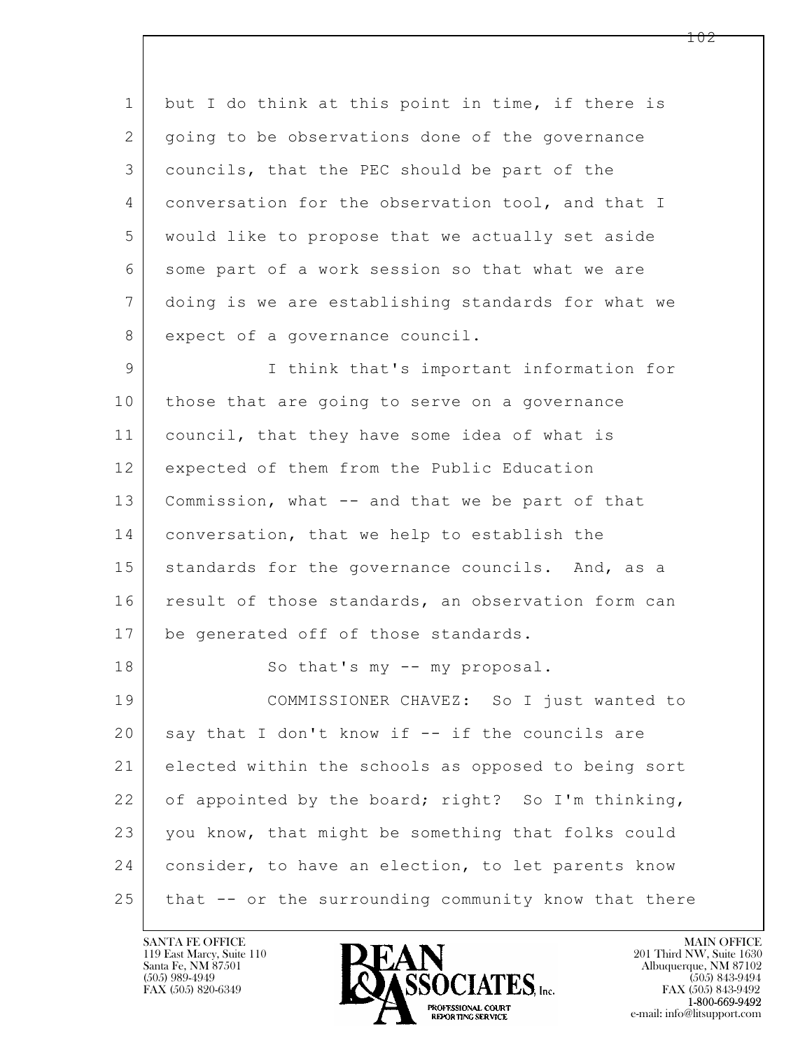but I do think at this point in time, if there is going to be observations done of the governance councils, that the PEC should be part of the conversation for the observation tool, and that I would like to propose that we actually set aside some part of a work session so that what we are doing is we are establishing standards for what we expect of a governance council.

I think that's important information for those that are going to serve on a governance council, that they have some idea of what is expected of them from the Public Education Commission, what -- and that we be part of that conversation, that we help to establish the standards for the governance councils. And, as a result of those standards, an observation form can be generated off of those standards.

So that's my -- my proposal.

COMMISSIONER CHAVEZ: So I just wanted to say that I don't know if -- if the councils are elected within the schools as opposed to being sort of appointed by the board; right? So I'm thinking, you know, that might be something that folks could consider, to have an election, to let parents know that -- or the surrounding community know that there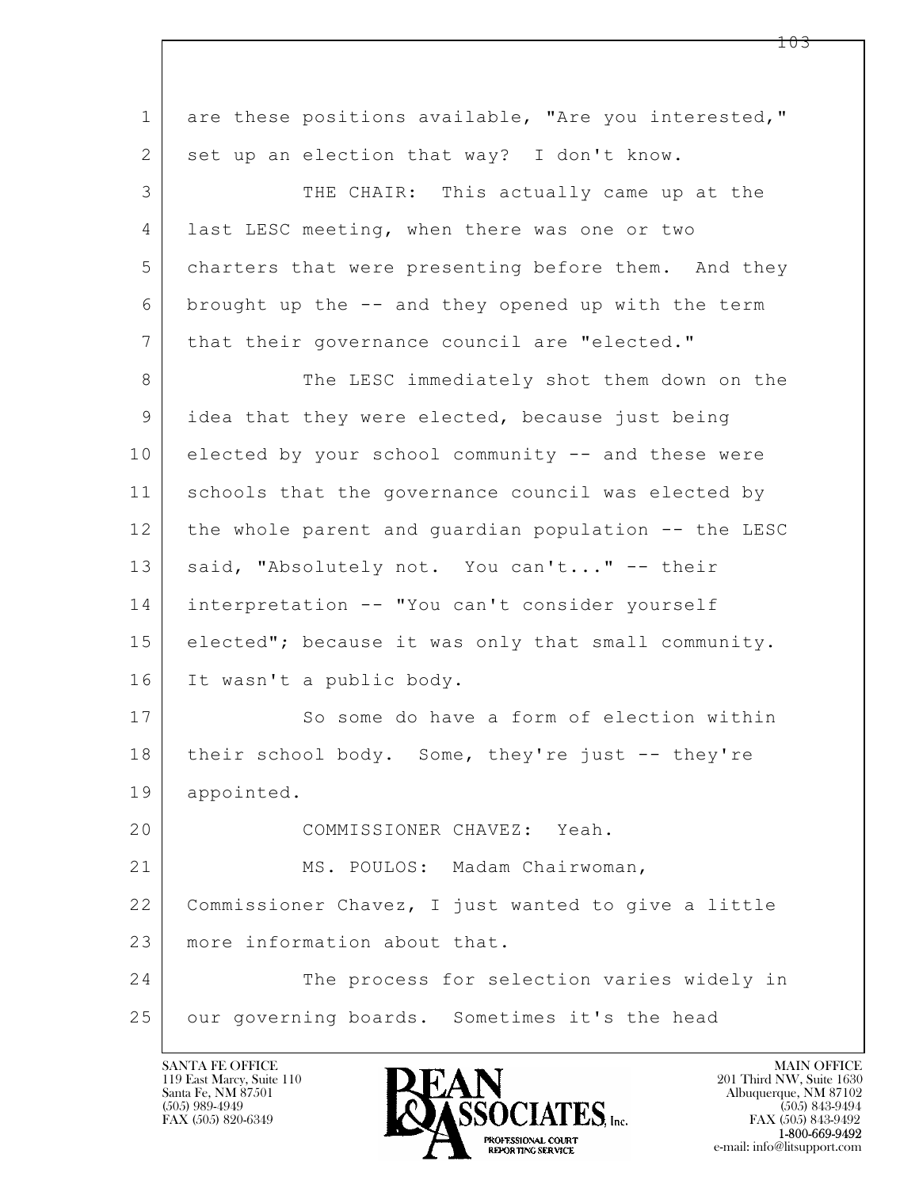are these positions available, "Are you interested," set up an election that way? I don't know.

THE CHAIR: This actually came up at the last LESC meeting, when there was one or two charters that were presenting before them. And they brought up the -- and they opened up with the term that their governance council are "elected."

The LESC immediately shot them down on the idea that they were elected, because just being elected by your school community -- and these were schools that the governance council was elected by the whole parent and guardian population -- the LESC said, "Absolutely not. You can't..." -- their interpretation -- "You can't consider yourself elected"; because it was only that small community. It wasn't a public body.

So some do have a form of election within their school body. Some, they're just -- they're appointed.

COMMISSIONER CHAVEZ: Yeah.

MS. POULOS: Madam Chairwoman, Commissioner Chavez, I just wanted to give a little more information about that.

The process for selection varies widely in our governing boards. Sometimes it's the head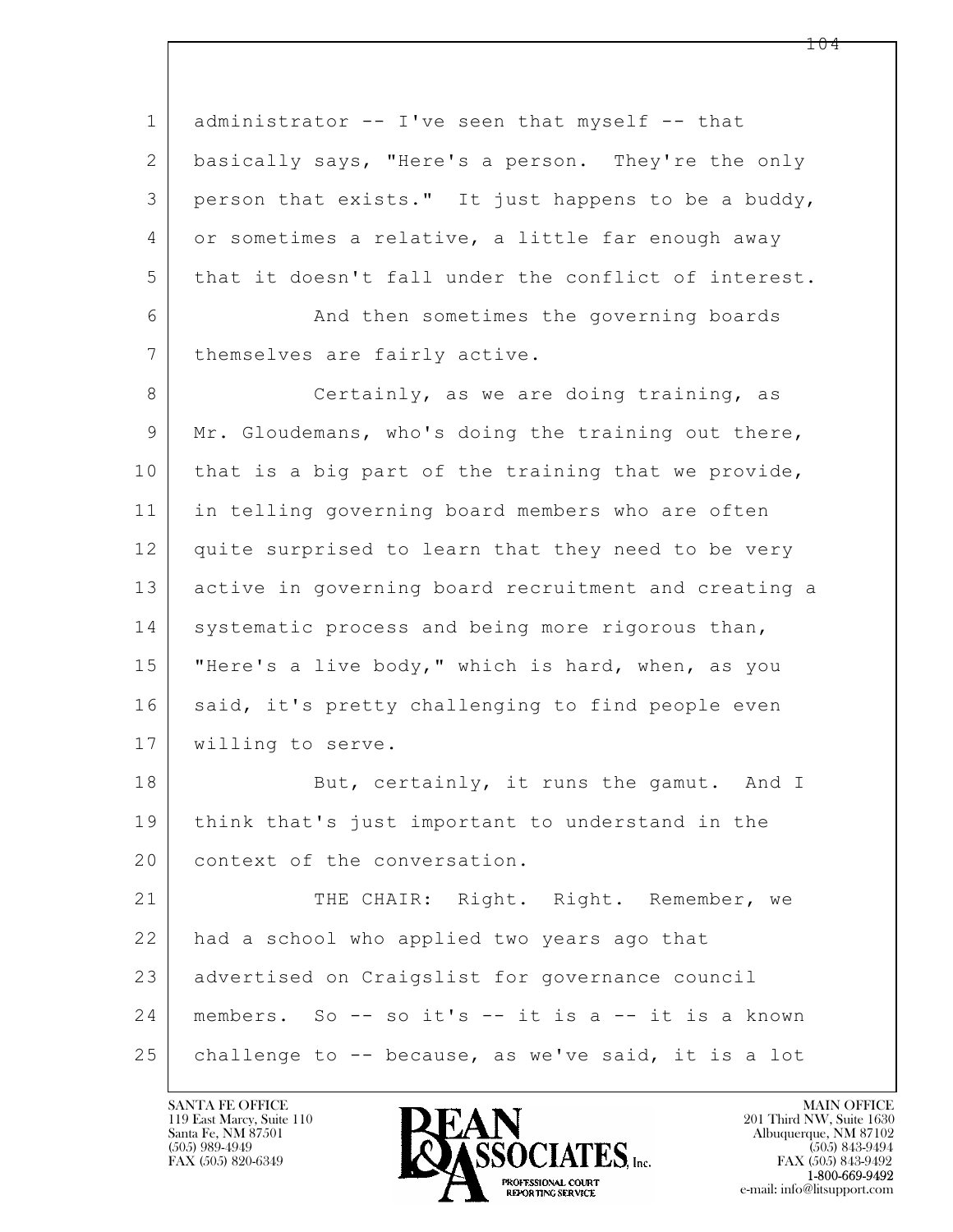administrator -- I've seen that myself -- that basically says, "Here's a person. They're the only person that exists." It just happens to be a buddy, or sometimes a relative, a little far enough away that it doesn't fall under the conflict of interest.

And then sometimes the governing boards themselves are fairly active.

Certainly, as we are doing training, as Mr. Gloudemans, who's doing the training out there, that is a big part of the training that we provide, in telling governing board members who are often quite surprised to learn that they need to be very active in governing board recruitment and creating a systematic process and being more rigorous than, "Here's a live body," which is hard, when, as you said, it's pretty challenging to find people even willing to serve.

But, certainly, it runs the gamut. And I think that's just important to understand in the context of the conversation.

THE CHAIR: Right. Right. Remember, we had a school who applied two years ago that advertised on Craigslist for governance council members. So -- so it's -- it is a -- it is a known challenge to -- because, as we've said, it is a lot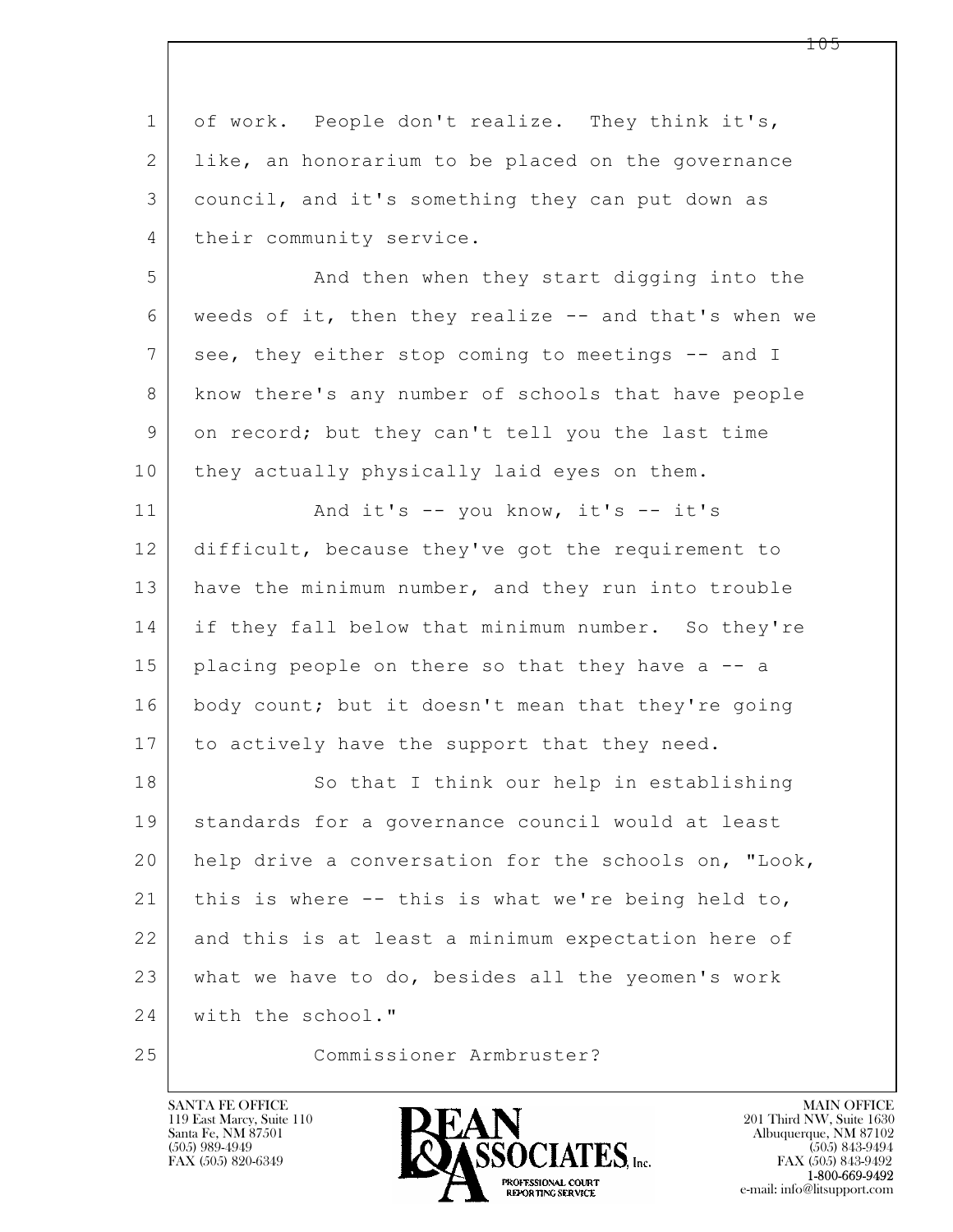of work. People don't realize. They think it's, like, an honorarium to be placed on the governance council, and it's something they can put down as their community service.

And then when they start digging into the weeds of it, then they realize -- and that's when we see, they either stop coming to meetings -- and I know there's any number of schools that have people on record; but they can't tell you the last time they actually physically laid eyes on them.

And it's -- you know, it's -- it's difficult, because they've got the requirement to have the minimum number, and they run into trouble if they fall below that minimum number. So they're placing people on there so that they have a -- a body count; but it doesn't mean that they're going to actively have the support that they need.

So that I think our help in establishing standards for a governance council would at least help drive a conversation for the schools on, "Look, this is where -- this is what we're being held to, and this is at least a minimum expectation here of what we have to do, besides all the yeomen's work with the school."

Commissioner Armbruster?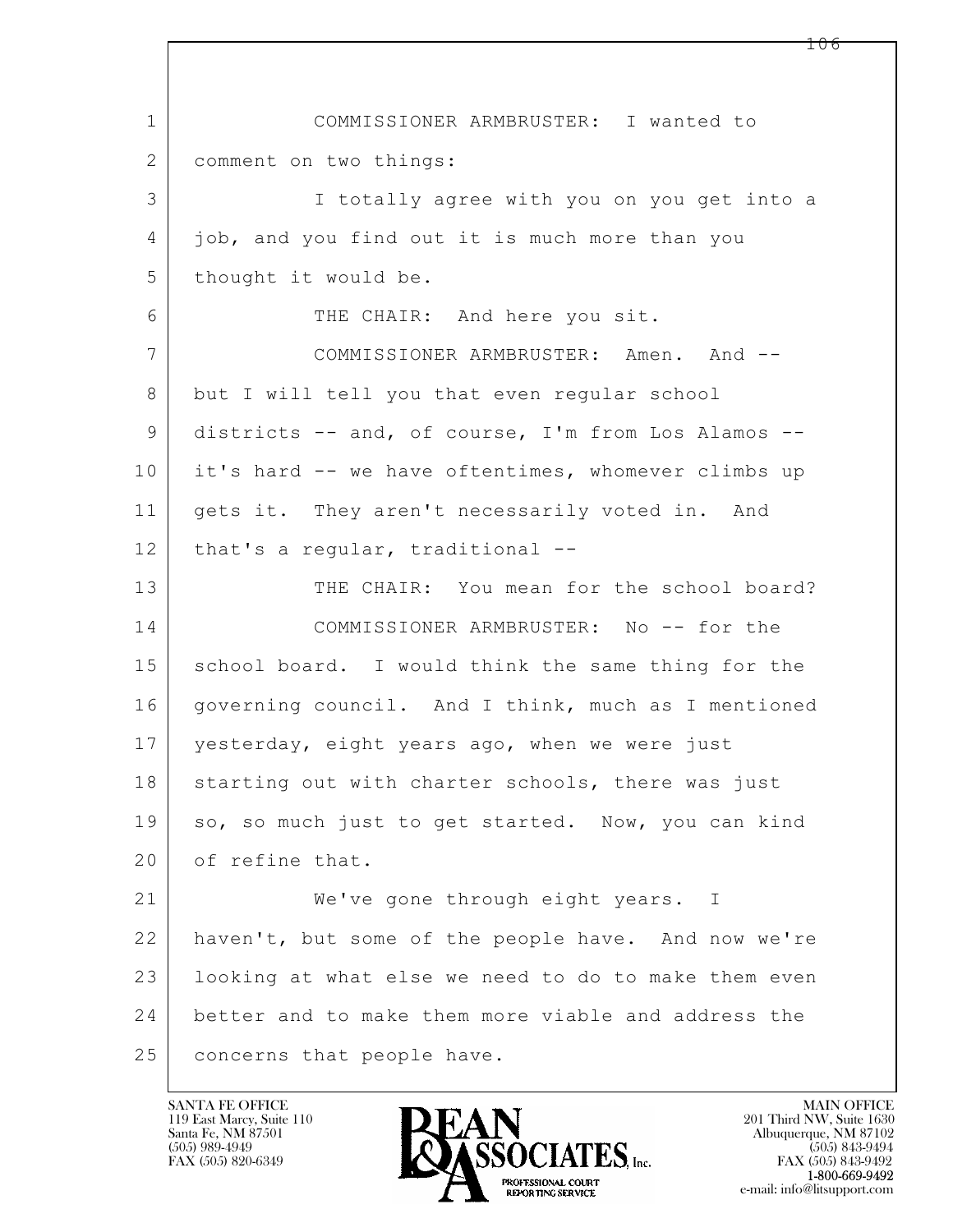COMMISSIONER ARMBRUSTER: I wanted to comment on two things:

I totally agree with you on you get into a job, and you find out it is much more than you thought it would be.

THE CHAIR: And here you sit.

COMMISSIONER ARMBRUSTER: Amen. And -- but I will tell you that even regular school districts -- and, of course, I'm from Los Alamos -- it's hard -- we have oftentimes, whomever climbs up gets it. They aren't necessarily voted in. And that's a regular, traditional --

THE CHAIR: You mean for the school board?

COMMISSIONER ARMBRUSTER: No -- for the school board. I would think the same thing for the governing council. And I think, much as I mentioned yesterday, eight years ago, when we were just starting out with charter schools, there was just so, so much just to get started. Now, you can kind of refine that.

We've gone through eight years. I haven't, but some of the people have. And now we're looking at what else we need to do to make them even better and to make them more viable and address the concerns that people have.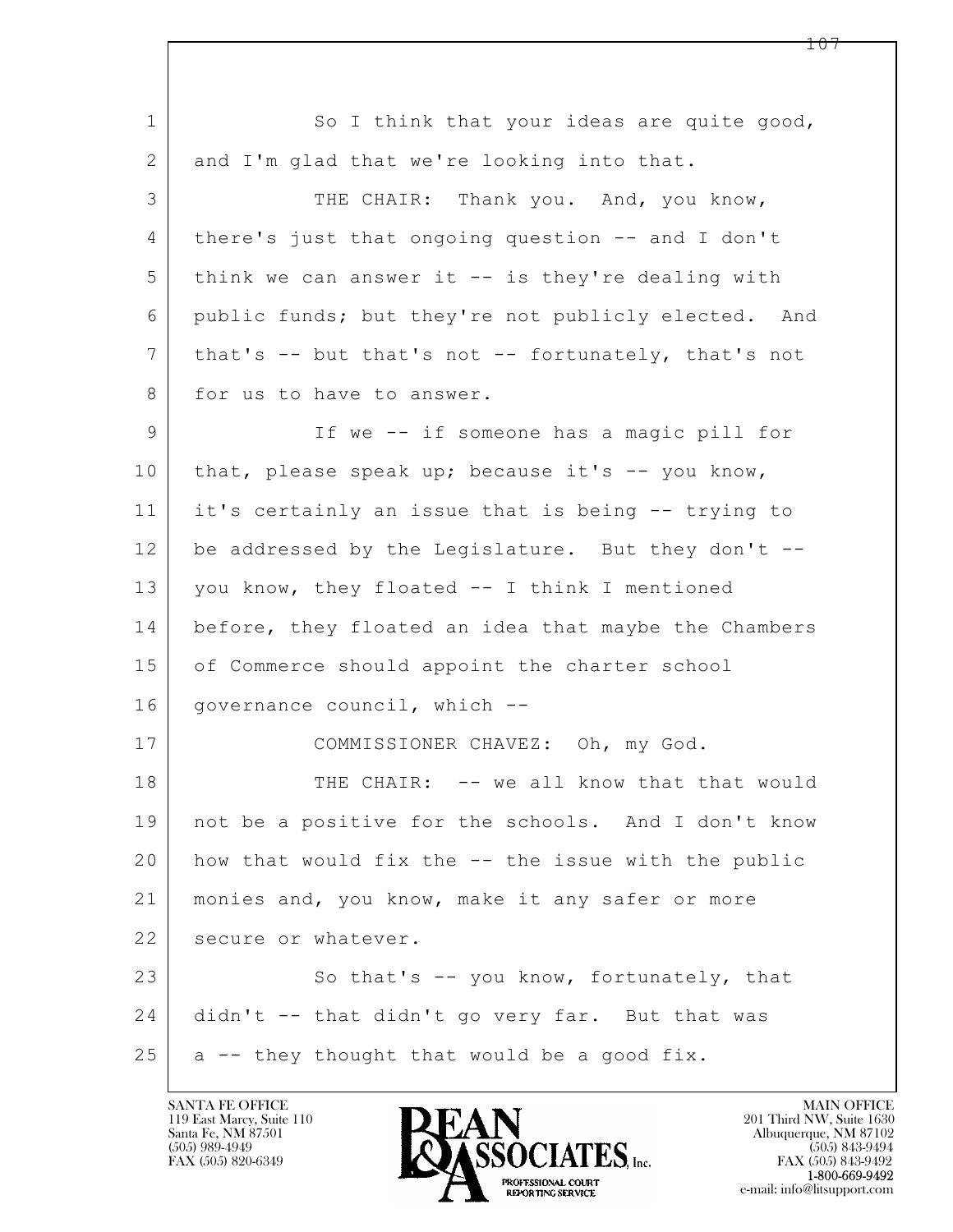So I think that your ideas are quite good, and I'm glad that we're looking into that.

THE CHAIR: Thank you. And, you know, there's just that ongoing question -- and I don't think we can answer it -- is they're dealing with public funds; but they're not publicly elected. And that's -- but that's not -- fortunately, that's not for us to have to answer.

If we -- if someone has a magic pill for that, please speak up; because it's -- you know, it's certainly an issue that is being -- trying to be addressed by the Legislature. But they don't -- you know, they floated -- I think I mentioned before, they floated an idea that maybe the Chambers of Commerce should appoint the charter school governance council, which --

COMMISSIONER CHAVEZ: Oh, my God.

THE CHAIR: -- we all know that that would not be a positive for the schools. And I don't know how that would fix the -- the issue with the public monies and, you know, make it any safer or more secure or whatever.

So that's -- you know, fortunately, that didn't -- that didn't go very far. But that was a -- they thought that would be a good fix.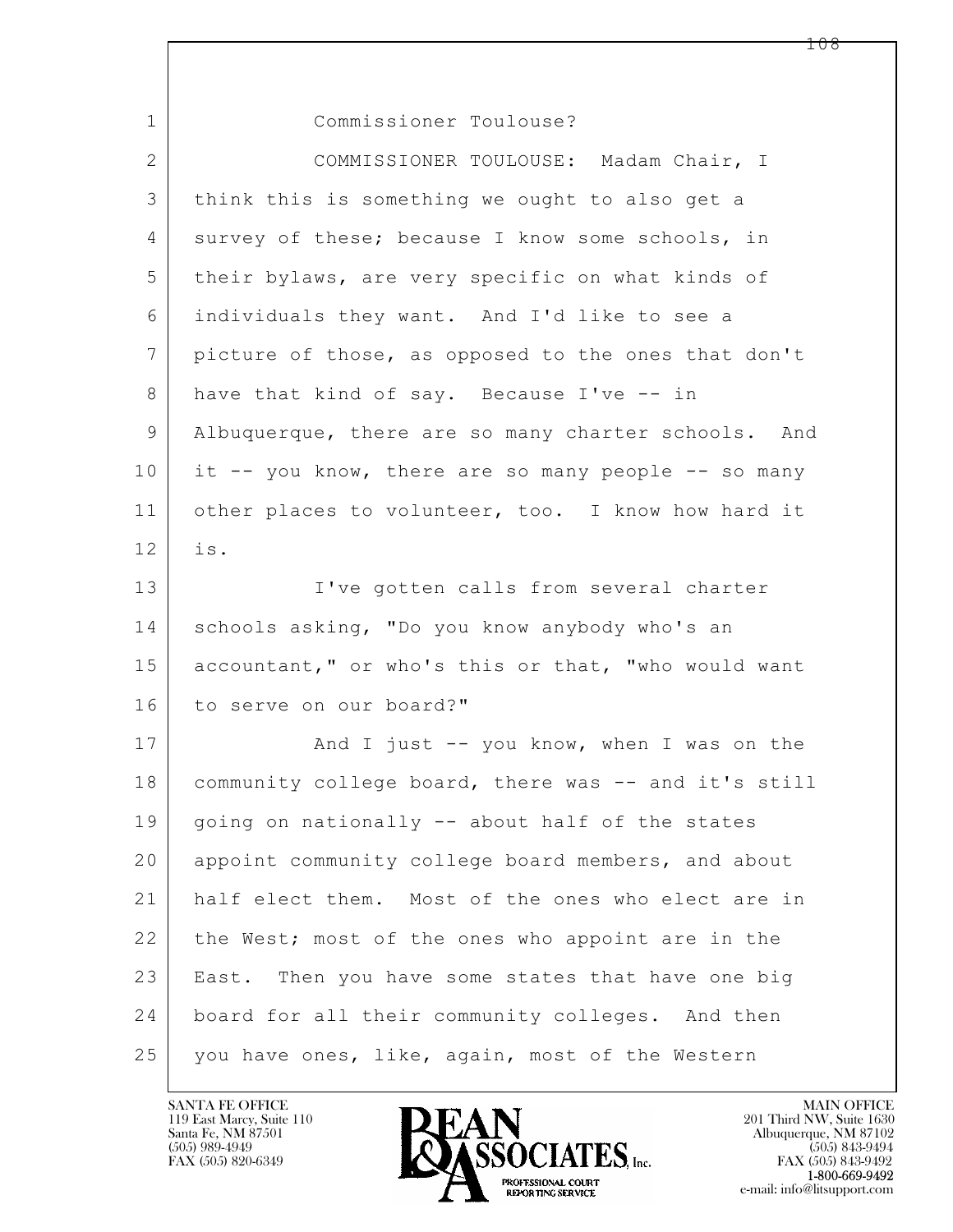Commissioner Toulouse?

COMMISSIONER TOULOUSE: Madam Chair, I think this is something we ought to also get a survey of these; because I know some schools, in their bylaws, are very specific on what kinds of individuals they want. And I'd like to see a picture of those, as opposed to the ones that don't have that kind of say. Because I've -- in Albuquerque, there are so many charter schools. And it -- you know, there are so many people -- so many other places to volunteer, too. I know how hard it is.

I've gotten calls from several charter schools asking, "Do you know anybody who's an accountant," or who's this or that, "who would want to serve on our board?"

And I just -- you know, when I was on the community college board, there was -- and it's still going on nationally -- about half of the states appoint community college board members, and about half elect them. Most of the ones who elect are in the West; most of the ones who appoint are in the East. Then you have some states that have one big board for all their community colleges. And then you have ones, like, again, most of the Western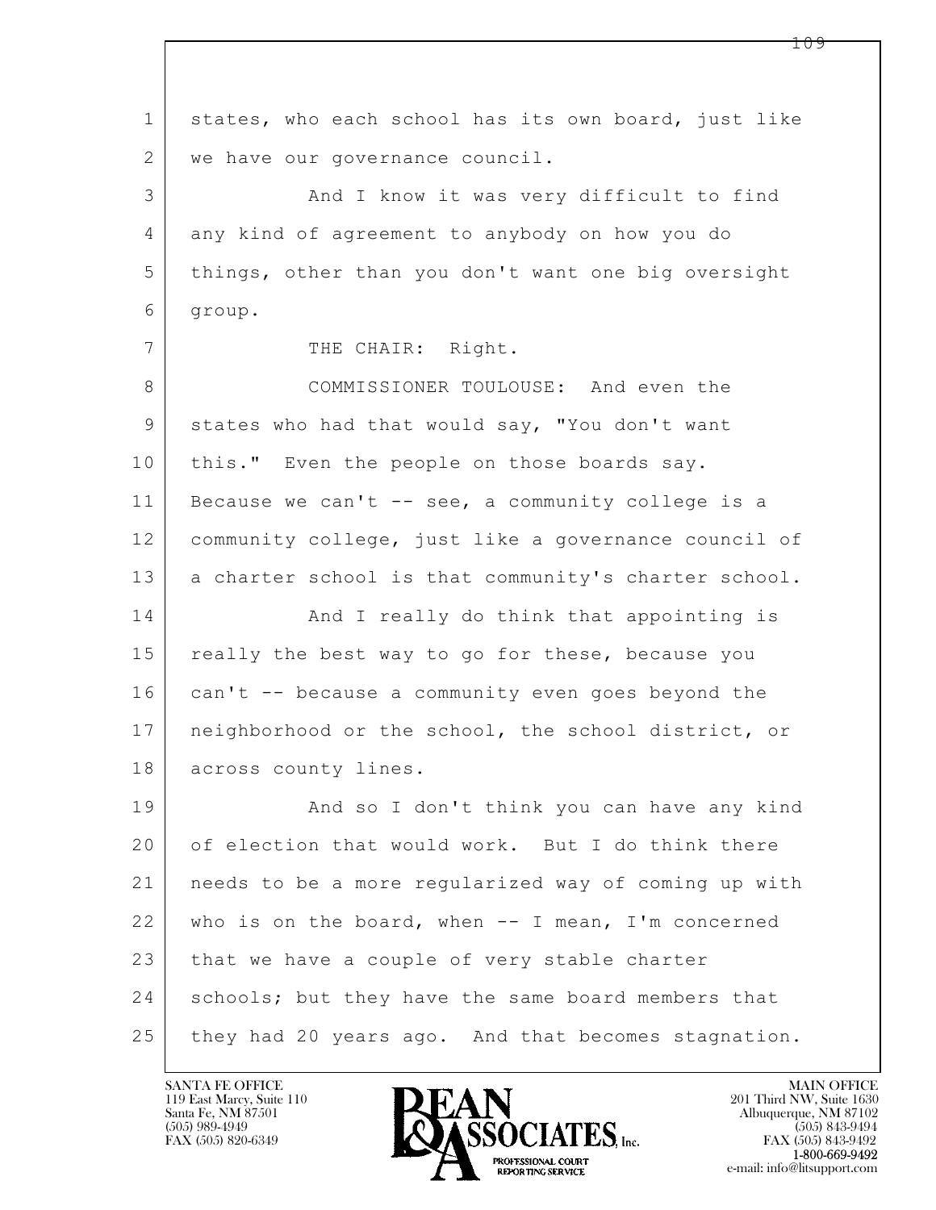states, who each school has its own board, just like we have our governance council.

And I know it was very difficult to find any kind of agreement to anybody on how you do things, other than you don't want one big oversight group.

THE CHAIR: Right.

COMMISSIONER TOULOUSE: And even the states who had that would say, "You don't want this." Even the people on those boards say. Because we can't -- see, a community college is a community college, just like a governance council of a charter school is that community's charter school.

And I really do think that appointing is really the best way to go for these, because you can't -- because a community even goes beyond the neighborhood or the school, the school district, or across county lines.

And so I don't think you can have any kind of election that would work. But I do think there needs to be a more regularized way of coming up with who is on the board, when -- I mean, I'm concerned that we have a couple of very stable charter schools; but they have the same board members that they had 20 years ago. And that becomes stagnation.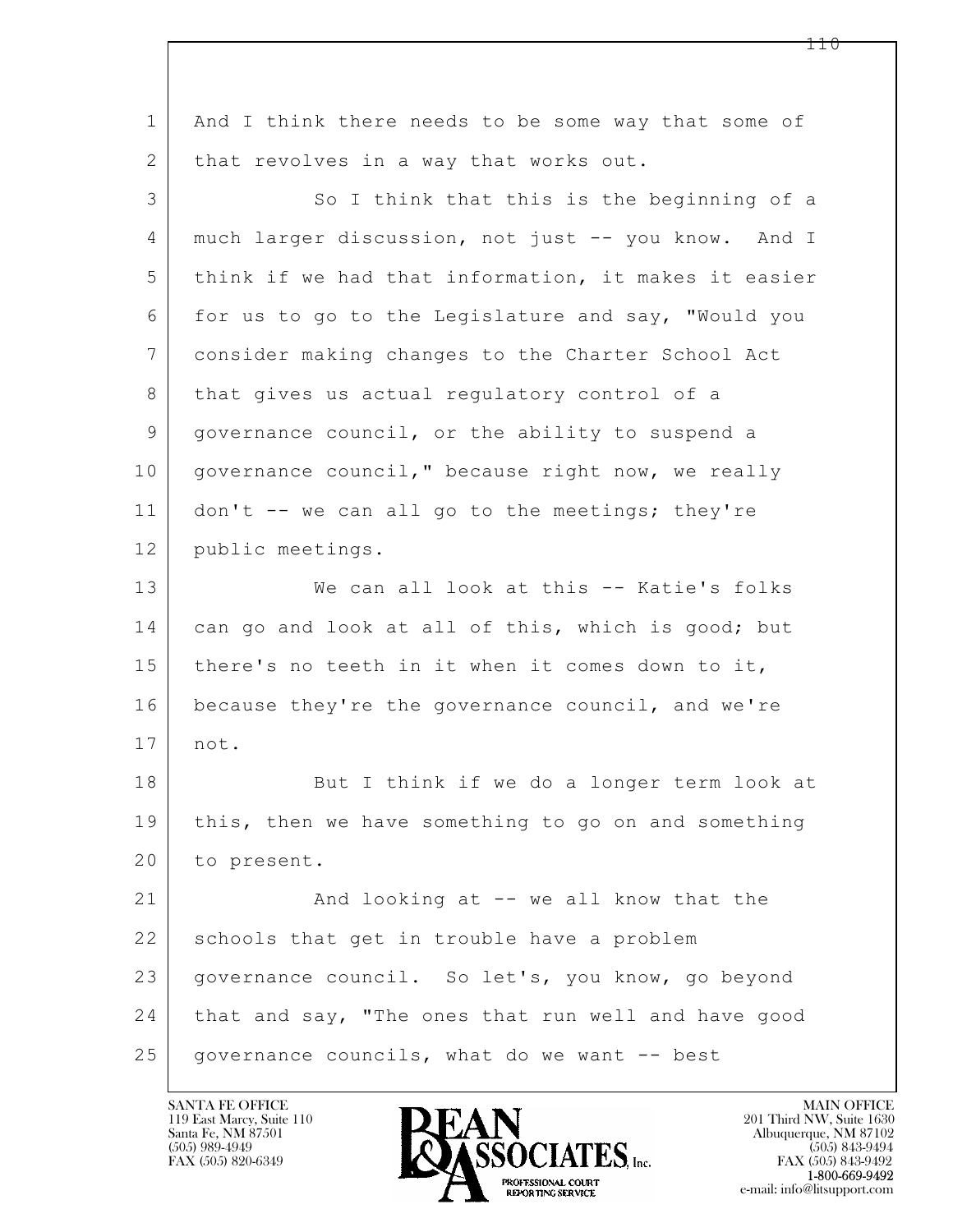1 And I think there needs to be some way that some of
2 that revolves in a way that works out.

3 So I think that this is the beginning of a
4 much larger discussion, not just -- you know. And I
5 think if we had that information, it makes it easier
6 for us to go to the Legislature and say, "Would you
7 consider making changes to the Charter School Act
8 that gives us actual regulatory control of a
9 governance council, or the ability to suspend a
10 governance council," because right now, we really
11 don't -- we can all go to the meetings; they're
12 public meetings.

13 We can all look at this -- Katie's folks
14 can go and look at all of this, which is good; but
15 there's no teeth in it when it comes down to it,
16 because they're the governance council, and we're
17 not.

18 But I think if we do a longer term look at
19 this, then we have something to go on and something
20 to present.

21 And looking at -- we all know that the
22 schools that get in trouble have a problem
23 governance council. So let's, you know, go beyond
24 that and say, "The ones that run well and have good
25 governance councils, what do we want -- best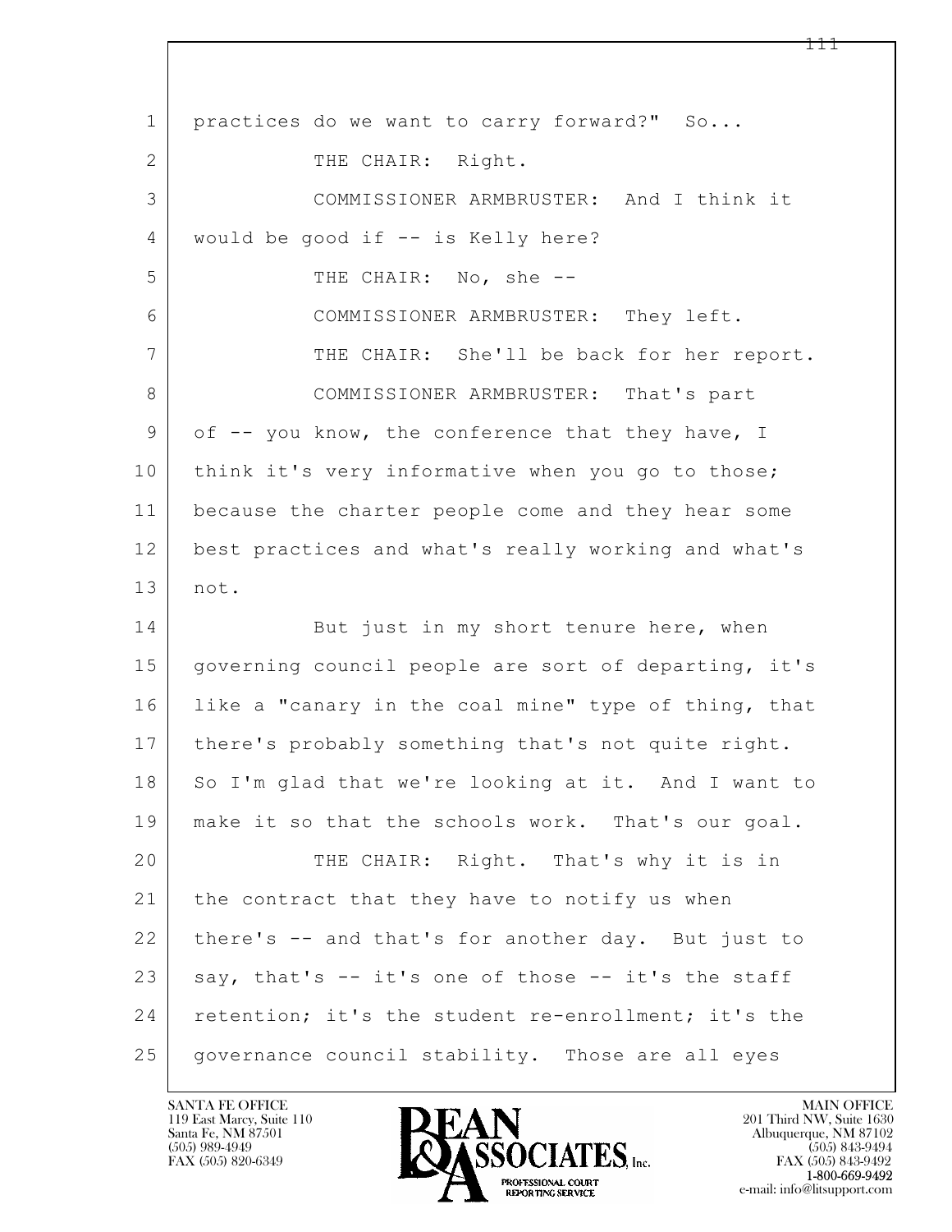practices do we want to carry forward?" So...

THE CHAIR: Right.

COMMISSIONER ARMBRUSTER: And I think it would be good if -- is Kelly here?

THE CHAIR: No, she --

COMMISSIONER ARMBRUSTER: They left.

THE CHAIR: She'll be back for her report.

COMMISSIONER ARMBRUSTER: That's part of -- you know, the conference that they have, I think it's very informative when you go to those; because the charter people come and they hear some best practices and what's really working and what's not.

But just in my short tenure here, when governing council people are sort of departing, it's like a "canary in the coal mine" type of thing, that there's probably something that's not quite right. So I'm glad that we're looking at it. And I want to make it so that the schools work. That's our goal.

THE CHAIR: Right. That's why it is in the contract that they have to notify us when there's -- and that's for another day. But just to say, that's -- it's one of those -- it's the staff retention; it's the student re-enrollment; it's the governance council stability. Those are all eyes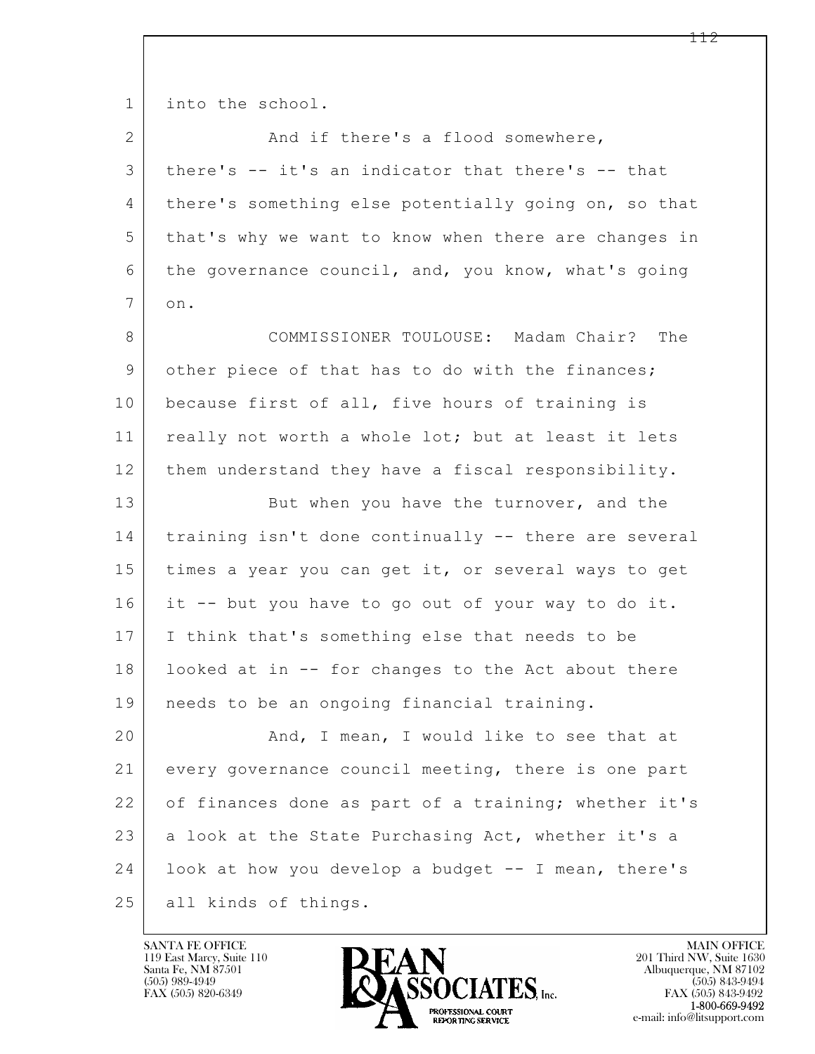into the school.

And if there's a flood somewhere, there's -- it's an indicator that there's -- that there's something else potentially going on, so that that's why we want to know when there are changes in the governance council, and, you know, what's going on.

COMMISSIONER TOULOUSE: Madam Chair? The other piece of that has to do with the finances; because first of all, five hours of training is really not worth a whole lot; but at least it lets them understand they have a fiscal responsibility.

But when you have the turnover, and the training isn't done continually -- there are several times a year you can get it, or several ways to get it -- but you have to go out of your way to do it. I think that's something else that needs to be looked at in -- for changes to the Act about there needs to be an ongoing financial training.

And, I mean, I would like to see that at every governance council meeting, there is one part of finances done as part of a training; whether it's a look at the State Purchasing Act, whether it's a look at how you develop a budget -- I mean, there's all kinds of things.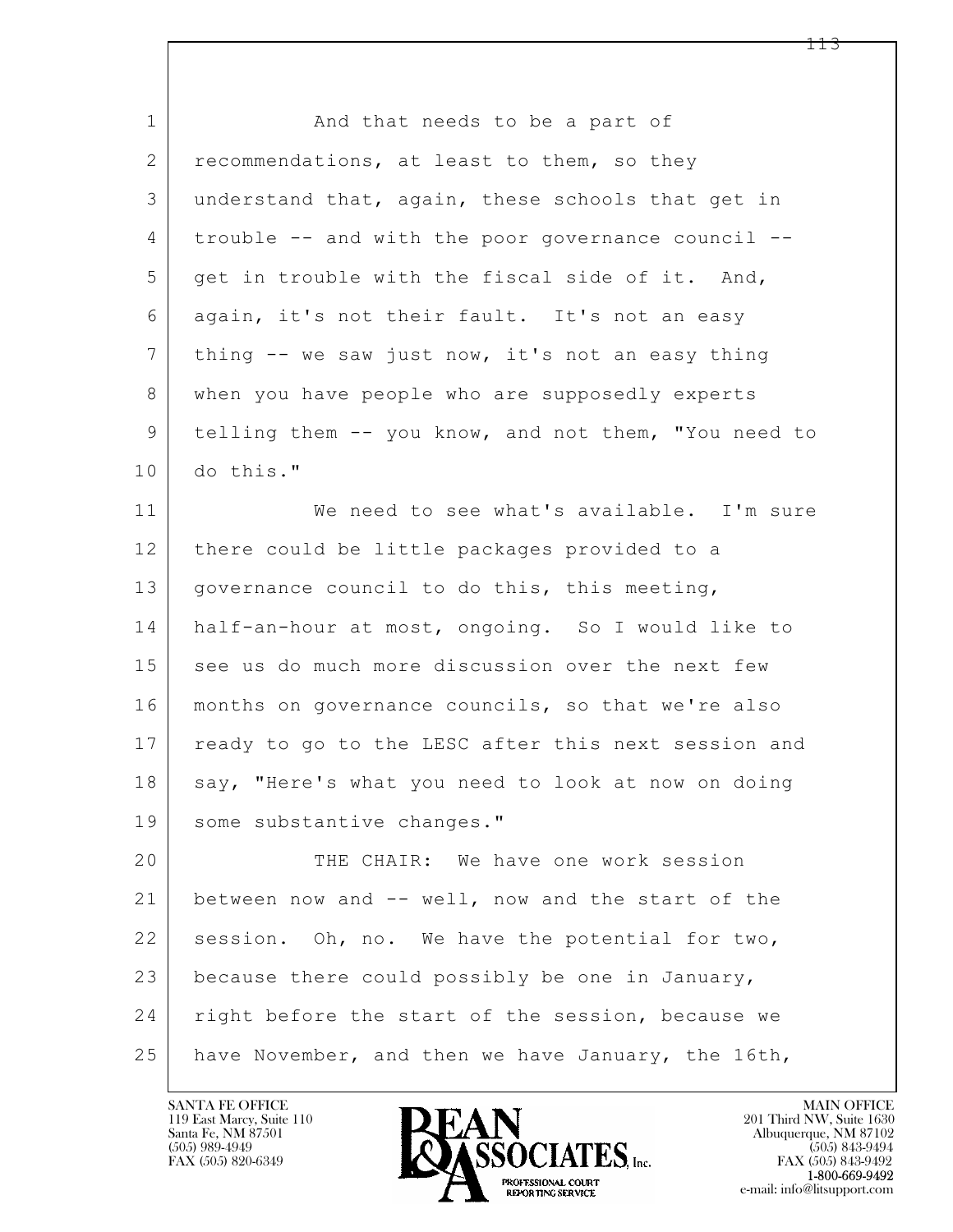And that needs to be a part of recommendations, at least to them, so they understand that, again, these schools that get in trouble -- and with the poor governance council -- get in trouble with the fiscal side of it. And, again, it's not their fault. It's not an easy thing -- we saw just now, it's not an easy thing when you have people who are supposedly experts telling them -- you know, and not them, "You need to do this."

We need to see what's available. I'm sure there could be little packages provided to a governance council to do this, this meeting, half-an-hour at most, ongoing. So I would like to see us do much more discussion over the next few months on governance councils, so that we're also ready to go to the LESC after this next session and say, "Here's what you need to look at now on doing some substantive changes."

THE CHAIR: We have one work session between now and -- well, now and the start of the session. Oh, no. We have the potential for two, because there could possibly be one in January, right before the start of the session, because we have November, and then we have January, the 16th,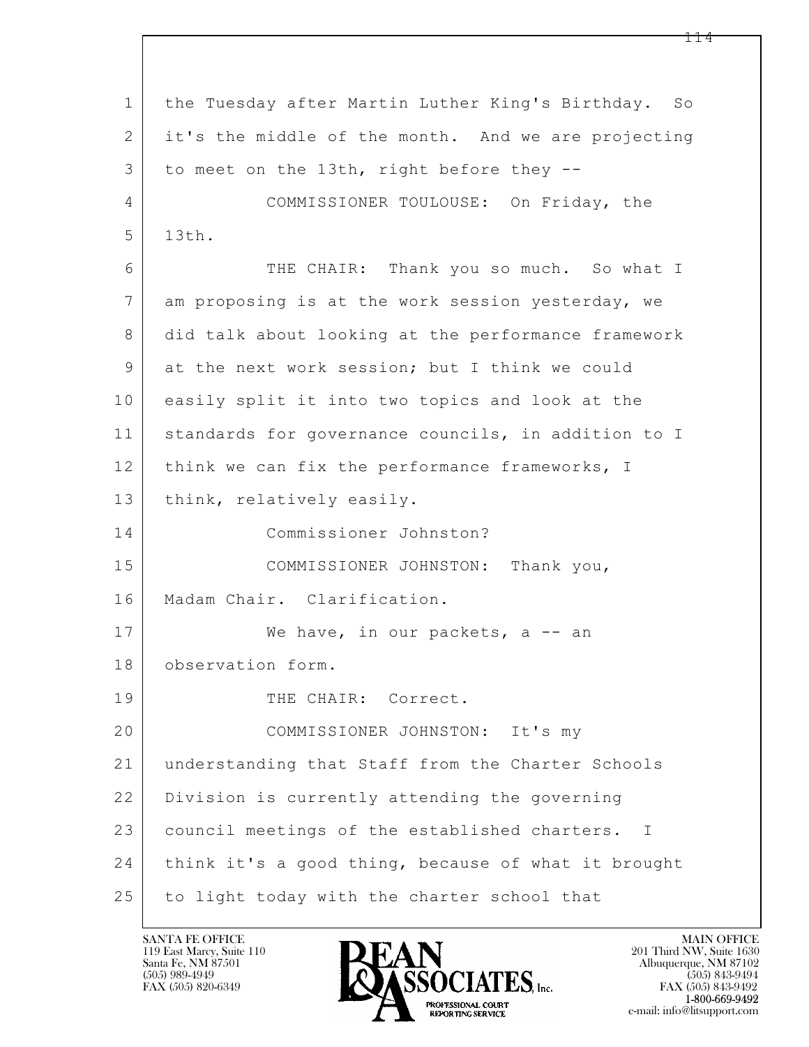the Tuesday after Martin Luther King's Birthday. So it's the middle of the month. And we are projecting to meet on the 13th, right before they --

COMMISSIONER TOULOUSE: On Friday, the 13th.

THE CHAIR: Thank you so much. So what I am proposing is at the work session yesterday, we did talk about looking at the performance framework at the next work session; but I think we could easily split it into two topics and look at the standards for governance councils, in addition to I think we can fix the performance frameworks, I think, relatively easily.

Commissioner Johnston?

COMMISSIONER JOHNSTON: Thank you, Madam Chair. Clarification.

We have, in our packets, a -- an observation form.

THE CHAIR: Correct.

COMMISSIONER JOHNSTON: It's my understanding that Staff from the Charter Schools Division is currently attending the governing council meetings of the established charters. I think it's a good thing, because of what it brought to light today with the charter school that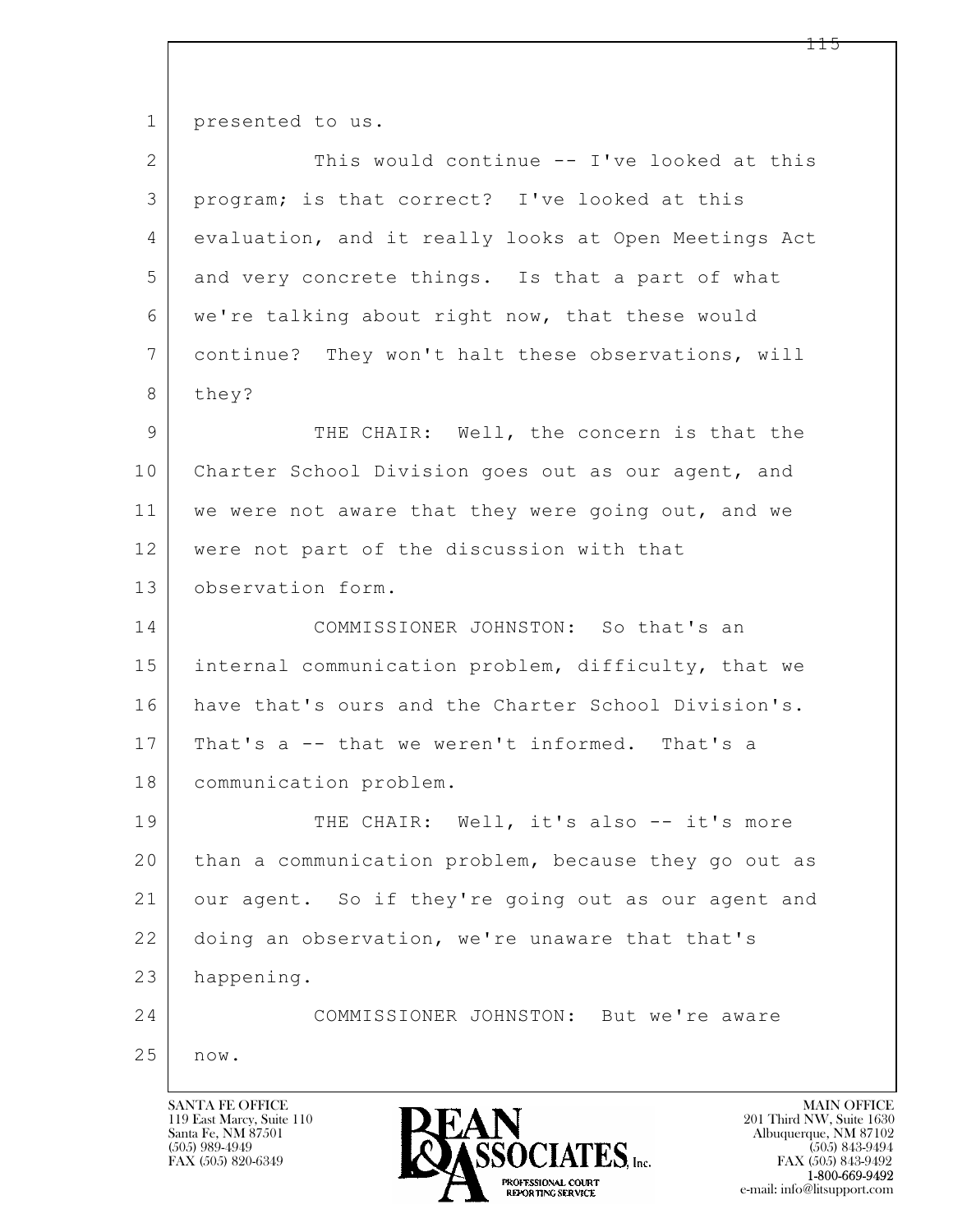presented to us.

This would continue -- I've looked at this program; is that correct? I've looked at this evaluation, and it really looks at Open Meetings Act and very concrete things. Is that a part of what we're talking about right now, that these would continue? They won't halt these observations, will they?

THE CHAIR: Well, the concern is that the Charter School Division goes out as our agent, and we were not aware that they were going out, and we were not part of the discussion with that observation form.

COMMISSIONER JOHNSTON: So that's an internal communication problem, difficulty, that we have that's ours and the Charter School Division's. That's a -- that we weren't informed. That's a communication problem.

THE CHAIR: Well, it's also -- it's more than a communication problem, because they go out as our agent. So if they're going out as our agent and doing an observation, we're unaware that that's happening.

COMMISSIONER JOHNSTON: But we're aware now.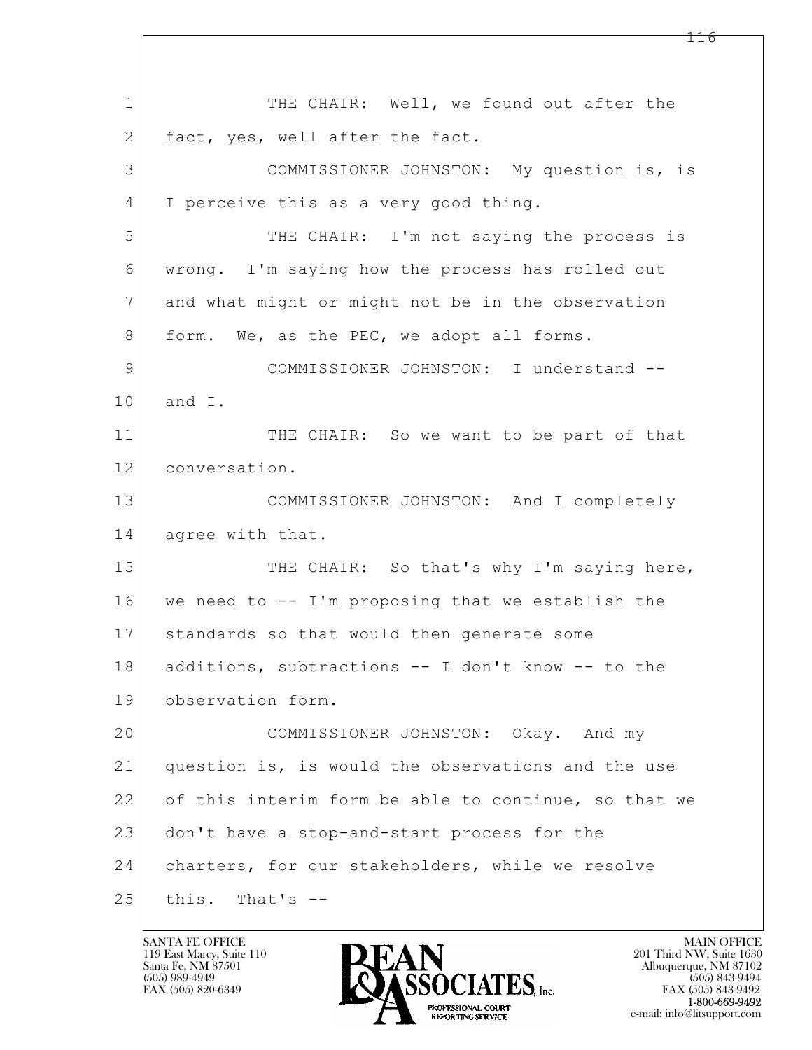THE CHAIR: Well, we found out after the fact, yes, well after the fact.

COMMISSIONER JOHNSTON: My question is, is I perceive this as a very good thing.

THE CHAIR: I'm not saying the process is wrong. I'm saying how the process has rolled out and what might or might not be in the observation form. We, as the PEC, we adopt all forms.

COMMISSIONER JOHNSTON: I understand -- and I.

THE CHAIR: So we want to be part of that conversation.

COMMISSIONER JOHNSTON: And I completely agree with that.

THE CHAIR: So that's why I'm saying here, we need to -- I'm proposing that we establish the standards so that would then generate some additions, subtractions -- I don't know -- to the observation form.

COMMISSIONER JOHNSTON: Okay. And my question is, is would the observations and the use of this interim form be able to continue, so that we don't have a stop-and-start process for the charters, for our stakeholders, while we resolve this. That's --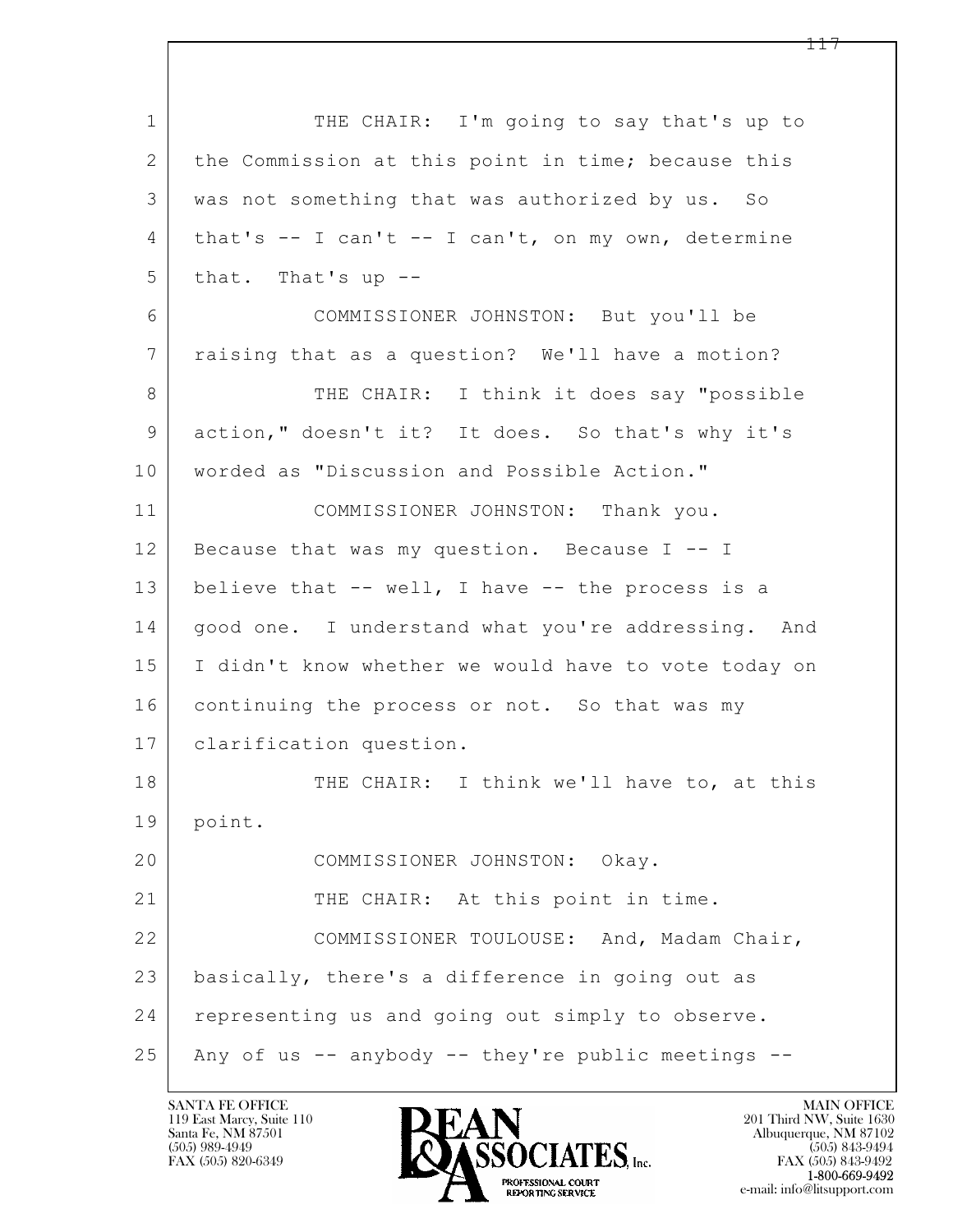THE CHAIR: I'm going to say that's up to the Commission at this point in time; because this was not something that was authorized by us. So that's -- I can't -- I can't, on my own, determine that. That's up --

COMMISSIONER JOHNSTON: But you'll be raising that as a question? We'll have a motion?

THE CHAIR: I think it does say "possible action," doesn't it? It does. So that's why it's worded as "Discussion and Possible Action."

COMMISSIONER JOHNSTON: Thank you. Because that was my question. Because I -- I believe that -- well, I have -- the process is a good one. I understand what you're addressing. And I didn't know whether we would have to vote today on continuing the process or not. So that was my clarification question.

THE CHAIR: I think we'll have to, at this point.

COMMISSIONER JOHNSTON: Okay.

THE CHAIR: At this point in time.

COMMISSIONER TOULOUSE: And, Madam Chair, basically, there's a difference in going out as representing us and going out simply to observe. Any of us -- anybody -- they're public meetings --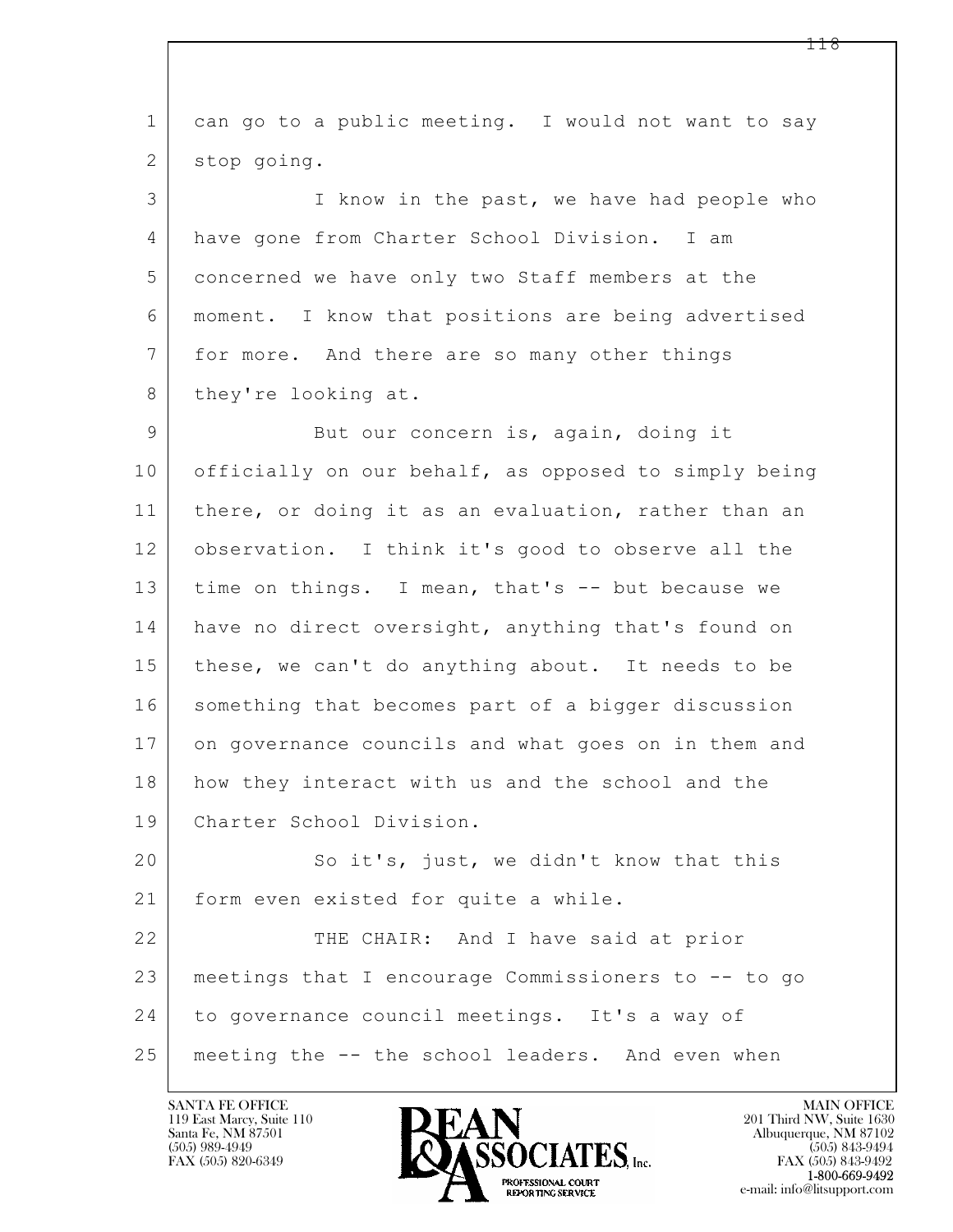can go to a public meeting. I would not want to say stop going.

I know in the past, we have had people who have gone from Charter School Division. I am concerned we have only two Staff members at the moment. I know that positions are being advertised for more. And there are so many other things they're looking at.

But our concern is, again, doing it officially on our behalf, as opposed to simply being there, or doing it as an evaluation, rather than an observation. I think it's good to observe all the time on things. I mean, that's -- but because we have no direct oversight, anything that's found on these, we can't do anything about. It needs to be something that becomes part of a bigger discussion on governance councils and what goes on in them and how they interact with us and the school and the Charter School Division.

So it's, just, we didn't know that this form even existed for quite a while.

THE CHAIR: And I have said at prior meetings that I encourage Commissioners to -- to go to governance council meetings. It's a way of meeting the -- the school leaders. And even when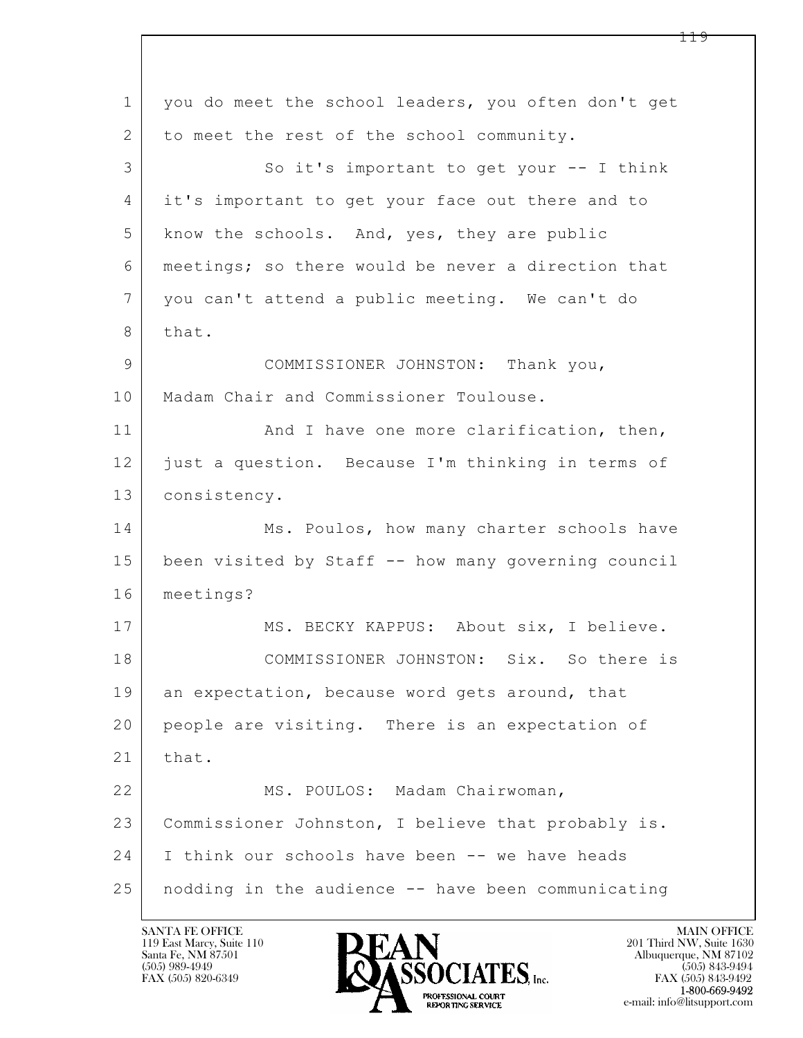1 you do meet the school leaders, you often don't get
2 to meet the rest of the school community.
3 So it's important to get your -- I think
4 it's important to get your face out there and to
5 know the schools. And, yes, they are public
6 meetings; so there would be never a direction that
7 you can't attend a public meeting. We can't do
8 that.
9 COMMISSIONER JOHNSTON: Thank you,
10 Madam Chair and Commissioner Toulouse.
11 And I have one more clarification, then,
12 just a question. Because I'm thinking in terms of
13 consistency.
14 Ms. Poulos, how many charter schools have
15 been visited by Staff -- how many governing council
16 meetings?
17 MS. BECKY KAPPUS: About six, I believe.
18 COMMISSIONER JOHNSTON: Six. So there is
19 an expectation, because word gets around, that
20 people are visiting. There is an expectation of
21 that.
22 MS. POULOS: Madam Chairwoman,
23 Commissioner Johnston, I believe that probably is.
24 I think our schools have been -- we have heads
25 nodding in the audience -- have been communicating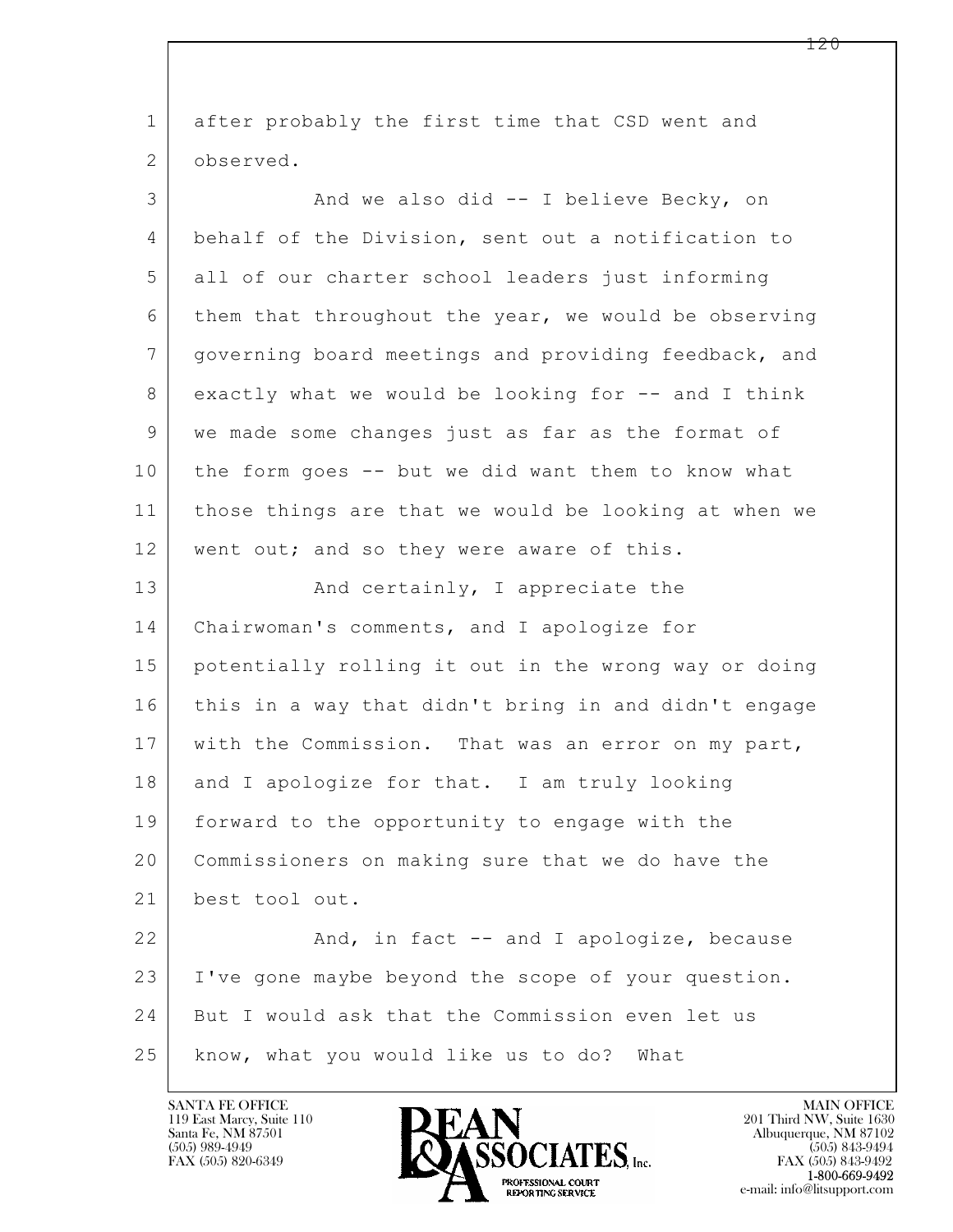1 after probably the first time that CSD went and
2 observed.
3 And we also did -- I believe Becky, on
4 behalf of the Division, sent out a notification to
5 all of our charter school leaders just informing
6 them that throughout the year, we would be observing
7 governing board meetings and providing feedback, and
8 exactly what we would be looking for -- and I think
9 we made some changes just as far as the format of
10 the form goes -- but we did want them to know what
11 those things are that we would be looking at when we
12 went out; and so they were aware of this.
13 And certainly, I appreciate the
14 Chairwoman's comments, and I apologize for
15 potentially rolling it out in the wrong way or doing
16 this in a way that didn't bring in and didn't engage
17 with the Commission. That was an error on my part,
18 and I apologize for that. I am truly looking
19 forward to the opportunity to engage with the
20 Commissioners on making sure that we do have the
21 best tool out.
22 And, in fact -- and I apologize, because
23 I've gone maybe beyond the scope of your question.
24 But I would ask that the Commission even let us
25 know, what you would like us to do? What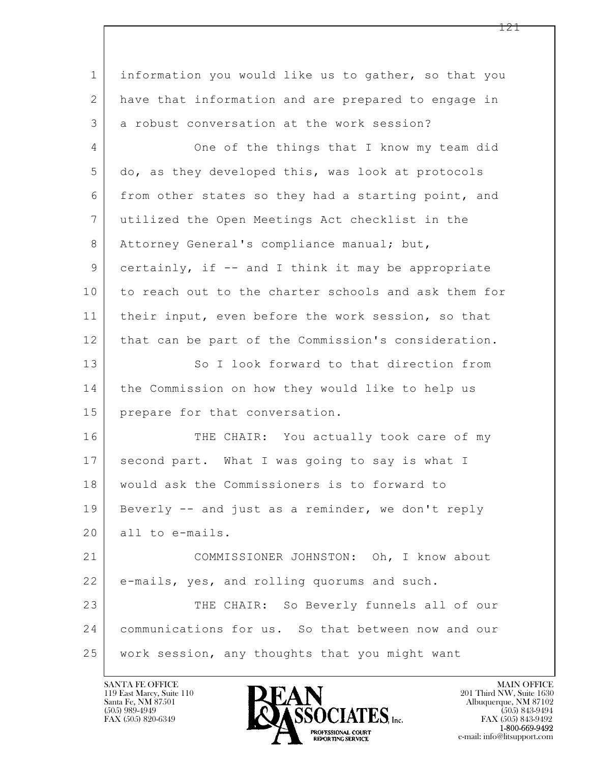information you would like us to gather, so that you have that information and are prepared to engage in a robust conversation at the work session?

One of the things that I know my team did do, as they developed this, was look at protocols from other states so they had a starting point, and utilized the Open Meetings Act checklist in the Attorney General's compliance manual; but, certainly, if -- and I think it may be appropriate to reach out to the charter schools and ask them for their input, even before the work session, so that that can be part of the Commission's consideration.

So I look forward to that direction from the Commission on how they would like to help us prepare for that conversation.

THE CHAIR: You actually took care of my second part. What I was going to say is what I would ask the Commissioners is to forward to Beverly -- and just as a reminder, we don't reply all to e-mails.

COMMISSIONER JOHNSTON: Oh, I know about e-mails, yes, and rolling quorums and such.

THE CHAIR: So Beverly funnels all of our communications for us. So that between now and our work session, any thoughts that you might want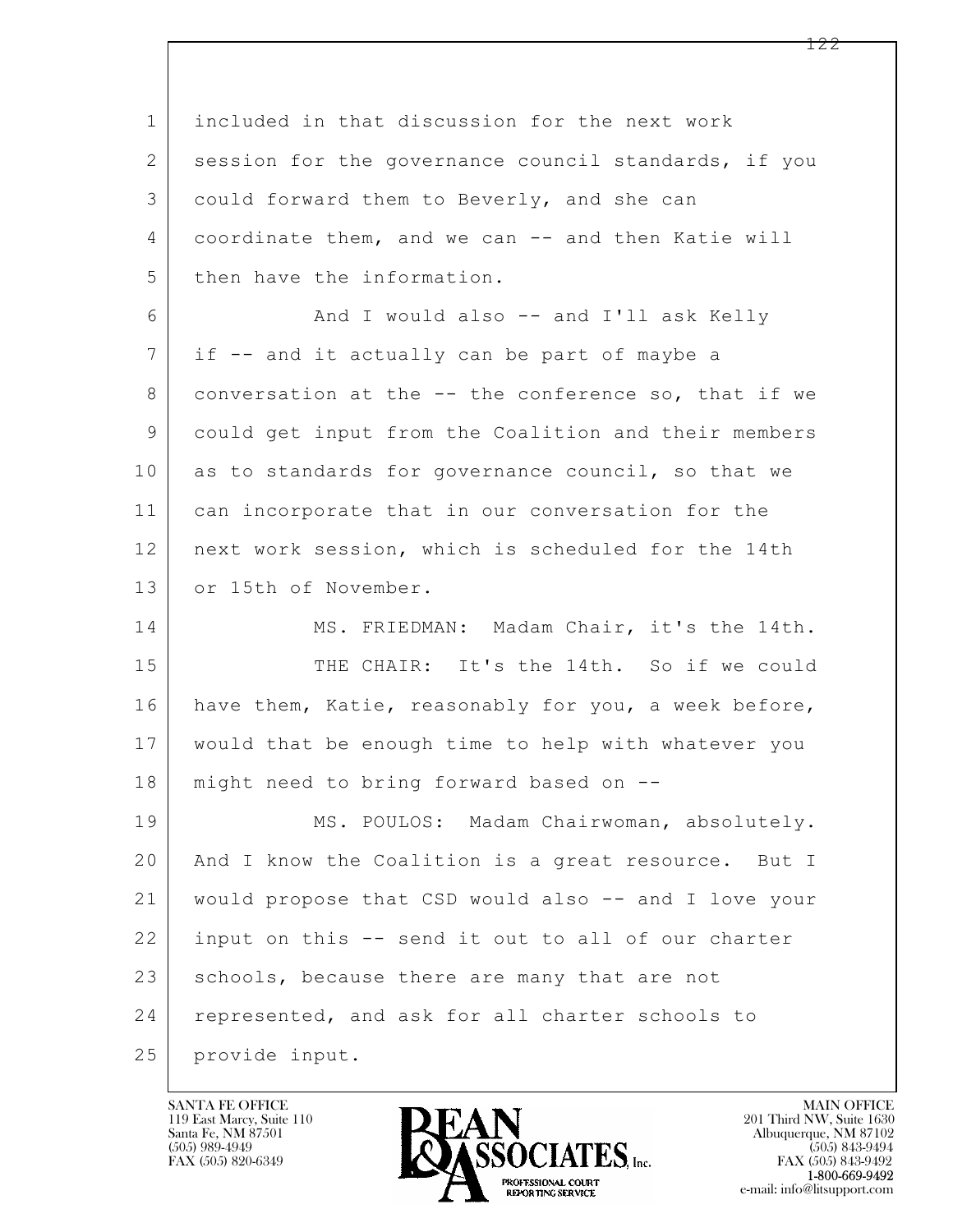included in that discussion for the next work session for the governance council standards, if you could forward them to Beverly, and she can coordinate them, and we can -- and then Katie will then have the information.

And I would also -- and I'll ask Kelly if -- and it actually can be part of maybe a conversation at the -- the conference so, that if we could get input from the Coalition and their members as to standards for governance council, so that we can incorporate that in our conversation for the next work session, which is scheduled for the 14th or 15th of November.

MS. FRIEDMAN: Madam Chair, it's the 14th.

THE CHAIR: It's the 14th. So if we could have them, Katie, reasonably for you, a week before, would that be enough time to help with whatever you might need to bring forward based on --

MS. POULOS: Madam Chairwoman, absolutely. And I know the Coalition is a great resource. But I would propose that CSD would also -- and I love your input on this -- send it out to all of our charter schools, because there are many that are not represented, and ask for all charter schools to provide input.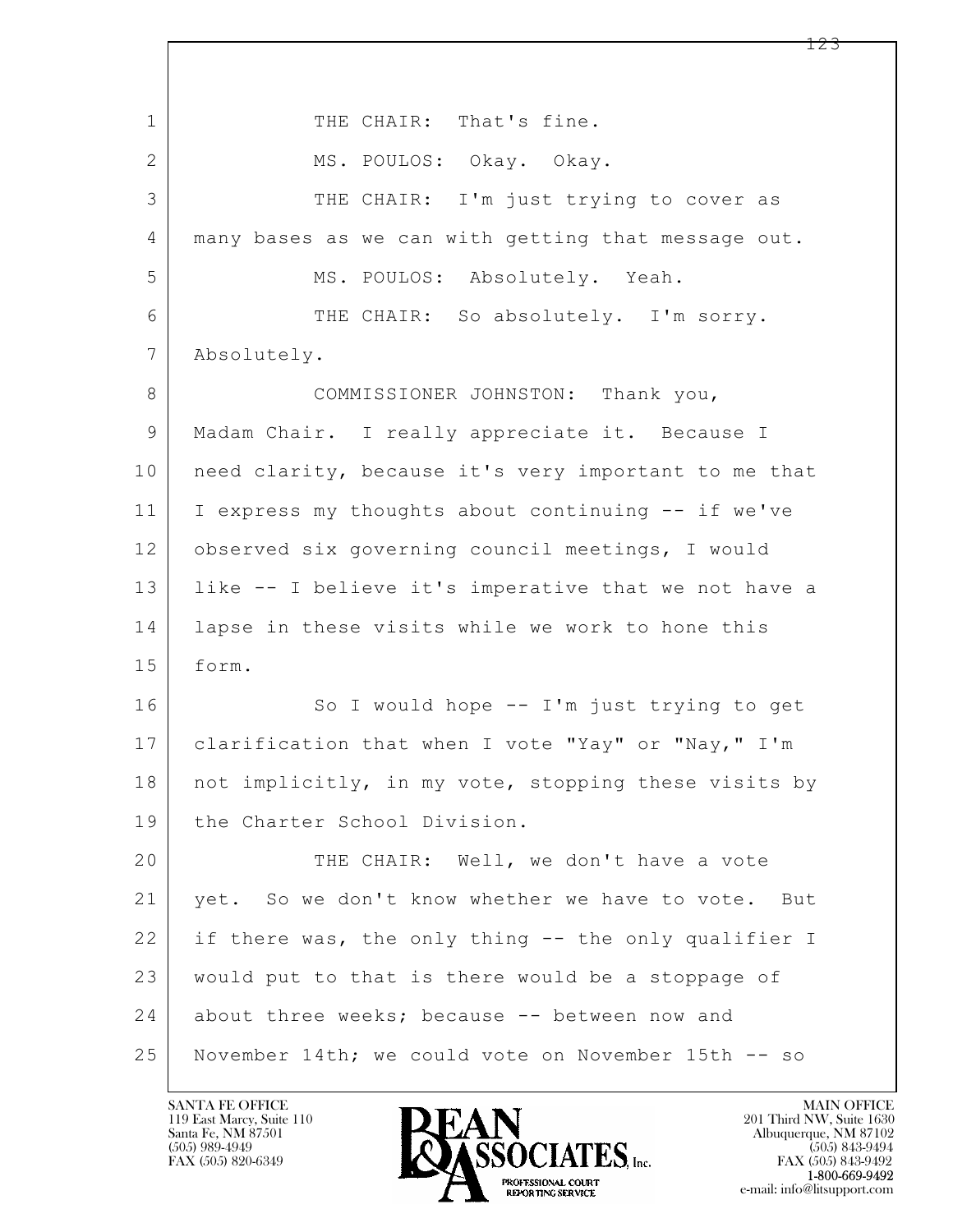THE CHAIR: That's fine.

MS. POULOS: Okay. Okay.

THE CHAIR: I'm just trying to cover as many bases as we can with getting that message out.

MS. POULOS: Absolutely. Yeah.

THE CHAIR: So absolutely. I'm sorry. Absolutely.

COMMISSIONER JOHNSTON: Thank you, Madam Chair. I really appreciate it. Because I need clarity, because it's very important to me that I express my thoughts about continuing -- if we've observed six governing council meetings, I would like -- I believe it's imperative that we not have a lapse in these visits while we work to hone this form.

So I would hope -- I'm just trying to get clarification that when I vote "Yay" or "Nay," I'm not implicitly, in my vote, stopping these visits by the Charter School Division.

THE CHAIR: Well, we don't have a vote yet. So we don't know whether we have to vote. But if there was, the only thing -- the only qualifier I would put to that is there would be a stoppage of about three weeks; because -- between now and November 14th; we could vote on November 15th -- so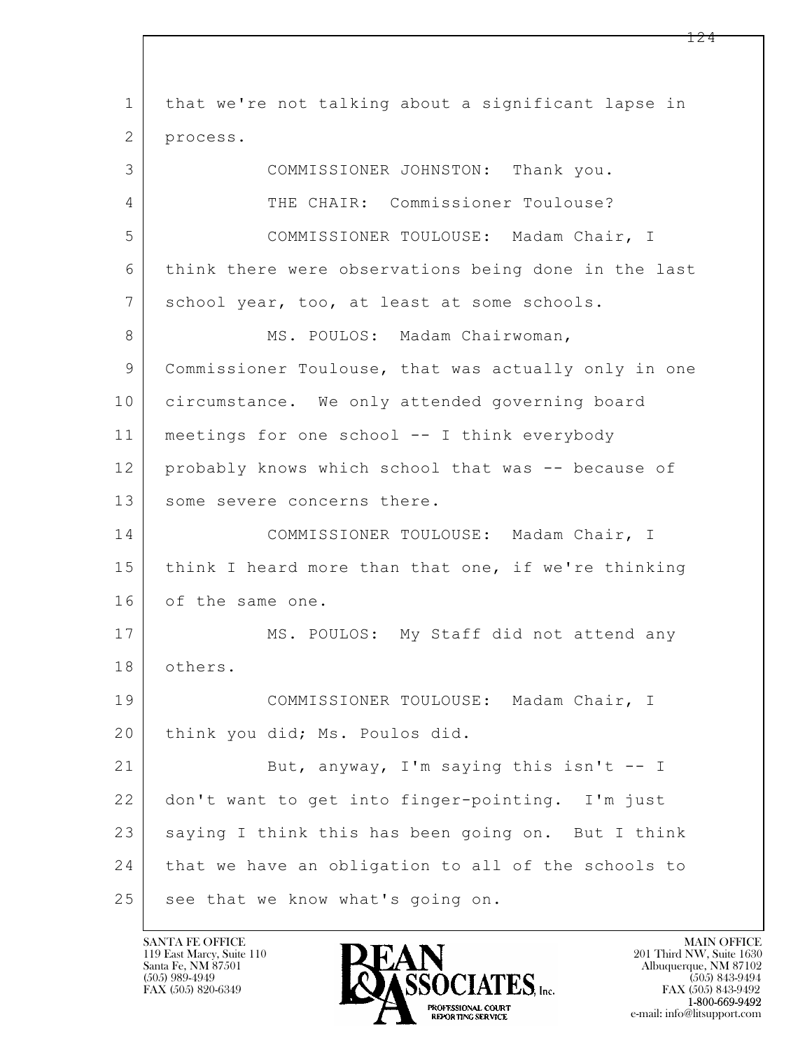that we're not talking about a significant lapse in process.

COMMISSIONER JOHNSTON: Thank you.

THE CHAIR: Commissioner Toulouse?

COMMISSIONER TOULOUSE: Madam Chair, I think there were observations being done in the last school year, too, at least at some schools.

MS. POULOS: Madam Chairwoman, Commissioner Toulouse, that was actually only in one circumstance. We only attended governing board meetings for one school -- I think everybody probably knows which school that was -- because of some severe concerns there.

COMMISSIONER TOULOUSE: Madam Chair, I think I heard more than that one, if we're thinking of the same one.

MS. POULOS: My Staff did not attend any others.

COMMISSIONER TOULOUSE: Madam Chair, I think you did; Ms. Poulos did.

But, anyway, I'm saying this isn't -- I don't want to get into finger-pointing. I'm just saying I think this has been going on. But I think that we have an obligation to all of the schools to see that we know what's going on.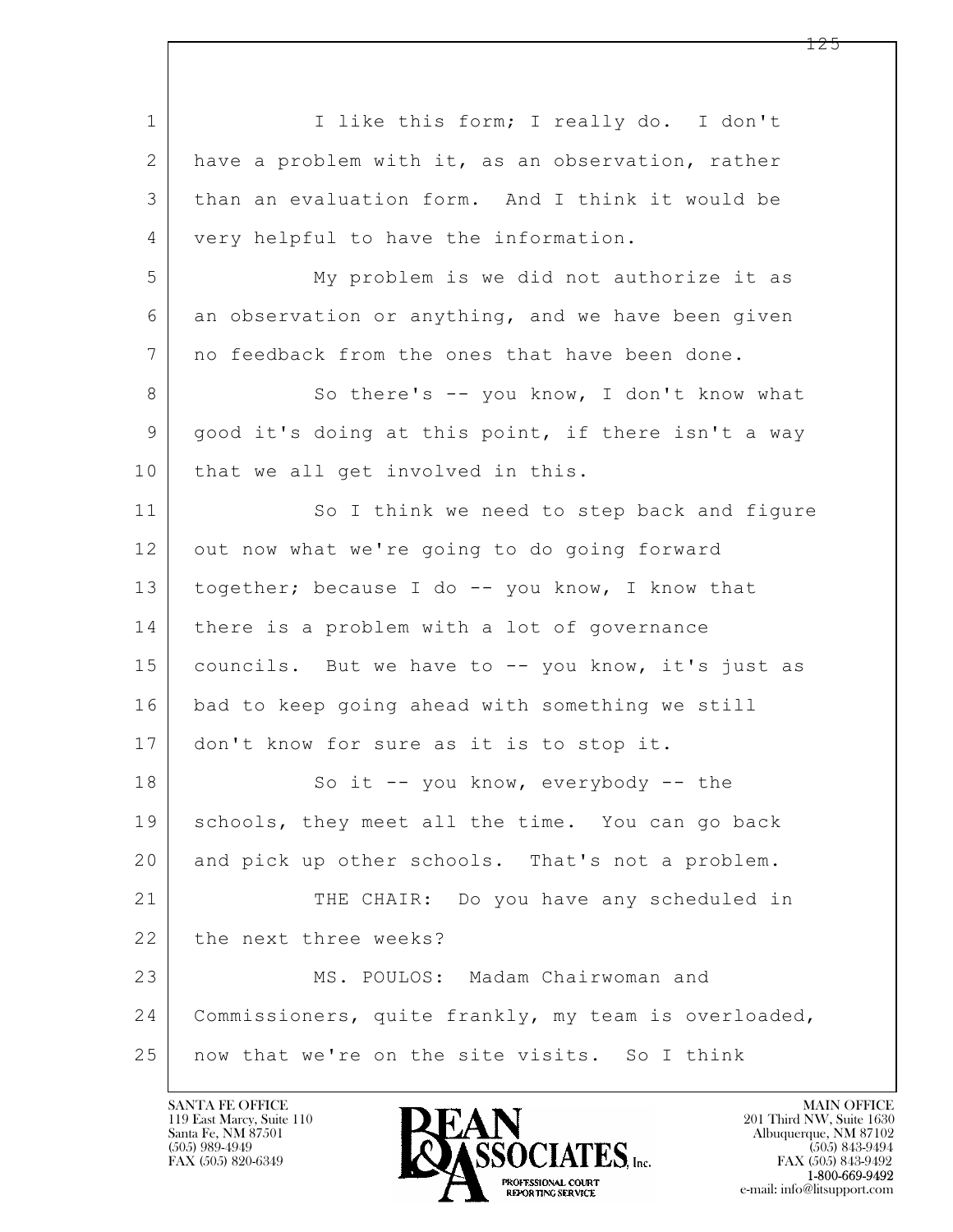I like this form; I really do. I don't have a problem with it, as an observation, rather than an evaluation form. And I think it would be very helpful to have the information.

My problem is we did not authorize it as an observation or anything, and we have been given no feedback from the ones that have been done.

So there's -- you know, I don't know what good it's doing at this point, if there isn't a way that we all get involved in this.

So I think we need to step back and figure out now what we're going to do going forward together; because I do -- you know, I know that there is a problem with a lot of governance councils. But we have to -- you know, it's just as bad to keep going ahead with something we still don't know for sure as it is to stop it.

So it -- you know, everybody -- the schools, they meet all the time. You can go back and pick up other schools. That's not a problem.

THE CHAIR: Do you have any scheduled in the next three weeks?

MS. POULOS: Madam Chairwoman and Commissioners, quite frankly, my team is overloaded, now that we're on the site visits. So I think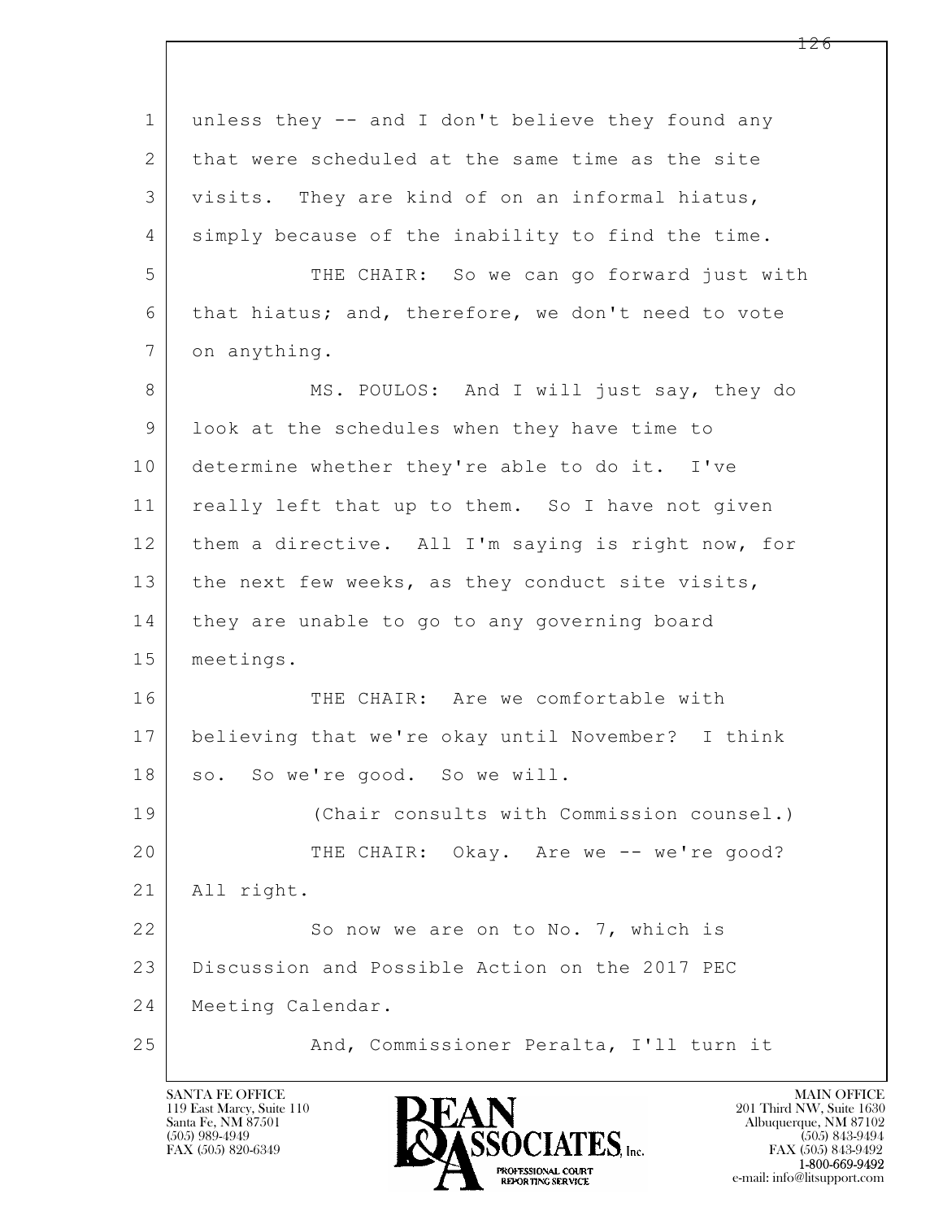unless they -- and I don't believe they found any that were scheduled at the same time as the site visits. They are kind of on an informal hiatus, simply because of the inability to find the time.

THE CHAIR: So we can go forward just with that hiatus; and, therefore, we don't need to vote on anything.

MS. POULOS: And I will just say, they do look at the schedules when they have time to determine whether they're able to do it. I've really left that up to them. So I have not given them a directive. All I'm saying is right now, for the next few weeks, as they conduct site visits, they are unable to go to any governing board meetings.

THE CHAIR: Are we comfortable with believing that we're okay until November? I think so. So we're good. So we will.

(Chair consults with Commission counsel.)

THE CHAIR: Okay. Are we -- we're good? All right.

So now we are on to No. 7, which is Discussion and Possible Action on the 2017 PEC Meeting Calendar.

And, Commissioner Peralta, I'll turn it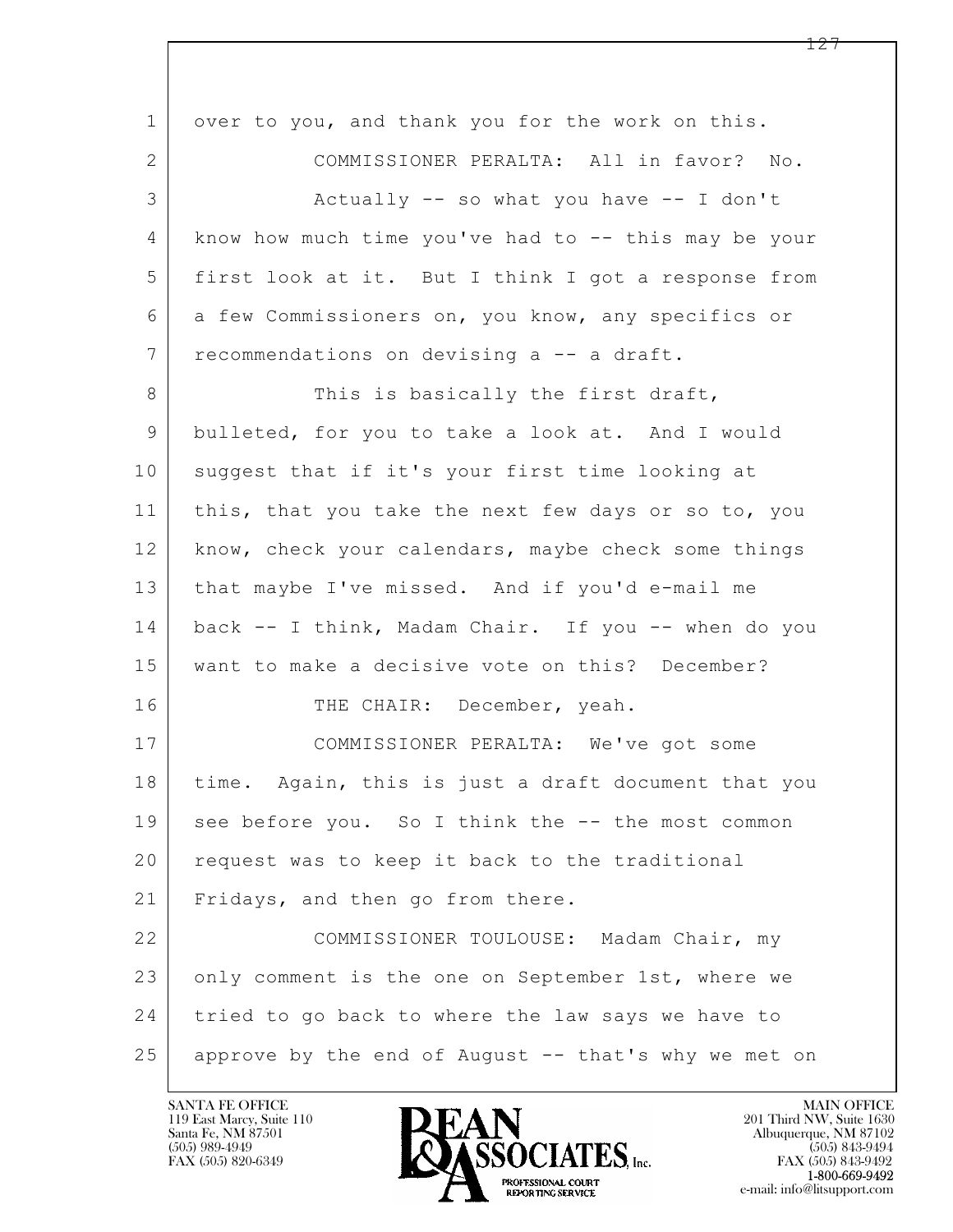1 over to you, and thank you for the work on this.

2 COMMISSIONER PERALTA: All in favor? No.

3 Actually -- so what you have -- I don't

4 know how much time you've had to -- this may be your

5 first look at it. But I think I got a response from

6 a few Commissioners on, you know, any specifics or

7 recommendations on devising a -- a draft.

8 This is basically the first draft,

9 bulleted, for you to take a look at. And I would

10 suggest that if it's your first time looking at

11 this, that you take the next few days or so to, you

12 know, check your calendars, maybe check some things

13 that maybe I've missed. And if you'd e-mail me

14 back -- I think, Madam Chair. If you -- when do you

15 want to make a decisive vote on this? December?

16 THE CHAIR: December, yeah.

17 COMMISSIONER PERALTA: We've got some

18 time. Again, this is just a draft document that you

19 see before you. So I think the -- the most common

20 request was to keep it back to the traditional

21 Fridays, and then go from there.

22 COMMISSIONER TOULOUSE: Madam Chair, my

23 only comment is the one on September 1st, where we

24 tried to go back to where the law says we have to

25 approve by the end of August -- that's why we met on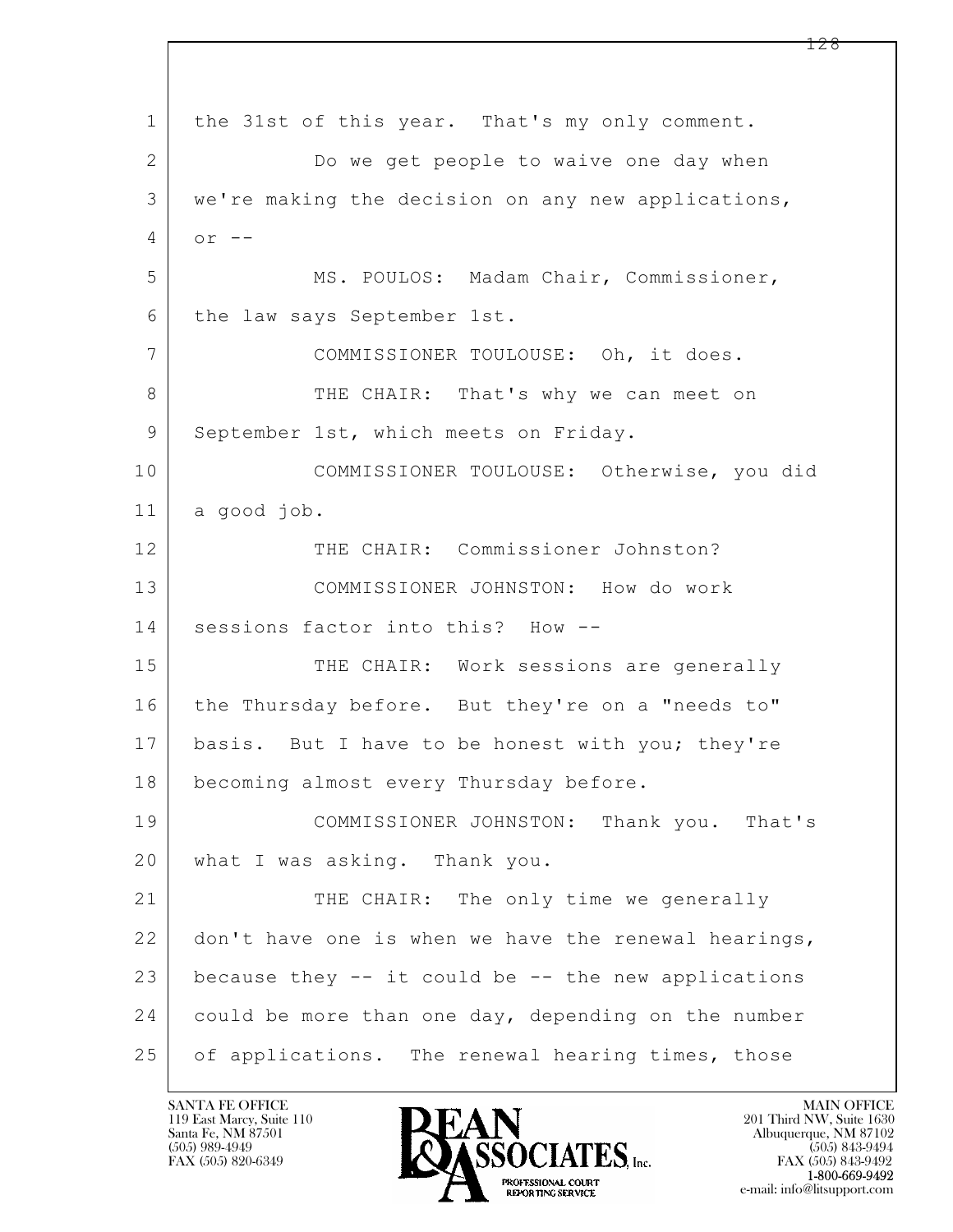the 31st of this year. That's my only comment.

Do we get people to waive one day when we're making the decision on any new applications, or --

MS. POULOS: Madam Chair, Commissioner, the law says September 1st.

COMMISSIONER TOULOUSE: Oh, it does.

THE CHAIR: That's why we can meet on September 1st, which meets on Friday.

COMMISSIONER TOULOUSE: Otherwise, you did a good job.

THE CHAIR: Commissioner Johnston?

COMMISSIONER JOHNSTON: How do work sessions factor into this? How --

THE CHAIR: Work sessions are generally the Thursday before. But they're on a "needs to" basis. But I have to be honest with you; they're becoming almost every Thursday before.

COMMISSIONER JOHNSTON: Thank you. That's what I was asking. Thank you.

THE CHAIR: The only time we generally don't have one is when we have the renewal hearings, because they -- it could be -- the new applications could be more than one day, depending on the number of applications. The renewal hearing times, those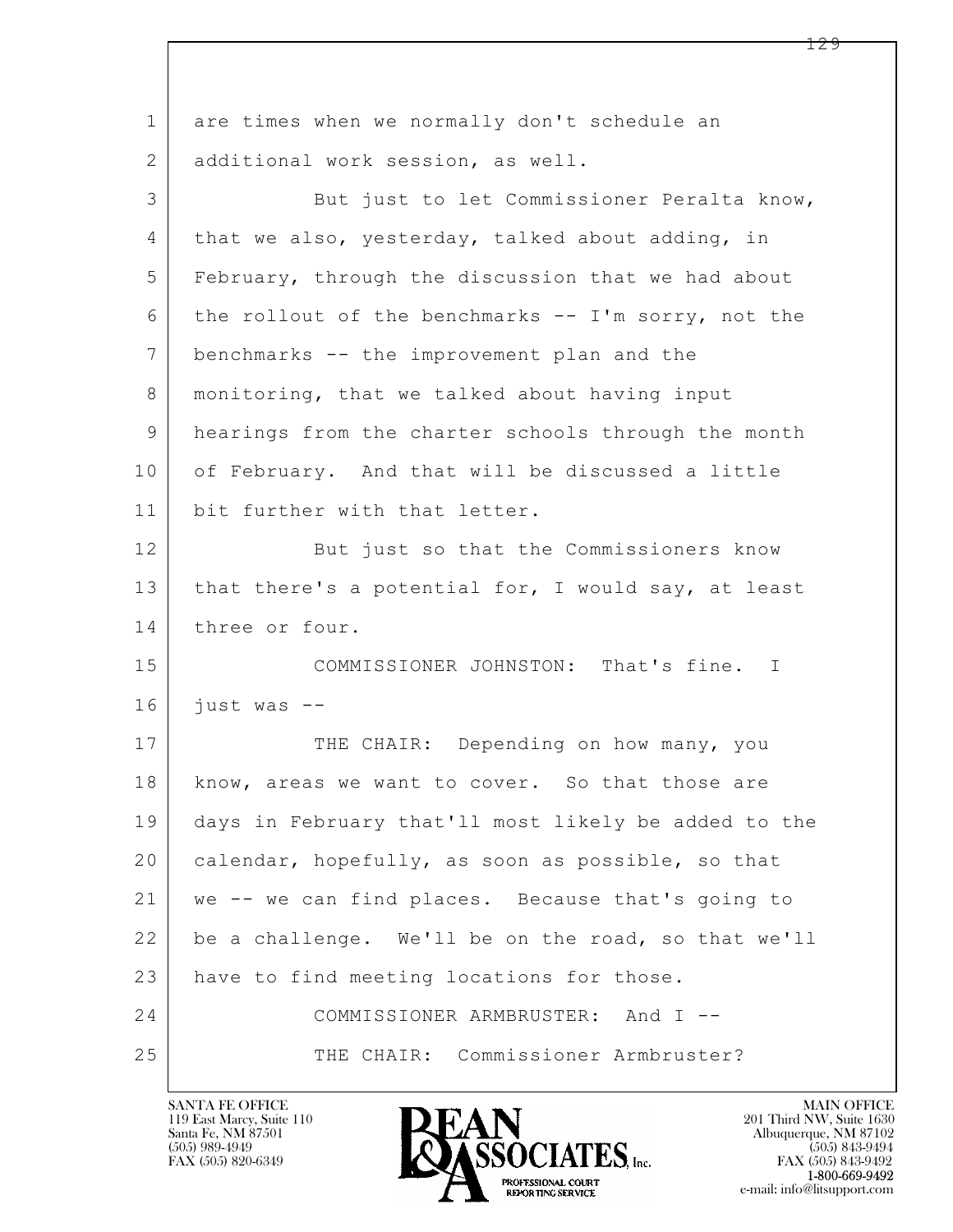are times when we normally don't schedule an additional work session, as well.

But just to let Commissioner Peralta know, that we also, yesterday, talked about adding, in February, through the discussion that we had about the rollout of the benchmarks -- I'm sorry, not the benchmarks -- the improvement plan and the monitoring, that we talked about having input hearings from the charter schools through the month of February. And that will be discussed a little bit further with that letter.

But just so that the Commissioners know that there's a potential for, I would say, at least three or four.

COMMISSIONER JOHNSTON: That's fine. I just was --

THE CHAIR: Depending on how many, you know, areas we want to cover. So that those are days in February that'll most likely be added to the calendar, hopefully, as soon as possible, so that we -- we can find places. Because that's going to be a challenge. We'll be on the road, so that we'll have to find meeting locations for those.

COMMISSIONER ARMBRUSTER: And I --

THE CHAIR: Commissioner Armbruster?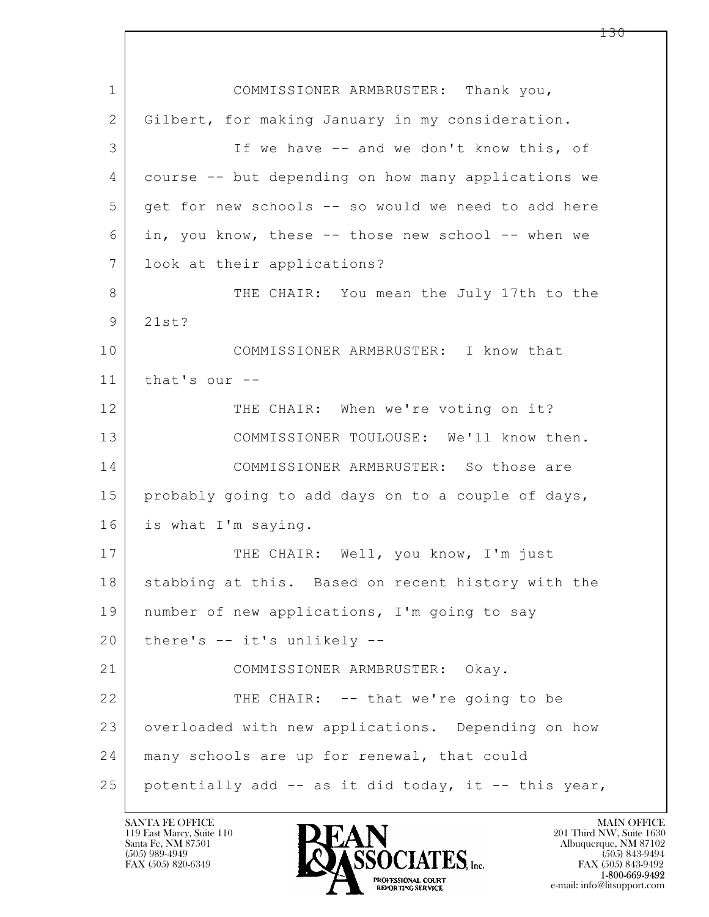1 COMMISSIONER ARMBRUSTER: Thank you,
2 Gilbert, for making January in my consideration.
3 If we have -- and we don't know this, of
4 course -- but depending on how many applications we
5 get for new schools -- so would we need to add here
6 in, you know, these -- those new school -- when we
7 look at their applications?
8 THE CHAIR: You mean the July 17th to the
9 21st?
10 COMMISSIONER ARMBRUSTER: I know that
11 that's our --
12 THE CHAIR: When we're voting on it?
13 COMMISSIONER TOULOUSE: We'll know then.
14 COMMISSIONER ARMBRUSTER: So those are
15 probably going to add days on to a couple of days,
16 is what I'm saying.
17 THE CHAIR: Well, you know, I'm just
18 stabbing at this. Based on recent history with the
19 number of new applications, I'm going to say
20 there's -- it's unlikely --
21 COMMISSIONER ARMBRUSTER: Okay.
22 THE CHAIR: -- that we're going to be
23 overloaded with new applications. Depending on how
24 many schools are up for renewal, that could
25 potentially add -- as it did today, it -- this year,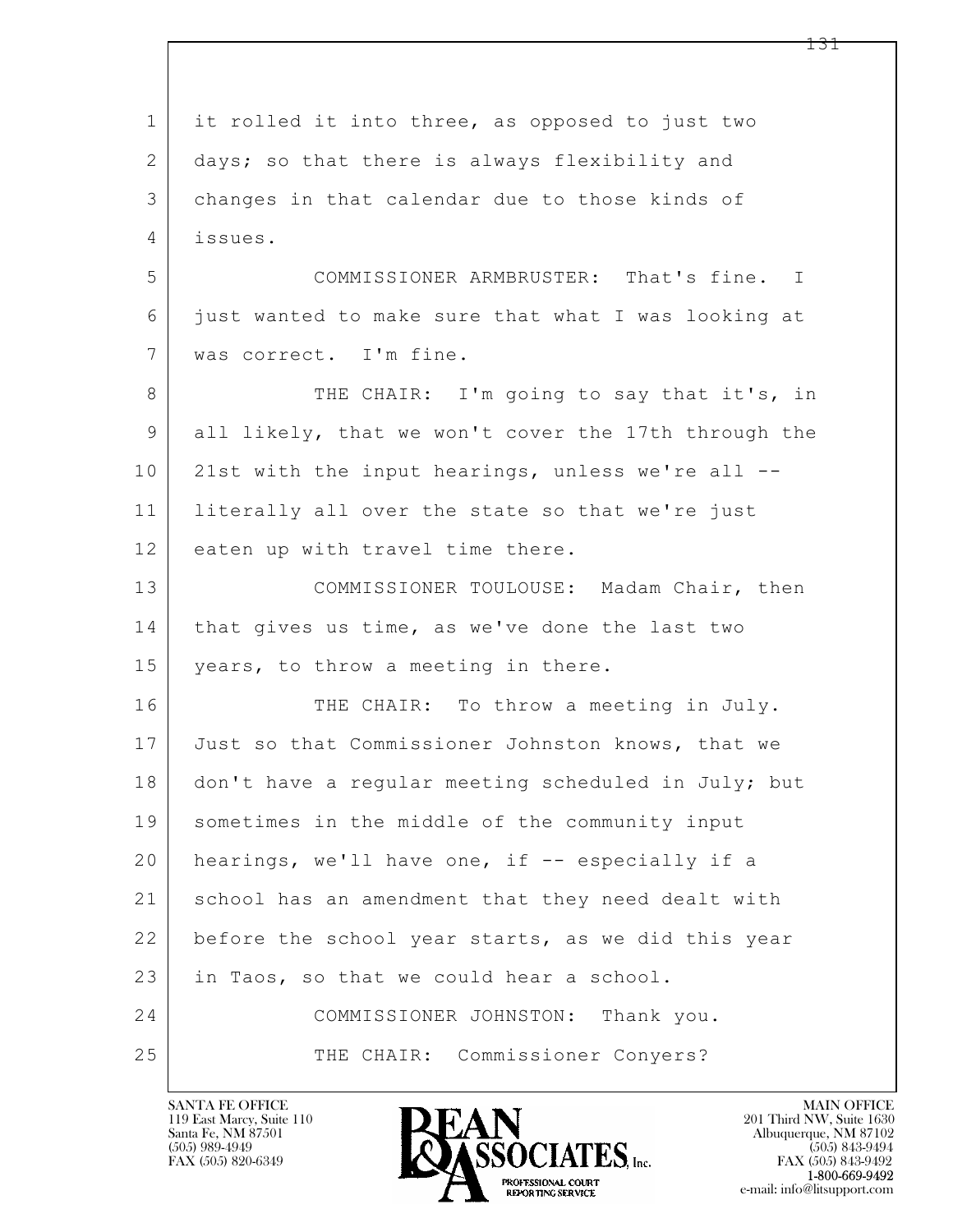it rolled it into three, as opposed to just two days; so that there is always flexibility and changes in that calendar due to those kinds of issues.

COMMISSIONER ARMBRUSTER: That's fine. I just wanted to make sure that what I was looking at was correct. I'm fine.

THE CHAIR: I'm going to say that it's, in all likely, that we won't cover the 17th through the 21st with the input hearings, unless we're all -- literally all over the state so that we're just eaten up with travel time there.

COMMISSIONER TOULOUSE: Madam Chair, then that gives us time, as we've done the last two years, to throw a meeting in there.

THE CHAIR: To throw a meeting in July. Just so that Commissioner Johnston knows, that we don't have a regular meeting scheduled in July; but sometimes in the middle of the community input hearings, we'll have one, if -- especially if a school has an amendment that they need dealt with before the school year starts, as we did this year in Taos, so that we could hear a school.

COMMISSIONER JOHNSTON: Thank you.

THE CHAIR: Commissioner Conyers?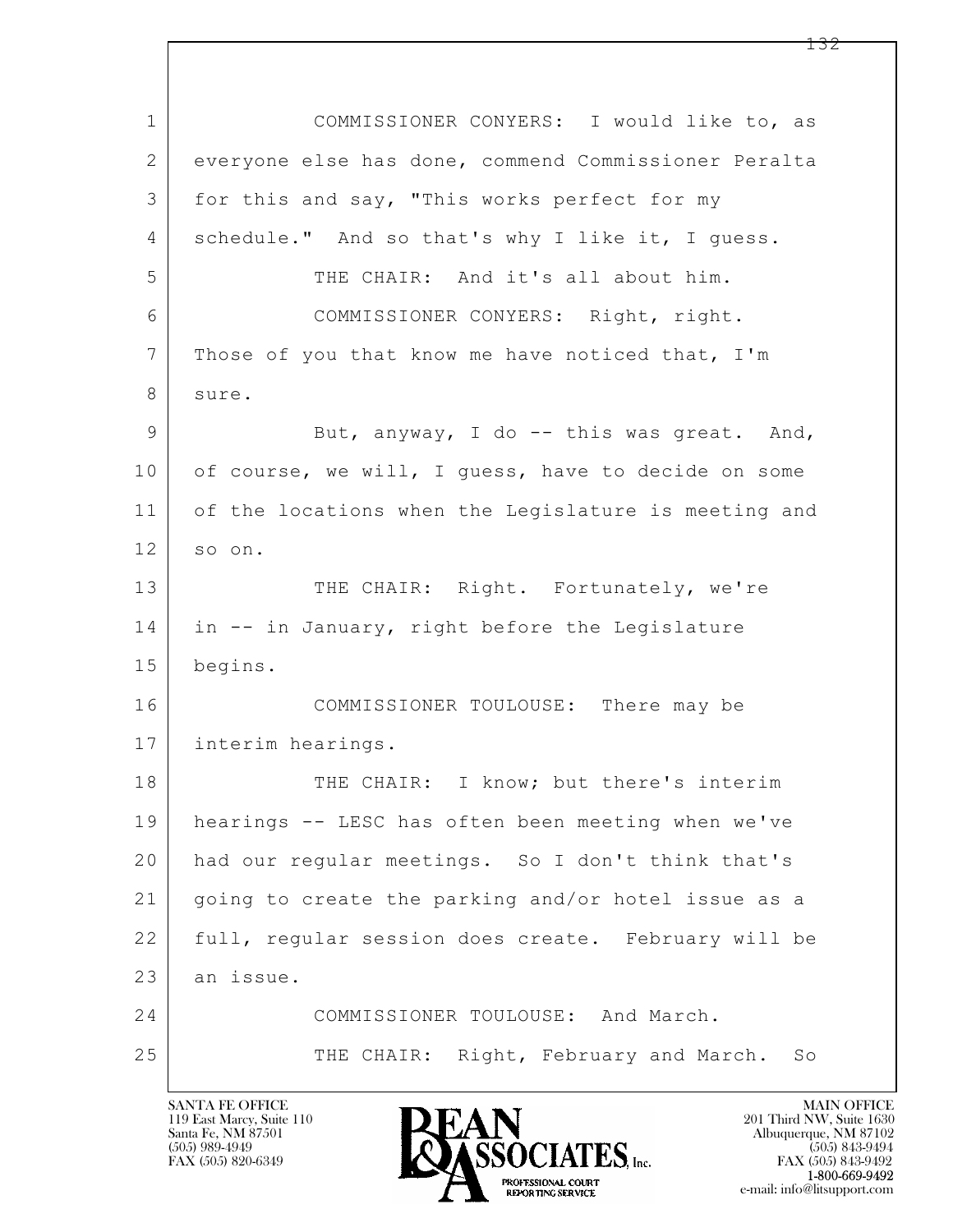COMMISSIONER CONYERS: I would like to, as everyone else has done, commend Commissioner Peralta for this and say, "This works perfect for my schedule." And so that's why I like it, I guess.

THE CHAIR: And it's all about him.

COMMISSIONER CONYERS: Right, right. Those of you that know me have noticed that, I'm sure.

But, anyway, I do -- this was great. And, of course, we will, I guess, have to decide on some of the locations when the Legislature is meeting and so on.

THE CHAIR: Right. Fortunately, we're in -- in January, right before the Legislature begins.

COMMISSIONER TOULOUSE: There may be interim hearings.

THE CHAIR: I know; but there's interim hearings -- LESC has often been meeting when we've had our regular meetings. So I don't think that's going to create the parking and/or hotel issue as a full, regular session does create. February will be an issue.

COMMISSIONER TOULOUSE: And March.

THE CHAIR: Right, February and March. So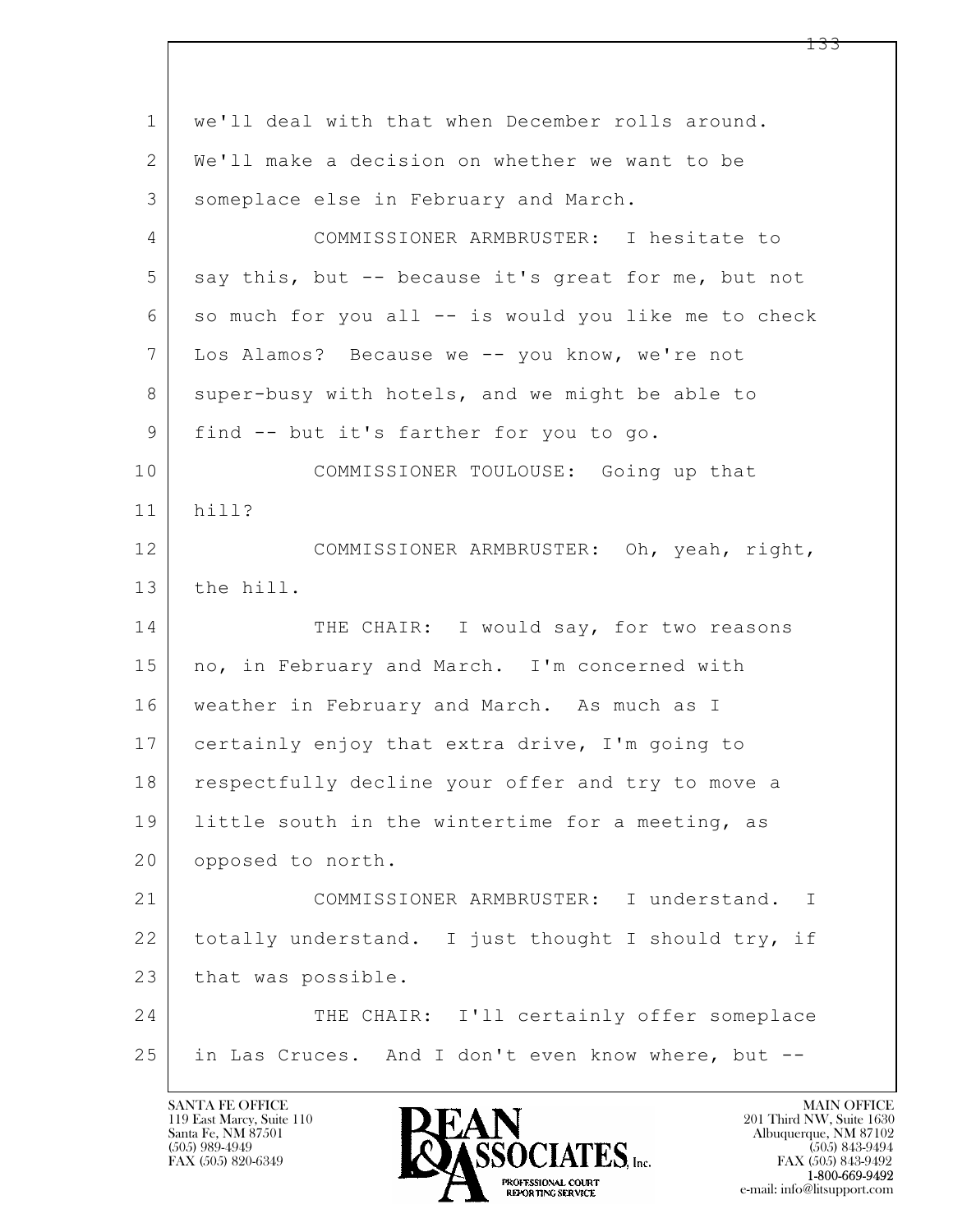we'll deal with that when December rolls around. We'll make a decision on whether we want to be someplace else in February and March.

COMMISSIONER ARMBRUSTER: I hesitate to say this, but -- because it's great for me, but not so much for you all -- is would you like me to check Los Alamos? Because we -- you know, we're not super-busy with hotels, and we might be able to find -- but it's farther for you to go.

COMMISSIONER TOULOUSE: Going up that hill?

COMMISSIONER ARMBRUSTER: Oh, yeah, right, the hill.

THE CHAIR: I would say, for two reasons no, in February and March. I'm concerned with weather in February and March. As much as I certainly enjoy that extra drive, I'm going to respectfully decline your offer and try to move a little south in the wintertime for a meeting, as opposed to north.

COMMISSIONER ARMBRUSTER: I understand. I totally understand. I just thought I should try, if that was possible.

THE CHAIR: I'll certainly offer someplace in Las Cruces. And I don't even know where, but --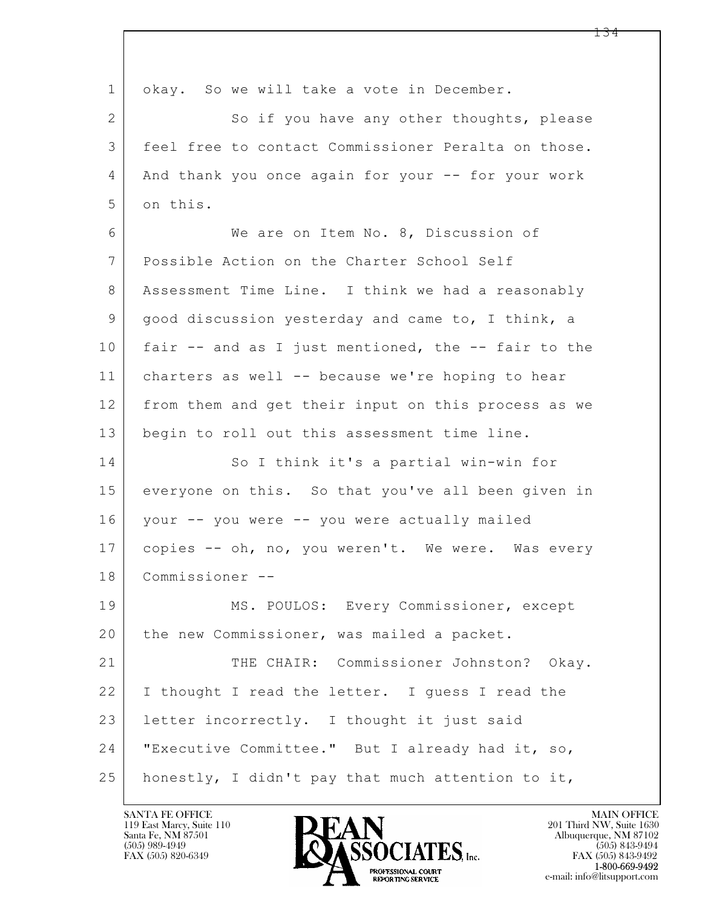1 okay. So we will take a vote in December.

2 So if you have any other thoughts, please

3 feel free to contact Commissioner Peralta on those.

4 And thank you once again for your -- for your work

5 on this.

6 We are on Item No. 8, Discussion of

7 Possible Action on the Charter School Self

8 Assessment Time Line. I think we had a reasonably

9 good discussion yesterday and came to, I think, a

10 fair -- and as I just mentioned, the -- fair to the

11 charters as well -- because we're hoping to hear

12 from them and get their input on this process as we

13 begin to roll out this assessment time line.

14 So I think it's a partial win-win for

15 everyone on this. So that you've all been given in

16 your -- you were -- you were actually mailed

17 copies -- oh, no, you weren't. We were. Was every

18 Commissioner --

19 MS. POULOS: Every Commissioner, except

20 the new Commissioner, was mailed a packet.

21 THE CHAIR: Commissioner Johnston? Okay.

22 I thought I read the letter. I guess I read the

23 letter incorrectly. I thought it just said

24 "Executive Committee." But I already had it, so,

25 honestly, I didn't pay that much attention to it,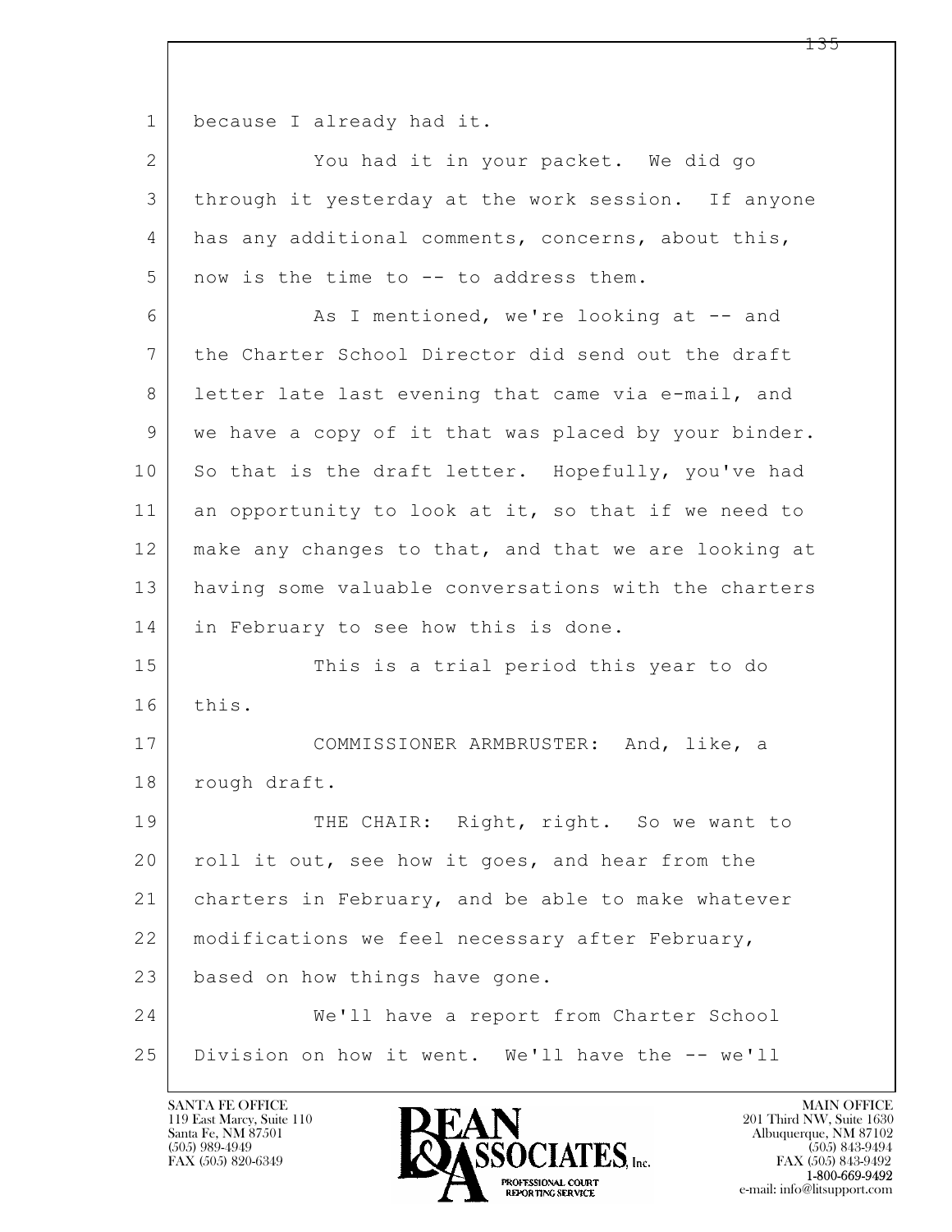because I already had it.

You had it in your packet. We did go through it yesterday at the work session. If anyone has any additional comments, concerns, about this, now is the time to -- to address them.

As I mentioned, we're looking at -- and the Charter School Director did send out the draft letter late last evening that came via e-mail, and we have a copy of it that was placed by your binder. So that is the draft letter. Hopefully, you've had an opportunity to look at it, so that if we need to make any changes to that, and that we are looking at having some valuable conversations with the charters in February to see how this is done.

This is a trial period this year to do this.

COMMISSIONER ARMBRUSTER: And, like, a rough draft.

THE CHAIR: Right, right. So we want to roll it out, see how it goes, and hear from the charters in February, and be able to make whatever modifications we feel necessary after February, based on how things have gone.

We'll have a report from Charter School Division on how it went. We'll have the -- we'll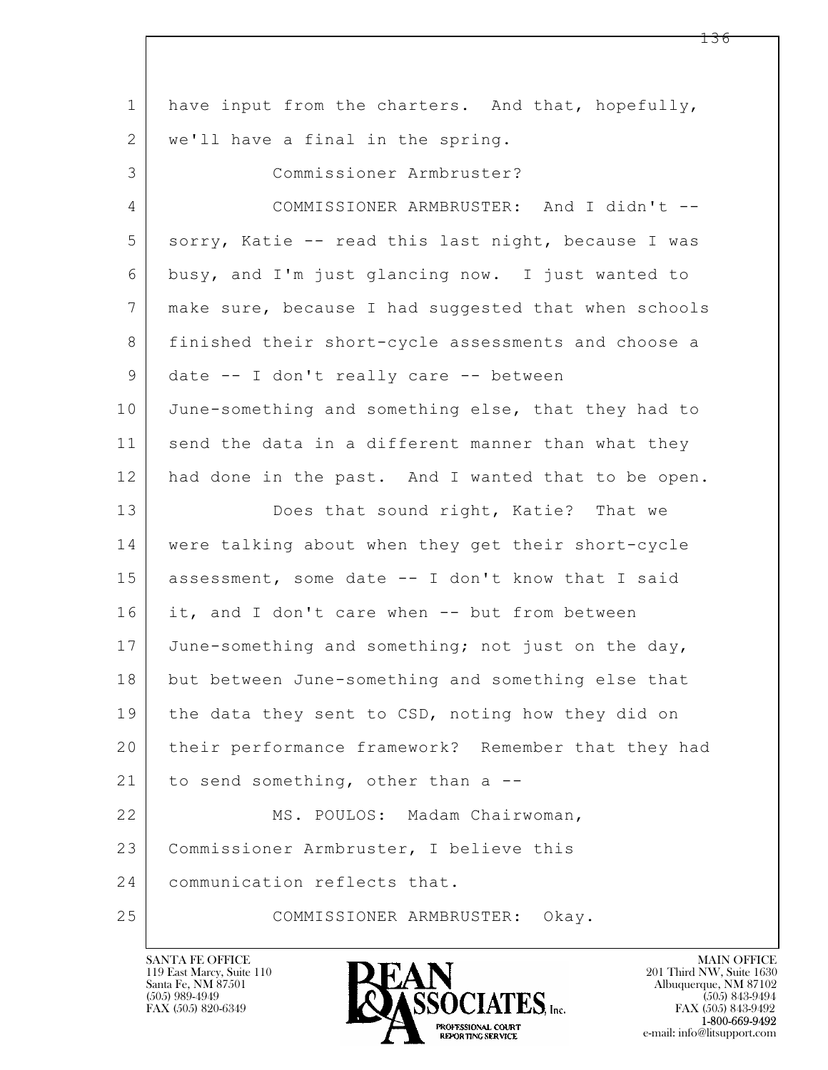have input from the charters. And that, hopefully, we'll have a final in the spring.

Commissioner Armbruster?

COMMISSIONER ARMBRUSTER: And I didn't -- sorry, Katie -- read this last night, because I was busy, and I'm just glancing now. I just wanted to make sure, because I had suggested that when schools finished their short-cycle assessments and choose a date -- I don't really care -- between June-something and something else, that they had to send the data in a different manner than what they had done in the past. And I wanted that to be open.

Does that sound right, Katie? That we were talking about when they get their short-cycle assessment, some date -- I don't know that I said it, and I don't care when -- but from between June-something and something; not just on the day, but between June-something and something else that the data they sent to CSD, noting how they did on their performance framework? Remember that they had to send something, other than a --

MS. POULOS: Madam Chairwoman, Commissioner Armbruster, I believe this communication reflects that.

COMMISSIONER ARMBRUSTER: Okay.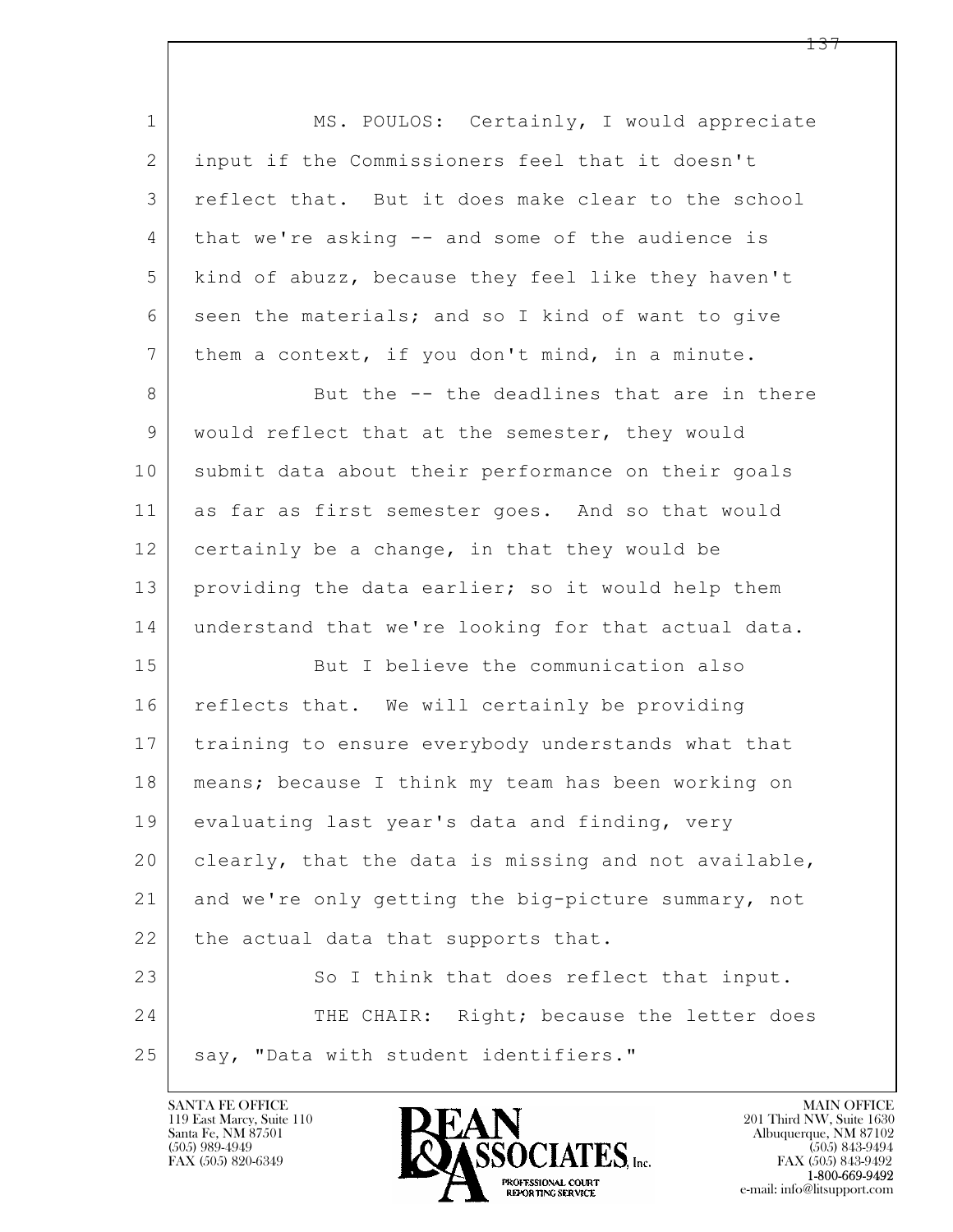MS. POULOS: Certainly, I would appreciate input if the Commissioners feel that it doesn't reflect that. But it does make clear to the school that we're asking -- and some of the audience is kind of abuzz, because they feel like they haven't seen the materials; and so I kind of want to give them a context, if you don't mind, in a minute.

But the -- the deadlines that are in there would reflect that at the semester, they would submit data about their performance on their goals as far as first semester goes. And so that would certainly be a change, in that they would be providing the data earlier; so it would help them understand that we're looking for that actual data.

But I believe the communication also reflects that. We will certainly be providing training to ensure everybody understands what that means; because I think my team has been working on evaluating last year's data and finding, very clearly, that the data is missing and not available, and we're only getting the big-picture summary, not the actual data that supports that.

So I think that does reflect that input.

THE CHAIR: Right; because the letter does say, "Data with student identifiers."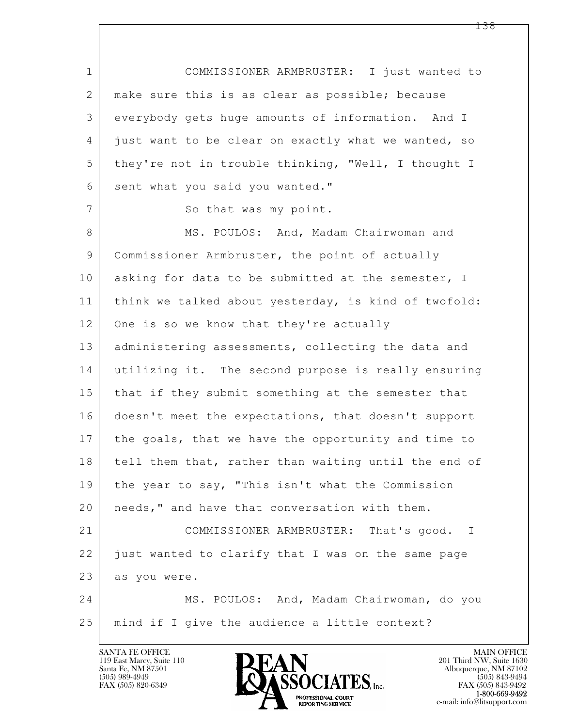COMMISSIONER ARMBRUSTER: I just wanted to make sure this is as clear as possible; because everybody gets huge amounts of information. And I just want to be clear on exactly what we wanted, so they're not in trouble thinking, "Well, I thought I sent what you said you wanted."

So that was my point.

MS. POULOS: And, Madam Chairwoman and Commissioner Armbruster, the point of actually asking for data to be submitted at the semester, I think we talked about yesterday, is kind of twofold: One is so we know that they're actually administering assessments, collecting the data and utilizing it. The second purpose is really ensuring that if they submit something at the semester that doesn't meet the expectations, that doesn't support the goals, that we have the opportunity and time to tell them that, rather than waiting until the end of the year to say, "This isn't what the Commission needs," and have that conversation with them.

COMMISSIONER ARMBRUSTER: That's good. I just wanted to clarify that I was on the same page as you were.

MS. POULOS: And, Madam Chairwoman, do you mind if I give the audience a little context?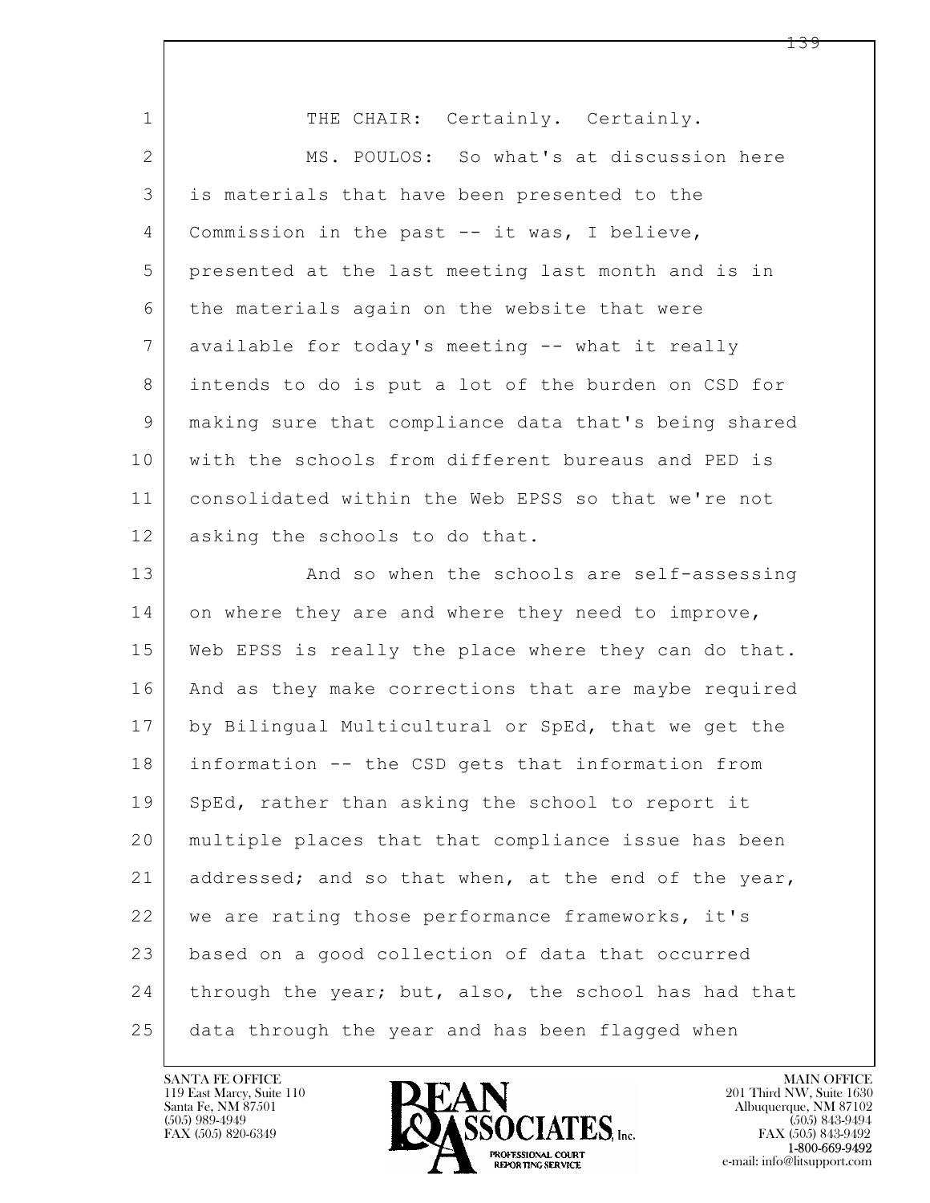THE CHAIR: Certainly. Certainly.

MS. POULOS: So what's at discussion here is materials that have been presented to the Commission in the past -- it was, I believe, presented at the last meeting last month and is in the materials again on the website that were available for today's meeting -- what it really intends to do is put a lot of the burden on CSD for making sure that compliance data that's being shared with the schools from different bureaus and PED is consolidated within the Web EPSS so that we're not asking the schools to do that.

And so when the schools are self-assessing on where they are and where they need to improve, Web EPSS is really the place where they can do that. And as they make corrections that are maybe required by Bilingual Multicultural or SpEd, that we get the information -- the CSD gets that information from SpEd, rather than asking the school to report it multiple places that that compliance issue has been addressed; and so that when, at the end of the year, we are rating those performance frameworks, it's based on a good collection of data that occurred through the year; but, also, the school has had that data through the year and has been flagged when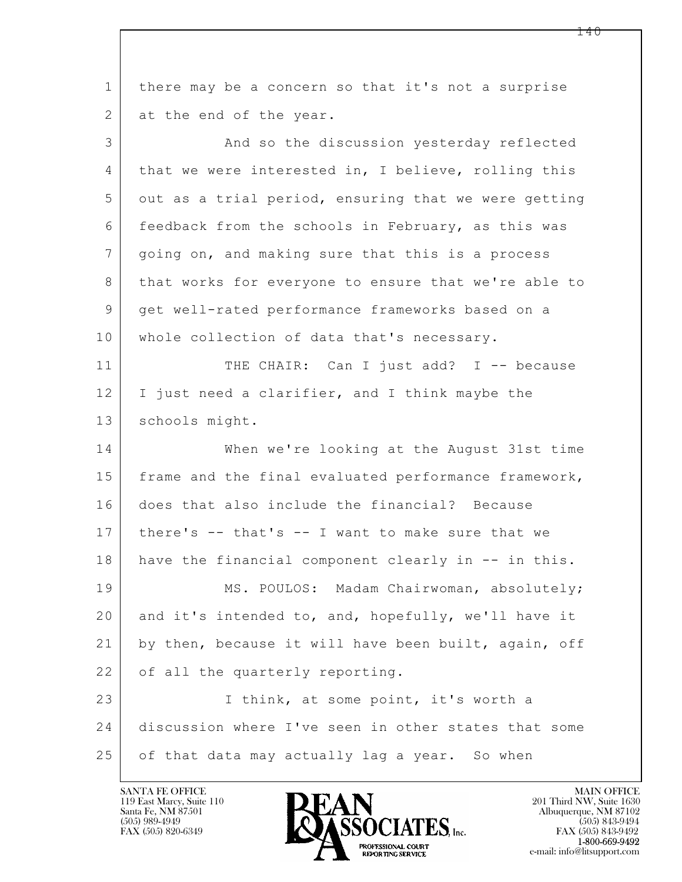there may be a concern so that it's not a surprise at the end of the year.

And so the discussion yesterday reflected that we were interested in, I believe, rolling this out as a trial period, ensuring that we were getting feedback from the schools in February, as this was going on, and making sure that this is a process that works for everyone to ensure that we're able to get well-rated performance frameworks based on a whole collection of data that's necessary.

THE CHAIR: Can I just add? I -- because I just need a clarifier, and I think maybe the schools might.

When we're looking at the August 31st time frame and the final evaluated performance framework, does that also include the financial? Because there's -- that's -- I want to make sure that we have the financial component clearly in -- in this.

MS. POULOS: Madam Chairwoman, absolutely; and it's intended to, and, hopefully, we'll have it by then, because it will have been built, again, off of all the quarterly reporting.

I think, at some point, it's worth a discussion where I've seen in other states that some of that data may actually lag a year. So when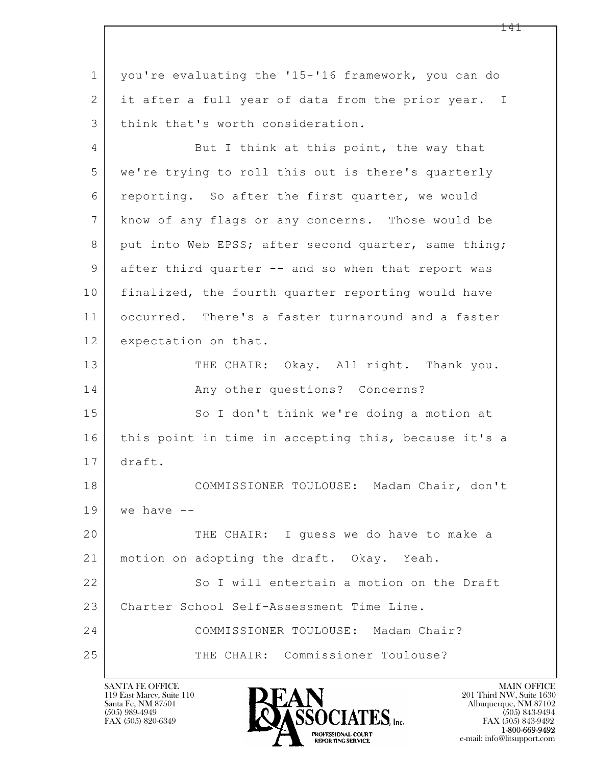you're evaluating the '15-'16 framework, you can do it after a full year of data from the prior year. I think that's worth consideration.

But I think at this point, the way that we're trying to roll this out is there's quarterly reporting. So after the first quarter, we would know of any flags or any concerns. Those would be put into Web EPSS; after second quarter, same thing; after third quarter -- and so when that report was finalized, the fourth quarter reporting would have occurred. There's a faster turnaround and a faster expectation on that.

THE CHAIR: Okay. All right. Thank you.

Any other questions? Concerns?

So I don't think we're doing a motion at this point in time in accepting this, because it's a draft.

COMMISSIONER TOULOUSE: Madam Chair, don't we have --

THE CHAIR: I guess we do have to make a motion on adopting the draft. Okay. Yeah.

So I will entertain a motion on the Draft Charter School Self-Assessment Time Line.

COMMISSIONER TOULOUSE: Madam Chair?

THE CHAIR: Commissioner Toulouse?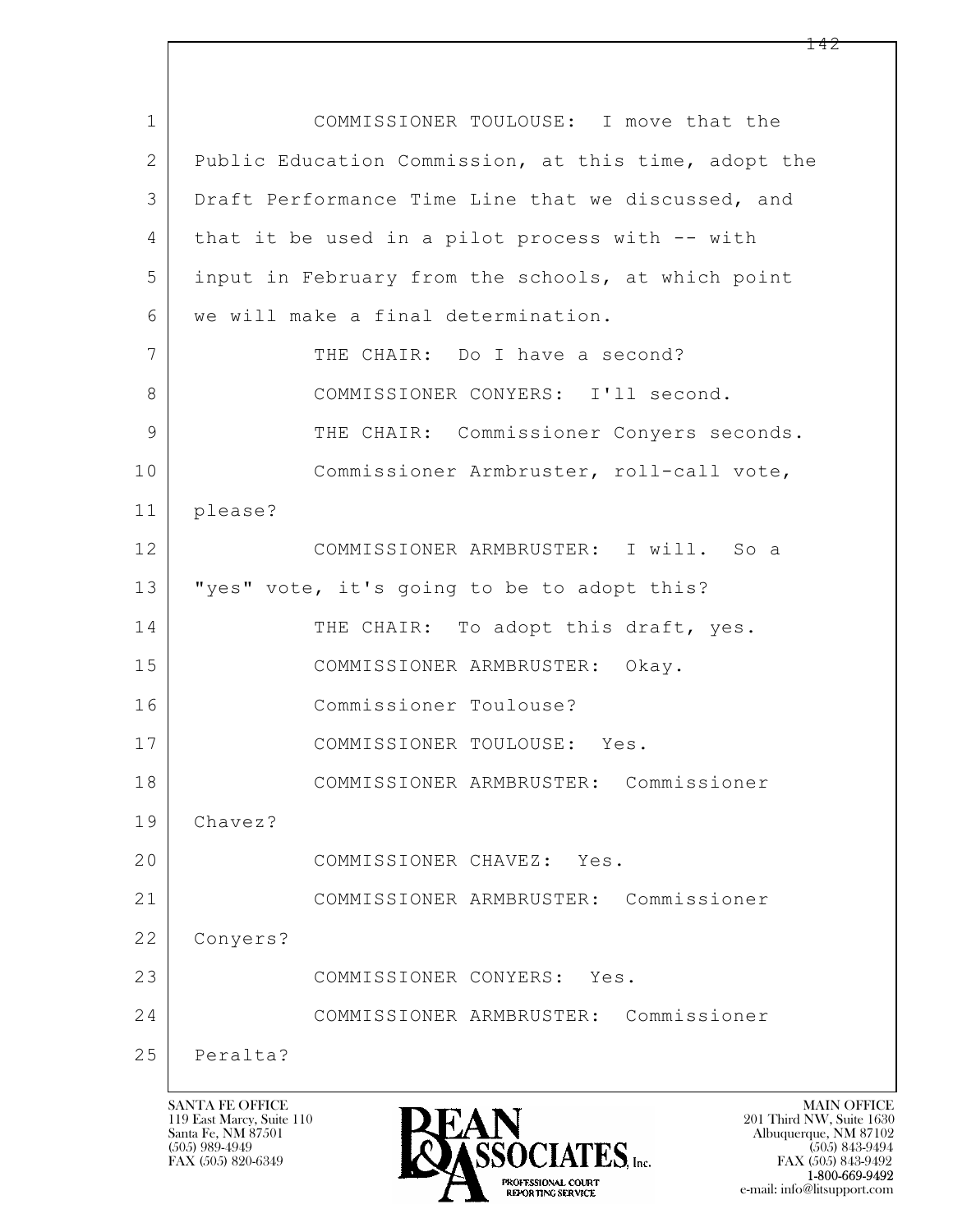COMMISSIONER TOULOUSE: I move that the Public Education Commission, at this time, adopt the Draft Performance Time Line that we discussed, and that it be used in a pilot process with -- with input in February from the schools, at which point we will make a final determination.

THE CHAIR: Do I have a second?

COMMISSIONER CONYERS: I'll second.

THE CHAIR: Commissioner Conyers seconds.

Commissioner Armbruster, roll-call vote, please?

COMMISSIONER ARMBRUSTER: I will. So a "yes" vote, it's going to be to adopt this?

THE CHAIR: To adopt this draft, yes.

COMMISSIONER ARMBRUSTER: Okay.

Commissioner Toulouse?

COMMISSIONER TOULOUSE: Yes.

COMMISSIONER ARMBRUSTER: Commissioner Chavez?

COMMISSIONER CHAVEZ: Yes.

COMMISSIONER ARMBRUSTER: Commissioner Conyers?

COMMISSIONER CONYERS: Yes.

COMMISSIONER ARMBRUSTER: Commissioner Peralta?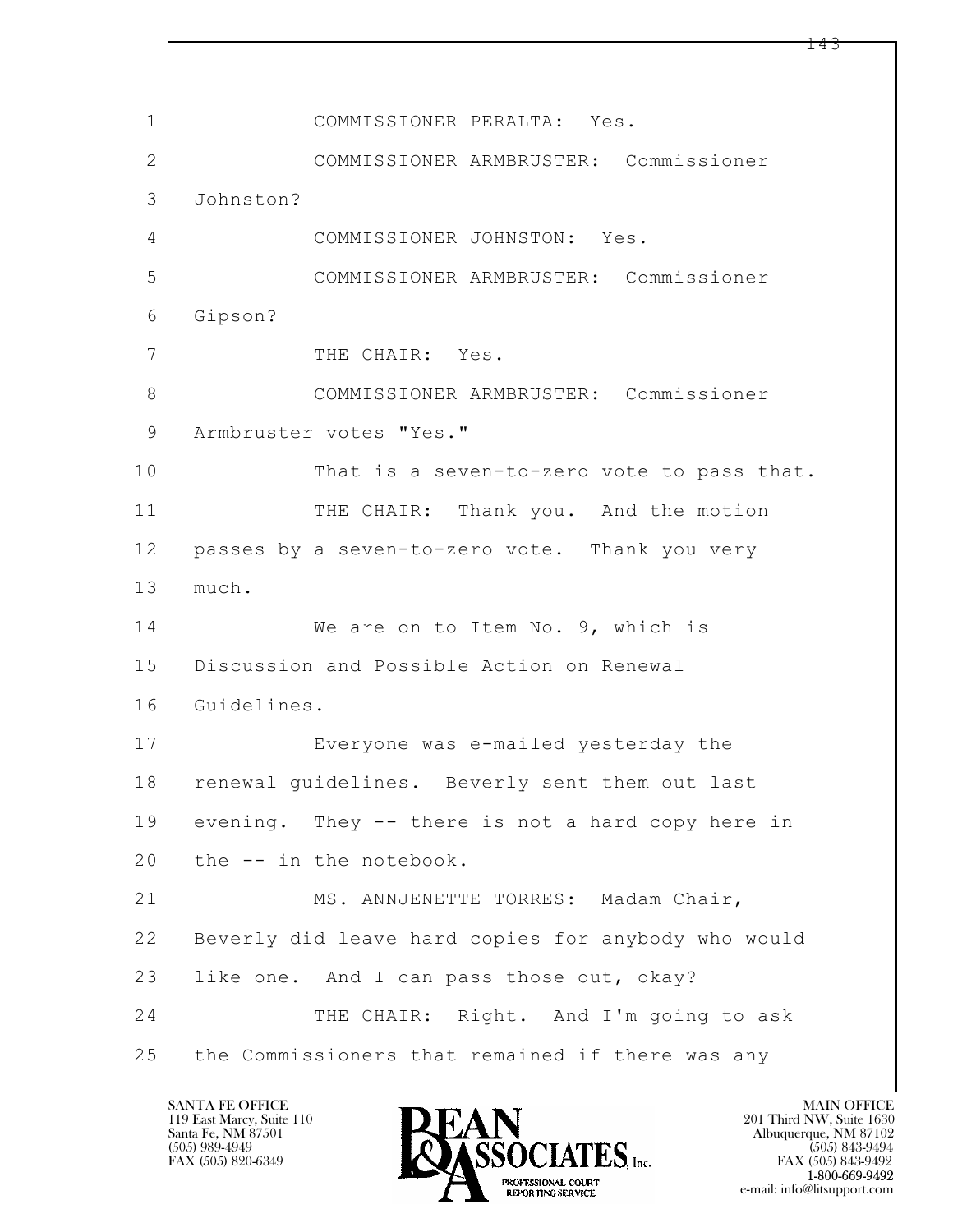COMMISSIONER PERALTA: Yes.

COMMISSIONER ARMBRUSTER: Commissioner Johnston?

COMMISSIONER JOHNSTON: Yes.

COMMISSIONER ARMBRUSTER: Commissioner Gipson?

THE CHAIR: Yes.

COMMISSIONER ARMBRUSTER: Commissioner Armbruster votes "Yes."

That is a seven-to-zero vote to pass that.

THE CHAIR: Thank you. And the motion passes by a seven-to-zero vote. Thank you very much.

We are on to Item No. 9, which is Discussion and Possible Action on Renewal Guidelines.

Everyone was e-mailed yesterday the renewal guidelines. Beverly sent them out last evening. They -- there is not a hard copy here in the -- in the notebook.

MS. ANNJENETTE TORRES: Madam Chair, Beverly did leave hard copies for anybody who would like one. And I can pass those out, okay?

THE CHAIR: Right. And I'm going to ask the Commissioners that remained if there was any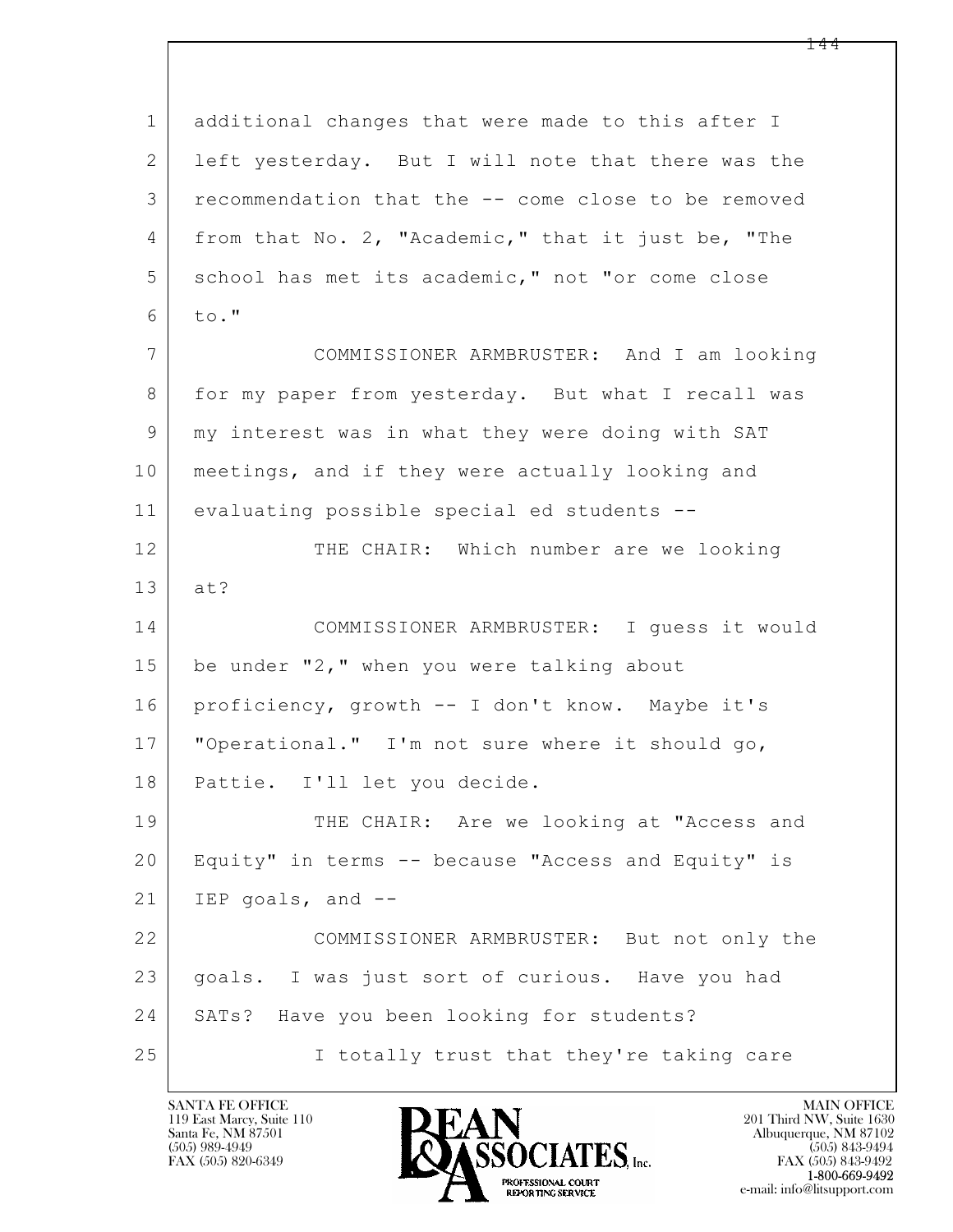additional changes that were made to this after I left yesterday. But I will note that there was the recommendation that the -- come close to be removed from that No. 2, "Academic," that it just be, "The school has met its academic," not "or come close to."

COMMISSIONER ARMBRUSTER: And I am looking for my paper from yesterday. But what I recall was my interest was in what they were doing with SAT meetings, and if they were actually looking and evaluating possible special ed students --

THE CHAIR: Which number are we looking at?

COMMISSIONER ARMBRUSTER: I guess it would be under "2," when you were talking about proficiency, growth -- I don't know. Maybe it's "Operational." I'm not sure where it should go, Pattie. I'll let you decide.

THE CHAIR: Are we looking at "Access and Equity" in terms -- because "Access and Equity" is IEP goals, and --

COMMISSIONER ARMBRUSTER: But not only the goals. I was just sort of curious. Have you had SATs? Have you been looking for students?

I totally trust that they're taking care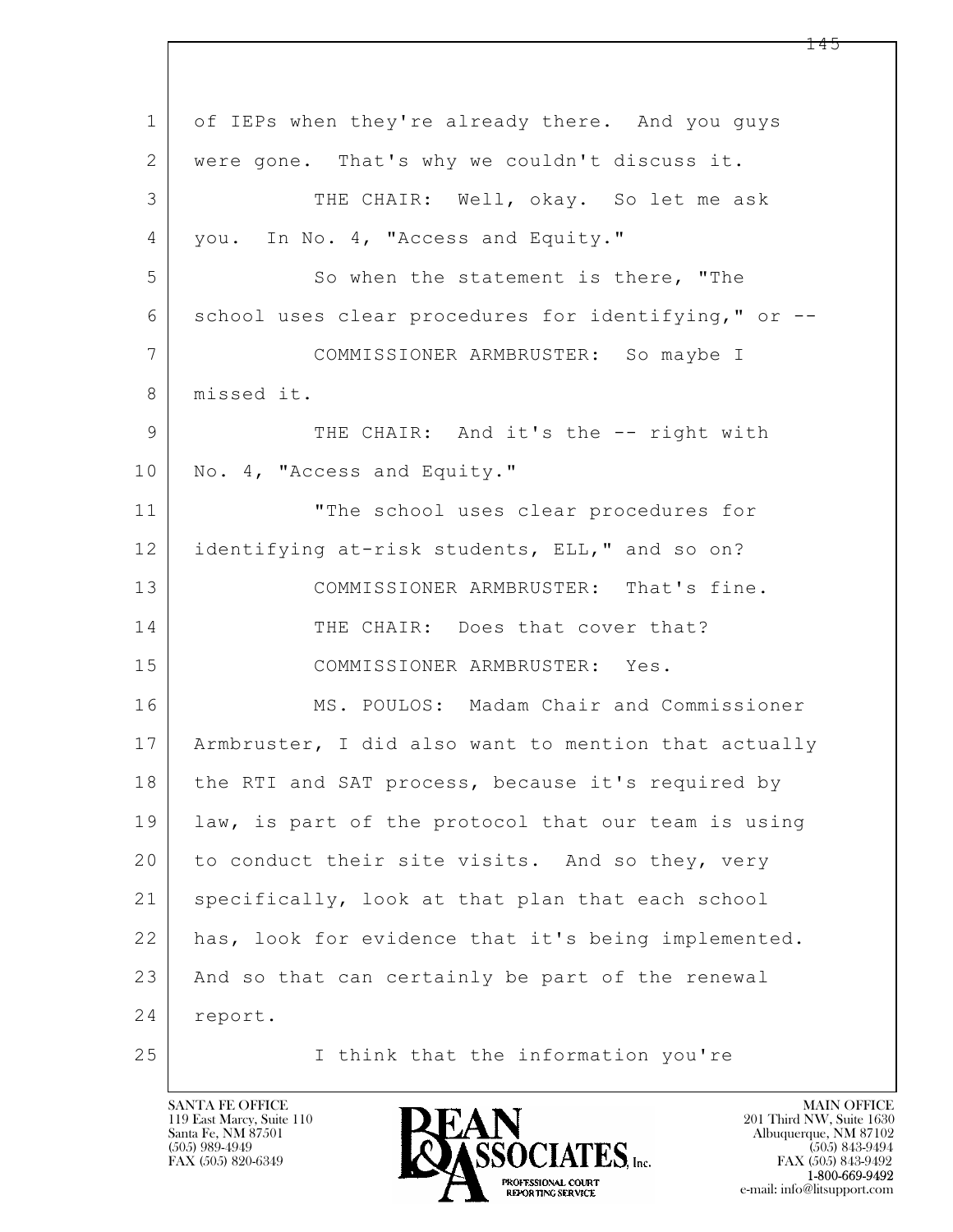of IEPs when they're already there. And you guys were gone. That's why we couldn't discuss it.

THE CHAIR: Well, okay. So let me ask you. In No. 4, "Access and Equity."

So when the statement is there, "The school uses clear procedures for identifying," or --

COMMISSIONER ARMBRUSTER: So maybe I missed it.

THE CHAIR: And it's the -- right with No. 4, "Access and Equity."

"The school uses clear procedures for identifying at-risk students, ELL," and so on?

COMMISSIONER ARMBRUSTER: That's fine.

THE CHAIR: Does that cover that?

COMMISSIONER ARMBRUSTER: Yes.

MS. POULOS: Madam Chair and Commissioner Armbruster, I did also want to mention that actually the RTI and SAT process, because it's required by law, is part of the protocol that our team is using to conduct their site visits. And so they, very specifically, look at that plan that each school has, look for evidence that it's being implemented. And so that can certainly be part of the renewal report.

I think that the information you're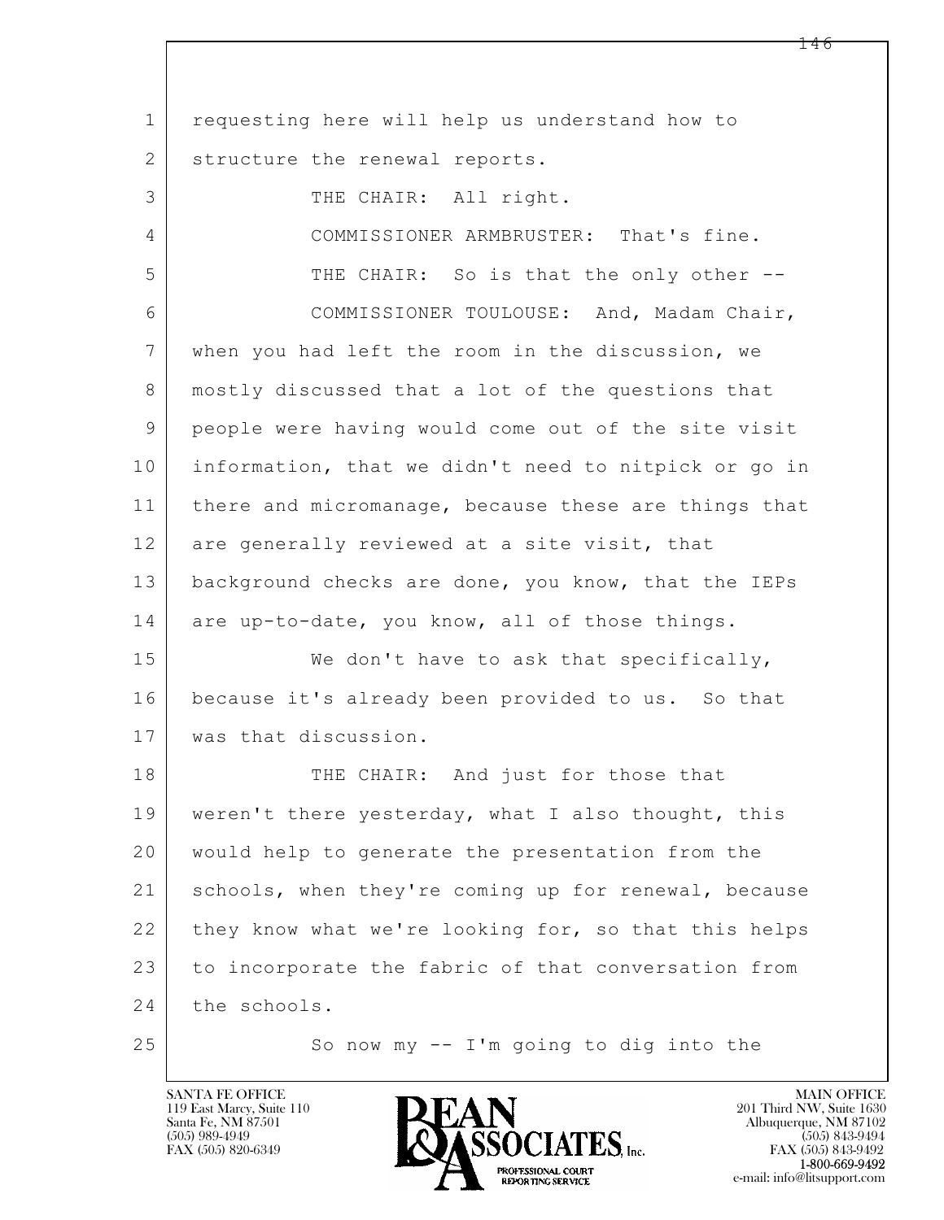requesting here will help us understand how to structure the renewal reports.

THE CHAIR: All right.

COMMISSIONER ARMBRUSTER: That's fine.

THE CHAIR: So is that the only other --

COMMISSIONER TOULOUSE: And, Madam Chair, when you had left the room in the discussion, we mostly discussed that a lot of the questions that people were having would come out of the site visit information, that we didn't need to nitpick or go in there and micromanage, because these are things that are generally reviewed at a site visit, that background checks are done, you know, that the IEPs are up-to-date, you know, all of those things.

We don't have to ask that specifically, because it's already been provided to us. So that was that discussion.

THE CHAIR: And just for those that weren't there yesterday, what I also thought, this would help to generate the presentation from the schools, when they're coming up for renewal, because they know what we're looking for, so that this helps to incorporate the fabric of that conversation from the schools.

So now my -- I'm going to dig into the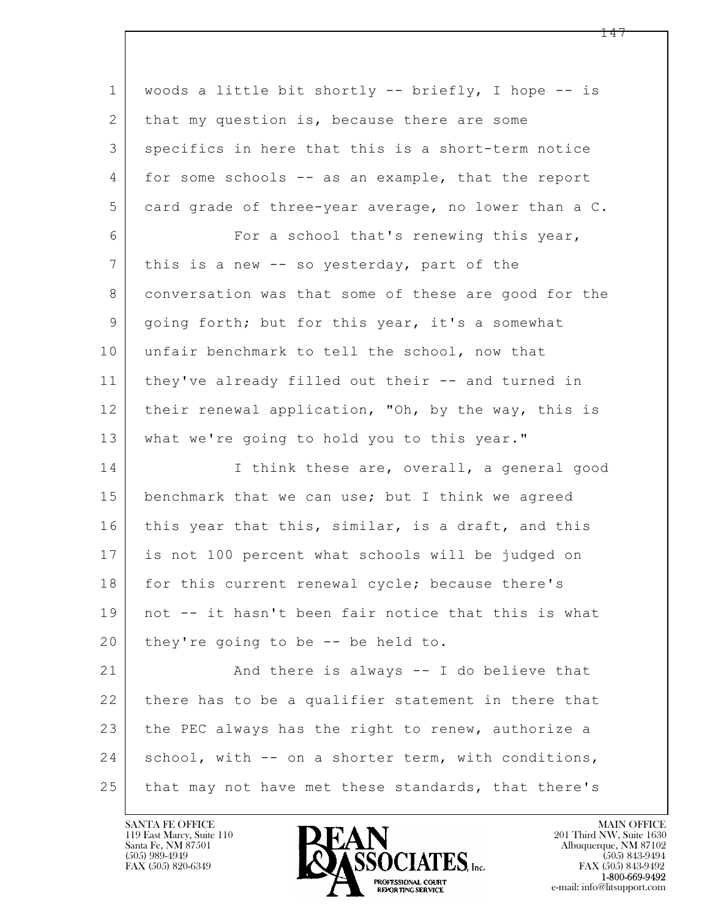woods a little bit shortly -- briefly, I hope -- is that my question is, because there are some specifics in here that this is a short-term notice for some schools -- as an example, that the report card grade of three-year average, no lower than a C.

For a school that's renewing this year, this is a new -- so yesterday, part of the conversation was that some of these are good for the going forth; but for this year, it's a somewhat unfair benchmark to tell the school, now that they've already filled out their -- and turned in their renewal application, "Oh, by the way, this is what we're going to hold you to this year."

I think these are, overall, a general good benchmark that we can use; but I think we agreed this year that this, similar, is a draft, and this is not 100 percent what schools will be judged on for this current renewal cycle; because there's not -- it hasn't been fair notice that this is what they're going to be -- be held to.

And there is always -- I do believe that there has to be a qualifier statement in there that the PEC always has the right to renew, authorize a school, with -- on a shorter term, with conditions, that may not have met these standards, that there's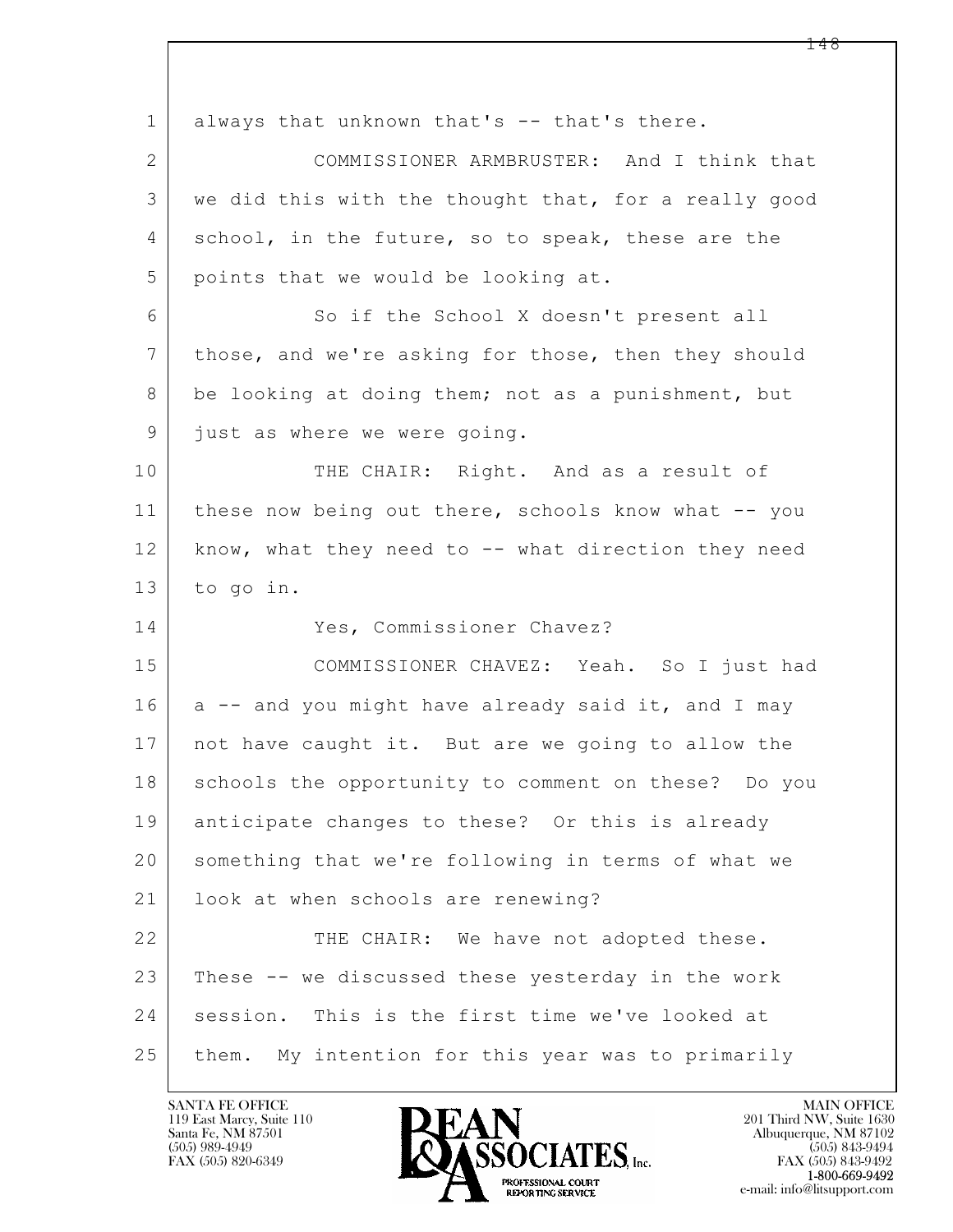1 always that unknown that's -- that's there.

2 COMMISSIONER ARMBRUSTER: And I think that

3 we did this with the thought that, for a really good

4 school, in the future, so to speak, these are the

5 points that we would be looking at.

6 So if the School X doesn't present all

7 those, and we're asking for those, then they should

8 be looking at doing them; not as a punishment, but

9 just as where we were going.

10 THE CHAIR: Right. And as a result of

11 these now being out there, schools know what -- you

12 know, what they need to -- what direction they need

13 to go in.

14 Yes, Commissioner Chavez?

15 COMMISSIONER CHAVEZ: Yeah. So I just had

16 a -- and you might have already said it, and I may

17 not have caught it. But are we going to allow the

18 schools the opportunity to comment on these? Do you

19 anticipate changes to these? Or this is already

20 something that we're following in terms of what we

21 look at when schools are renewing?

22 THE CHAIR: We have not adopted these.

23 These -- we discussed these yesterday in the work

24 session. This is the first time we've looked at

25 them. My intention for this year was to primarily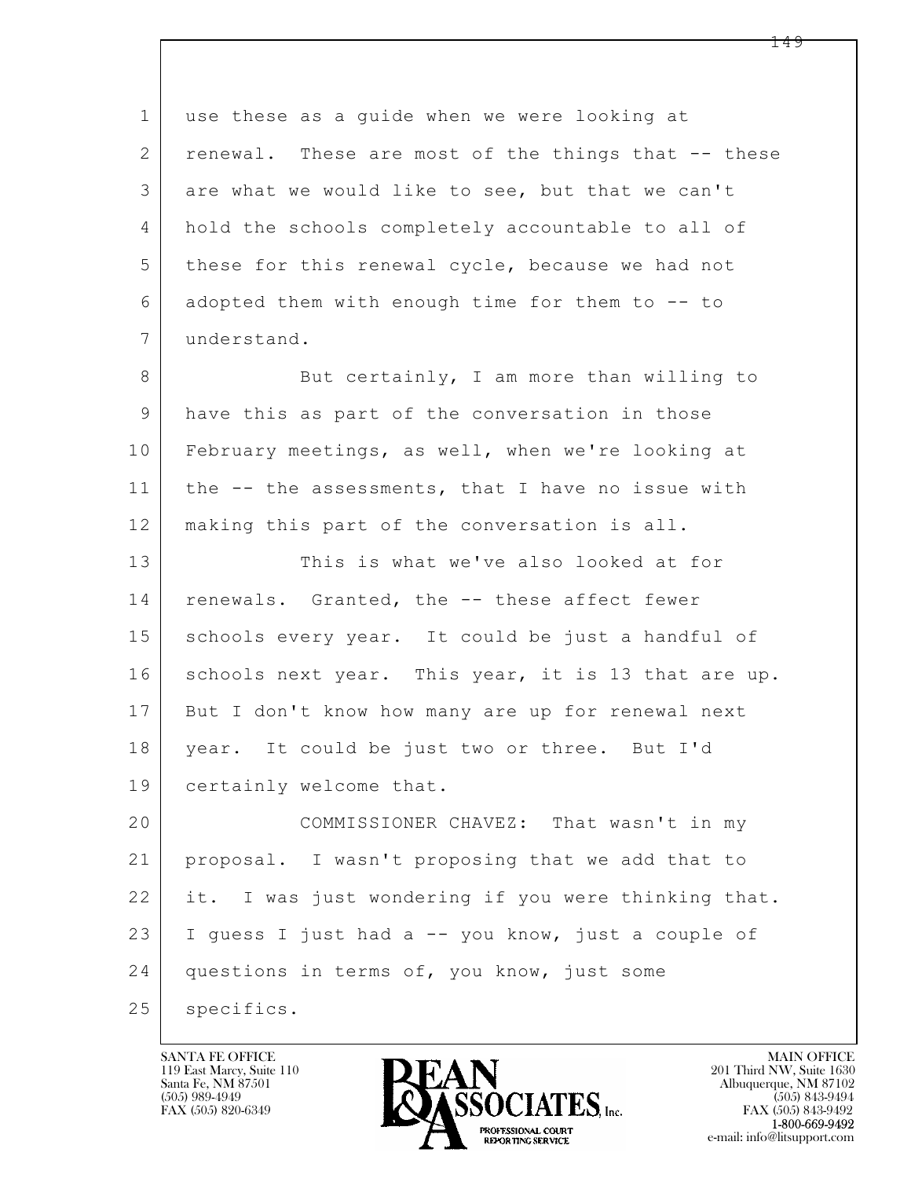use these as a guide when we were looking at renewal. These are most of the things that -- these are what we would like to see, but that we can't hold the schools completely accountable to all of these for this renewal cycle, because we had not adopted them with enough time for them to -- to understand.

But certainly, I am more than willing to have this as part of the conversation in those February meetings, as well, when we're looking at the -- the assessments, that I have no issue with making this part of the conversation is all.

This is what we've also looked at for renewals. Granted, the -- these affect fewer schools every year. It could be just a handful of schools next year. This year, it is 13 that are up. But I don't know how many are up for renewal next year. It could be just two or three. But I'd certainly welcome that.

COMMISSIONER CHAVEZ: That wasn't in my proposal. I wasn't proposing that we add that to it. I was just wondering if you were thinking that. I guess I just had a -- you know, just a couple of questions in terms of, you know, just some specifics.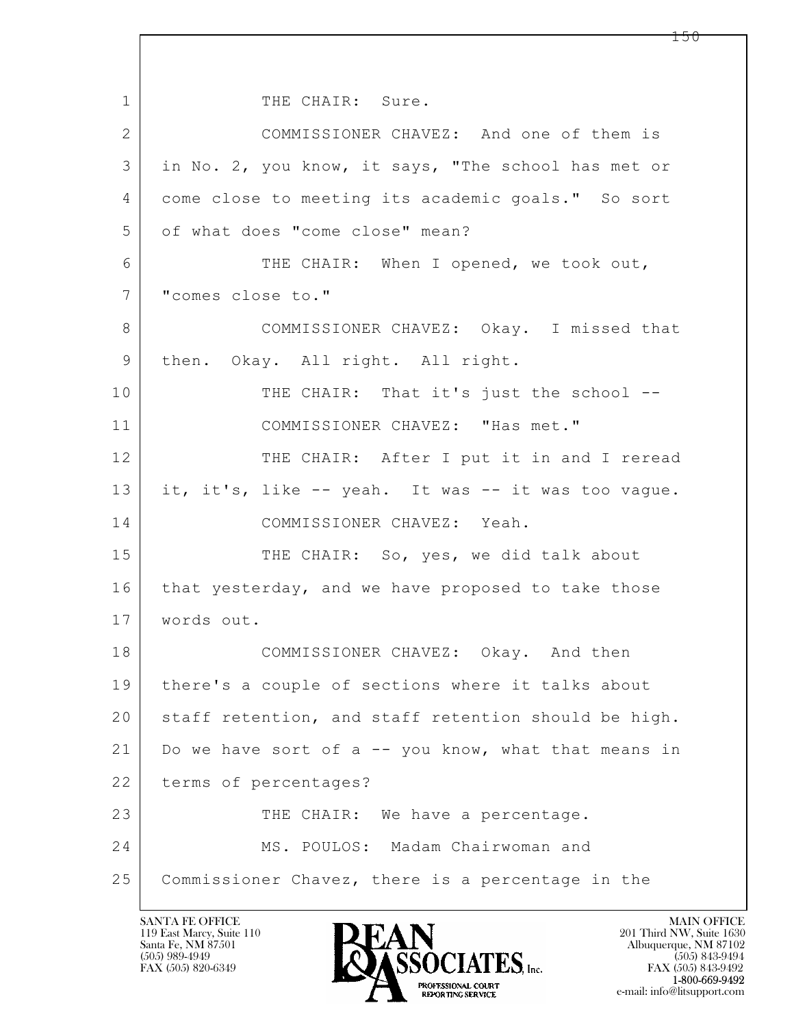THE CHAIR: Sure.

COMMISSIONER CHAVEZ: And one of them is in No. 2, you know, it says, "The school has met or come close to meeting its academic goals." So sort of what does "come close" mean?

THE CHAIR: When I opened, we took out, "comes close to."

COMMISSIONER CHAVEZ: Okay. I missed that then. Okay. All right. All right.

THE CHAIR: That it's just the school --

COMMISSIONER CHAVEZ: "Has met."

THE CHAIR: After I put it in and I reread it, it's, like -- yeah. It was -- it was too vague.

COMMISSIONER CHAVEZ: Yeah.

THE CHAIR: So, yes, we did talk about that yesterday, and we have proposed to take those words out.

COMMISSIONER CHAVEZ: Okay. And then there's a couple of sections where it talks about staff retention, and staff retention should be high. Do we have sort of a -- you know, what that means in terms of percentages?

THE CHAIR: We have a percentage.

MS. POULOS: Madam Chairwoman and Commissioner Chavez, there is a percentage in the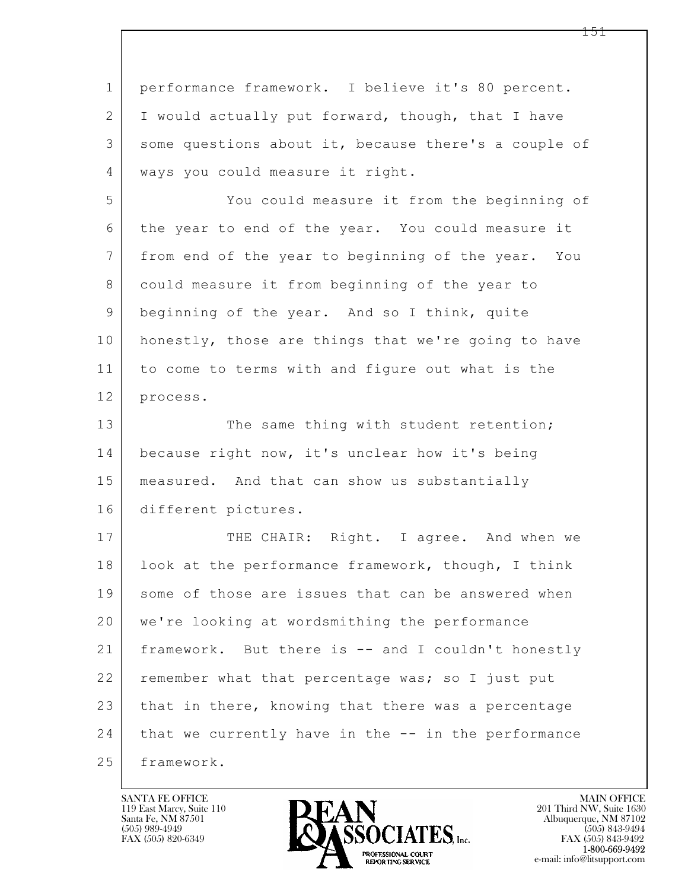performance framework. I believe it's 80 percent. I would actually put forward, though, that I have some questions about it, because there's a couple of ways you could measure it right.

You could measure it from the beginning of the year to end of the year. You could measure it from end of the year to beginning of the year. You could measure it from beginning of the year to beginning of the year. And so I think, quite honestly, those are things that we're going to have to come to terms with and figure out what is the process.

The same thing with student retention; because right now, it's unclear how it's being measured. And that can show us substantially different pictures.

THE CHAIR: Right. I agree. And when we look at the performance framework, though, I think some of those are issues that can be answered when we're looking at wordsmithing the performance framework. But there is -- and I couldn't honestly remember what that percentage was; so I just put that in there, knowing that there was a percentage that we currently have in the -- in the performance framework.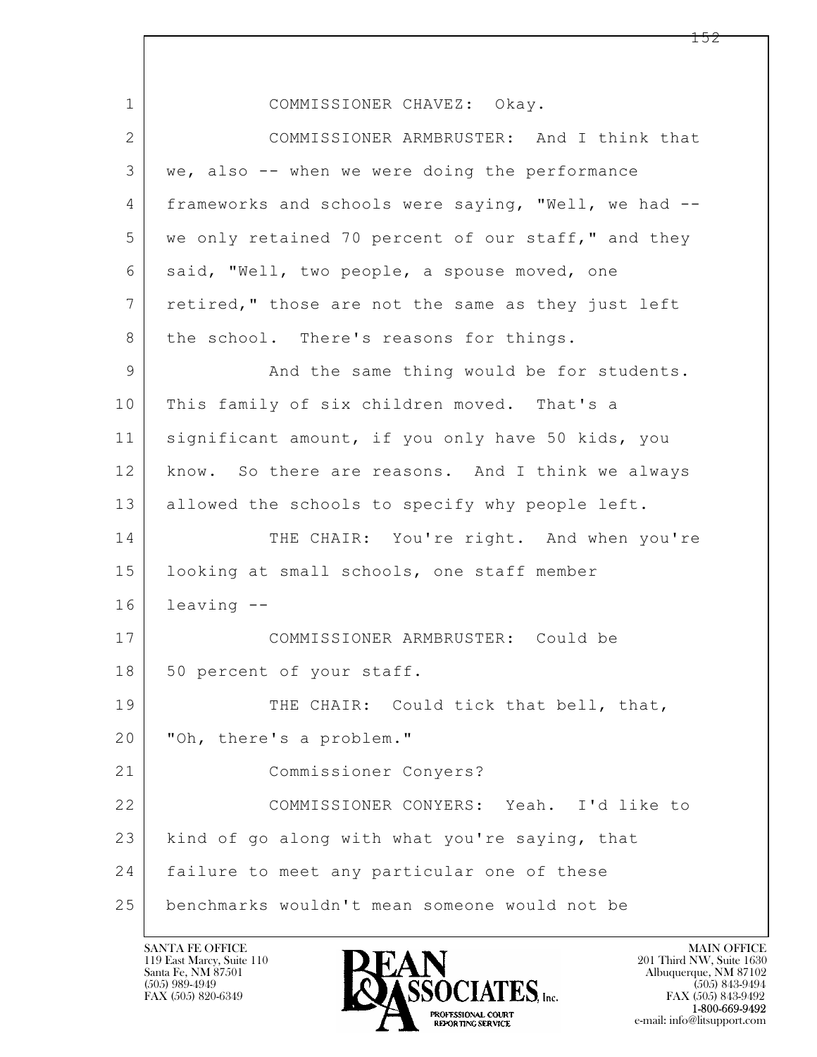1 COMMISSIONER CHAVEZ: Okay.

2 COMMISSIONER ARMBRUSTER: And I think that
3 we, also -- when we were doing the performance
4 frameworks and schools were saying, "Well, we had --
5 we only retained 70 percent of our staff," and they
6 said, "Well, two people, a spouse moved, one
7 retired," those are not the same as they just left
8 the school. There's reasons for things.

9 And the same thing would be for students.
10 This family of six children moved. That's a
11 significant amount, if you only have 50 kids, you
12 know. So there are reasons. And I think we always
13 allowed the schools to specify why people left.

14 THE CHAIR: You're right. And when you're
15 looking at small schools, one staff member
16 leaving --

17 COMMISSIONER ARMBRUSTER: Could be
18 50 percent of your staff.

19 THE CHAIR: Could tick that bell, that,
20 "Oh, there's a problem."

21 Commissioner Conyers?

22 COMMISSIONER CONYERS: Yeah. I'd like to
23 kind of go along with what you're saying, that
24 failure to meet any particular one of these
25 benchmarks wouldn't mean someone would not be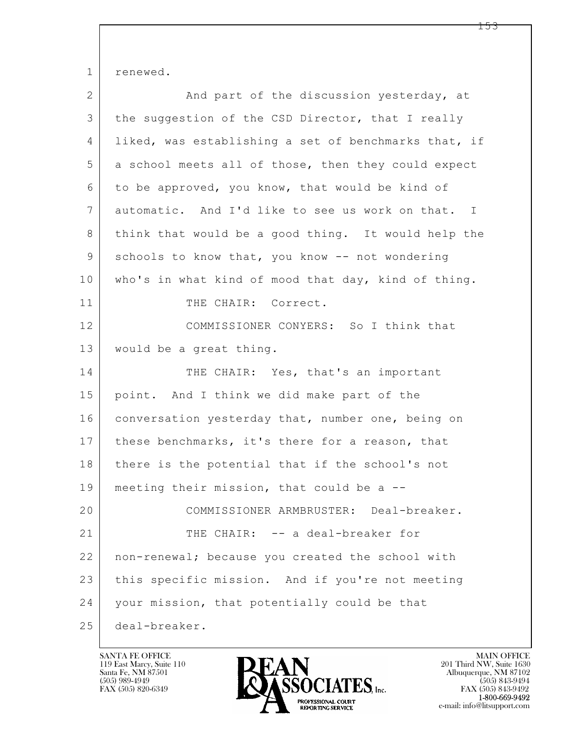renewed.

And part of the discussion yesterday, at the suggestion of the CSD Director, that I really liked, was establishing a set of benchmarks that, if a school meets all of those, then they could expect to be approved, you know, that would be kind of automatic. And I'd like to see us work on that. I think that would be a good thing. It would help the schools to know that, you know -- not wondering who's in what kind of mood that day, kind of thing.

THE CHAIR: Correct.

COMMISSIONER CONYERS: So I think that would be a great thing.

THE CHAIR: Yes, that's an important point. And I think we did make part of the conversation yesterday that, number one, being on these benchmarks, it's there for a reason, that there is the potential that if the school's not meeting their mission, that could be a --

COMMISSIONER ARMBRUSTER: Deal-breaker.

THE CHAIR: -- a deal-breaker for non-renewal; because you created the school with this specific mission. And if you're not meeting your mission, that potentially could be that deal-breaker.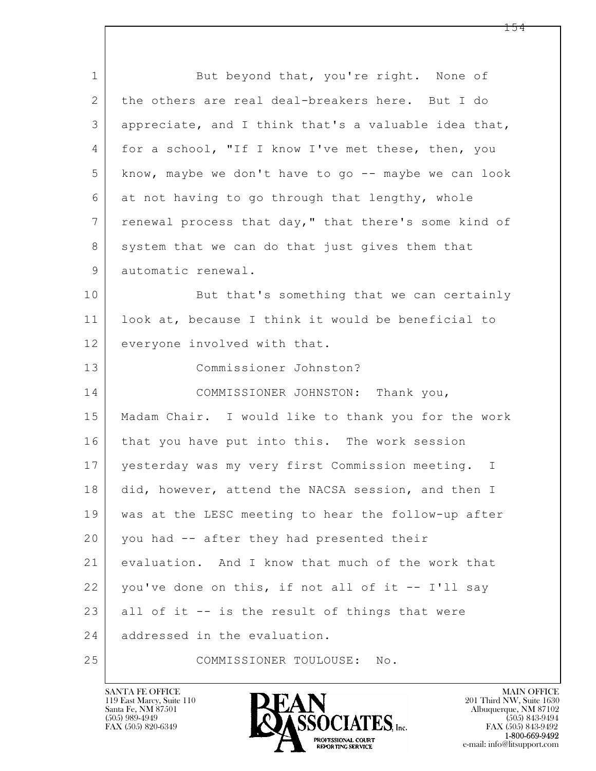1 But beyond that, you're right. None of
2 the others are real deal-breakers here. But I do
3 appreciate, and I think that's a valuable idea that,
4 for a school, "If I know I've met these, then, you
5 know, maybe we don't have to go -- maybe we can look
6 at not having to go through that lengthy, whole
7 renewal process that day," that there's some kind of
8 system that we can do that just gives them that
9 automatic renewal.
10 But that's something that we can certainly
11 look at, because I think it would be beneficial to
12 everyone involved with that.
13 Commissioner Johnston?
14 COMMISSIONER JOHNSTON: Thank you,
15 Madam Chair. I would like to thank you for the work
16 that you have put into this. The work session
17 yesterday was my very first Commission meeting. I
18 did, however, attend the NACSA session, and then I
19 was at the LESC meeting to hear the follow-up after
20 you had -- after they had presented their
21 evaluation. And I know that much of the work that
22 you've done on this, if not all of it -- I'll say
23 all of it -- is the result of things that were
24 addressed in the evaluation.
25 COMMISSIONER TOULOUSE: No.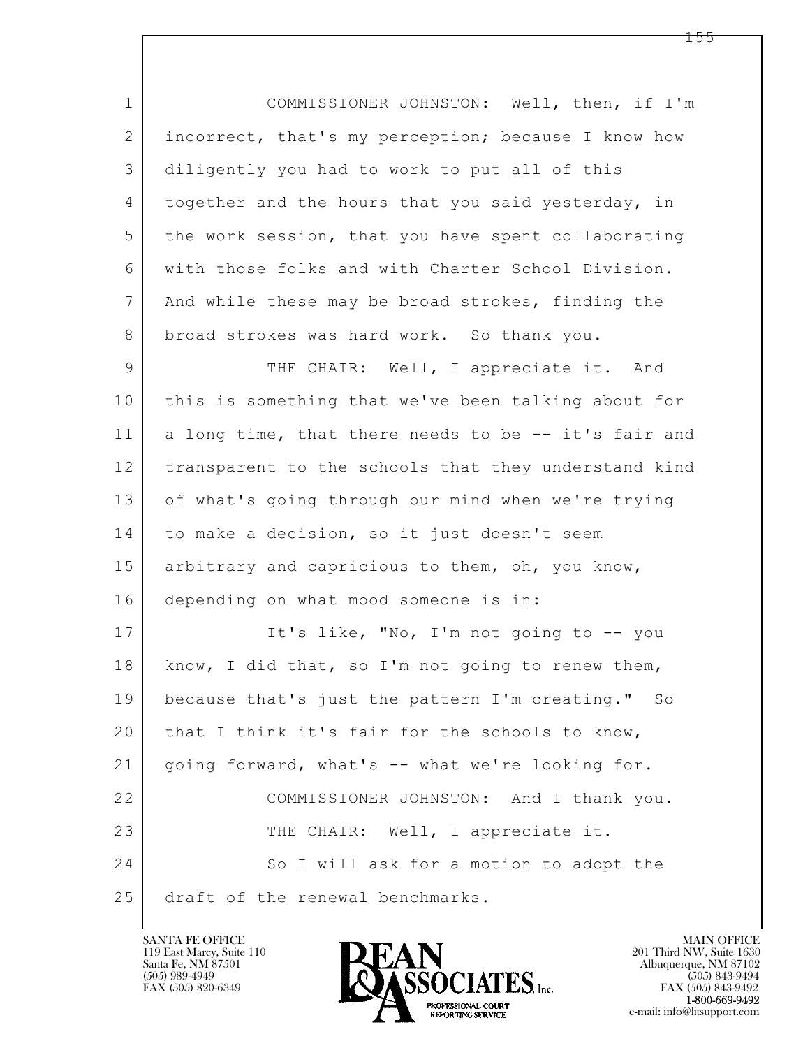COMMISSIONER JOHNSTON: Well, then, if I'm incorrect, that's my perception; because I know how diligently you had to work to put all of this together and the hours that you said yesterday, in the work session, that you have spent collaborating with those folks and with Charter School Division. And while these may be broad strokes, finding the broad strokes was hard work. So thank you.

THE CHAIR: Well, I appreciate it. And this is something that we've been talking about for a long time, that there needs to be -- it's fair and transparent to the schools that they understand kind of what's going through our mind when we're trying to make a decision, so it just doesn't seem arbitrary and capricious to them, oh, you know, depending on what mood someone is in:

It's like, "No, I'm not going to -- you know, I did that, so I'm not going to renew them, because that's just the pattern I'm creating." So that I think it's fair for the schools to know, going forward, what's -- what we're looking for.

COMMISSIONER JOHNSTON: And I thank you.

THE CHAIR: Well, I appreciate it.

So I will ask for a motion to adopt the draft of the renewal benchmarks.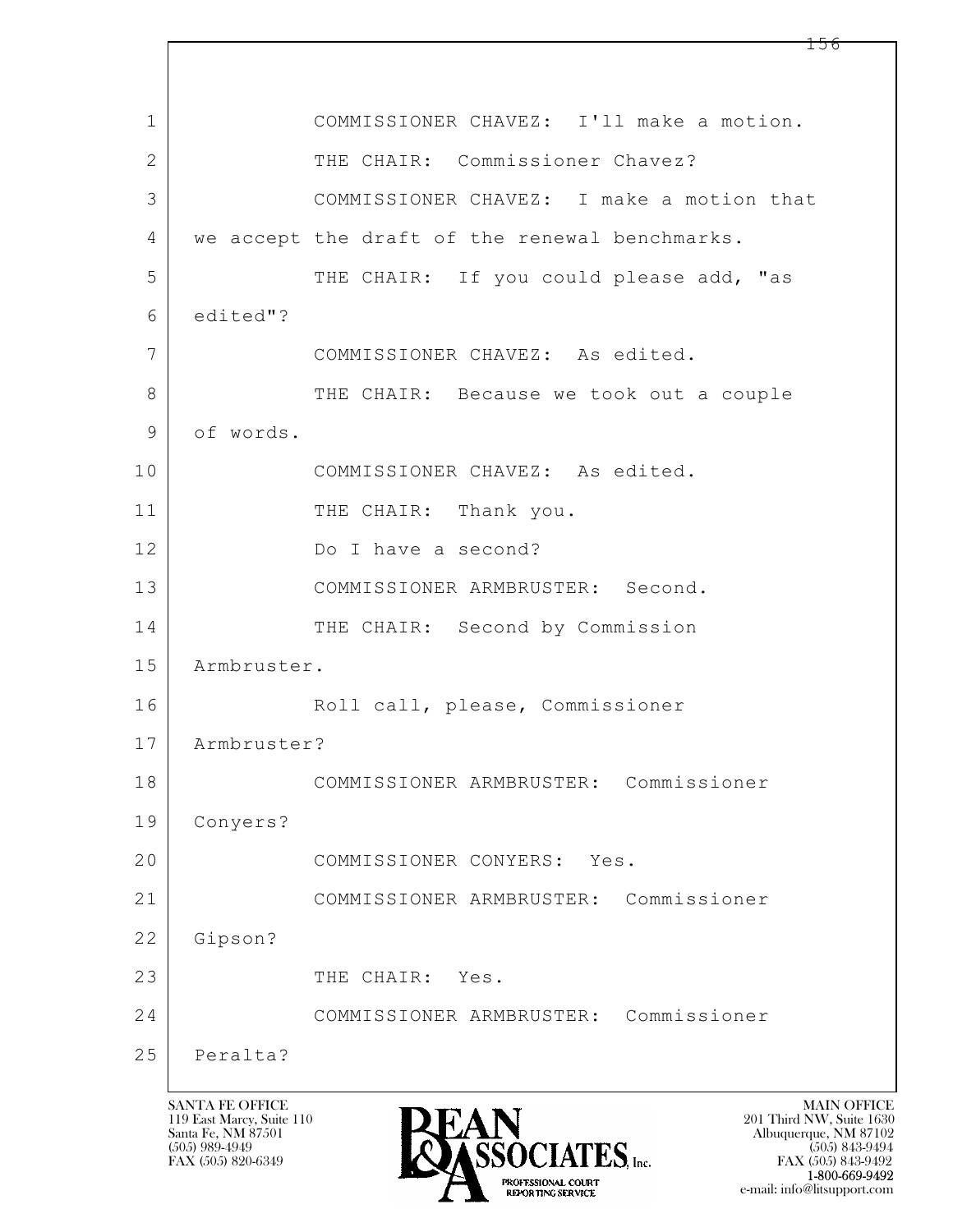1 COMMISSIONER CHAVEZ: I'll make a motion.

2 THE CHAIR: Commissioner Chavez?

3 COMMISSIONER CHAVEZ: I make a motion that

4 we accept the draft of the renewal benchmarks.

5 THE CHAIR: If you could please add, "as

6 edited"?

7 COMMISSIONER CHAVEZ: As edited.

8 THE CHAIR: Because we took out a couple

9 of words.

10 COMMISSIONER CHAVEZ: As edited.

11 THE CHAIR: Thank you.

12 Do I have a second?

13 COMMISSIONER ARMBRUSTER: Second.

14 THE CHAIR: Second by Commission

15 Armbruster.

16 Roll call, please, Commissioner

17 Armbruster?

18 COMMISSIONER ARMBRUSTER: Commissioner

19 Conyers?

20 COMMISSIONER CONYERS: Yes.

21 COMMISSIONER ARMBRUSTER: Commissioner

22 Gipson?

23 THE CHAIR: Yes.

24 COMMISSIONER ARMBRUSTER: Commissioner

25 Peralta?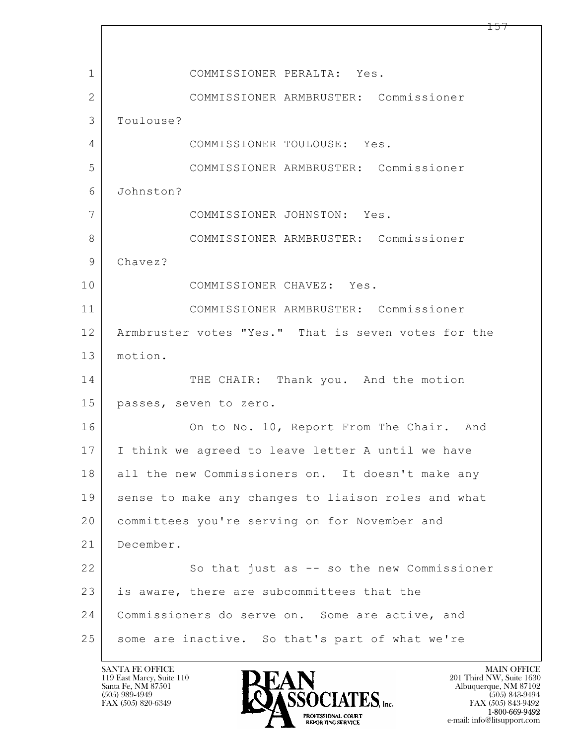1 COMMISSIONER PERALTA: Yes.

2 COMMISSIONER ARMBRUSTER: Commissioner

3 Toulouse?

4 COMMISSIONER TOULOUSE: Yes.

5 COMMISSIONER ARMBRUSTER: Commissioner

6 Johnston?

7 COMMISSIONER JOHNSTON: Yes.

8 COMMISSIONER ARMBRUSTER: Commissioner

9 Chavez?

10 COMMISSIONER CHAVEZ: Yes.

11 COMMISSIONER ARMBRUSTER: Commissioner

12 Armbruster votes "Yes." That is seven votes for the

13 motion.

14 THE CHAIR: Thank you. And the motion

15 passes, seven to zero.

16 On to No. 10, Report From The Chair. And

17 I think we agreed to leave letter A until we have

18 all the new Commissioners on. It doesn't make any

19 sense to make any changes to liaison roles and what

20 committees you're serving on for November and

21 December.

22 So that just as -- so the new Commissioner

23 is aware, there are subcommittees that the

24 Commissioners do serve on. Some are active, and

25 some are inactive. So that's part of what we're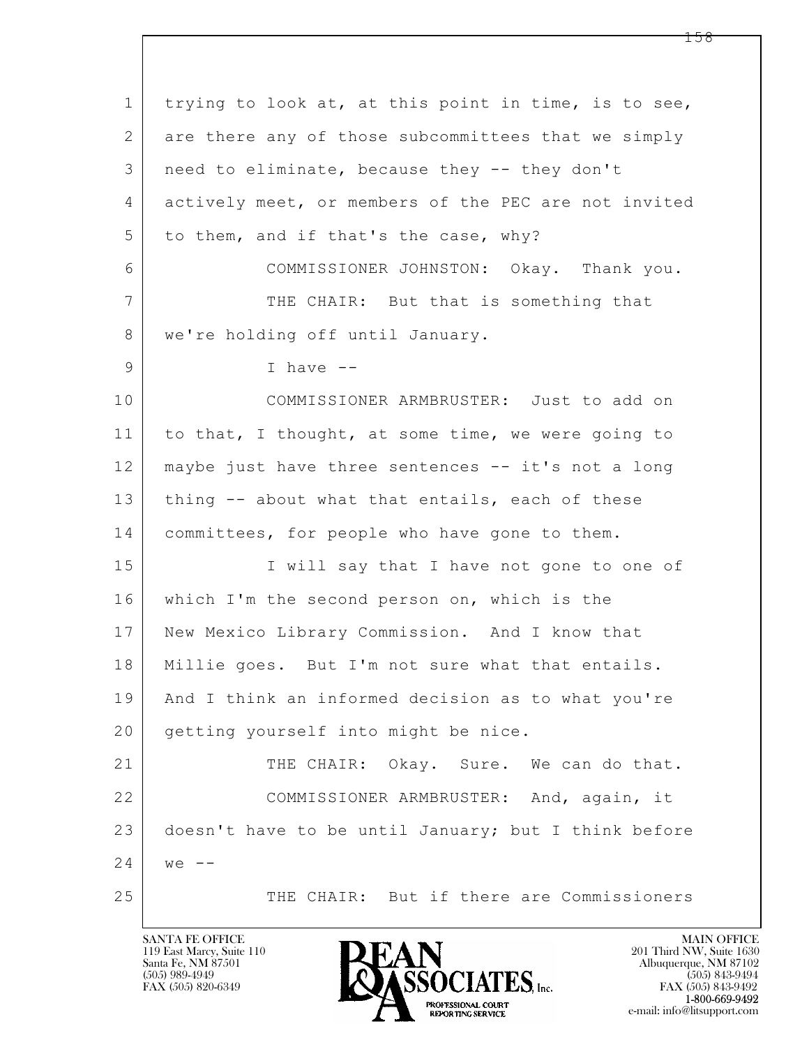trying to look at, at this point in time, is to see, are there any of those subcommittees that we simply need to eliminate, because they -- they don't actively meet, or members of the PEC are not invited to them, and if that's the case, why?

COMMISSIONER JOHNSTON: Okay. Thank you.

THE CHAIR: But that is something that we're holding off until January.

I have --

COMMISSIONER ARMBRUSTER: Just to add on to that, I thought, at some time, we were going to maybe just have three sentences -- it's not a long thing -- about what that entails, each of these committees, for people who have gone to them.

I will say that I have not gone to one of which I'm the second person on, which is the New Mexico Library Commission. And I know that Millie goes. But I'm not sure what that entails. And I think an informed decision as to what you're getting yourself into might be nice.

THE CHAIR: Okay. Sure. We can do that.

COMMISSIONER ARMBRUSTER: And, again, it doesn't have to be until January; but I think before we --

THE CHAIR: But if there are Commissioners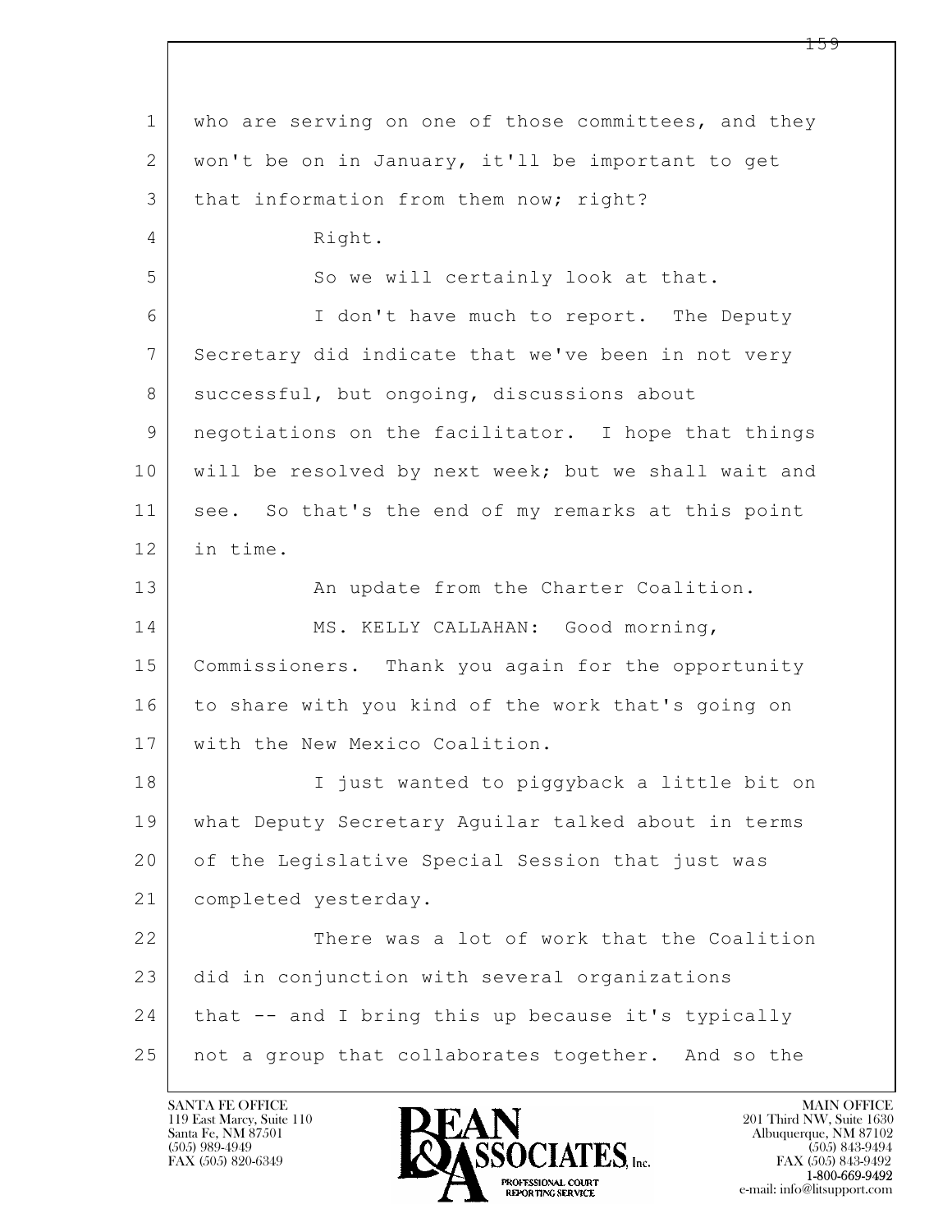1 who are serving on one of those committees, and they
2 won't be on in January, it'll be important to get
3 that information from them now; right?
4 Right.
5 So we will certainly look at that.
6 I don't have much to report. The Deputy
7 Secretary did indicate that we've been in not very
8 successful, but ongoing, discussions about
9 negotiations on the facilitator. I hope that things
10 will be resolved by next week; but we shall wait and
11 see. So that's the end of my remarks at this point
12 in time.
13 An update from the Charter Coalition.
14 MS. KELLY CALLAHAN: Good morning,
15 Commissioners. Thank you again for the opportunity
16 to share with you kind of the work that's going on
17 with the New Mexico Coalition.
18 I just wanted to piggyback a little bit on
19 what Deputy Secretary Aguilar talked about in terms
20 of the Legislative Special Session that just was
21 completed yesterday.
22 There was a lot of work that the Coalition
23 did in conjunction with several organizations
24 that -- and I bring this up because it's typically
25 not a group that collaborates together. And so the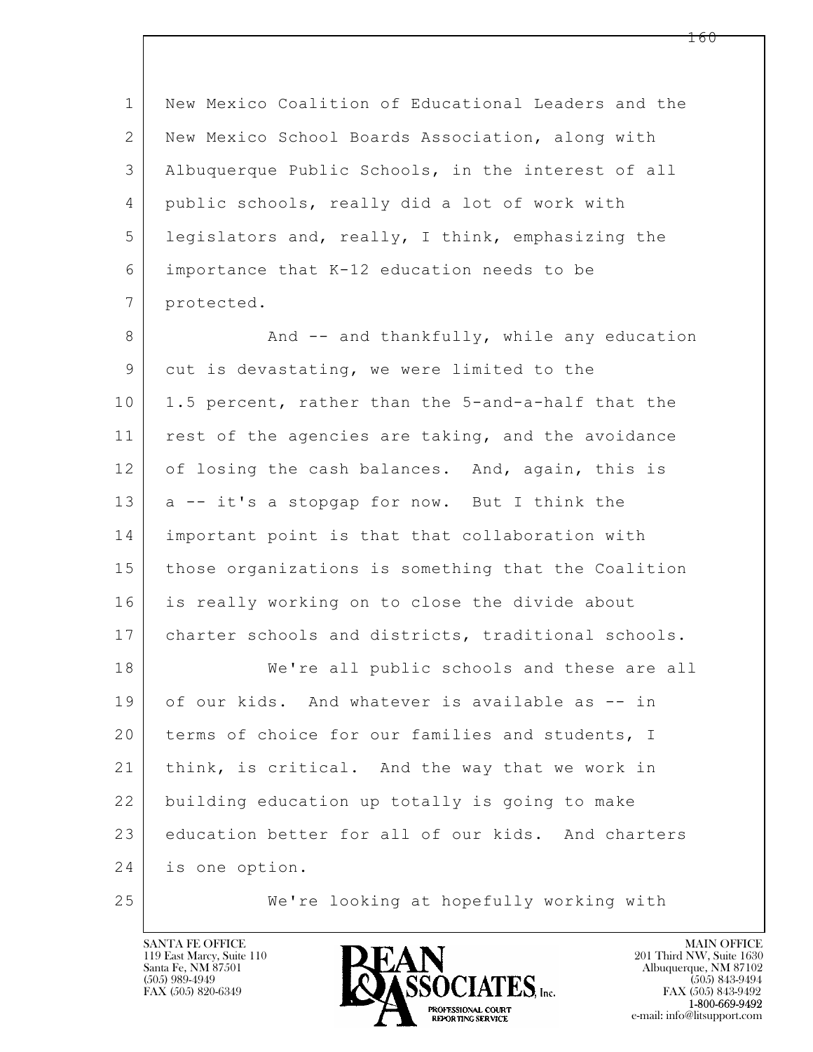New Mexico Coalition of Educational Leaders and the New Mexico School Boards Association, along with Albuquerque Public Schools, in the interest of all public schools, really did a lot of work with legislators and, really, I think, emphasizing the importance that K-12 education needs to be protected.

And -- and thankfully, while any education cut is devastating, we were limited to the 1.5 percent, rather than the 5-and-a-half that the rest of the agencies are taking, and the avoidance of losing the cash balances. And, again, this is a -- it's a stopgap for now. But I think the important point is that that collaboration with those organizations is something that the Coalition is really working on to close the divide about charter schools and districts, traditional schools.

We're all public schools and these are all of our kids. And whatever is available as -- in terms of choice for our families and students, I think, is critical. And the way that we work in building education up totally is going to make education better for all of our kids. And charters is one option.

We're looking at hopefully working with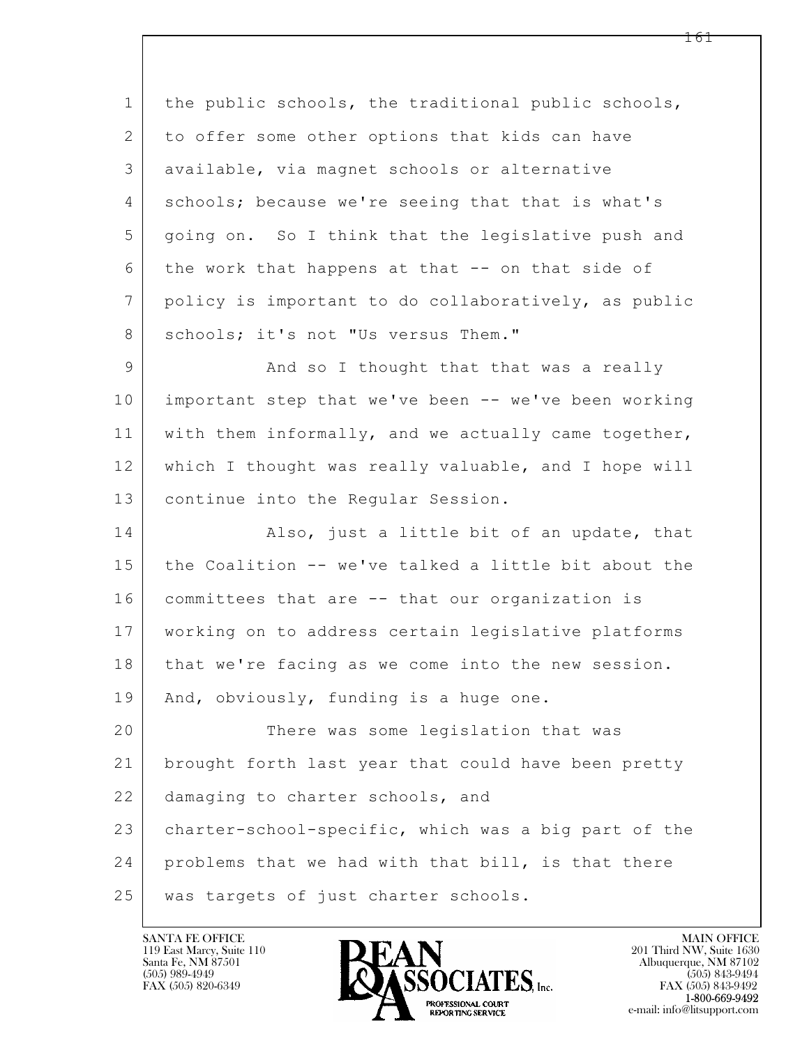the public schools, the traditional public schools, to offer some other options that kids can have available, via magnet schools or alternative schools; because we're seeing that that is what's going on. So I think that the legislative push and the work that happens at that -- on that side of policy is important to do collaboratively, as public schools; it's not "Us versus Them."

And so I thought that that was a really important step that we've been -- we've been working with them informally, and we actually came together, which I thought was really valuable, and I hope will continue into the Regular Session.

Also, just a little bit of an update, that the Coalition -- we've talked a little bit about the committees that are -- that our organization is working on to address certain legislative platforms that we're facing as we come into the new session. And, obviously, funding is a huge one.

There was some legislation that was brought forth last year that could have been pretty damaging to charter schools, and charter-school-specific, which was a big part of the problems that we had with that bill, is that there was targets of just charter schools.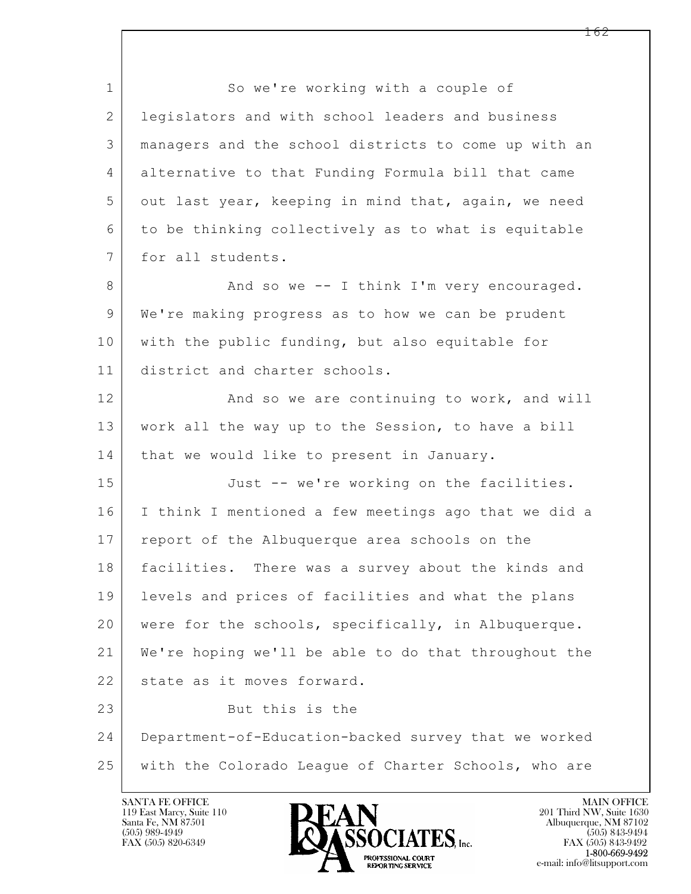So we're working with a couple of legislators and with school leaders and business managers and the school districts to come up with an alternative to that Funding Formula bill that came out last year, keeping in mind that, again, we need to be thinking collectively as to what is equitable for all students.

And so we -- I think I'm very encouraged. We're making progress as to how we can be prudent with the public funding, but also equitable for district and charter schools.

And so we are continuing to work, and will work all the way up to the Session, to have a bill that we would like to present in January.

Just -- we're working on the facilities. I think I mentioned a few meetings ago that we did a report of the Albuquerque area schools on the facilities. There was a survey about the kinds and levels and prices of facilities and what the plans were for the schools, specifically, in Albuquerque. We're hoping we'll be able to do that throughout the state as it moves forward.

But this is the Department-of-Education-backed survey that we worked with the Colorado League of Charter Schools, who are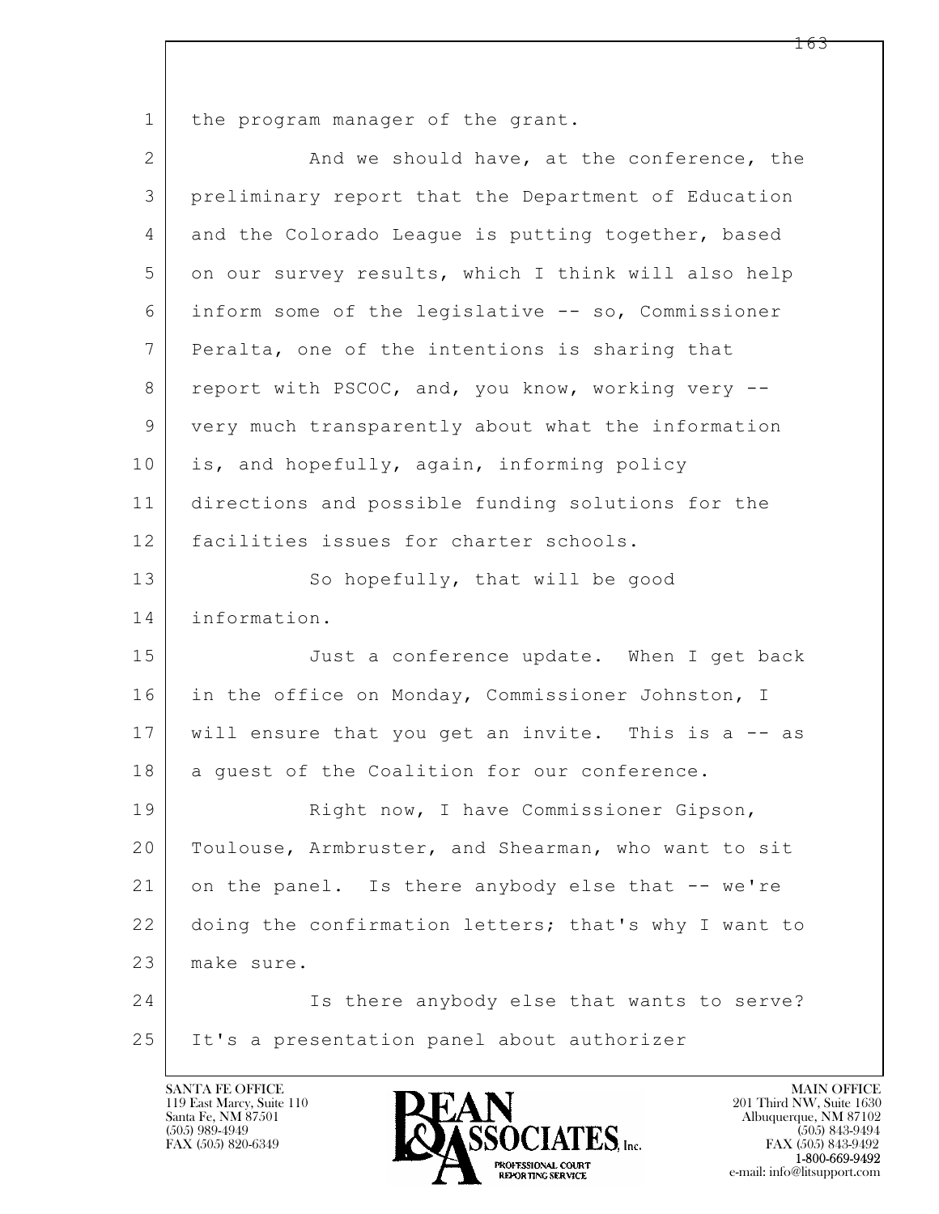1 the program manager of the grant.

2 And we should have, at the conference, the
3 preliminary report that the Department of Education
4 and the Colorado League is putting together, based
5 on our survey results, which I think will also help
6 inform some of the legislative -- so, Commissioner
7 Peralta, one of the intentions is sharing that
8 report with PSCOC, and, you know, working very --
9 very much transparently about what the information
10 is, and hopefully, again, informing policy
11 directions and possible funding solutions for the
12 facilities issues for charter schools.

13 So hopefully, that will be good
14 information.

15 Just a conference update. When I get back
16 in the office on Monday, Commissioner Johnston, I
17 will ensure that you get an invite. This is a -- as
18 a guest of the Coalition for our conference.

19 Right now, I have Commissioner Gipson,
20 Toulouse, Armbruster, and Shearman, who want to sit
21 on the panel. Is there anybody else that -- we're
22 doing the confirmation letters; that's why I want to
23 make sure.

24 Is there anybody else that wants to serve?
25 It's a presentation panel about authorizer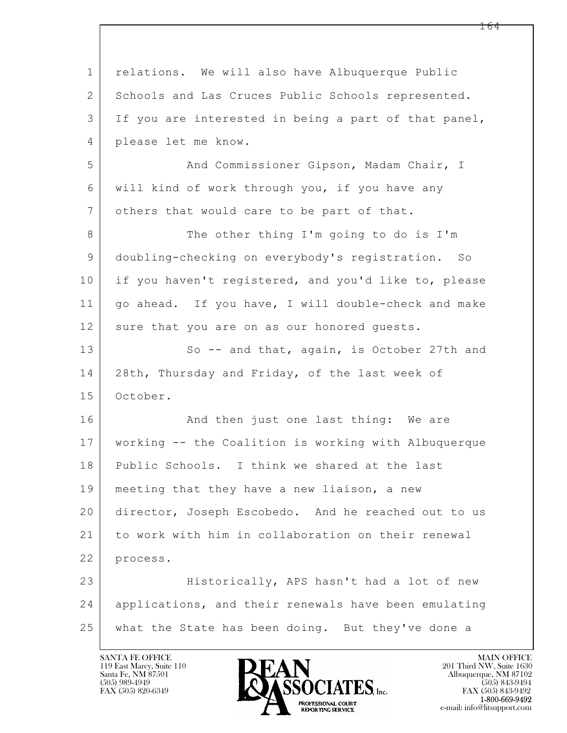relations. We will also have Albuquerque Public Schools and Las Cruces Public Schools represented. If you are interested in being a part of that panel, please let me know.

And Commissioner Gipson, Madam Chair, I will kind of work through you, if you have any others that would care to be part of that.

The other thing I'm going to do is I'm doubling-checking on everybody's registration. So if you haven't registered, and you'd like to, please go ahead. If you have, I will double-check and make sure that you are on as our honored guests.

So -- and that, again, is October 27th and 28th, Thursday and Friday, of the last week of October.

And then just one last thing: We are working -- the Coalition is working with Albuquerque Public Schools. I think we shared at the last meeting that they have a new liaison, a new director, Joseph Escobedo. And he reached out to us to work with him in collaboration on their renewal process.

Historically, APS hasn't had a lot of new applications, and their renewals have been emulating what the State has been doing. But they've done a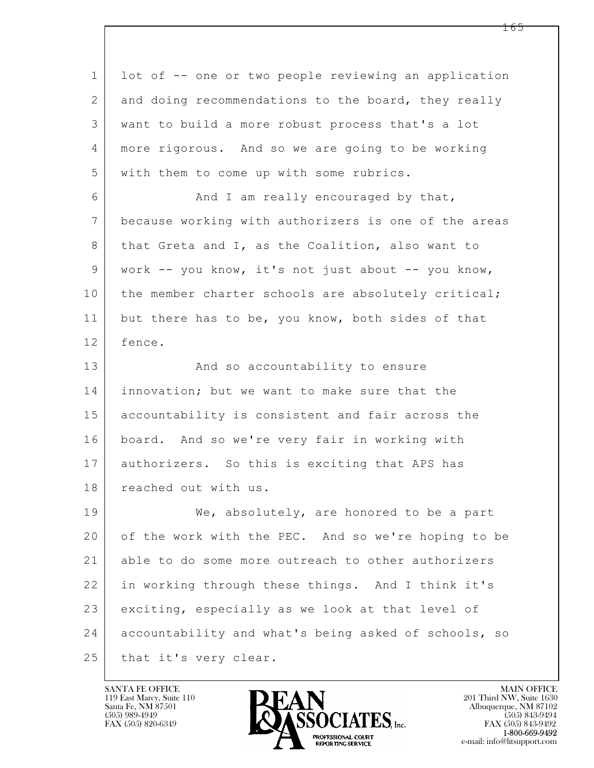lot of -- one or two people reviewing an application and doing recommendations to the board, they really want to build a more robust process that's a lot more rigorous. And so we are going to be working with them to come up with some rubrics.

And I am really encouraged by that, because working with authorizers is one of the areas that Greta and I, as the Coalition, also want to work -- you know, it's not just about -- you know, the member charter schools are absolutely critical; but there has to be, you know, both sides of that fence.

And so accountability to ensure innovation; but we want to make sure that the accountability is consistent and fair across the board. And so we're very fair in working with authorizers. So this is exciting that APS has reached out with us.

We, absolutely, are honored to be a part of the work with the PEC. And so we're hoping to be able to do some more outreach to other authorizers in working through these things. And I think it's exciting, especially as we look at that level of accountability and what's being asked of schools, so that it's very clear.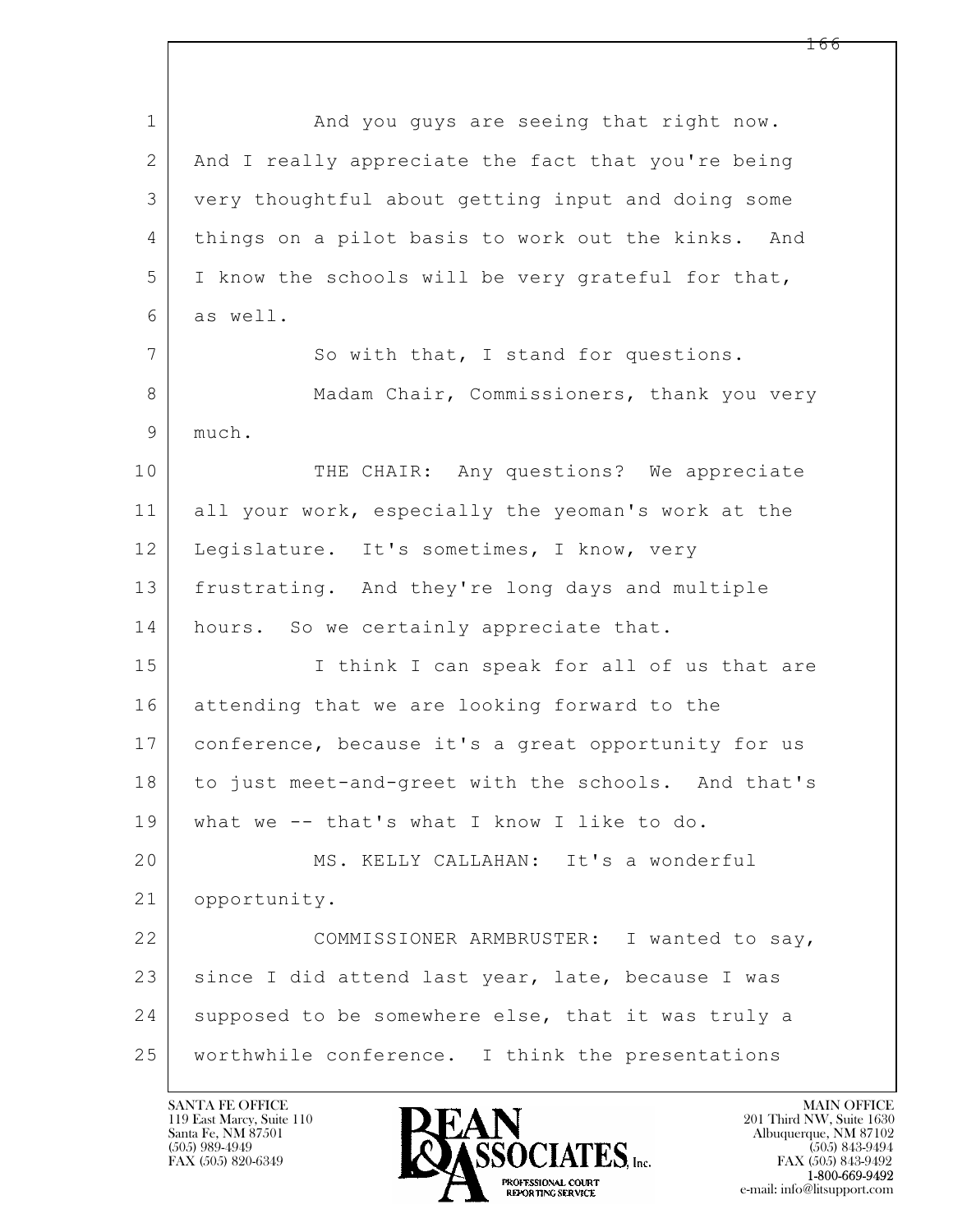1 And you guys are seeing that right now.
2 And I really appreciate the fact that you're being
3 very thoughtful about getting input and doing some
4 things on a pilot basis to work out the kinks. And
5 I know the schools will be very grateful for that,
6 as well.
7 So with that, I stand for questions.
8 Madam Chair, Commissioners, thank you very
9 much.
10 THE CHAIR: Any questions? We appreciate
11 all your work, especially the yeoman's work at the
12 Legislature. It's sometimes, I know, very
13 frustrating. And they're long days and multiple
14 hours. So we certainly appreciate that.
15 I think I can speak for all of us that are
16 attending that we are looking forward to the
17 conference, because it's a great opportunity for us
18 to just meet-and-greet with the schools. And that's
19 what we -- that's what I know I like to do.
20 MS. KELLY CALLAHAN: It's a wonderful
21 opportunity.
22 COMMISSIONER ARMBRUSTER: I wanted to say,
23 since I did attend last year, late, because I was
24 supposed to be somewhere else, that it was truly a
25 worthwhile conference. I think the presentations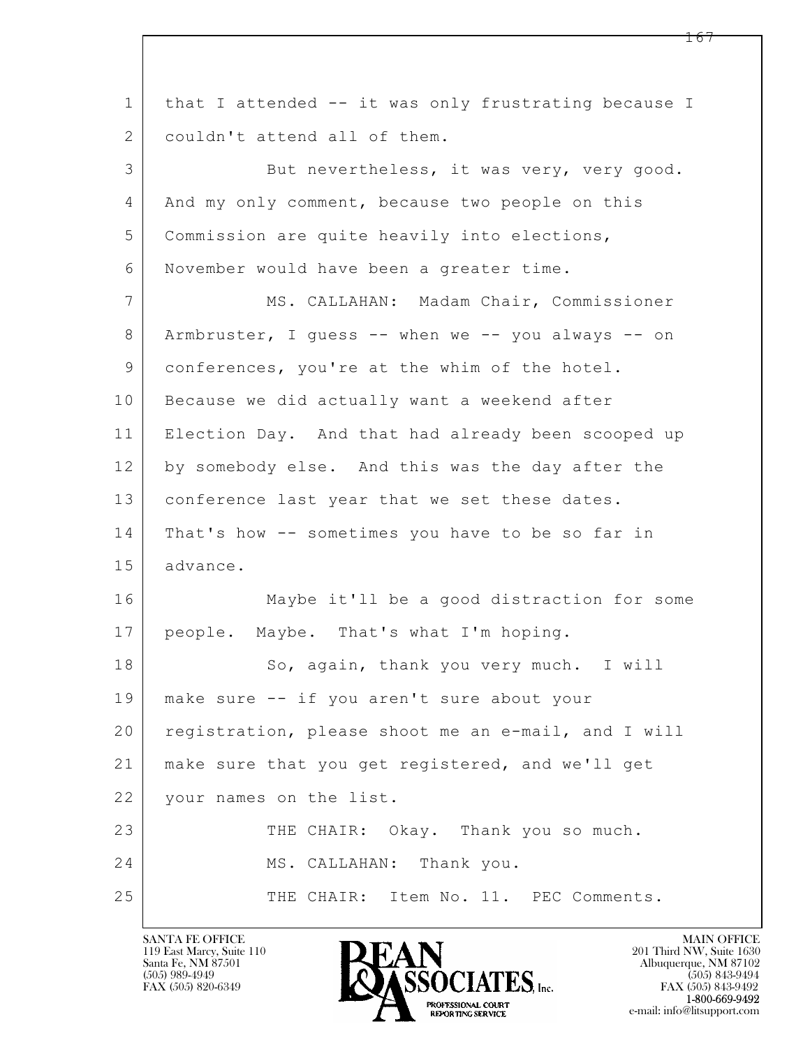1 that I attended -- it was only frustrating because I
2 couldn't attend all of them.

3 But nevertheless, it was very, very good.
4 And my only comment, because two people on this
5 Commission are quite heavily into elections,
6 November would have been a greater time.

7 MS. CALLAHAN: Madam Chair, Commissioner
8 Armbruster, I guess -- when we -- you always -- on
9 conferences, you're at the whim of the hotel.
10 Because we did actually want a weekend after
11 Election Day. And that had already been scooped up
12 by somebody else. And this was the day after the
13 conference last year that we set these dates.
14 That's how -- sometimes you have to be so far in
15 advance.

16 Maybe it'll be a good distraction for some
17 people. Maybe. That's what I'm hoping.

18 So, again, thank you very much. I will
19 make sure -- if you aren't sure about your
20 registration, please shoot me an e-mail, and I will
21 make sure that you get registered, and we'll get
22 your names on the list.

23 THE CHAIR: Okay. Thank you so much.

24 MS. CALLAHAN: Thank you.

25 THE CHAIR: Item No. 11. PEC Comments.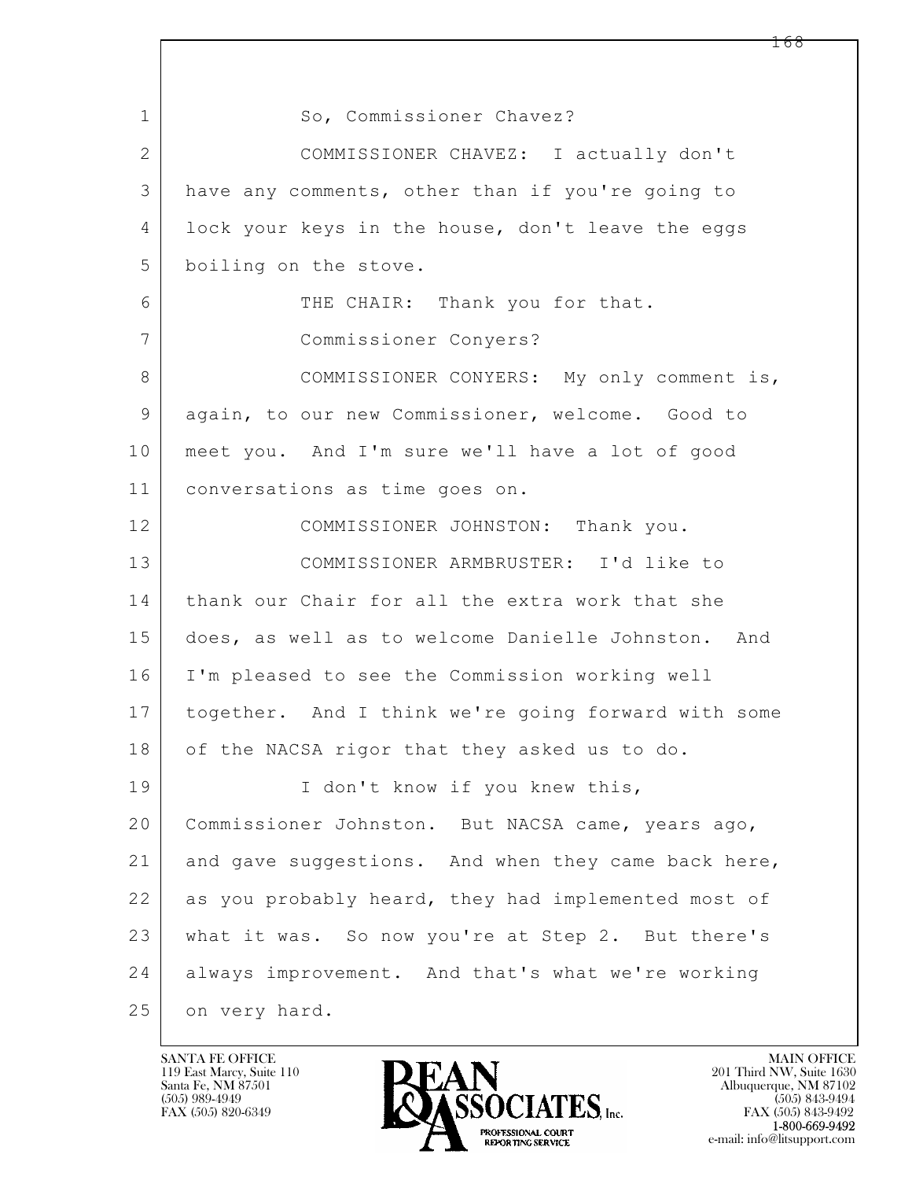So, Commissioner Chavez?

COMMISSIONER CHAVEZ: I actually don't have any comments, other than if you're going to lock your keys in the house, don't leave the eggs boiling on the stove.

THE CHAIR: Thank you for that.

Commissioner Conyers?

COMMISSIONER CONYERS: My only comment is, again, to our new Commissioner, welcome. Good to meet you. And I'm sure we'll have a lot of good conversations as time goes on.

COMMISSIONER JOHNSTON: Thank you.

COMMISSIONER ARMBRUSTER: I'd like to thank our Chair for all the extra work that she does, as well as to welcome Danielle Johnston. And I'm pleased to see the Commission working well together. And I think we're going forward with some of the NACSA rigor that they asked us to do.

I don't know if you knew this, Commissioner Johnston. But NACSA came, years ago, and gave suggestions. And when they came back here, as you probably heard, they had implemented most of what it was. So now you're at Step 2. But there's always improvement. And that's what we're working on very hard.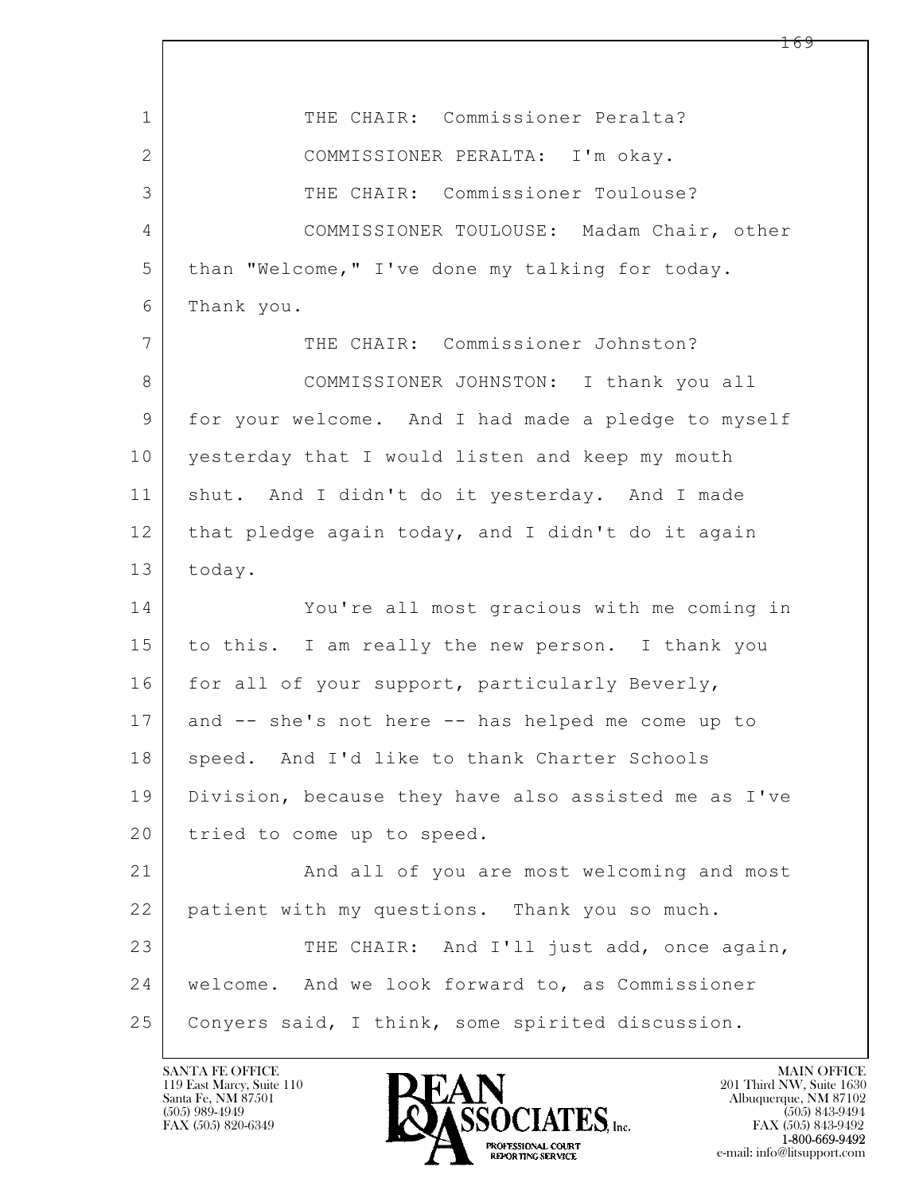THE CHAIR: Commissioner Peralta?

COMMISSIONER PERALTA: I'm okay.

THE CHAIR: Commissioner Toulouse?

COMMISSIONER TOULOUSE: Madam Chair, other than "Welcome," I've done my talking for today. Thank you.

THE CHAIR: Commissioner Johnston?

COMMISSIONER JOHNSTON: I thank you all for your welcome. And I had made a pledge to myself yesterday that I would listen and keep my mouth shut. And I didn't do it yesterday. And I made that pledge again today, and I didn't do it again today.

You're all most gracious with me coming in to this. I am really the new person. I thank you for all of your support, particularly Beverly, and -- she's not here -- has helped me come up to speed. And I'd like to thank Charter Schools Division, because they have also assisted me as I've tried to come up to speed.

And all of you are most welcoming and most patient with my questions. Thank you so much.

THE CHAIR: And I'll just add, once again, welcome. And we look forward to, as Commissioner Conyers said, I think, some spirited discussion.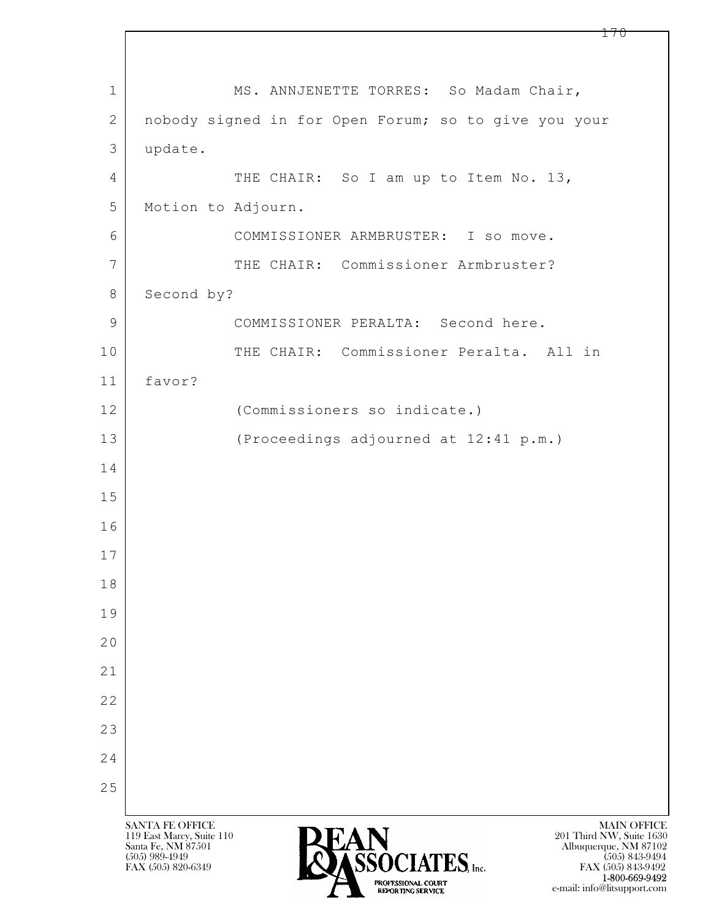MS. ANNJENETTE TORRES: So Madam Chair, nobody signed in for Open Forum; so to give you your update.

THE CHAIR: So I am up to Item No. 13, Motion to Adjourn.

COMMISSIONER ARMBRUSTER: I so move.

THE CHAIR: Commissioner Armbruster? Second by?

COMMISSIONER PERALTA: Second here.

THE CHAIR: Commissioner Peralta. All in favor?

(Commissioners so indicate.)

(Proceedings adjourned at 12:41 p.m.)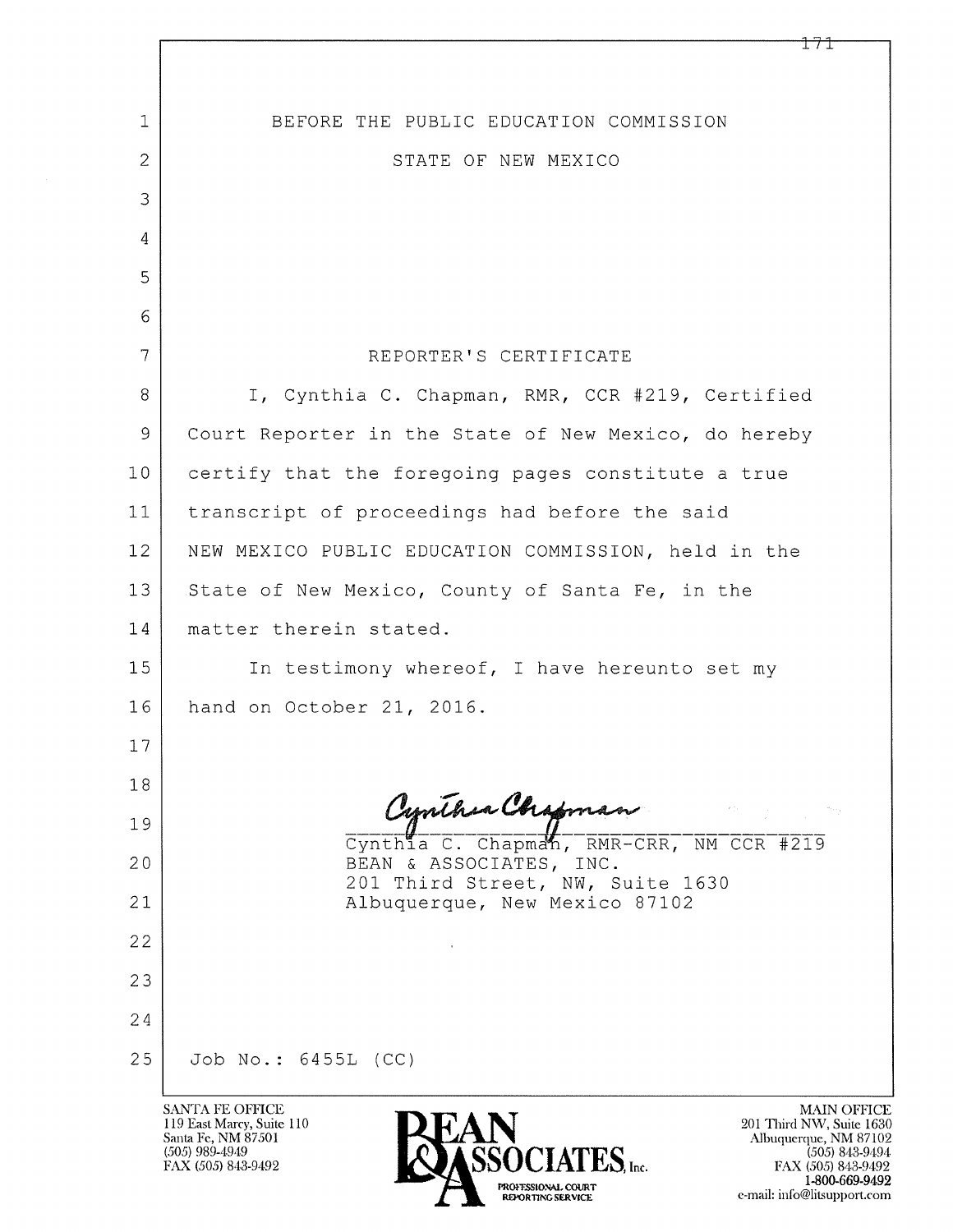BEFORE THE PUBLIC EDUCATION COMMISSION

STATE OF NEW MEXICO

REPORTER'S CERTIFICATE

I, Cynthia C. Chapman, RMR, CCR #219, Certified Court Reporter in the State of New Mexico, do hereby certify that the foregoing pages constitute a true transcript of proceedings had before the said NEW MEXICO PUBLIC EDUCATION COMMISSION, held in the State of New Mexico, County of Santa Fe, in the matter therein stated.

In testimony whereof, I have hereunto set my hand on October 21, 2016.

Cynthia Chapman

Cynthia C. Chapman, RMR-CRR, NM CCR #219
BEAN & ASSOCIATES, INC.
201 Third Street, NW, Suite 1630
Albuquerque, New Mexico 87102

Job No.: 6455L (CC)

SANTA FE OFFICE
119 East Marcy, Suite 110
Santa Fe, NM 87501
(505) 989-4949
FAX (505) 843-9492

BEAN & ASSOCIATES, Inc.
PROFESSIONAL COURT REPORTING SERVICE

MAIN OFFICE
201 Third NW, Suite 1630
Albuquerque, NM 87102
(505) 843-9494
FAX (505) 843-9492
1-800-669-9492
e-mail: info@litsupport.com